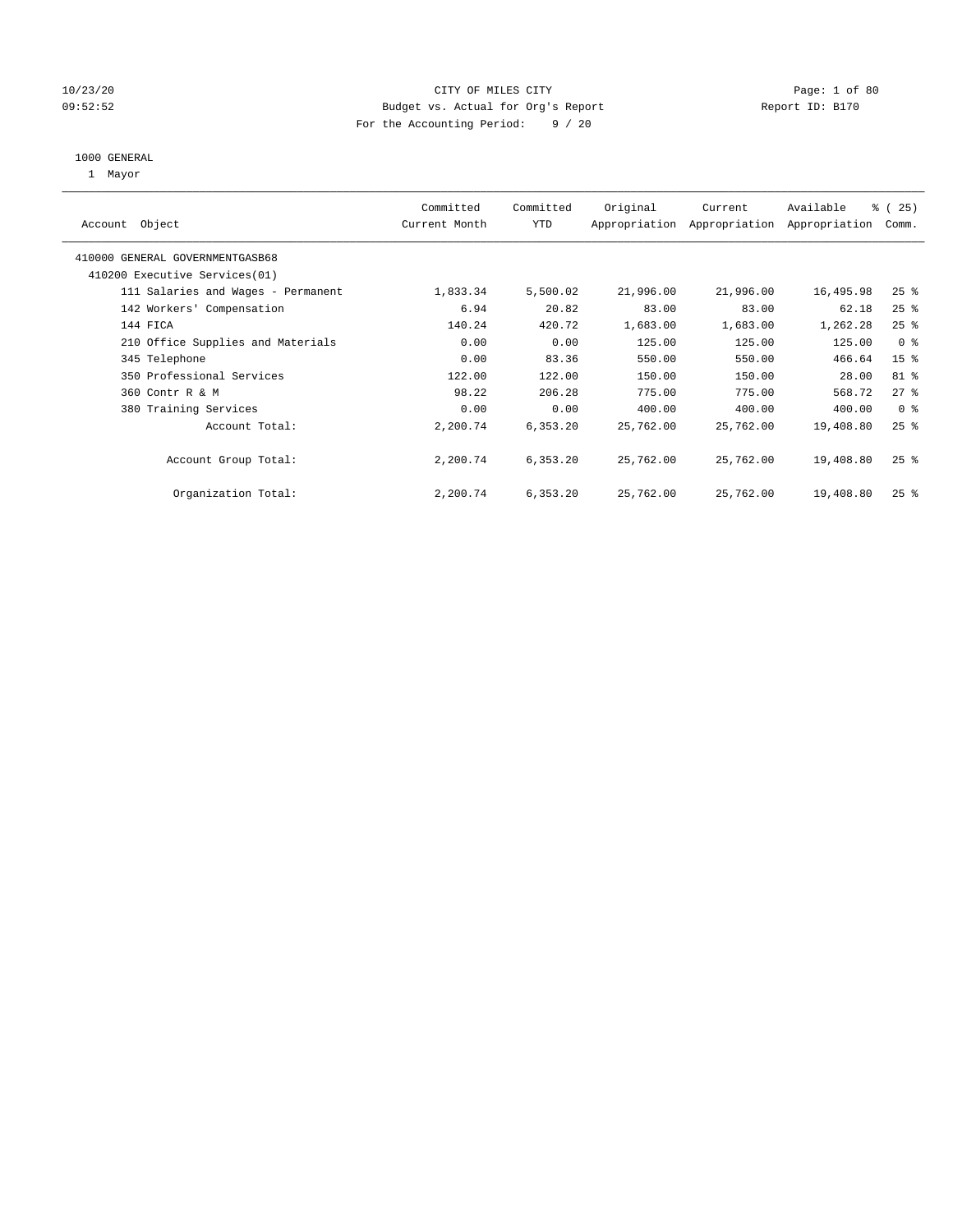10/23/20 CITY OF MILES CITY
09:52:52 Budget vs. Actual for Org's Report Report ID: B170
For the Accounting Period: 9 / 20

1000 GENERAL
1 Mayor

| Account Object | Committed Current Month | Committed YTD | Original Appropriation | Current Appropriation | Available Appropriation | % ( 25) Comm. |
|---|---|---|---|---|---|---|
| 410000 GENERAL GOVERNMENTGASB68 | | | | | | |
| 410200 Executive Services(01) | | | | | | |
| 111 Salaries and Wages - Permanent | 1,833.34 | 5,500.02 | 21,996.00 | 21,996.00 | 16,495.98 | 25 % |
| 142 Workers' Compensation | 6.94 | 20.82 | 83.00 | 83.00 | 62.18 | 25 % |
| 144 FICA | 140.24 | 420.72 | 1,683.00 | 1,683.00 | 1,262.28 | 25 % |
| 210 Office Supplies and Materials | 0.00 | 0.00 | 125.00 | 125.00 | 125.00 | 0 % |
| 345 Telephone | 0.00 | 83.36 | 550.00 | 550.00 | 466.64 | 15 % |
| 350 Professional Services | 122.00 | 122.00 | 150.00 | 150.00 | 28.00 | 81 % |
| 360 Contr R & M | 98.22 | 206.28 | 775.00 | 775.00 | 568.72 | 27 % |
| 380 Training Services | 0.00 | 0.00 | 400.00 | 400.00 | 400.00 | 0 % |
| Account Total: | 2,200.74 | 6,353.20 | 25,762.00 | 25,762.00 | 19,408.80 | 25 % |
| Account Group Total: | 2,200.74 | 6,353.20 | 25,762.00 | 25,762.00 | 19,408.80 | 25 % |
| Organization Total: | 2,200.74 | 6,353.20 | 25,762.00 | 25,762.00 | 19,408.80 | 25 % |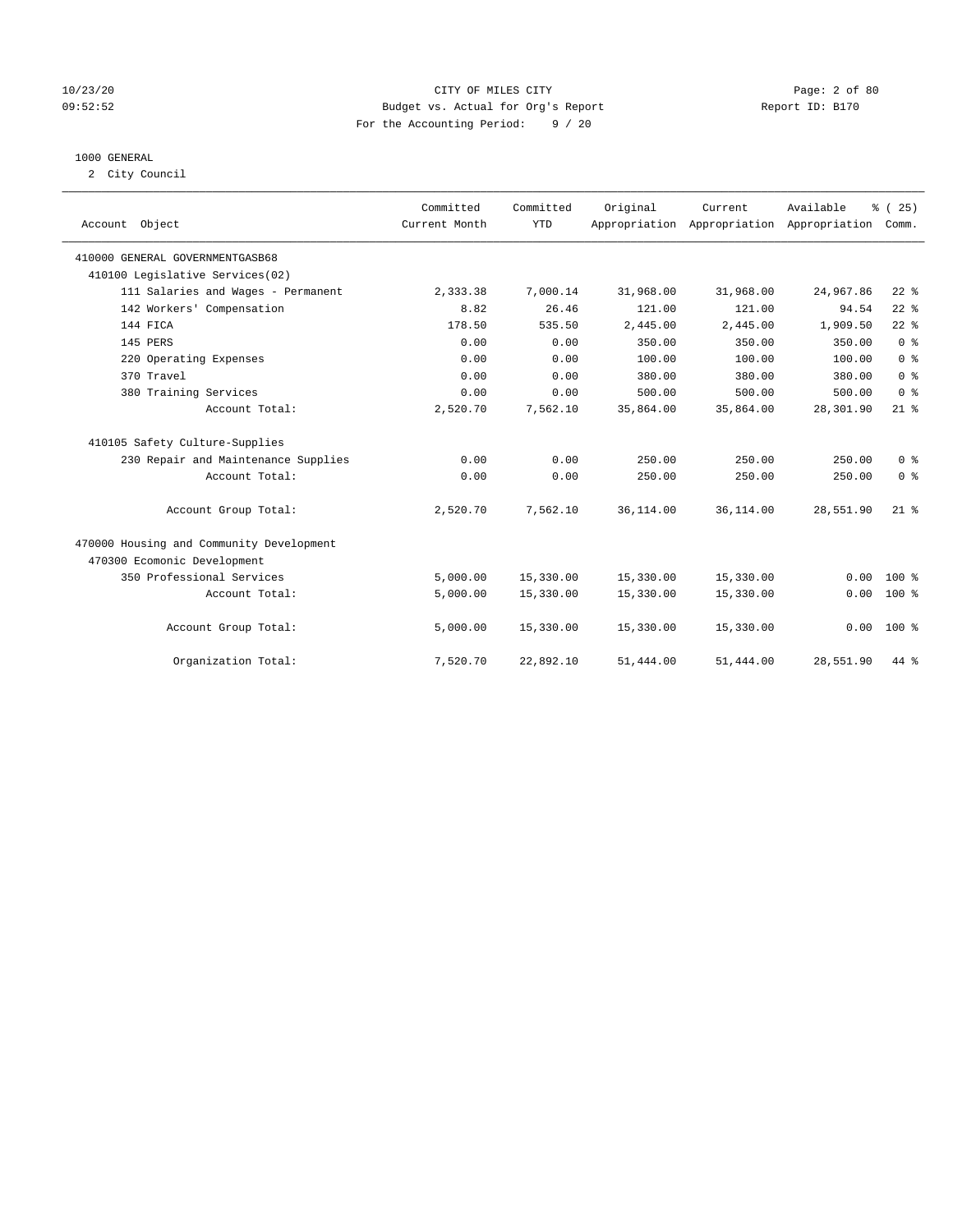CITY OF MILES CITY
Budget vs. Actual for Org's Report
For the Accounting Period: 9 / 20

Report ID: B170

10/23/20
09:52:52

## 1000 GENERAL

2 City Council

| Account Object | Committed Current Month | Committed YTD | Original Appropriation | Current Appropriation | Available Appropriation | % ( 25) Comm. |
|---|---|---|---|---|---|---|
| 410000 GENERAL GOVERNMENTGASB68 | | | | | | |
| 410100 Legislative Services(02) | | | | | | |
| 111 Salaries and Wages - Permanent | 2,333.38 | 7,000.14 | 31,968.00 | 31,968.00 | 24,967.86 | 22 % |
| 142 Workers' Compensation | 8.82 | 26.46 | 121.00 | 121.00 | 94.54 | 22 % |
| 144 FICA | 178.50 | 535.50 | 2,445.00 | 2,445.00 | 1,909.50 | 22 % |
| 145 PERS | 0.00 | 0.00 | 350.00 | 350.00 | 350.00 | 0 % |
| 220 Operating Expenses | 0.00 | 0.00 | 100.00 | 100.00 | 100.00 | 0 % |
| 370 Travel | 0.00 | 0.00 | 380.00 | 380.00 | 380.00 | 0 % |
| 380 Training Services | 0.00 | 0.00 | 500.00 | 500.00 | 500.00 | 0 % |
| Account Total: | 2,520.70 | 7,562.10 | 35,864.00 | 35,864.00 | 28,301.90 | 21 % |
| 410105 Safety Culture-Supplies | | | | | | |
| 230 Repair and Maintenance Supplies | 0.00 | 0.00 | 250.00 | 250.00 | 250.00 | 0 % |
| Account Total: | 0.00 | 0.00 | 250.00 | 250.00 | 250.00 | 0 % |
| Account Group Total: | 2,520.70 | 7,562.10 | 36,114.00 | 36,114.00 | 28,551.90 | 21 % |
| 470000 Housing and Community Development | | | | | | |
| 470300 Ecomonic Development | | | | | | |
| 350 Professional Services | 5,000.00 | 15,330.00 | 15,330.00 | 15,330.00 | 0.00 | 100 % |
| Account Total: | 5,000.00 | 15,330.00 | 15,330.00 | 15,330.00 | 0.00 | 100 % |
| Account Group Total: | 5,000.00 | 15,330.00 | 15,330.00 | 15,330.00 | 0.00 | 100 % |
| Organization Total: | 7,520.70 | 22,892.10 | 51,444.00 | 51,444.00 | 28,551.90 | 44 % |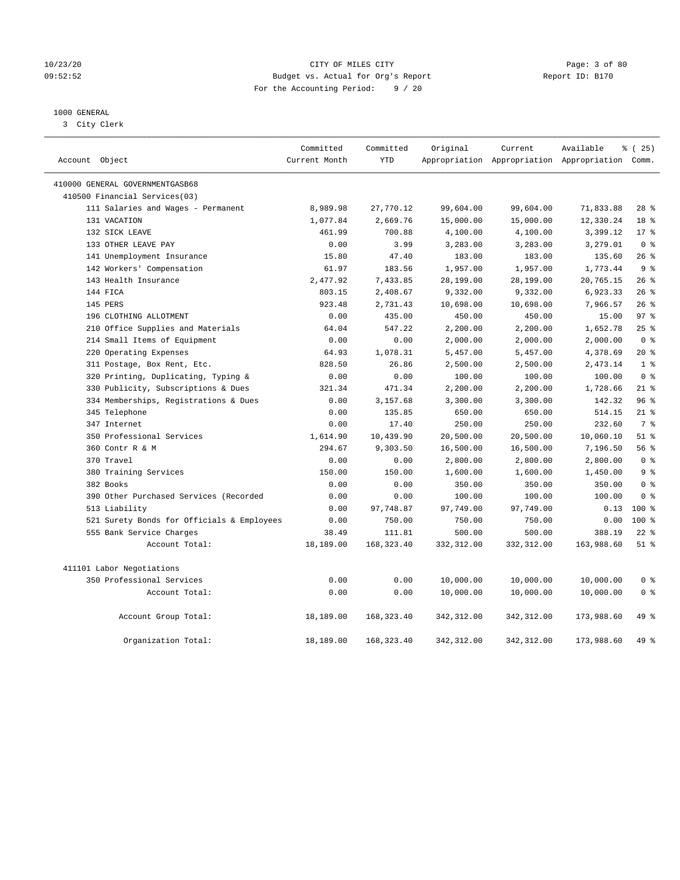CITY OF MILES CITY
Budget vs. Actual for Org's Report
For the Accounting Period: 9 / 20

10/23/20
09:52:52

Report ID: B170

1000 GENERAL
3 City Clerk

| Account Object | Committed Current Month | Committed YTD | Original Appropriation | Current Appropriation | Available Appropriation | % ( 25) Comm. |
|---|---|---|---|---|---|---|
| 410000 GENERAL GOVERNMENTGASB68 | | | | | | |
| 410500 Financial Services(03) | | | | | | |
| 111 Salaries and Wages - Permanent | 8,989.98 | 27,770.12 | 99,604.00 | 99,604.00 | 71,833.88 | 28 % |
| 131 VACATION | 1,077.84 | 2,669.76 | 15,000.00 | 15,000.00 | 12,330.24 | 18 % |
| 132 SICK LEAVE | 461.99 | 700.88 | 4,100.00 | 4,100.00 | 3,399.12 | 17 % |
| 133 OTHER LEAVE PAY | 0.00 | 3.99 | 3,283.00 | 3,283.00 | 3,279.01 | 0 % |
| 141 Unemployment Insurance | 15.80 | 47.40 | 183.00 | 183.00 | 135.60 | 26 % |
| 142 Workers' Compensation | 61.97 | 183.56 | 1,957.00 | 1,957.00 | 1,773.44 | 9 % |
| 143 Health Insurance | 2,477.92 | 7,433.85 | 28,199.00 | 28,199.00 | 20,765.15 | 26 % |
| 144 FICA | 803.15 | 2,408.67 | 9,332.00 | 9,332.00 | 6,923.33 | 26 % |
| 145 PERS | 923.48 | 2,731.43 | 10,698.00 | 10,698.00 | 7,966.57 | 26 % |
| 196 CLOTHING ALLOTMENT | 0.00 | 435.00 | 450.00 | 450.00 | 15.00 | 97 % |
| 210 Office Supplies and Materials | 64.04 | 547.22 | 2,200.00 | 2,200.00 | 1,652.78 | 25 % |
| 214 Small Items of Equipment | 0.00 | 0.00 | 2,000.00 | 2,000.00 | 2,000.00 | 0 % |
| 220 Operating Expenses | 64.93 | 1,078.31 | 5,457.00 | 5,457.00 | 4,378.69 | 20 % |
| 311 Postage, Box Rent, Etc. | 828.50 | 26.86 | 2,500.00 | 2,500.00 | 2,473.14 | 1 % |
| 320 Printing, Duplicating, Typing & | 0.00 | 0.00 | 100.00 | 100.00 | 100.00 | 0 % |
| 330 Publicity, Subscriptions & Dues | 321.34 | 471.34 | 2,200.00 | 2,200.00 | 1,728.66 | 21 % |
| 334 Memberships, Registrations & Dues | 0.00 | 3,157.68 | 3,300.00 | 3,300.00 | 142.32 | 96 % |
| 345 Telephone | 0.00 | 135.85 | 650.00 | 650.00 | 514.15 | 21 % |
| 347 Internet | 0.00 | 17.40 | 250.00 | 250.00 | 232.60 | 7 % |
| 350 Professional Services | 1,614.90 | 10,439.90 | 20,500.00 | 20,500.00 | 10,060.10 | 51 % |
| 360 Contr R & M | 294.67 | 9,303.50 | 16,500.00 | 16,500.00 | 7,196.50 | 56 % |
| 370 Travel | 0.00 | 0.00 | 2,800.00 | 2,800.00 | 2,800.00 | 0 % |
| 380 Training Services | 150.00 | 150.00 | 1,600.00 | 1,600.00 | 1,450.00 | 9 % |
| 382 Books | 0.00 | 0.00 | 350.00 | 350.00 | 350.00 | 0 % |
| 390 Other Purchased Services (Recorded | 0.00 | 0.00 | 100.00 | 100.00 | 100.00 | 0 % |
| 513 Liability | 0.00 | 97,748.87 | 97,749.00 | 97,749.00 | 0.13 | 100 % |
| 521 Surety Bonds for Officials & Employees | 0.00 | 750.00 | 750.00 | 750.00 | 0.00 | 100 % |
| 555 Bank Service Charges | 38.49 | 111.81 | 500.00 | 500.00 | 388.19 | 22 % |
| Account Total: | 18,189.00 | 168,323.40 | 332,312.00 | 332,312.00 | 163,988.60 | 51 % |
| 411101 Labor Negotiations | | | | | | |
| 350 Professional Services | 0.00 | 0.00 | 10,000.00 | 10,000.00 | 10,000.00 | 0 % |
| Account Total: | 0.00 | 0.00 | 10,000.00 | 10,000.00 | 10,000.00 | 0 % |
| Account Group Total: | 18,189.00 | 168,323.40 | 342,312.00 | 342,312.00 | 173,988.60 | 49 % |
| Organization Total: | 18,189.00 | 168,323.40 | 342,312.00 | 342,312.00 | 173,988.60 | 49 % |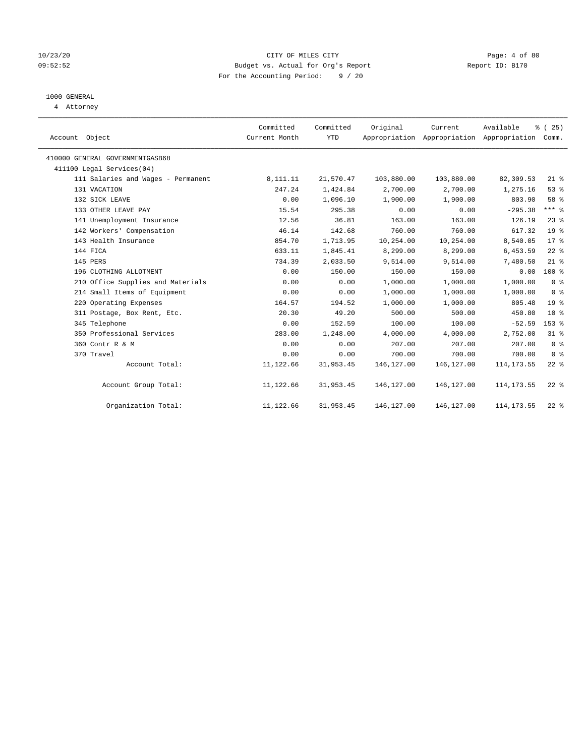CITY OF MILES CITY
Budget vs. Actual for Org's Report
For the Accounting Period: 9 / 20

Report ID: B170

10/23/20
09:52:52

## 1000 GENERAL

4 Attorney

| Account Object | Committed Current Month | Committed YTD | Original Appropriation | Current Appropriation | Available Appropriation | % ( 25) Comm. |
|---|---|---|---|---|---|---|
| 410000 GENERAL GOVERNMENTGASB68 | | | | | | |
| 411100 Legal Services(04) | | | | | | |
| 111 Salaries and Wages - Permanent | 8,111.11 | 21,570.47 | 103,880.00 | 103,880.00 | 82,309.53 | 21 % |
| 131 VACATION | 247.24 | 1,424.84 | 2,700.00 | 2,700.00 | 1,275.16 | 53 % |
| 132 SICK LEAVE | 0.00 | 1,096.10 | 1,900.00 | 1,900.00 | 803.90 | 58 % |
| 133 OTHER LEAVE PAY | 15.54 | 295.38 | 0.00 | 0.00 | -295.38 | *** % |
| 141 Unemployment Insurance | 12.56 | 36.81 | 163.00 | 163.00 | 126.19 | 23 % |
| 142 Workers' Compensation | 46.14 | 142.68 | 760.00 | 760.00 | 617.32 | 19 % |
| 143 Health Insurance | 854.70 | 1,713.95 | 10,254.00 | 10,254.00 | 8,540.05 | 17 % |
| 144 FICA | 633.11 | 1,845.41 | 8,299.00 | 8,299.00 | 6,453.59 | 22 % |
| 145 PERS | 734.39 | 2,033.50 | 9,514.00 | 9,514.00 | 7,480.50 | 21 % |
| 196 CLOTHING ALLOTMENT | 0.00 | 150.00 | 150.00 | 150.00 | 0.00 | 100 % |
| 210 Office Supplies and Materials | 0.00 | 0.00 | 1,000.00 | 1,000.00 | 1,000.00 | 0 % |
| 214 Small Items of Equipment | 0.00 | 0.00 | 1,000.00 | 1,000.00 | 1,000.00 | 0 % |
| 220 Operating Expenses | 164.57 | 194.52 | 1,000.00 | 1,000.00 | 805.48 | 19 % |
| 311 Postage, Box Rent, Etc. | 20.30 | 49.20 | 500.00 | 500.00 | 450.80 | 10 % |
| 345 Telephone | 0.00 | 152.59 | 100.00 | 100.00 | -52.59 | 153 % |
| 350 Professional Services | 283.00 | 1,248.00 | 4,000.00 | 4,000.00 | 2,752.00 | 31 % |
| 360 Contr R & M | 0.00 | 0.00 | 207.00 | 207.00 | 207.00 | 0 % |
| 370 Travel | 0.00 | 0.00 | 700.00 | 700.00 | 700.00 | 0 % |
| Account Total: | 11,122.66 | 31,953.45 | 146,127.00 | 146,127.00 | 114,173.55 | 22 % |
| Account Group Total: | 11,122.66 | 31,953.45 | 146,127.00 | 146,127.00 | 114,173.55 | 22 % |
| Organization Total: | 11,122.66 | 31,953.45 | 146,127.00 | 146,127.00 | 114,173.55 | 22 % |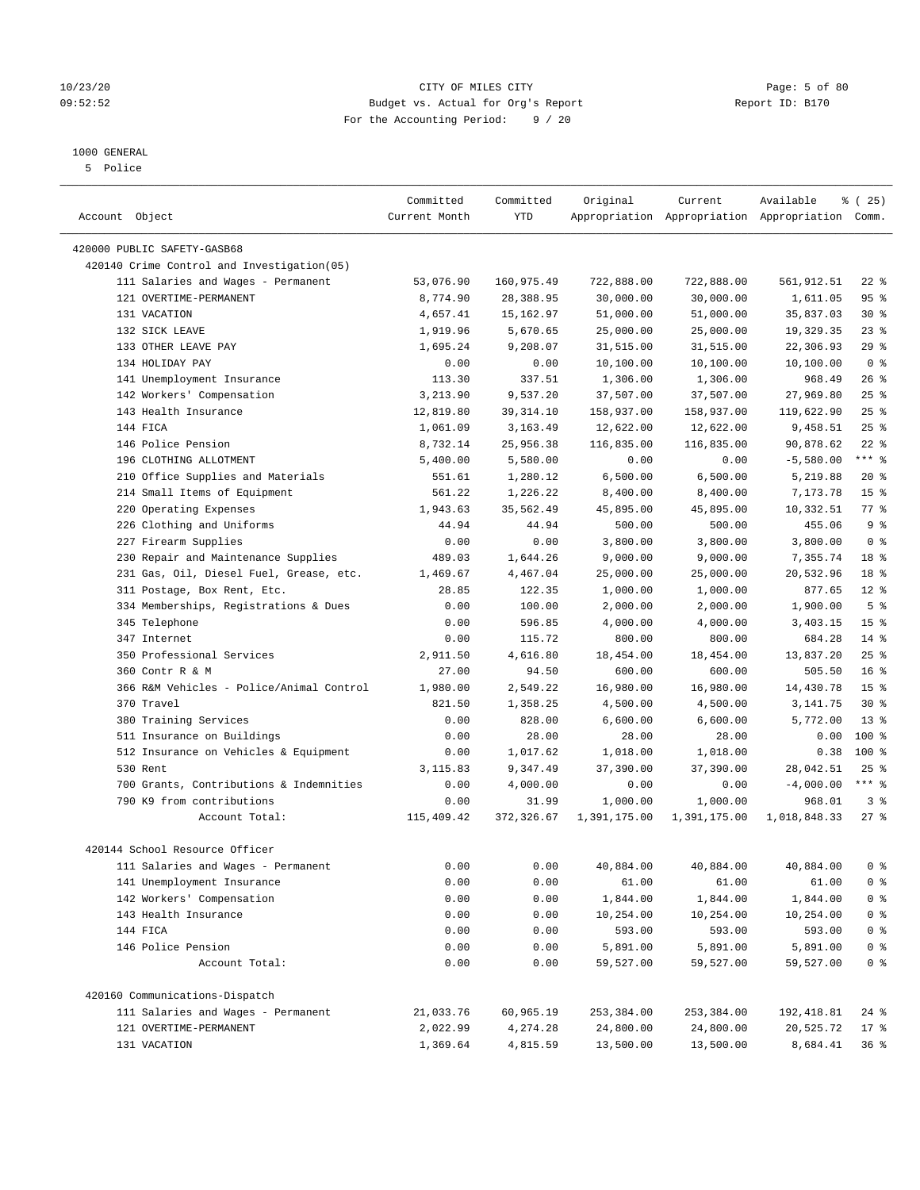CITY OF MILES CITY
Budget vs. Actual for Org's Report
For the Accounting Period: 9 / 20

10/23/20
09:52:52

Report ID: B170

1000 GENERAL
5 Police

| Account Object | Committed Current Month | Committed YTD | Original Appropriation | Current Appropriation | Available Appropriation | % ( 25) Comm. |
|---|---|---|---|---|---|---|
| 420000 PUBLIC SAFETY-GASB68 | | | | | | |
| 420140 Crime Control and Investigation(05) | | | | | | |
| 111 Salaries and Wages - Permanent | 53,076.90 | 160,975.49 | 722,888.00 | 722,888.00 | 561,912.51 | 22 % |
| 121 OVERTIME-PERMANENT | 8,774.90 | 28,388.95 | 30,000.00 | 30,000.00 | 1,611.05 | 95 % |
| 131 VACATION | 4,657.41 | 15,162.97 | 51,000.00 | 51,000.00 | 35,837.03 | 30 % |
| 132 SICK LEAVE | 1,919.96 | 5,670.65 | 25,000.00 | 25,000.00 | 19,329.35 | 23 % |
| 133 OTHER LEAVE PAY | 1,695.24 | 9,208.07 | 31,515.00 | 31,515.00 | 22,306.93 | 29 % |
| 134 HOLIDAY PAY | 0.00 | 0.00 | 10,100.00 | 10,100.00 | 10,100.00 | 0 % |
| 141 Unemployment Insurance | 113.30 | 337.51 | 1,306.00 | 1,306.00 | 968.49 | 26 % |
| 142 Workers' Compensation | 3,213.90 | 9,537.20 | 37,507.00 | 37,507.00 | 27,969.80 | 25 % |
| 143 Health Insurance | 12,819.80 | 39,314.10 | 158,937.00 | 158,937.00 | 119,622.90 | 25 % |
| 144 FICA | 1,061.09 | 3,163.49 | 12,622.00 | 12,622.00 | 9,458.51 | 25 % |
| 146 Police Pension | 8,732.14 | 25,956.38 | 116,835.00 | 116,835.00 | 90,878.62 | 22 % |
| 196 CLOTHING ALLOTMENT | 5,400.00 | 5,580.00 | 0.00 | 0.00 | -5,580.00 | *** % |
| 210 Office Supplies and Materials | 551.61 | 1,280.12 | 6,500.00 | 6,500.00 | 5,219.88 | 20 % |
| 214 Small Items of Equipment | 561.22 | 1,226.22 | 8,400.00 | 8,400.00 | 7,173.78 | 15 % |
| 220 Operating Expenses | 1,943.63 | 35,562.49 | 45,895.00 | 45,895.00 | 10,332.51 | 77 % |
| 226 Clothing and Uniforms | 44.94 | 44.94 | 500.00 | 500.00 | 455.06 | 9 % |
| 227 Firearm Supplies | 0.00 | 0.00 | 3,800.00 | 3,800.00 | 3,800.00 | 0 % |
| 230 Repair and Maintenance Supplies | 489.03 | 1,644.26 | 9,000.00 | 9,000.00 | 7,355.74 | 18 % |
| 231 Gas, Oil, Diesel Fuel, Grease, etc. | 1,469.67 | 4,467.04 | 25,000.00 | 25,000.00 | 20,532.96 | 18 % |
| 311 Postage, Box Rent, Etc. | 28.85 | 122.35 | 1,000.00 | 1,000.00 | 877.65 | 12 % |
| 334 Memberships, Registrations & Dues | 0.00 | 100.00 | 2,000.00 | 2,000.00 | 1,900.00 | 5 % |
| 345 Telephone | 0.00 | 596.85 | 4,000.00 | 4,000.00 | 3,403.15 | 15 % |
| 347 Internet | 0.00 | 115.72 | 800.00 | 800.00 | 684.28 | 14 % |
| 350 Professional Services | 2,911.50 | 4,616.80 | 18,454.00 | 18,454.00 | 13,837.20 | 25 % |
| 360 Contr R & M | 27.00 | 94.50 | 600.00 | 600.00 | 505.50 | 16 % |
| 366 R&M Vehicles - Police/Animal Control | 1,980.00 | 2,549.22 | 16,980.00 | 16,980.00 | 14,430.78 | 15 % |
| 370 Travel | 821.50 | 1,358.25 | 4,500.00 | 4,500.00 | 3,141.75 | 30 % |
| 380 Training Services | 0.00 | 828.00 | 6,600.00 | 6,600.00 | 5,772.00 | 13 % |
| 511 Insurance on Buildings | 0.00 | 28.00 | 28.00 | 28.00 | 0.00 | 100 % |
| 512 Insurance on Vehicles & Equipment | 0.00 | 1,017.62 | 1,018.00 | 1,018.00 | 0.38 | 100 % |
| 530 Rent | 3,115.83 | 9,347.49 | 37,390.00 | 37,390.00 | 28,042.51 | 25 % |
| 700 Grants, Contributions & Indemnities | 0.00 | 4,000.00 | 0.00 | 0.00 | -4,000.00 | *** % |
| 790 K9 from contributions | 0.00 | 31.99 | 1,000.00 | 1,000.00 | 968.01 | 3 % |
| Account Total: | 115,409.42 | 372,326.67 | 1,391,175.00 | 1,391,175.00 | 1,018,848.33 | 27 % |
| 420144 School Resource Officer | | | | | | |
| 111 Salaries and Wages - Permanent | 0.00 | 0.00 | 40,884.00 | 40,884.00 | 40,884.00 | 0 % |
| 141 Unemployment Insurance | 0.00 | 0.00 | 61.00 | 61.00 | 61.00 | 0 % |
| 142 Workers' Compensation | 0.00 | 0.00 | 1,844.00 | 1,844.00 | 1,844.00 | 0 % |
| 143 Health Insurance | 0.00 | 0.00 | 10,254.00 | 10,254.00 | 10,254.00 | 0 % |
| 144 FICA | 0.00 | 0.00 | 593.00 | 593.00 | 593.00 | 0 % |
| 146 Police Pension | 0.00 | 0.00 | 5,891.00 | 5,891.00 | 5,891.00 | 0 % |
| Account Total: | 0.00 | 0.00 | 59,527.00 | 59,527.00 | 59,527.00 | 0 % |
| 420160 Communications-Dispatch | | | | | | |
| 111 Salaries and Wages - Permanent | 21,033.76 | 60,965.19 | 253,384.00 | 253,384.00 | 192,418.81 | 24 % |
| 121 OVERTIME-PERMANENT | 2,022.99 | 4,274.28 | 24,800.00 | 24,800.00 | 20,525.72 | 17 % |
| 131 VACATION | 1,369.64 | 4,815.59 | 13,500.00 | 13,500.00 | 8,684.41 | 36 % |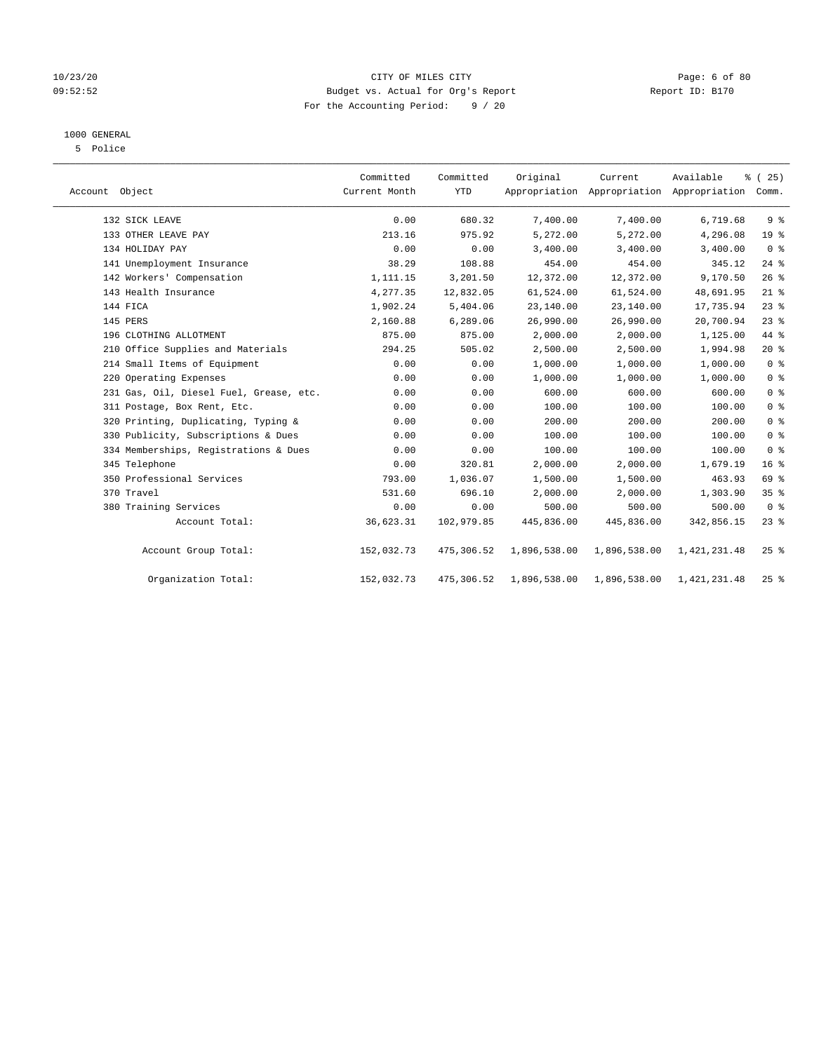CITY OF MILES CITY
Budget vs. Actual for Org's Report
For the Accounting Period: 9 / 20

10/23/20
09:52:52

Report ID: B170

1000 GENERAL
5 Police

| Account Object | Committed Current Month | Committed YTD | Original Appropriation | Current Appropriation | Available Appropriation | % ( 25) Comm. |
|---|---|---|---|---|---|---|
| 132 SICK LEAVE | 0.00 | 680.32 | 7,400.00 | 7,400.00 | 6,719.68 | 9 % |
| 133 OTHER LEAVE PAY | 213.16 | 975.92 | 5,272.00 | 5,272.00 | 4,296.08 | 19 % |
| 134 HOLIDAY PAY | 0.00 | 0.00 | 3,400.00 | 3,400.00 | 3,400.00 | 0 % |
| 141 Unemployment Insurance | 38.29 | 108.88 | 454.00 | 454.00 | 345.12 | 24 % |
| 142 Workers' Compensation | 1,111.15 | 3,201.50 | 12,372.00 | 12,372.00 | 9,170.50 | 26 % |
| 143 Health Insurance | 4,277.35 | 12,832.05 | 61,524.00 | 61,524.00 | 48,691.95 | 21 % |
| 144 FICA | 1,902.24 | 5,404.06 | 23,140.00 | 23,140.00 | 17,735.94 | 23 % |
| 145 PERS | 2,160.88 | 6,289.06 | 26,990.00 | 26,990.00 | 20,700.94 | 23 % |
| 196 CLOTHING ALLOTMENT | 875.00 | 875.00 | 2,000.00 | 2,000.00 | 1,125.00 | 44 % |
| 210 Office Supplies and Materials | 294.25 | 505.02 | 2,500.00 | 2,500.00 | 1,994.98 | 20 % |
| 214 Small Items of Equipment | 0.00 | 0.00 | 1,000.00 | 1,000.00 | 1,000.00 | 0 % |
| 220 Operating Expenses | 0.00 | 0.00 | 1,000.00 | 1,000.00 | 1,000.00 | 0 % |
| 231 Gas, Oil, Diesel Fuel, Grease, etc. | 0.00 | 0.00 | 600.00 | 600.00 | 600.00 | 0 % |
| 311 Postage, Box Rent, Etc. | 0.00 | 0.00 | 100.00 | 100.00 | 100.00 | 0 % |
| 320 Printing, Duplicating, Typing & | 0.00 | 0.00 | 200.00 | 200.00 | 200.00 | 0 % |
| 330 Publicity, Subscriptions & Dues | 0.00 | 0.00 | 100.00 | 100.00 | 100.00 | 0 % |
| 334 Memberships, Registrations & Dues | 0.00 | 0.00 | 100.00 | 100.00 | 100.00 | 0 % |
| 345 Telephone | 0.00 | 320.81 | 2,000.00 | 2,000.00 | 1,679.19 | 16 % |
| 350 Professional Services | 793.00 | 1,036.07 | 1,500.00 | 1,500.00 | 463.93 | 69 % |
| 370 Travel | 531.60 | 696.10 | 2,000.00 | 2,000.00 | 1,303.90 | 35 % |
| 380 Training Services | 0.00 | 0.00 | 500.00 | 500.00 | 500.00 | 0 % |
| Account Total: | 36,623.31 | 102,979.85 | 445,836.00 | 445,836.00 | 342,856.15 | 23 % |
| Account Group Total: | 152,032.73 | 475,306.52 | 1,896,538.00 | 1,896,538.00 | 1,421,231.48 | 25 % |
| Organization Total: | 152,032.73 | 475,306.52 | 1,896,538.00 | 1,896,538.00 | 1,421,231.48 | 25 % |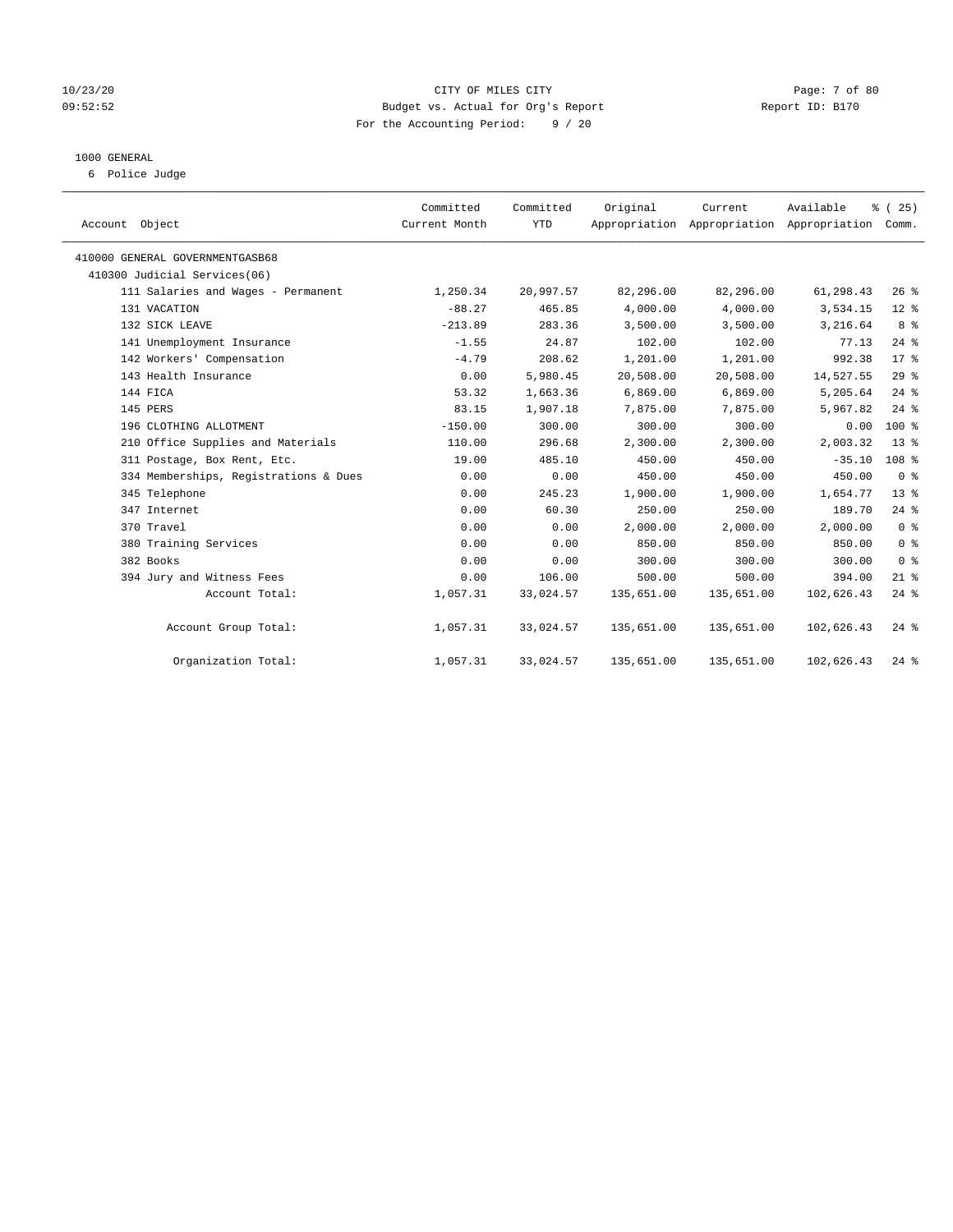10/23/20 CITY OF MILES CITY
09:52:52 Budget vs. Actual for Org's Report Report ID: B170
For the Accounting Period: 9 / 20

1000 GENERAL
6 Police Judge

| Account Object | Committed Current Month | Committed YTD | Original Appropriation | Current Appropriation | Available Appropriation | % ( 25) Comm. |
|---|---|---|---|---|---|---|
| 410000 GENERAL GOVERNMENTGASB68 | | | | | | |
| 410300 Judicial Services(06) | | | | | | |
| 111 Salaries and Wages - Permanent | 1,250.34 | 20,997.57 | 82,296.00 | 82,296.00 | 61,298.43 | 26 % |
| 131 VACATION | -88.27 | 465.85 | 4,000.00 | 4,000.00 | 3,534.15 | 12 % |
| 132 SICK LEAVE | -213.89 | 283.36 | 3,500.00 | 3,500.00 | 3,216.64 | 8 % |
| 141 Unemployment Insurance | -1.55 | 24.87 | 102.00 | 102.00 | 77.13 | 24 % |
| 142 Workers' Compensation | -4.79 | 208.62 | 1,201.00 | 1,201.00 | 992.38 | 17 % |
| 143 Health Insurance | 0.00 | 5,980.45 | 20,508.00 | 20,508.00 | 14,527.55 | 29 % |
| 144 FICA | 53.32 | 1,663.36 | 6,869.00 | 6,869.00 | 5,205.64 | 24 % |
| 145 PERS | 83.15 | 1,907.18 | 7,875.00 | 7,875.00 | 5,967.82 | 24 % |
| 196 CLOTHING ALLOTMENT | -150.00 | 300.00 | 300.00 | 300.00 | 0.00 | 100 % |
| 210 Office Supplies and Materials | 110.00 | 296.68 | 2,300.00 | 2,300.00 | 2,003.32 | 13 % |
| 311 Postage, Box Rent, Etc. | 19.00 | 485.10 | 450.00 | 450.00 | -35.10 | 108 % |
| 334 Memberships, Registrations & Dues | 0.00 | 0.00 | 450.00 | 450.00 | 450.00 | 0 % |
| 345 Telephone | 0.00 | 245.23 | 1,900.00 | 1,900.00 | 1,654.77 | 13 % |
| 347 Internet | 0.00 | 60.30 | 250.00 | 250.00 | 189.70 | 24 % |
| 370 Travel | 0.00 | 0.00 | 2,000.00 | 2,000.00 | 2,000.00 | 0 % |
| 380 Training Services | 0.00 | 0.00 | 850.00 | 850.00 | 850.00 | 0 % |
| 382 Books | 0.00 | 0.00 | 300.00 | 300.00 | 300.00 | 0 % |
| 394 Jury and Witness Fees | 0.00 | 106.00 | 500.00 | 500.00 | 394.00 | 21 % |
| Account Total: | 1,057.31 | 33,024.57 | 135,651.00 | 135,651.00 | 102,626.43 | 24 % |
| Account Group Total: | 1,057.31 | 33,024.57 | 135,651.00 | 135,651.00 | 102,626.43 | 24 % |
| Organization Total: | 1,057.31 | 33,024.57 | 135,651.00 | 135,651.00 | 102,626.43 | 24 % |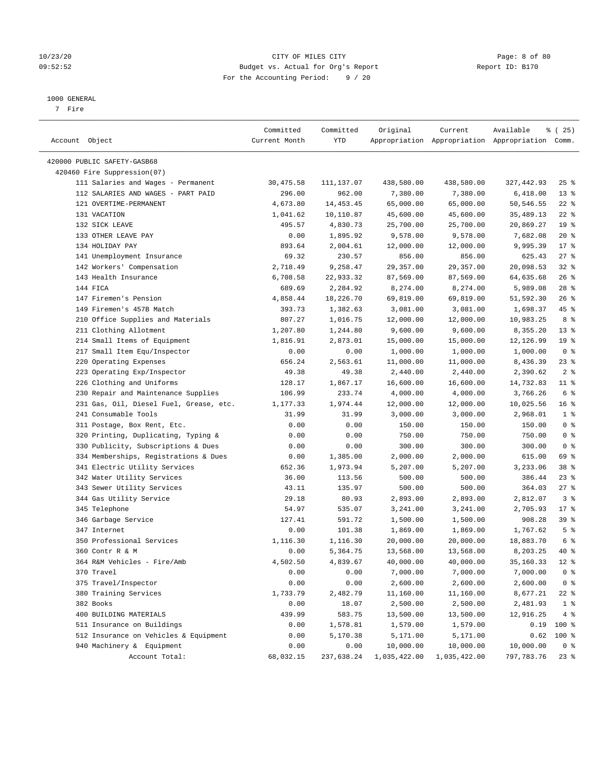CITY OF MILES CITY
Budget vs. Actual for Org's Report
For the Accounting Period: 9 / 20

1000 GENERAL
7 Fire

| Account Object | Committed Current Month | Committed YTD | Original Appropriation | Current Appropriation | Available Appropriation | % ( 25) Comm. |
|---|---|---|---|---|---|---|
| 420000 PUBLIC SAFETY-GASB68 | | | | | | |
| 420460 Fire Suppression(07) | | | | | | |
| 111 Salaries and Wages - Permanent | 30,475.58 | 111,137.07 | 438,580.00 | 438,580.00 | 327,442.93 | 25 % |
| 112 SALARIES AND WAGES - PART PAID | 296.00 | 962.00 | 7,380.00 | 7,380.00 | 6,418.00 | 13 % |
| 121 OVERTIME-PERMANENT | 4,673.80 | 14,453.45 | 65,000.00 | 65,000.00 | 50,546.55 | 22 % |
| 131 VACATION | 1,041.62 | 10,110.87 | 45,600.00 | 45,600.00 | 35,489.13 | 22 % |
| 132 SICK LEAVE | 495.57 | 4,830.73 | 25,700.00 | 25,700.00 | 20,869.27 | 19 % |
| 133 OTHER LEAVE PAY | 0.00 | 1,895.92 | 9,578.00 | 9,578.00 | 7,682.08 | 20 % |
| 134 HOLIDAY PAY | 893.64 | 2,004.61 | 12,000.00 | 12,000.00 | 9,995.39 | 17 % |
| 141 Unemployment Insurance | 69.32 | 230.57 | 856.00 | 856.00 | 625.43 | 27 % |
| 142 Workers' Compensation | 2,718.49 | 9,258.47 | 29,357.00 | 29,357.00 | 20,098.53 | 32 % |
| 143 Health Insurance | 6,708.58 | 22,933.32 | 87,569.00 | 87,569.00 | 64,635.68 | 26 % |
| 144 FICA | 689.69 | 2,284.92 | 8,274.00 | 8,274.00 | 5,989.08 | 28 % |
| 147 Firemen's Pension | 4,858.44 | 18,226.70 | 69,819.00 | 69,819.00 | 51,592.30 | 26 % |
| 149 Firemen's 457B Match | 393.73 | 1,382.63 | 3,081.00 | 3,081.00 | 1,698.37 | 45 % |
| 210 Office Supplies and Materials | 807.27 | 1,016.75 | 12,000.00 | 12,000.00 | 10,983.25 | 8 % |
| 211 Clothing Allotment | 1,207.80 | 1,244.80 | 9,600.00 | 9,600.00 | 8,355.20 | 13 % |
| 214 Small Items of Equipment | 1,816.91 | 2,873.01 | 15,000.00 | 15,000.00 | 12,126.99 | 19 % |
| 217 Small Item Equ/Inspector | 0.00 | 0.00 | 1,000.00 | 1,000.00 | 1,000.00 | 0 % |
| 220 Operating Expenses | 656.24 | 2,563.61 | 11,000.00 | 11,000.00 | 8,436.39 | 23 % |
| 223 Operating Exp/Inspector | 49.38 | 49.38 | 2,440.00 | 2,440.00 | 2,390.62 | 2 % |
| 226 Clothing and Uniforms | 128.17 | 1,867.17 | 16,600.00 | 16,600.00 | 14,732.83 | 11 % |
| 230 Repair and Maintenance Supplies | 106.99 | 233.74 | 4,000.00 | 4,000.00 | 3,766.26 | 6 % |
| 231 Gas, Oil, Diesel Fuel, Grease, etc. | 1,177.33 | 1,974.44 | 12,000.00 | 12,000.00 | 10,025.56 | 16 % |
| 241 Consumable Tools | 31.99 | 31.99 | 3,000.00 | 3,000.00 | 2,968.01 | 1 % |
| 311 Postage, Box Rent, Etc. | 0.00 | 0.00 | 150.00 | 150.00 | 150.00 | 0 % |
| 320 Printing, Duplicating, Typing & | 0.00 | 0.00 | 750.00 | 750.00 | 750.00 | 0 % |
| 330 Publicity, Subscriptions & Dues | 0.00 | 0.00 | 300.00 | 300.00 | 300.00 | 0 % |
| 334 Memberships, Registrations & Dues | 0.00 | 1,385.00 | 2,000.00 | 2,000.00 | 615.00 | 69 % |
| 341 Electric Utility Services | 652.36 | 1,973.94 | 5,207.00 | 5,207.00 | 3,233.06 | 38 % |
| 342 Water Utility Services | 36.00 | 113.56 | 500.00 | 500.00 | 386.44 | 23 % |
| 343 Sewer Utility Services | 43.11 | 135.97 | 500.00 | 500.00 | 364.03 | 27 % |
| 344 Gas Utility Service | 29.18 | 80.93 | 2,893.00 | 2,893.00 | 2,812.07 | 3 % |
| 345 Telephone | 54.97 | 535.07 | 3,241.00 | 3,241.00 | 2,705.93 | 17 % |
| 346 Garbage Service | 127.41 | 591.72 | 1,500.00 | 1,500.00 | 908.28 | 39 % |
| 347 Internet | 0.00 | 101.38 | 1,869.00 | 1,869.00 | 1,767.62 | 5 % |
| 350 Professional Services | 1,116.30 | 1,116.30 | 20,000.00 | 20,000.00 | 18,883.70 | 6 % |
| 360 Contr R & M | 0.00 | 5,364.75 | 13,568.00 | 13,568.00 | 8,203.25 | 40 % |
| 364 R&M Vehicles - Fire/Amb | 4,502.50 | 4,839.67 | 40,000.00 | 40,000.00 | 35,160.33 | 12 % |
| 370 Travel | 0.00 | 0.00 | 7,000.00 | 7,000.00 | 7,000.00 | 0 % |
| 375 Travel/Inspector | 0.00 | 0.00 | 2,600.00 | 2,600.00 | 2,600.00 | 0 % |
| 380 Training Services | 1,733.79 | 2,482.79 | 11,160.00 | 11,160.00 | 8,677.21 | 22 % |
| 382 Books | 0.00 | 18.07 | 2,500.00 | 2,500.00 | 2,481.93 | 1 % |
| 400 BUILDING MATERIALS | 439.99 | 583.75 | 13,500.00 | 13,500.00 | 12,916.25 | 4 % |
| 511 Insurance on Buildings | 0.00 | 1,578.81 | 1,579.00 | 1,579.00 | 0.19 | 100 % |
| 512 Insurance on Vehicles & Equipment | 0.00 | 5,170.38 | 5,171.00 | 5,171.00 | 0.62 | 100 % |
| 940 Machinery & Equipment | 0.00 | 0.00 | 10,000.00 | 10,000.00 | 10,000.00 | 0 % |
| Account Total: | 68,032.15 | 237,638.24 | 1,035,422.00 | 1,035,422.00 | 797,783.76 | 23 % |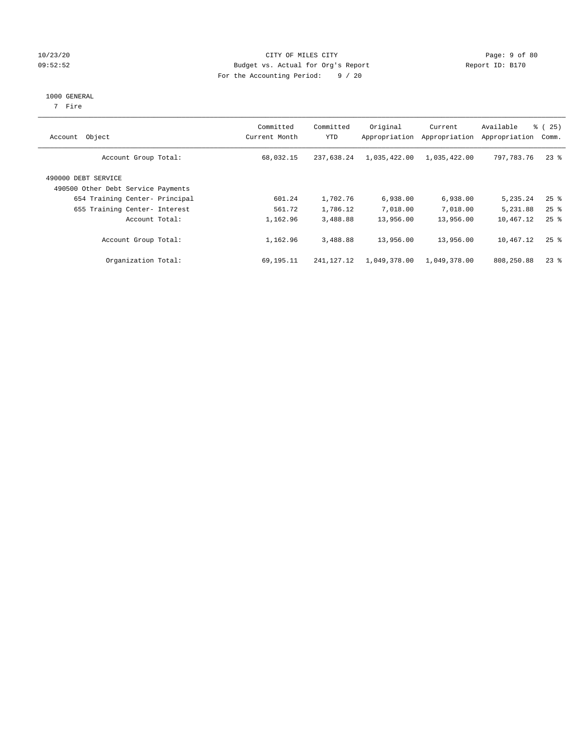CITY OF MILES CITY
Budget vs. Actual for Org's Report
For the Accounting Period: 9 / 20

10/23/20
09:52:52

Report ID: B170

1000 GENERAL
7 Fire

| Account Object | Committed Current Month | Committed YTD | Original Appropriation | Current Appropriation | Available Appropriation | % ( 25) Comm. |
|---|---|---|---|---|---|---|
| Account Group Total: | 68,032.15 | 237,638.24 | 1,035,422.00 | 1,035,422.00 | 797,783.76 | 23 % |
| 490000 DEBT SERVICE | | | | | | |
| 490500 Other Debt Service Payments | | | | | | |
| 654 Training Center- Principal | 601.24 | 1,702.76 | 6,938.00 | 6,938.00 | 5,235.24 | 25 % |
| 655 Training Center- Interest | 561.72 | 1,786.12 | 7,018.00 | 7,018.00 | 5,231.88 | 25 % |
| Account Total: | 1,162.96 | 3,488.88 | 13,956.00 | 13,956.00 | 10,467.12 | 25 % |
| Account Group Total: | 1,162.96 | 3,488.88 | 13,956.00 | 13,956.00 | 10,467.12 | 25 % |
| Organization Total: | 69,195.11 | 241,127.12 | 1,049,378.00 | 1,049,378.00 | 808,250.88 | 23 % |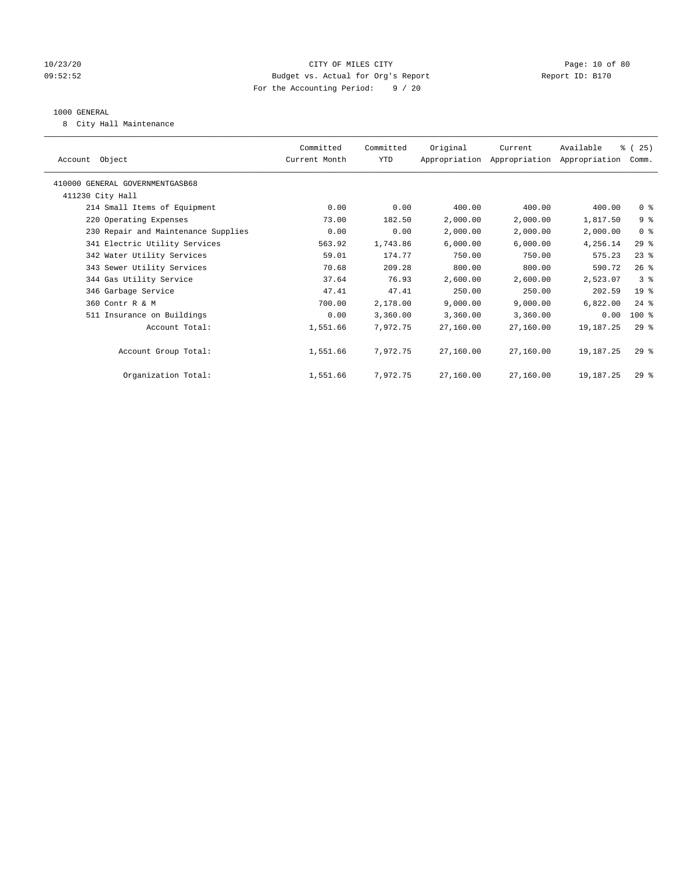CITY OF MILES CITY
Budget vs. Actual for Org's Report
For the Accounting Period: 9 / 20

10/23/20
09:52:52

Report ID: B170

## 1000 GENERAL

8 City Hall Maintenance

| Account Object | Committed Current Month | Committed YTD | Original Appropriation | Current Appropriation | Available Appropriation | % ( 25) Comm. |
|---|---|---|---|---|---|---|
| 410000 GENERAL GOVERNMENTGASB68 | | | | | | |
| 411230 City Hall | | | | | | |
| 214 Small Items of Equipment | 0.00 | 0.00 | 400.00 | 400.00 | 400.00 | 0 % |
| 220 Operating Expenses | 73.00 | 182.50 | 2,000.00 | 2,000.00 | 1,817.50 | 9 % |
| 230 Repair and Maintenance Supplies | 0.00 | 0.00 | 2,000.00 | 2,000.00 | 2,000.00 | 0 % |
| 341 Electric Utility Services | 563.92 | 1,743.86 | 6,000.00 | 6,000.00 | 4,256.14 | 29 % |
| 342 Water Utility Services | 59.01 | 174.77 | 750.00 | 750.00 | 575.23 | 23 % |
| 343 Sewer Utility Services | 70.68 | 209.28 | 800.00 | 800.00 | 590.72 | 26 % |
| 344 Gas Utility Service | 37.64 | 76.93 | 2,600.00 | 2,600.00 | 2,523.07 | 3 % |
| 346 Garbage Service | 47.41 | 47.41 | 250.00 | 250.00 | 202.59 | 19 % |
| 360 Contr R & M | 700.00 | 2,178.00 | 9,000.00 | 9,000.00 | 6,822.00 | 24 % |
| 511 Insurance on Buildings | 0.00 | 3,360.00 | 3,360.00 | 3,360.00 | 0.00 | 100 % |
| Account Total: | 1,551.66 | 7,972.75 | 27,160.00 | 27,160.00 | 19,187.25 | 29 % |
| Account Group Total: | 1,551.66 | 7,972.75 | 27,160.00 | 27,160.00 | 19,187.25 | 29 % |
| Organization Total: | 1,551.66 | 7,972.75 | 27,160.00 | 27,160.00 | 19,187.25 | 29 % |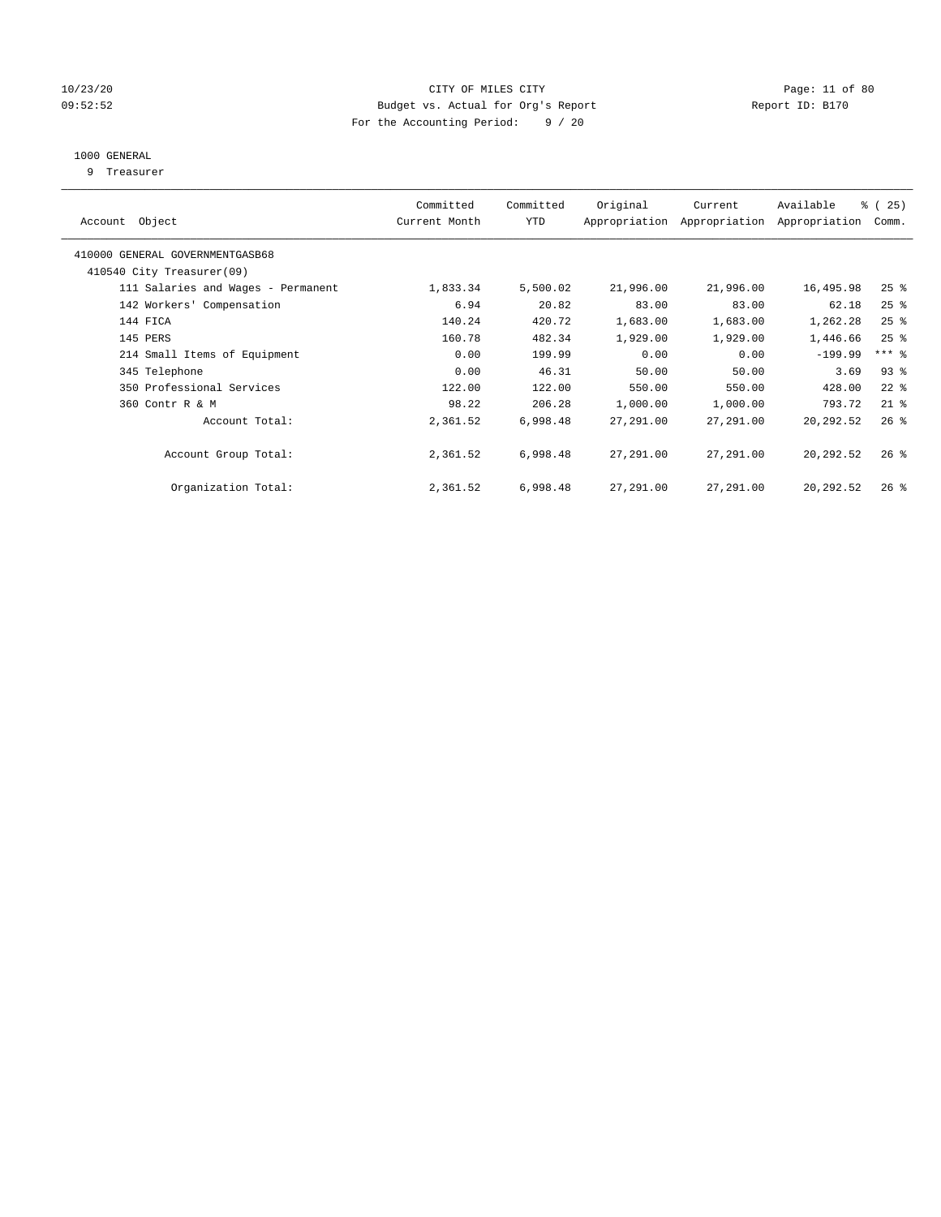CITY OF MILES CITY
Budget vs. Actual for Org's Report
For the Accounting Period: 9 / 20

10/23/20
09:52:52

Report ID: B170

## 1000 GENERAL

9 Treasurer

| Account Object | Committed Current Month | Committed YTD | Original Appropriation | Current Appropriation | Available Appropriation | % ( 25) Comm. |
|---|---|---|---|---|---|---|
| 410000 GENERAL GOVERNMENTGASB68 | | | | | | |
| 410540 City Treasurer(09) | | | | | | |
| 111 Salaries and Wages - Permanent | 1,833.34 | 5,500.02 | 21,996.00 | 21,996.00 | 16,495.98 | 25 % |
| 142 Workers' Compensation | 6.94 | 20.82 | 83.00 | 83.00 | 62.18 | 25 % |
| 144 FICA | 140.24 | 420.72 | 1,683.00 | 1,683.00 | 1,262.28 | 25 % |
| 145 PERS | 160.78 | 482.34 | 1,929.00 | 1,929.00 | 1,446.66 | 25 % |
| 214 Small Items of Equipment | 0.00 | 199.99 | 0.00 | 0.00 | -199.99 | *** % |
| 345 Telephone | 0.00 | 46.31 | 50.00 | 50.00 | 3.69 | 93 % |
| 350 Professional Services | 122.00 | 122.00 | 550.00 | 550.00 | 428.00 | 22 % |
| 360 Contr R & M | 98.22 | 206.28 | 1,000.00 | 1,000.00 | 793.72 | 21 % |
| Account Total: | 2,361.52 | 6,998.48 | 27,291.00 | 27,291.00 | 20,292.52 | 26 % |
| Account Group Total: | 2,361.52 | 6,998.48 | 27,291.00 | 27,291.00 | 20,292.52 | 26 % |
| Organization Total: | 2,361.52 | 6,998.48 | 27,291.00 | 27,291.00 | 20,292.52 | 26 % |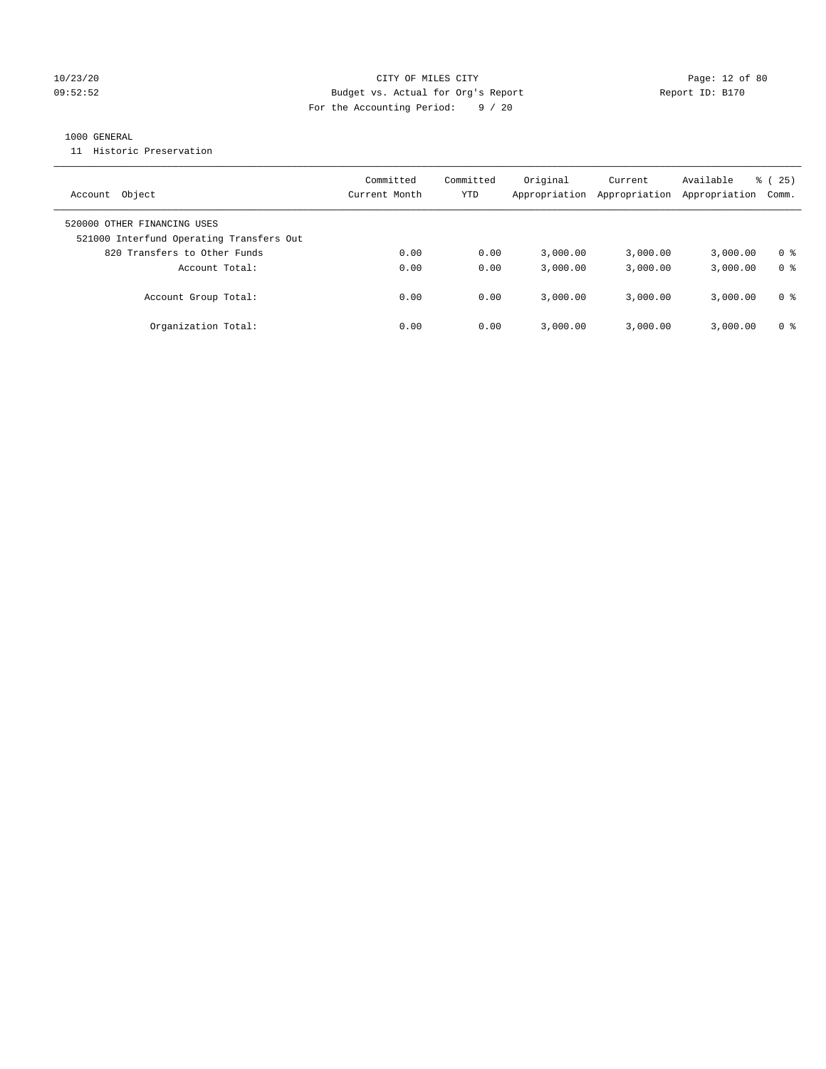CITY OF MILES CITY
Budget vs. Actual for Org's Report
For the Accounting Period: 9 / 20

10/23/20
09:52:52

Report ID: B170

1000 GENERAL
11 Historic Preservation

| Account Object | Committed Current Month | Committed YTD | Original Appropriation | Current Appropriation | Available Appropriation | % ( 25) Comm. |
|---|---|---|---|---|---|---|
| 520000 OTHER FINANCING USES | | | | | | |
| 521000 Interfund Operating Transfers Out | | | | | | |
| 820 Transfers to Other Funds | 0.00 | 0.00 | 3,000.00 | 3,000.00 | 3,000.00 | 0 % |
| Account Total: | 0.00 | 0.00 | 3,000.00 | 3,000.00 | 3,000.00 | 0 % |
| Account Group Total: | 0.00 | 0.00 | 3,000.00 | 3,000.00 | 3,000.00 | 0 % |
| Organization Total: | 0.00 | 0.00 | 3,000.00 | 3,000.00 | 3,000.00 | 0 % |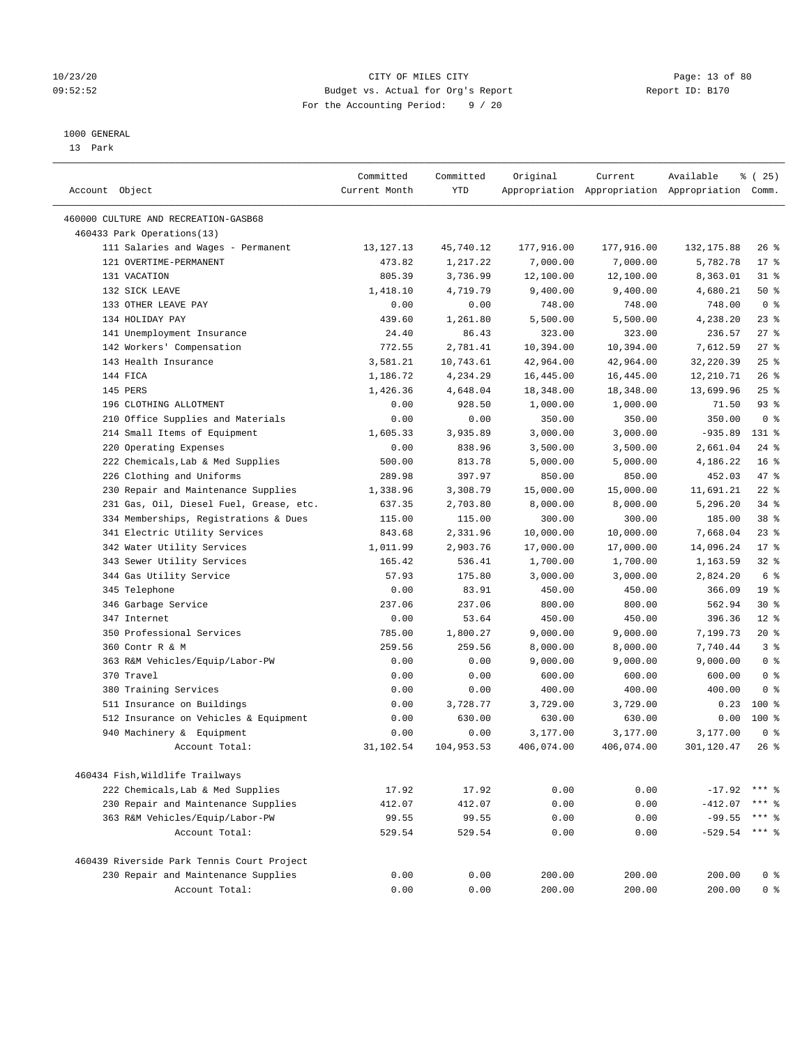10/23/20 CITY OF MILES CITY
09:52:52 Budget vs. Actual for Org's Report Report ID: B170
For the Accounting Period: 9 / 20

1000 GENERAL
13 Park

| Account Object | Committed Current Month | Committed YTD | Original Appropriation | Current Appropriation | Available Appropriation | % ( 25) Comm. |
|---|---|---|---|---|---|---|
| 460000 CULTURE AND RECREATION-GASB68 | | | | | | |
| 460433 Park Operations(13) | | | | | | |
| 111 Salaries and Wages - Permanent | 13,127.13 | 45,740.12 | 177,916.00 | 177,916.00 | 132,175.88 | 26 % |
| 121 OVERTIME-PERMANENT | 473.82 | 1,217.22 | 7,000.00 | 7,000.00 | 5,782.78 | 17 % |
| 131 VACATION | 805.39 | 3,736.99 | 12,100.00 | 12,100.00 | 8,363.01 | 31 % |
| 132 SICK LEAVE | 1,418.10 | 4,719.79 | 9,400.00 | 9,400.00 | 4,680.21 | 50 % |
| 133 OTHER LEAVE PAY | 0.00 | 0.00 | 748.00 | 748.00 | 748.00 | 0 % |
| 134 HOLIDAY PAY | 439.60 | 1,261.80 | 5,500.00 | 5,500.00 | 4,238.20 | 23 % |
| 141 Unemployment Insurance | 24.40 | 86.43 | 323.00 | 323.00 | 236.57 | 27 % |
| 142 Workers' Compensation | 772.55 | 2,781.41 | 10,394.00 | 10,394.00 | 7,612.59 | 27 % |
| 143 Health Insurance | 3,581.21 | 10,743.61 | 42,964.00 | 42,964.00 | 32,220.39 | 25 % |
| 144 FICA | 1,186.72 | 4,234.29 | 16,445.00 | 16,445.00 | 12,210.71 | 26 % |
| 145 PERS | 1,426.36 | 4,648.04 | 18,348.00 | 18,348.00 | 13,699.96 | 25 % |
| 196 CLOTHING ALLOTMENT | 0.00 | 928.50 | 1,000.00 | 1,000.00 | 71.50 | 93 % |
| 210 Office Supplies and Materials | 0.00 | 0.00 | 350.00 | 350.00 | 350.00 | 0 % |
| 214 Small Items of Equipment | 1,605.33 | 3,935.89 | 3,000.00 | 3,000.00 | -935.89 | 131 % |
| 220 Operating Expenses | 0.00 | 838.96 | 3,500.00 | 3,500.00 | 2,661.04 | 24 % |
| 222 Chemicals,Lab & Med Supplies | 500.00 | 813.78 | 5,000.00 | 5,000.00 | 4,186.22 | 16 % |
| 226 Clothing and Uniforms | 289.98 | 397.97 | 850.00 | 850.00 | 452.03 | 47 % |
| 230 Repair and Maintenance Supplies | 1,338.96 | 3,308.79 | 15,000.00 | 15,000.00 | 11,691.21 | 22 % |
| 231 Gas, Oil, Diesel Fuel, Grease, etc. | 637.35 | 2,703.80 | 8,000.00 | 8,000.00 | 5,296.20 | 34 % |
| 334 Memberships, Registrations & Dues | 115.00 | 115.00 | 300.00 | 300.00 | 185.00 | 38 % |
| 341 Electric Utility Services | 843.68 | 2,331.96 | 10,000.00 | 10,000.00 | 7,668.04 | 23 % |
| 342 Water Utility Services | 1,011.99 | 2,903.76 | 17,000.00 | 17,000.00 | 14,096.24 | 17 % |
| 343 Sewer Utility Services | 165.42 | 536.41 | 1,700.00 | 1,700.00 | 1,163.59 | 32 % |
| 344 Gas Utility Service | 57.93 | 175.80 | 3,000.00 | 3,000.00 | 2,824.20 | 6 % |
| 345 Telephone | 0.00 | 83.91 | 450.00 | 450.00 | 366.09 | 19 % |
| 346 Garbage Service | 237.06 | 237.06 | 800.00 | 800.00 | 562.94 | 30 % |
| 347 Internet | 0.00 | 53.64 | 450.00 | 450.00 | 396.36 | 12 % |
| 350 Professional Services | 785.00 | 1,800.27 | 9,000.00 | 9,000.00 | 7,199.73 | 20 % |
| 360 Contr R & M | 259.56 | 259.56 | 8,000.00 | 8,000.00 | 7,740.44 | 3 % |
| 363 R&M Vehicles/Equip/Labor-PW | 0.00 | 0.00 | 9,000.00 | 9,000.00 | 9,000.00 | 0 % |
| 370 Travel | 0.00 | 0.00 | 600.00 | 600.00 | 600.00 | 0 % |
| 380 Training Services | 0.00 | 0.00 | 400.00 | 400.00 | 400.00 | 0 % |
| 511 Insurance on Buildings | 0.00 | 3,728.77 | 3,729.00 | 3,729.00 | 0.23 | 100 % |
| 512 Insurance on Vehicles & Equipment | 0.00 | 630.00 | 630.00 | 630.00 | 0.00 | 100 % |
| 940 Machinery & Equipment | 0.00 | 0.00 | 3,177.00 | 3,177.00 | 3,177.00 | 0 % |
| Account Total: | 31,102.54 | 104,953.53 | 406,074.00 | 406,074.00 | 301,120.47 | 26 % |
| 460434 Fish,Wildlife Trailways | | | | | | |
| 222 Chemicals,Lab & Med Supplies | 17.92 | 17.92 | 0.00 | 0.00 | -17.92 | *** % |
| 230 Repair and Maintenance Supplies | 412.07 | 412.07 | 0.00 | 0.00 | -412.07 | *** % |
| 363 R&M Vehicles/Equip/Labor-PW | 99.55 | 99.55 | 0.00 | 0.00 | -99.55 | *** % |
| Account Total: | 529.54 | 529.54 | 0.00 | 0.00 | -529.54 | *** % |
| 460439 Riverside Park Tennis Court Project | | | | | | |
| 230 Repair and Maintenance Supplies | 0.00 | 0.00 | 200.00 | 200.00 | 200.00 | 0 % |
| Account Total: | 0.00 | 0.00 | 200.00 | 200.00 | 200.00 | 0 % |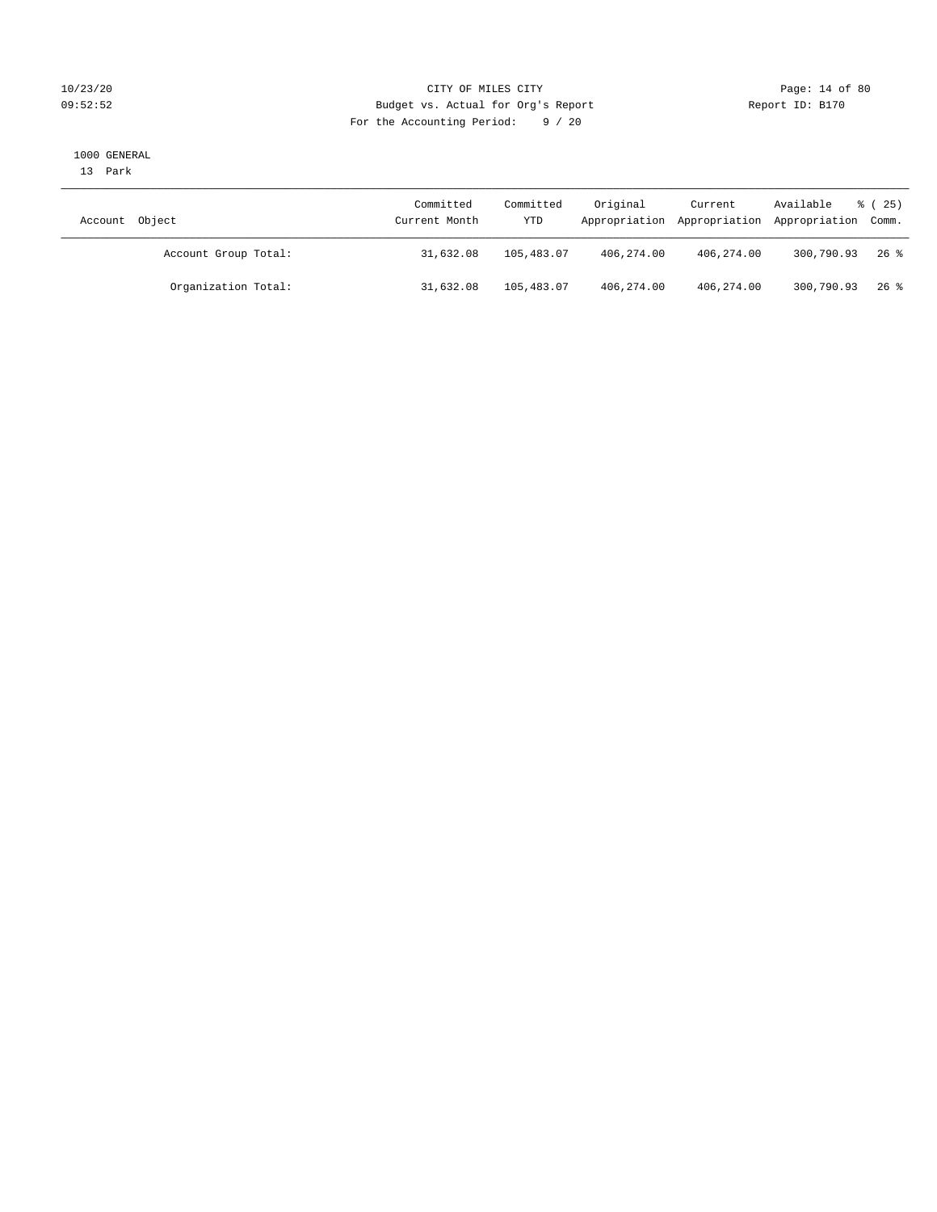CITY OF MILES CITY
Budget vs. Actual for Org's Report
For the Accounting Period: 9 / 20

1000 GENERAL
13 Park

| Account Object | Committed Current Month | Committed YTD | Original Appropriation | Current Appropriation | Available Appropriation | % ( 25) Comm. |
|---|---|---|---|---|---|---|
| Account Group Total: | 31,632.08 | 105,483.07 | 406,274.00 | 406,274.00 | 300,790.93 | 26 % |
| Organization Total: | 31,632.08 | 105,483.07 | 406,274.00 | 406,274.00 | 300,790.93 | 26 % |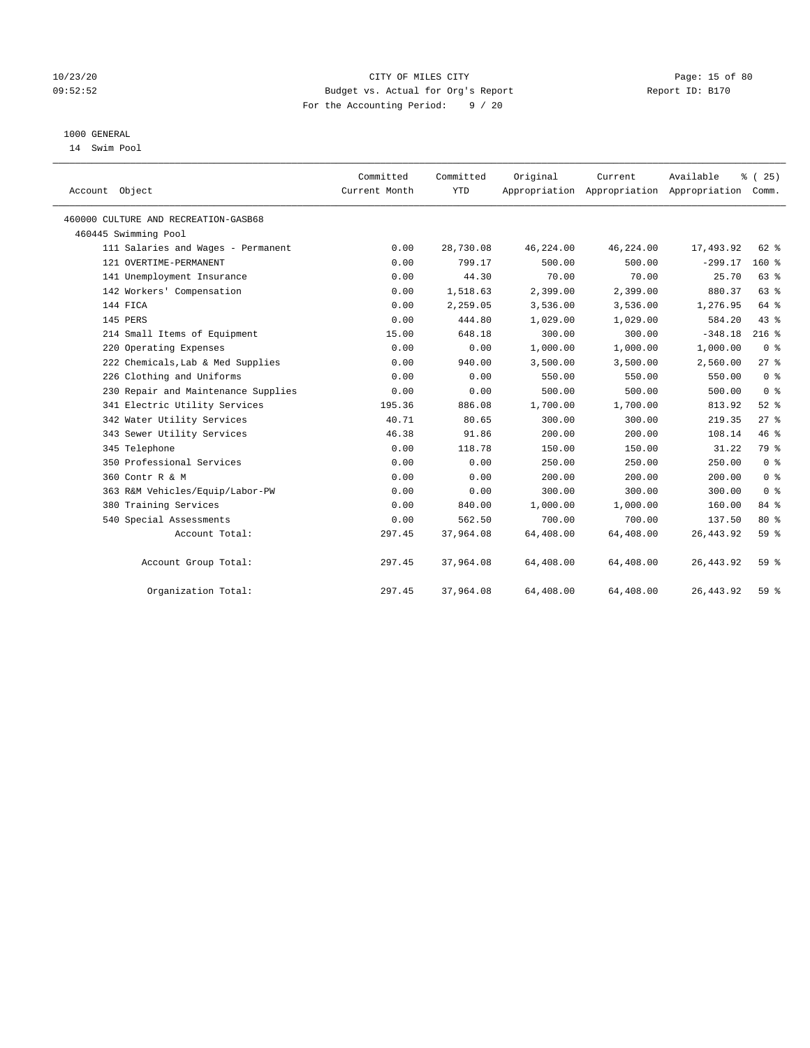# CITY OF MILES CITY

Budget vs. Actual for Org's Report

For the Accounting Period: 9 / 20

1000 GENERAL

14 Swim Pool

| Account Object | Committed Current Month | Committed YTD | Original Appropriation | Current Appropriation | Available Appropriation | % ( 25) Comm. |
|---|---|---|---|---|---|---|
| 460000 CULTURE AND RECREATION-GASB68 | | | | | | |
| 460445 Swimming Pool | | | | | | |
| 111 Salaries and Wages - Permanent | 0.00 | 28,730.08 | 46,224.00 | 46,224.00 | 17,493.92 | 62 % |
| 121 OVERTIME-PERMANENT | 0.00 | 799.17 | 500.00 | 500.00 | -299.17 | 160 % |
| 141 Unemployment Insurance | 0.00 | 44.30 | 70.00 | 70.00 | 25.70 | 63 % |
| 142 Workers' Compensation | 0.00 | 1,518.63 | 2,399.00 | 2,399.00 | 880.37 | 63 % |
| 144 FICA | 0.00 | 2,259.05 | 3,536.00 | 3,536.00 | 1,276.95 | 64 % |
| 145 PERS | 0.00 | 444.80 | 1,029.00 | 1,029.00 | 584.20 | 43 % |
| 214 Small Items of Equipment | 15.00 | 648.18 | 300.00 | 300.00 | -348.18 | 216 % |
| 220 Operating Expenses | 0.00 | 0.00 | 1,000.00 | 1,000.00 | 1,000.00 | 0 % |
| 222 Chemicals,Lab & Med Supplies | 0.00 | 940.00 | 3,500.00 | 3,500.00 | 2,560.00 | 27 % |
| 226 Clothing and Uniforms | 0.00 | 0.00 | 550.00 | 550.00 | 550.00 | 0 % |
| 230 Repair and Maintenance Supplies | 0.00 | 0.00 | 500.00 | 500.00 | 500.00 | 0 % |
| 341 Electric Utility Services | 195.36 | 886.08 | 1,700.00 | 1,700.00 | 813.92 | 52 % |
| 342 Water Utility Services | 40.71 | 80.65 | 300.00 | 300.00 | 219.35 | 27 % |
| 343 Sewer Utility Services | 46.38 | 91.86 | 200.00 | 200.00 | 108.14 | 46 % |
| 345 Telephone | 0.00 | 118.78 | 150.00 | 150.00 | 31.22 | 79 % |
| 350 Professional Services | 0.00 | 0.00 | 250.00 | 250.00 | 250.00 | 0 % |
| 360 Contr R & M | 0.00 | 0.00 | 200.00 | 200.00 | 200.00 | 0 % |
| 363 R&M Vehicles/Equip/Labor-PW | 0.00 | 0.00 | 300.00 | 300.00 | 300.00 | 0 % |
| 380 Training Services | 0.00 | 840.00 | 1,000.00 | 1,000.00 | 160.00 | 84 % |
| 540 Special Assessments | 0.00 | 562.50 | 700.00 | 700.00 | 137.50 | 80 % |
| Account Total: | 297.45 | 37,964.08 | 64,408.00 | 64,408.00 | 26,443.92 | 59 % |
| Account Group Total: | 297.45 | 37,964.08 | 64,408.00 | 64,408.00 | 26,443.92 | 59 % |
| Organization Total: | 297.45 | 37,964.08 | 64,408.00 | 64,408.00 | 26,443.92 | 59 % |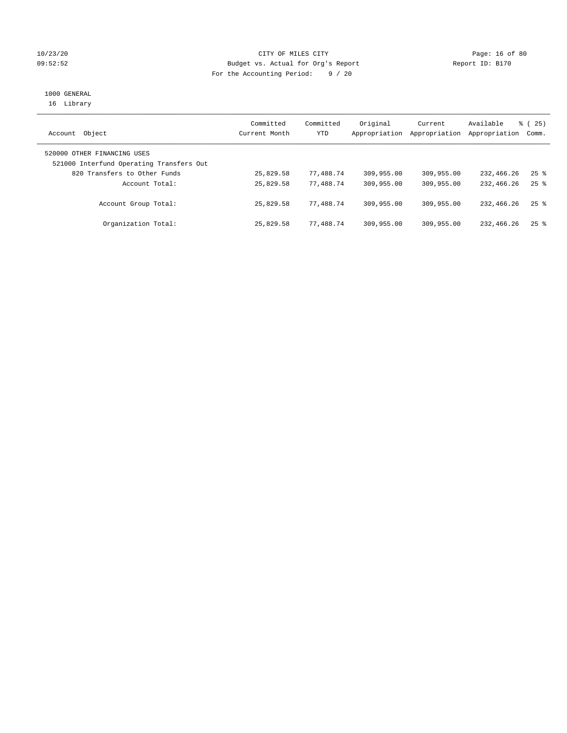CITY OF MILES CITY
Budget vs. Actual for Org's Report
For the Accounting Period: 9 / 20

10/23/20
09:52:52

Report ID: B170

1000 GENERAL
16 Library

| Account Object | Committed Current Month | Committed YTD | Original Appropriation | Current Appropriation | Available Appropriation | % ( 25) Comm. |
|---|---|---|---|---|---|---|
| 520000 OTHER FINANCING USES | | | | | | |
| 521000 Interfund Operating Transfers Out | | | | | | |
| 820 Transfers to Other Funds | 25,829.58 | 77,488.74 | 309,955.00 | 309,955.00 | 232,466.26 | 25 % |
| Account Total: | 25,829.58 | 77,488.74 | 309,955.00 | 309,955.00 | 232,466.26 | 25 % |
| Account Group Total: | 25,829.58 | 77,488.74 | 309,955.00 | 309,955.00 | 232,466.26 | 25 % |
| Organization Total: | 25,829.58 | 77,488.74 | 309,955.00 | 309,955.00 | 232,466.26 | 25 % |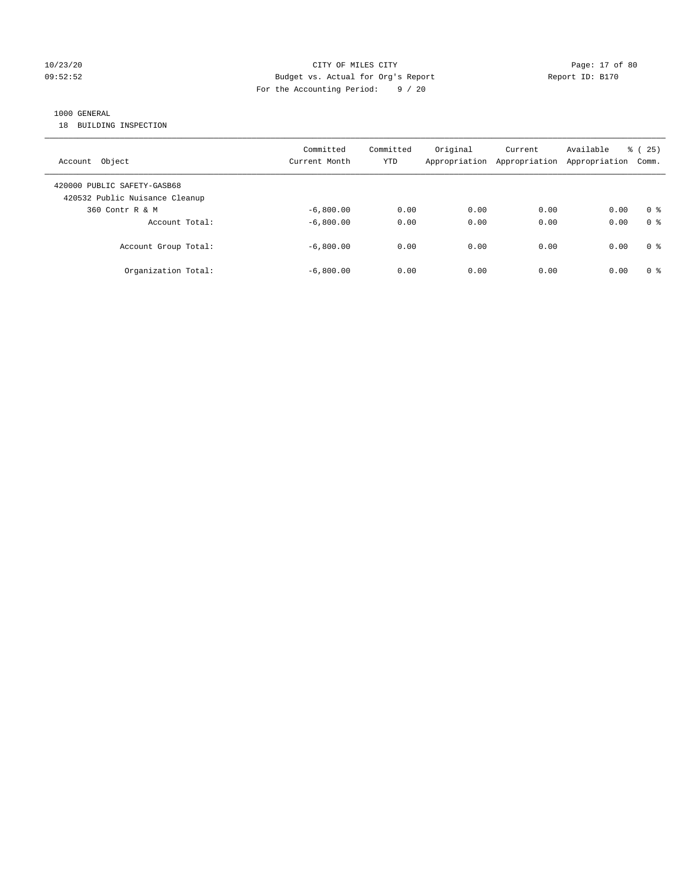CITY OF MILES CITY
Budget vs. Actual for Org's Report
For the Accounting Period: 9 / 20

10/23/20
09:52:52

Report ID: B170

1000 GENERAL
18 BUILDING INSPECTION

| Account Object | Committed Current Month | Committed YTD | Original Appropriation | Current Appropriation | Available Appropriation | % ( 25) Comm. |
|---|---|---|---|---|---|---|
| 420000 PUBLIC SAFETY-GASB68 | | | | | | |
| 420532 Public Nuisance Cleanup | | | | | | |
| 360 Contr R & M | -6,800.00 | 0.00 | 0.00 | 0.00 | 0.00 | 0 % |
| Account Total: | -6,800.00 | 0.00 | 0.00 | 0.00 | 0.00 | 0 % |
| Account Group Total: | -6,800.00 | 0.00 | 0.00 | 0.00 | 0.00 | 0 % |
| Organization Total: | -6,800.00 | 0.00 | 0.00 | 0.00 | 0.00 | 0 % |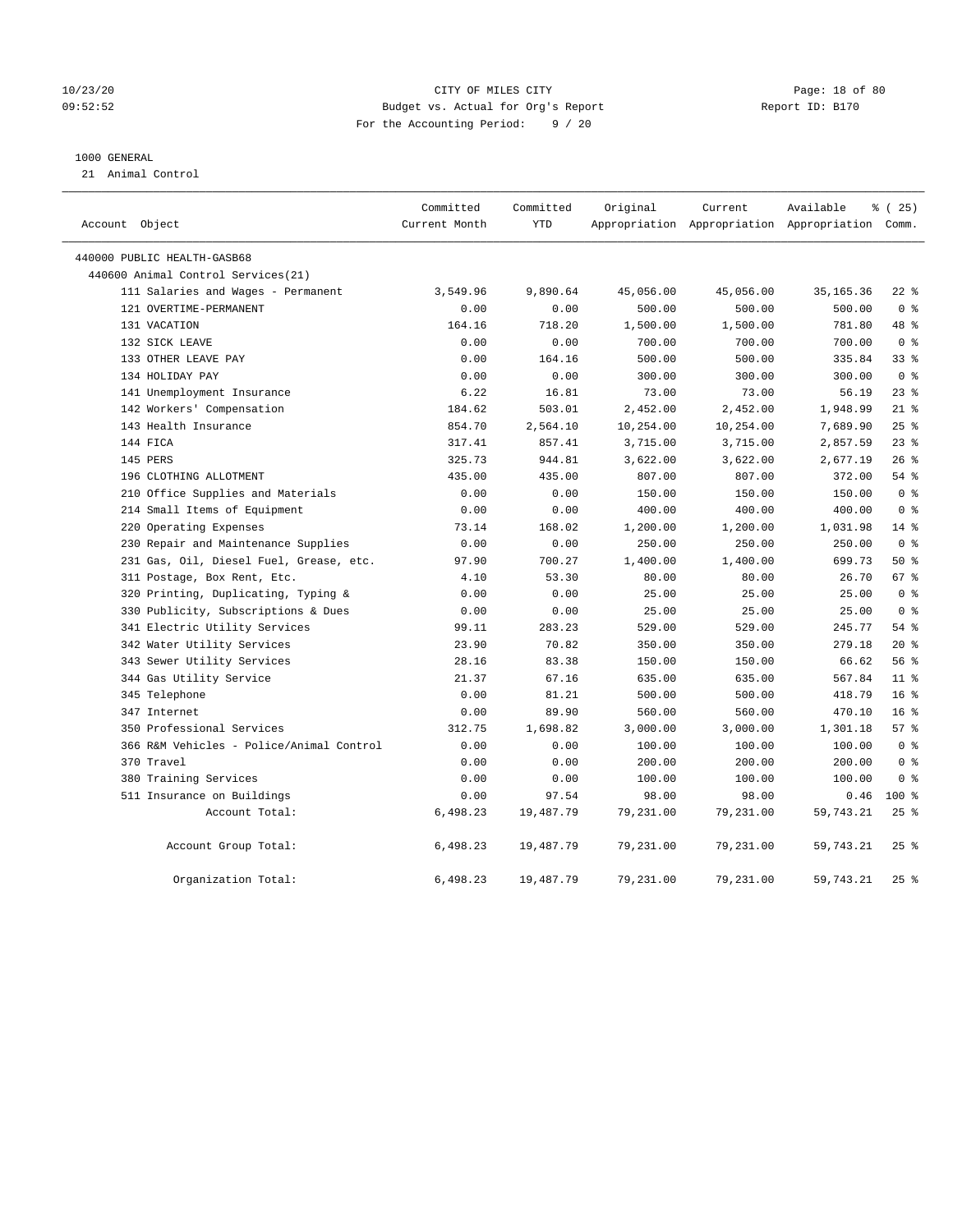CITY OF MILES CITY
Budget vs. Actual for Org's Report
For the Accounting Period: 9 / 20

1000 GENERAL
21 Animal Control

| Account Object | Committed Current Month | Committed YTD | Original Appropriation | Current Appropriation | Available Appropriation | % ( 25) Comm. |
|---|---|---|---|---|---|---|
| 440000 PUBLIC HEALTH-GASB68 | | | | | | |
| 440600 Animal Control Services(21) | | | | | | |
| 111 Salaries and Wages - Permanent | 3,549.96 | 9,890.64 | 45,056.00 | 45,056.00 | 35,165.36 | 22 % |
| 121 OVERTIME-PERMANENT | 0.00 | 0.00 | 500.00 | 500.00 | 500.00 | 0 % |
| 131 VACATION | 164.16 | 718.20 | 1,500.00 | 1,500.00 | 781.80 | 48 % |
| 132 SICK LEAVE | 0.00 | 0.00 | 700.00 | 700.00 | 700.00 | 0 % |
| 133 OTHER LEAVE PAY | 0.00 | 164.16 | 500.00 | 500.00 | 335.84 | 33 % |
| 134 HOLIDAY PAY | 0.00 | 0.00 | 300.00 | 300.00 | 300.00 | 0 % |
| 141 Unemployment Insurance | 6.22 | 16.81 | 73.00 | 73.00 | 56.19 | 23 % |
| 142 Workers' Compensation | 184.62 | 503.01 | 2,452.00 | 2,452.00 | 1,948.99 | 21 % |
| 143 Health Insurance | 854.70 | 2,564.10 | 10,254.00 | 10,254.00 | 7,689.90 | 25 % |
| 144 FICA | 317.41 | 857.41 | 3,715.00 | 3,715.00 | 2,857.59 | 23 % |
| 145 PERS | 325.73 | 944.81 | 3,622.00 | 3,622.00 | 2,677.19 | 26 % |
| 196 CLOTHING ALLOTMENT | 435.00 | 435.00 | 807.00 | 807.00 | 372.00 | 54 % |
| 210 Office Supplies and Materials | 0.00 | 0.00 | 150.00 | 150.00 | 150.00 | 0 % |
| 214 Small Items of Equipment | 0.00 | 0.00 | 400.00 | 400.00 | 400.00 | 0 % |
| 220 Operating Expenses | 73.14 | 168.02 | 1,200.00 | 1,200.00 | 1,031.98 | 14 % |
| 230 Repair and Maintenance Supplies | 0.00 | 0.00 | 250.00 | 250.00 | 250.00 | 0 % |
| 231 Gas, Oil, Diesel Fuel, Grease, etc. | 97.90 | 700.27 | 1,400.00 | 1,400.00 | 699.73 | 50 % |
| 311 Postage, Box Rent, Etc. | 4.10 | 53.30 | 80.00 | 80.00 | 26.70 | 67 % |
| 320 Printing, Duplicating, Typing & | 0.00 | 0.00 | 25.00 | 25.00 | 25.00 | 0 % |
| 330 Publicity, Subscriptions & Dues | 0.00 | 0.00 | 25.00 | 25.00 | 25.00 | 0 % |
| 341 Electric Utility Services | 99.11 | 283.23 | 529.00 | 529.00 | 245.77 | 54 % |
| 342 Water Utility Services | 23.90 | 70.82 | 350.00 | 350.00 | 279.18 | 20 % |
| 343 Sewer Utility Services | 28.16 | 83.38 | 150.00 | 150.00 | 66.62 | 56 % |
| 344 Gas Utility Service | 21.37 | 67.16 | 635.00 | 635.00 | 567.84 | 11 % |
| 345 Telephone | 0.00 | 81.21 | 500.00 | 500.00 | 418.79 | 16 % |
| 347 Internet | 0.00 | 89.90 | 560.00 | 560.00 | 470.10 | 16 % |
| 350 Professional Services | 312.75 | 1,698.82 | 3,000.00 | 3,000.00 | 1,301.18 | 57 % |
| 366 R&M Vehicles - Police/Animal Control | 0.00 | 0.00 | 100.00 | 100.00 | 100.00 | 0 % |
| 370 Travel | 0.00 | 0.00 | 200.00 | 200.00 | 200.00 | 0 % |
| 380 Training Services | 0.00 | 0.00 | 100.00 | 100.00 | 100.00 | 0 % |
| 511 Insurance on Buildings | 0.00 | 97.54 | 98.00 | 98.00 | 0.46 | 100 % |
| Account Total: | 6,498.23 | 19,487.79 | 79,231.00 | 79,231.00 | 59,743.21 | 25 % |
| Account Group Total: | 6,498.23 | 19,487.79 | 79,231.00 | 79,231.00 | 59,743.21 | 25 % |
| Organization Total: | 6,498.23 | 19,487.79 | 79,231.00 | 79,231.00 | 59,743.21 | 25 % |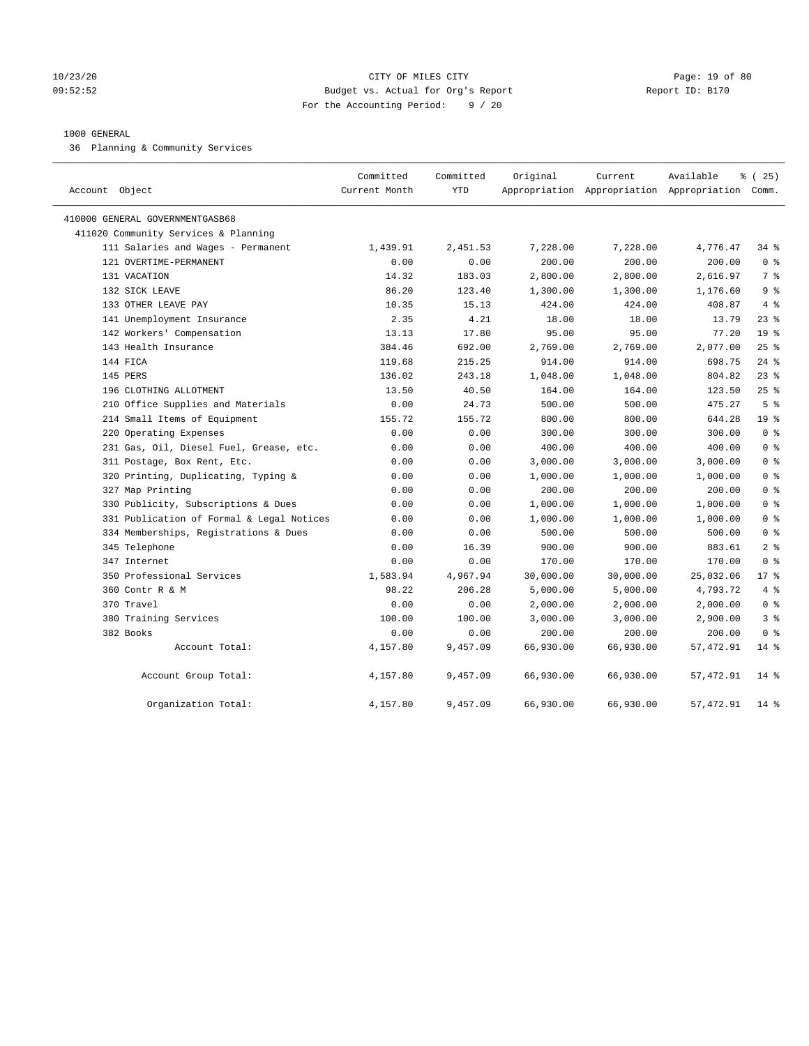CITY OF MILES CITY
Budget vs. Actual for Org's Report
For the Accounting Period: 9 / 20

1000 GENERAL

36 Planning & Community Services

| Account Object | Committed Current Month | Committed YTD | Original Appropriation | Current Appropriation | Available Appropriation | % ( 25) Comm. |
|---|---|---|---|---|---|---|
| 410000 GENERAL GOVERNMENTGASB68 | | | | | | |
| 411020 Community Services & Planning | | | | | | |
| 111 Salaries and Wages - Permanent | 1,439.91 | 2,451.53 | 7,228.00 | 7,228.00 | 4,776.47 | 34 % |
| 121 OVERTIME-PERMANENT | 0.00 | 0.00 | 200.00 | 200.00 | 200.00 | 0 % |
| 131 VACATION | 14.32 | 183.03 | 2,800.00 | 2,800.00 | 2,616.97 | 7 % |
| 132 SICK LEAVE | 86.20 | 123.40 | 1,300.00 | 1,300.00 | 1,176.60 | 9 % |
| 133 OTHER LEAVE PAY | 10.35 | 15.13 | 424.00 | 424.00 | 408.87 | 4 % |
| 141 Unemployment Insurance | 2.35 | 4.21 | 18.00 | 18.00 | 13.79 | 23 % |
| 142 Workers' Compensation | 13.13 | 17.80 | 95.00 | 95.00 | 77.20 | 19 % |
| 143 Health Insurance | 384.46 | 692.00 | 2,769.00 | 2,769.00 | 2,077.00 | 25 % |
| 144 FICA | 119.68 | 215.25 | 914.00 | 914.00 | 698.75 | 24 % |
| 145 PERS | 136.02 | 243.18 | 1,048.00 | 1,048.00 | 804.82 | 23 % |
| 196 CLOTHING ALLOTMENT | 13.50 | 40.50 | 164.00 | 164.00 | 123.50 | 25 % |
| 210 Office Supplies and Materials | 0.00 | 24.73 | 500.00 | 500.00 | 475.27 | 5 % |
| 214 Small Items of Equipment | 155.72 | 155.72 | 800.00 | 800.00 | 644.28 | 19 % |
| 220 Operating Expenses | 0.00 | 0.00 | 300.00 | 300.00 | 300.00 | 0 % |
| 231 Gas, Oil, Diesel Fuel, Grease, etc. | 0.00 | 0.00 | 400.00 | 400.00 | 400.00 | 0 % |
| 311 Postage, Box Rent, Etc. | 0.00 | 0.00 | 3,000.00 | 3,000.00 | 3,000.00 | 0 % |
| 320 Printing, Duplicating, Typing & | 0.00 | 0.00 | 1,000.00 | 1,000.00 | 1,000.00 | 0 % |
| 327 Map Printing | 0.00 | 0.00 | 200.00 | 200.00 | 200.00 | 0 % |
| 330 Publicity, Subscriptions & Dues | 0.00 | 0.00 | 1,000.00 | 1,000.00 | 1,000.00 | 0 % |
| 331 Publication of Formal & Legal Notices | 0.00 | 0.00 | 1,000.00 | 1,000.00 | 1,000.00 | 0 % |
| 334 Memberships, Registrations & Dues | 0.00 | 0.00 | 500.00 | 500.00 | 500.00 | 0 % |
| 345 Telephone | 0.00 | 16.39 | 900.00 | 900.00 | 883.61 | 2 % |
| 347 Internet | 0.00 | 0.00 | 170.00 | 170.00 | 170.00 | 0 % |
| 350 Professional Services | 1,583.94 | 4,967.94 | 30,000.00 | 30,000.00 | 25,032.06 | 17 % |
| 360 Contr R & M | 98.22 | 206.28 | 5,000.00 | 5,000.00 | 4,793.72 | 4 % |
| 370 Travel | 0.00 | 0.00 | 2,000.00 | 2,000.00 | 2,000.00 | 0 % |
| 380 Training Services | 100.00 | 100.00 | 3,000.00 | 3,000.00 | 2,900.00 | 3 % |
| 382 Books | 0.00 | 0.00 | 200.00 | 200.00 | 200.00 | 0 % |
| Account Total: | 4,157.80 | 9,457.09 | 66,930.00 | 66,930.00 | 57,472.91 | 14 % |
| Account Group Total: | 4,157.80 | 9,457.09 | 66,930.00 | 66,930.00 | 57,472.91 | 14 % |
| Organization Total: | 4,157.80 | 9,457.09 | 66,930.00 | 66,930.00 | 57,472.91 | 14 % |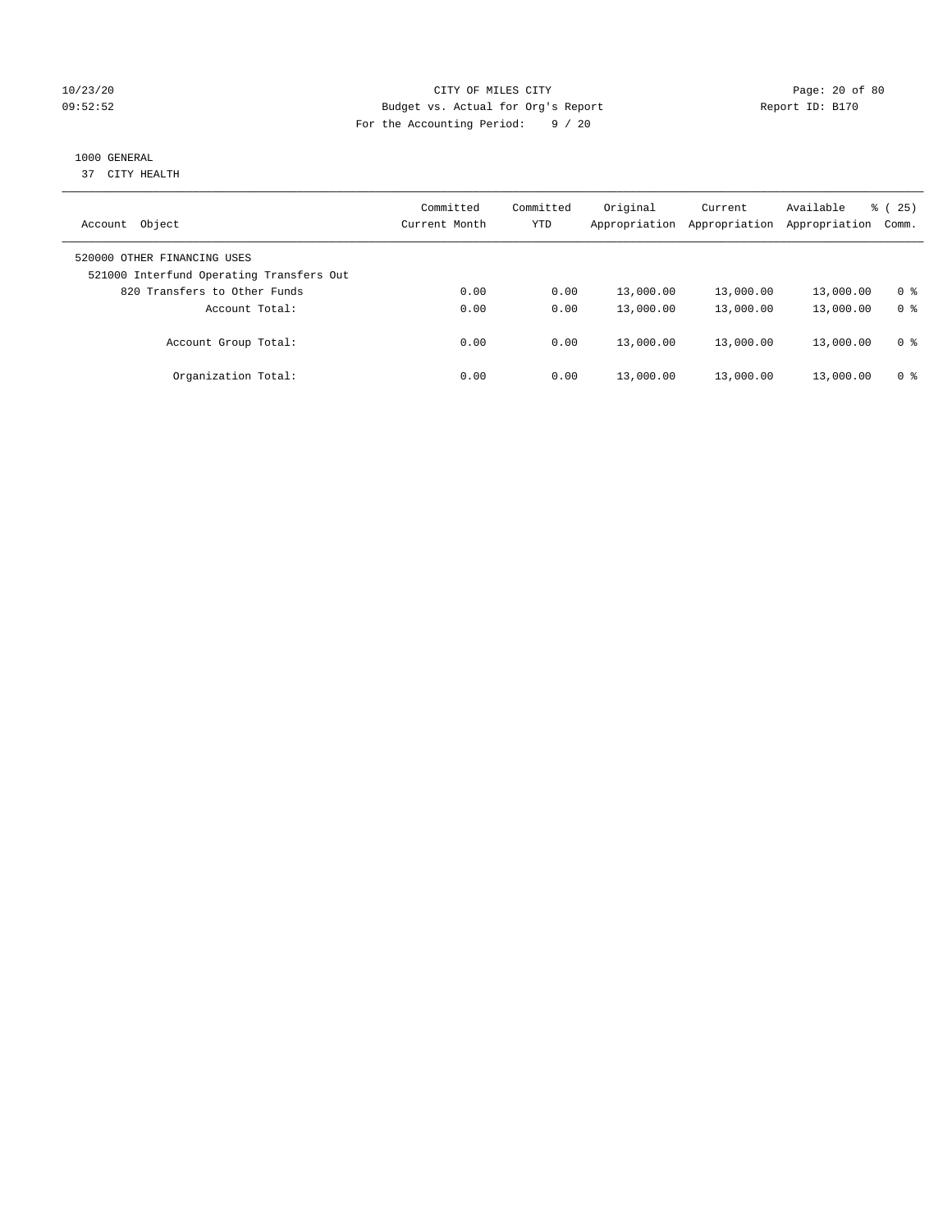CITY OF MILES CITY
Budget vs. Actual for Org's Report
For the Accounting Period: 9 / 20

10/23/20
09:52:52

Report ID: B170

1000 GENERAL
37 CITY HEALTH

| Account Object | Committed Current Month | Committed YTD | Original Appropriation | Current Appropriation | Available Appropriation | % ( 25) Comm. |
|---|---|---|---|---|---|---|
| 520000 OTHER FINANCING USES | | | | | | |
| 521000 Interfund Operating Transfers Out | | | | | | |
| 820 Transfers to Other Funds | 0.00 | 0.00 | 13,000.00 | 13,000.00 | 13,000.00 | 0 % |
| Account Total: | 0.00 | 0.00 | 13,000.00 | 13,000.00 | 13,000.00 | 0 % |
| Account Group Total: | 0.00 | 0.00 | 13,000.00 | 13,000.00 | 13,000.00 | 0 % |
| Organization Total: | 0.00 | 0.00 | 13,000.00 | 13,000.00 | 13,000.00 | 0 % |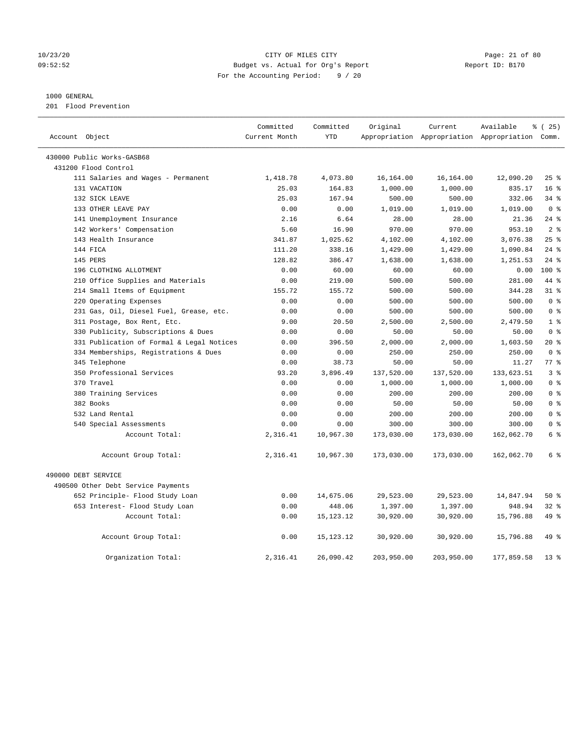CITY OF MILES CITY
Budget vs. Actual for Org's Report
For the Accounting Period: 9 / 20

10/23/20
09:52:52

Report ID: B170

1000 GENERAL
201 Flood Prevention

| Account Object | Committed Current Month | Committed YTD | Original Appropriation | Current Appropriation | Available Appropriation | % ( 25) Comm. |
|---|---|---|---|---|---|---|
| 430000 Public Works-GASB68 | | | | | | |
| 431200 Flood Control | | | | | | |
| 111 Salaries and Wages - Permanent | 1,418.78 | 4,073.80 | 16,164.00 | 16,164.00 | 12,090.20 | 25 % |
| 131 VACATION | 25.03 | 164.83 | 1,000.00 | 1,000.00 | 835.17 | 16 % |
| 132 SICK LEAVE | 25.03 | 167.94 | 500.00 | 500.00 | 332.06 | 34 % |
| 133 OTHER LEAVE PAY | 0.00 | 0.00 | 1,019.00 | 1,019.00 | 1,019.00 | 0 % |
| 141 Unemployment Insurance | 2.16 | 6.64 | 28.00 | 28.00 | 21.36 | 24 % |
| 142 Workers' Compensation | 5.60 | 16.90 | 970.00 | 970.00 | 953.10 | 2 % |
| 143 Health Insurance | 341.87 | 1,025.62 | 4,102.00 | 4,102.00 | 3,076.38 | 25 % |
| 144 FICA | 111.20 | 338.16 | 1,429.00 | 1,429.00 | 1,090.84 | 24 % |
| 145 PERS | 128.82 | 386.47 | 1,638.00 | 1,638.00 | 1,251.53 | 24 % |
| 196 CLOTHING ALLOTMENT | 0.00 | 60.00 | 60.00 | 60.00 | 0.00 | 100 % |
| 210 Office Supplies and Materials | 0.00 | 219.00 | 500.00 | 500.00 | 281.00 | 44 % |
| 214 Small Items of Equipment | 155.72 | 155.72 | 500.00 | 500.00 | 344.28 | 31 % |
| 220 Operating Expenses | 0.00 | 0.00 | 500.00 | 500.00 | 500.00 | 0 % |
| 231 Gas, Oil, Diesel Fuel, Grease, etc. | 0.00 | 0.00 | 500.00 | 500.00 | 500.00 | 0 % |
| 311 Postage, Box Rent, Etc. | 9.00 | 20.50 | 2,500.00 | 2,500.00 | 2,479.50 | 1 % |
| 330 Publicity, Subscriptions & Dues | 0.00 | 0.00 | 50.00 | 50.00 | 50.00 | 0 % |
| 331 Publication of Formal & Legal Notices | 0.00 | 396.50 | 2,000.00 | 2,000.00 | 1,603.50 | 20 % |
| 334 Memberships, Registrations & Dues | 0.00 | 0.00 | 250.00 | 250.00 | 250.00 | 0 % |
| 345 Telephone | 0.00 | 38.73 | 50.00 | 50.00 | 11.27 | 77 % |
| 350 Professional Services | 93.20 | 3,896.49 | 137,520.00 | 137,520.00 | 133,623.51 | 3 % |
| 370 Travel | 0.00 | 0.00 | 1,000.00 | 1,000.00 | 1,000.00 | 0 % |
| 380 Training Services | 0.00 | 0.00 | 200.00 | 200.00 | 200.00 | 0 % |
| 382 Books | 0.00 | 0.00 | 50.00 | 50.00 | 50.00 | 0 % |
| 532 Land Rental | 0.00 | 0.00 | 200.00 | 200.00 | 200.00 | 0 % |
| 540 Special Assessments | 0.00 | 0.00 | 300.00 | 300.00 | 300.00 | 0 % |
| Account Total: | 2,316.41 | 10,967.30 | 173,030.00 | 173,030.00 | 162,062.70 | 6 % |
| Account Group Total: | 2,316.41 | 10,967.30 | 173,030.00 | 173,030.00 | 162,062.70 | 6 % |
| 490000 DEBT SERVICE | | | | | | |
| 490500 Other Debt Service Payments | | | | | | |
| 652 Principle- Flood Study Loan | 0.00 | 14,675.06 | 29,523.00 | 29,523.00 | 14,847.94 | 50 % |
| 653 Interest- Flood Study Loan | 0.00 | 448.06 | 1,397.00 | 1,397.00 | 948.94 | 32 % |
| Account Total: | 0.00 | 15,123.12 | 30,920.00 | 30,920.00 | 15,796.88 | 49 % |
| Account Group Total: | 0.00 | 15,123.12 | 30,920.00 | 30,920.00 | 15,796.88 | 49 % |
| Organization Total: | 2,316.41 | 26,090.42 | 203,950.00 | 203,950.00 | 177,859.58 | 13 % |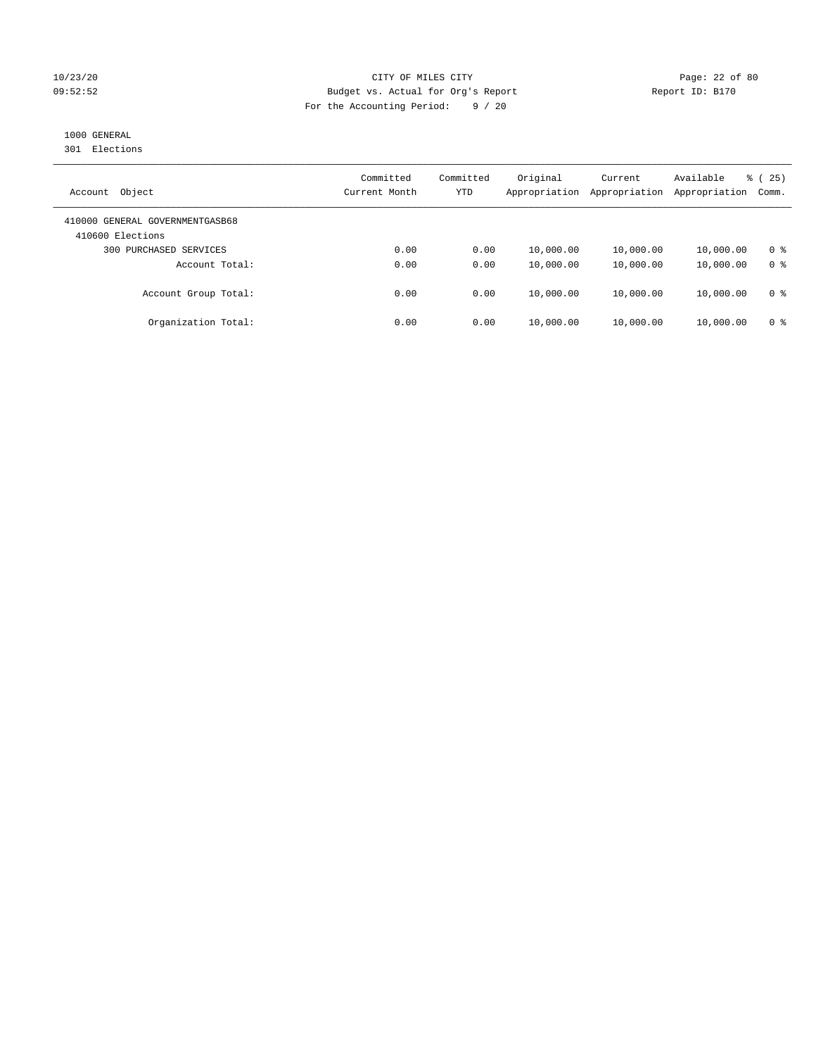CITY OF MILES CITY
Budget vs. Actual for Org's Report
For the Accounting Period: 9 / 20

10/23/20
09:52:52

Report ID: B170

1000 GENERAL
301 Elections

| Account Object | Committed Current Month | Committed YTD | Original Appropriation | Current Appropriation | Available Appropriation | % ( 25) Comm. |
|---|---|---|---|---|---|---|
| 410000 GENERAL GOVERNMENTGASB68 | | | | | | |
| 410600 Elections | | | | | | |
| 300 PURCHASED SERVICES | 0.00 | 0.00 | 10,000.00 | 10,000.00 | 10,000.00 | 0 % |
| Account Total: | 0.00 | 0.00 | 10,000.00 | 10,000.00 | 10,000.00 | 0 % |
| Account Group Total: | 0.00 | 0.00 | 10,000.00 | 10,000.00 | 10,000.00 | 0 % |
| Organization Total: | 0.00 | 0.00 | 10,000.00 | 10,000.00 | 10,000.00 | 0 % |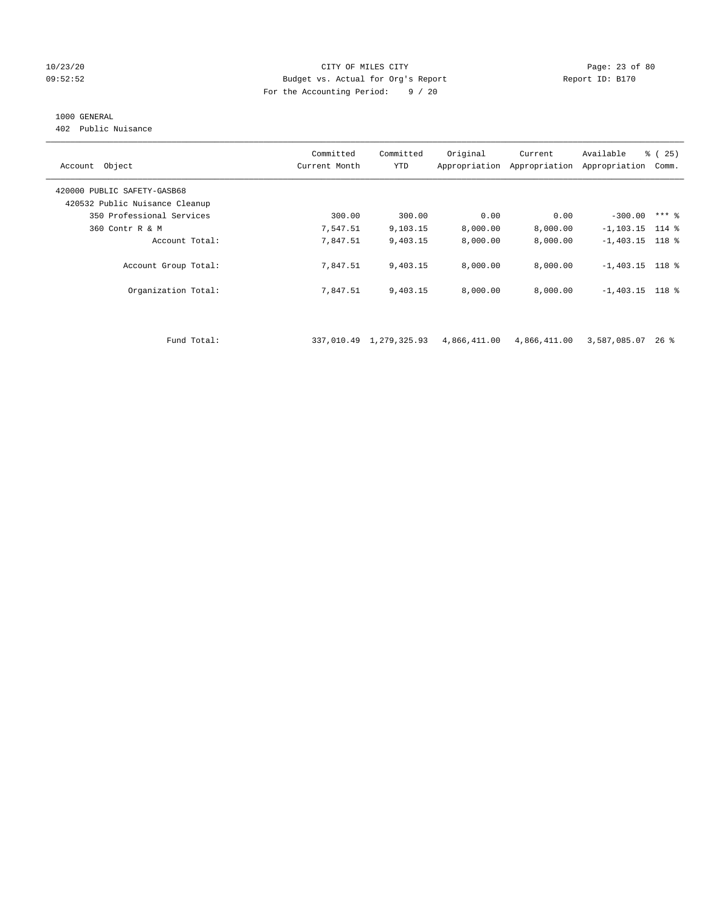CITY OF MILES CITY
Budget vs. Actual for Org's Report
For the Accounting Period: 9 / 20

1000 GENERAL
402 Public Nuisance

| Account Object | Committed Current Month | Committed YTD | Original Appropriation | Current Appropriation | Available Appropriation | % ( 25) Comm. |
|---|---|---|---|---|---|---|
| 420000 PUBLIC SAFETY-GASB68 | | | | | | |
| 420532 Public Nuisance Cleanup | | | | | | |
| 350 Professional Services | 300.00 | 300.00 | 0.00 | 0.00 | -300.00 | *** % |
| 360 Contr R & M | 7,547.51 | 9,103.15 | 8,000.00 | 8,000.00 | -1,103.15 | 114 % |
| Account Total: | 7,847.51 | 9,403.15 | 8,000.00 | 8,000.00 | -1,403.15 | 118 % |
| Account Group Total: | 7,847.51 | 9,403.15 | 8,000.00 | 8,000.00 | -1,403.15 | 118 % |
| Organization Total: | 7,847.51 | 9,403.15 | 8,000.00 | 8,000.00 | -1,403.15 | 118 % |
| Fund Total: | 337,010.49 | 1,279,325.93 | 4,866,411.00 | 4,866,411.00 | 3,587,085.07 | 26 % |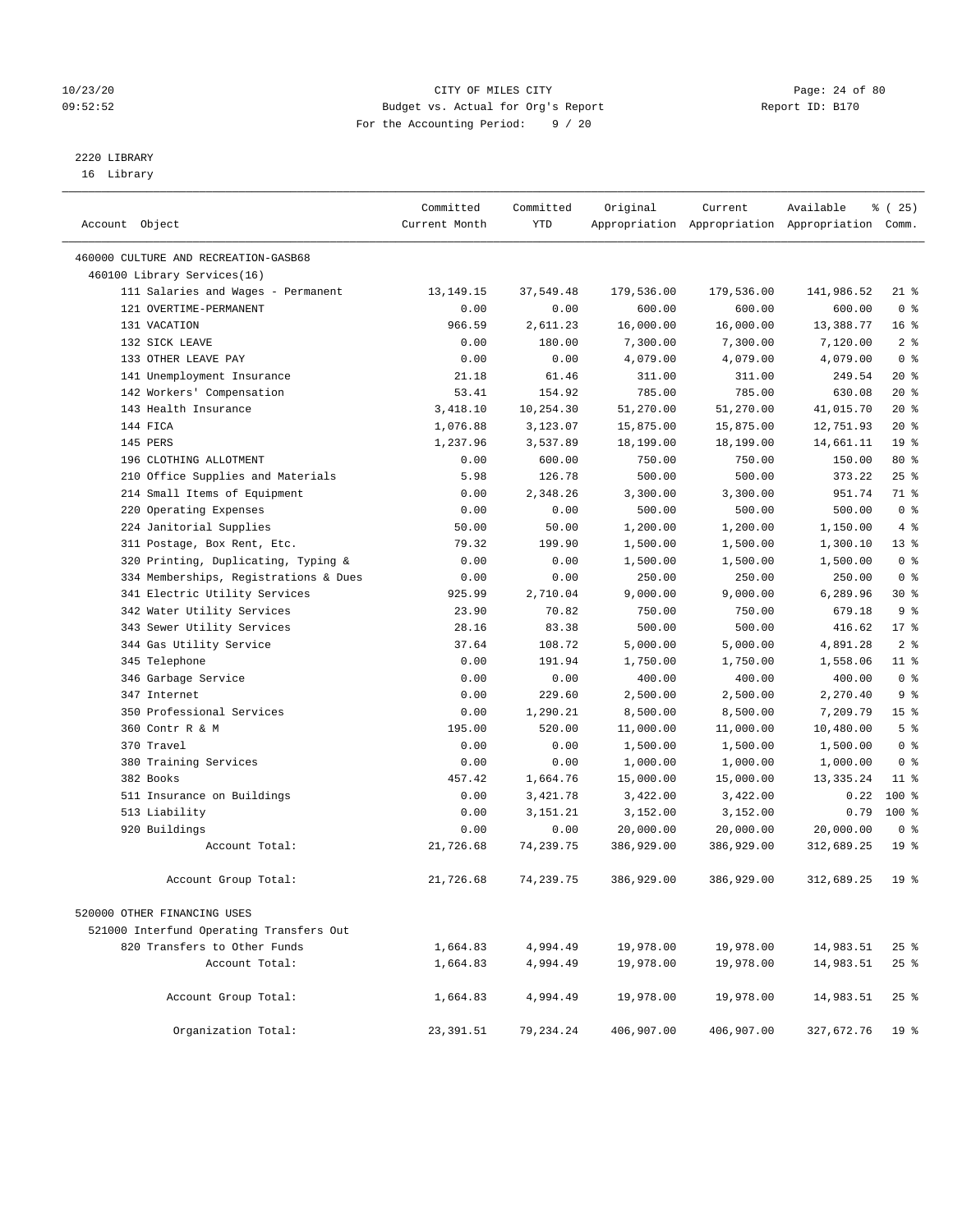CITY OF MILES CITY
Budget vs. Actual for Org's Report
For the Accounting Period: 9 / 20

10/23/20
09:52:52

Report ID: B170

## 2220 LIBRARY

16 Library

| Account Object | Committed Current Month | Committed YTD | Original Appropriation | Current Appropriation | Available Appropriation | % ( 25) Comm. |
|---|---|---|---|---|---|---|
| 460000 CULTURE AND RECREATION-GASB68 | | | | | | |
| 460100 Library Services(16) | | | | | | |
| 111 Salaries and Wages - Permanent | 13,149.15 | 37,549.48 | 179,536.00 | 179,536.00 | 141,986.52 | 21 % |
| 121 OVERTIME-PERMANENT | 0.00 | 0.00 | 600.00 | 600.00 | 600.00 | 0 % |
| 131 VACATION | 966.59 | 2,611.23 | 16,000.00 | 16,000.00 | 13,388.77 | 16 % |
| 132 SICK LEAVE | 0.00 | 180.00 | 7,300.00 | 7,300.00 | 7,120.00 | 2 % |
| 133 OTHER LEAVE PAY | 0.00 | 0.00 | 4,079.00 | 4,079.00 | 4,079.00 | 0 % |
| 141 Unemployment Insurance | 21.18 | 61.46 | 311.00 | 311.00 | 249.54 | 20 % |
| 142 Workers' Compensation | 53.41 | 154.92 | 785.00 | 785.00 | 630.08 | 20 % |
| 143 Health Insurance | 3,418.10 | 10,254.30 | 51,270.00 | 51,270.00 | 41,015.70 | 20 % |
| 144 FICA | 1,076.88 | 3,123.07 | 15,875.00 | 15,875.00 | 12,751.93 | 20 % |
| 145 PERS | 1,237.96 | 3,537.89 | 18,199.00 | 18,199.00 | 14,661.11 | 19 % |
| 196 CLOTHING ALLOTMENT | 0.00 | 600.00 | 750.00 | 750.00 | 150.00 | 80 % |
| 210 Office Supplies and Materials | 5.98 | 126.78 | 500.00 | 500.00 | 373.22 | 25 % |
| 214 Small Items of Equipment | 0.00 | 2,348.26 | 3,300.00 | 3,300.00 | 951.74 | 71 % |
| 220 Operating Expenses | 0.00 | 0.00 | 500.00 | 500.00 | 500.00 | 0 % |
| 224 Janitorial Supplies | 50.00 | 50.00 | 1,200.00 | 1,200.00 | 1,150.00 | 4 % |
| 311 Postage, Box Rent, Etc. | 79.32 | 199.90 | 1,500.00 | 1,500.00 | 1,300.10 | 13 % |
| 320 Printing, Duplicating, Typing & | 0.00 | 0.00 | 1,500.00 | 1,500.00 | 1,500.00 | 0 % |
| 334 Memberships, Registrations & Dues | 0.00 | 0.00 | 250.00 | 250.00 | 250.00 | 0 % |
| 341 Electric Utility Services | 925.99 | 2,710.04 | 9,000.00 | 9,000.00 | 6,289.96 | 30 % |
| 342 Water Utility Services | 23.90 | 70.82 | 750.00 | 750.00 | 679.18 | 9 % |
| 343 Sewer Utility Services | 28.16 | 83.38 | 500.00 | 500.00 | 416.62 | 17 % |
| 344 Gas Utility Service | 37.64 | 108.72 | 5,000.00 | 5,000.00 | 4,891.28 | 2 % |
| 345 Telephone | 0.00 | 191.94 | 1,750.00 | 1,750.00 | 1,558.06 | 11 % |
| 346 Garbage Service | 0.00 | 0.00 | 400.00 | 400.00 | 400.00 | 0 % |
| 347 Internet | 0.00 | 229.60 | 2,500.00 | 2,500.00 | 2,270.40 | 9 % |
| 350 Professional Services | 0.00 | 1,290.21 | 8,500.00 | 8,500.00 | 7,209.79 | 15 % |
| 360 Contr R & M | 195.00 | 520.00 | 11,000.00 | 11,000.00 | 10,480.00 | 5 % |
| 370 Travel | 0.00 | 0.00 | 1,500.00 | 1,500.00 | 1,500.00 | 0 % |
| 380 Training Services | 0.00 | 0.00 | 1,000.00 | 1,000.00 | 1,000.00 | 0 % |
| 382 Books | 457.42 | 1,664.76 | 15,000.00 | 15,000.00 | 13,335.24 | 11 % |
| 511 Insurance on Buildings | 0.00 | 3,421.78 | 3,422.00 | 3,422.00 | 0.22 | 100 % |
| 513 Liability | 0.00 | 3,151.21 | 3,152.00 | 3,152.00 | 0.79 | 100 % |
| 920 Buildings | 0.00 | 0.00 | 20,000.00 | 20,000.00 | 20,000.00 | 0 % |
| Account Total: | 21,726.68 | 74,239.75 | 386,929.00 | 386,929.00 | 312,689.25 | 19 % |
| Account Group Total: | 21,726.68 | 74,239.75 | 386,929.00 | 386,929.00 | 312,689.25 | 19 % |
| 520000 OTHER FINANCING USES | | | | | | |
| 521000 Interfund Operating Transfers Out | | | | | | |
| 820 Transfers to Other Funds | 1,664.83 | 4,994.49 | 19,978.00 | 19,978.00 | 14,983.51 | 25 % |
| Account Total: | 1,664.83 | 4,994.49 | 19,978.00 | 19,978.00 | 14,983.51 | 25 % |
| Account Group Total: | 1,664.83 | 4,994.49 | 19,978.00 | 19,978.00 | 14,983.51 | 25 % |
| Organization Total: | 23,391.51 | 79,234.24 | 406,907.00 | 406,907.00 | 327,672.76 | 19 % |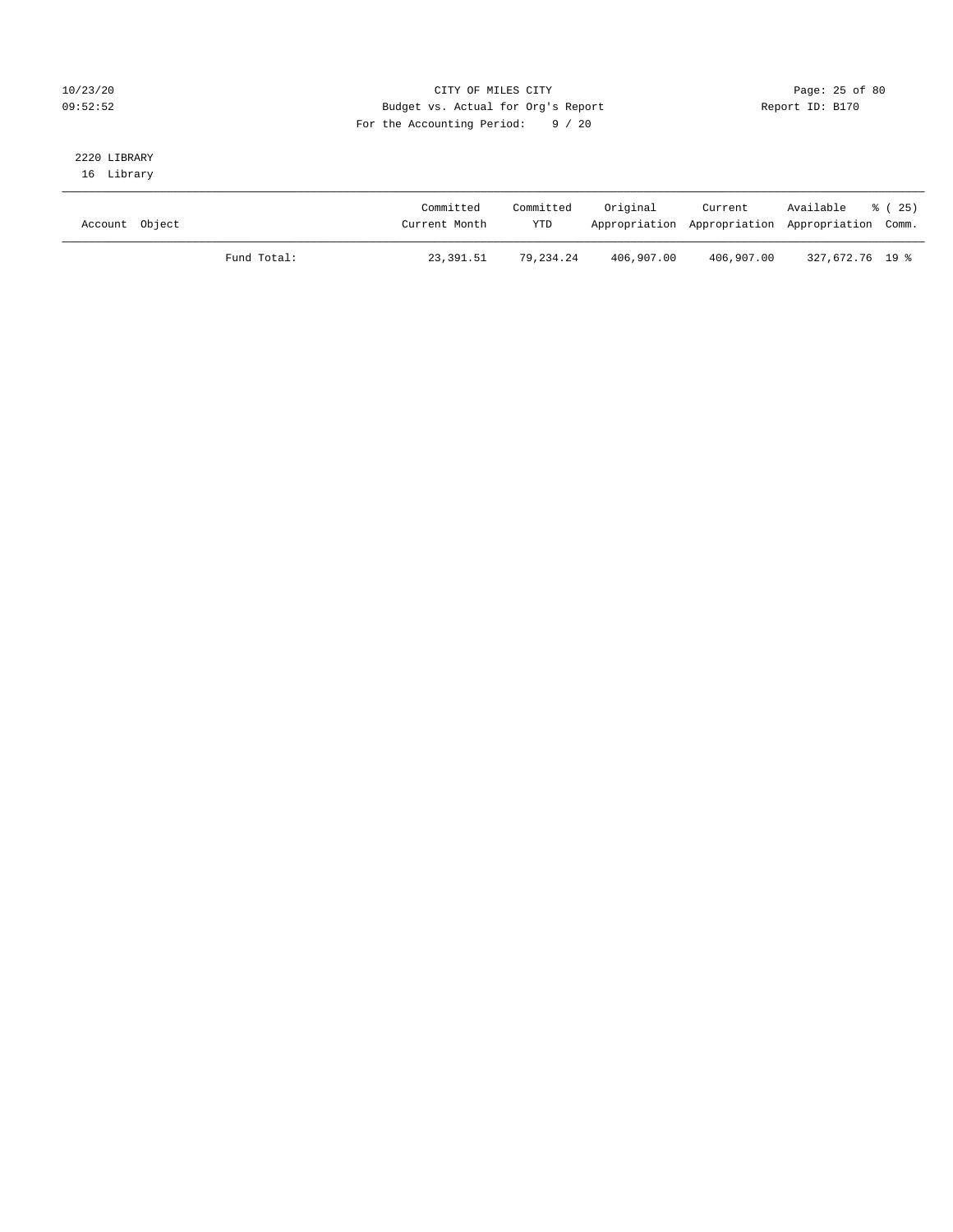CITY OF MILES CITY
Budget vs. Actual for Org's Report
For the Accounting Period: 9 / 20

10/23/20
09:52:52

Report ID: B170

2220 LIBRARY
16 Library

| Account | Object | Committed Current Month | Committed YTD | Original Appropriation | Current Appropriation | Available Appropriation | % ( 25) Comm. |
|---|---|---|---|---|---|---|---|
| | Fund Total: | 23,391.51 | 79,234.24 | 406,907.00 | 406,907.00 | 327,672.76 | 19 % |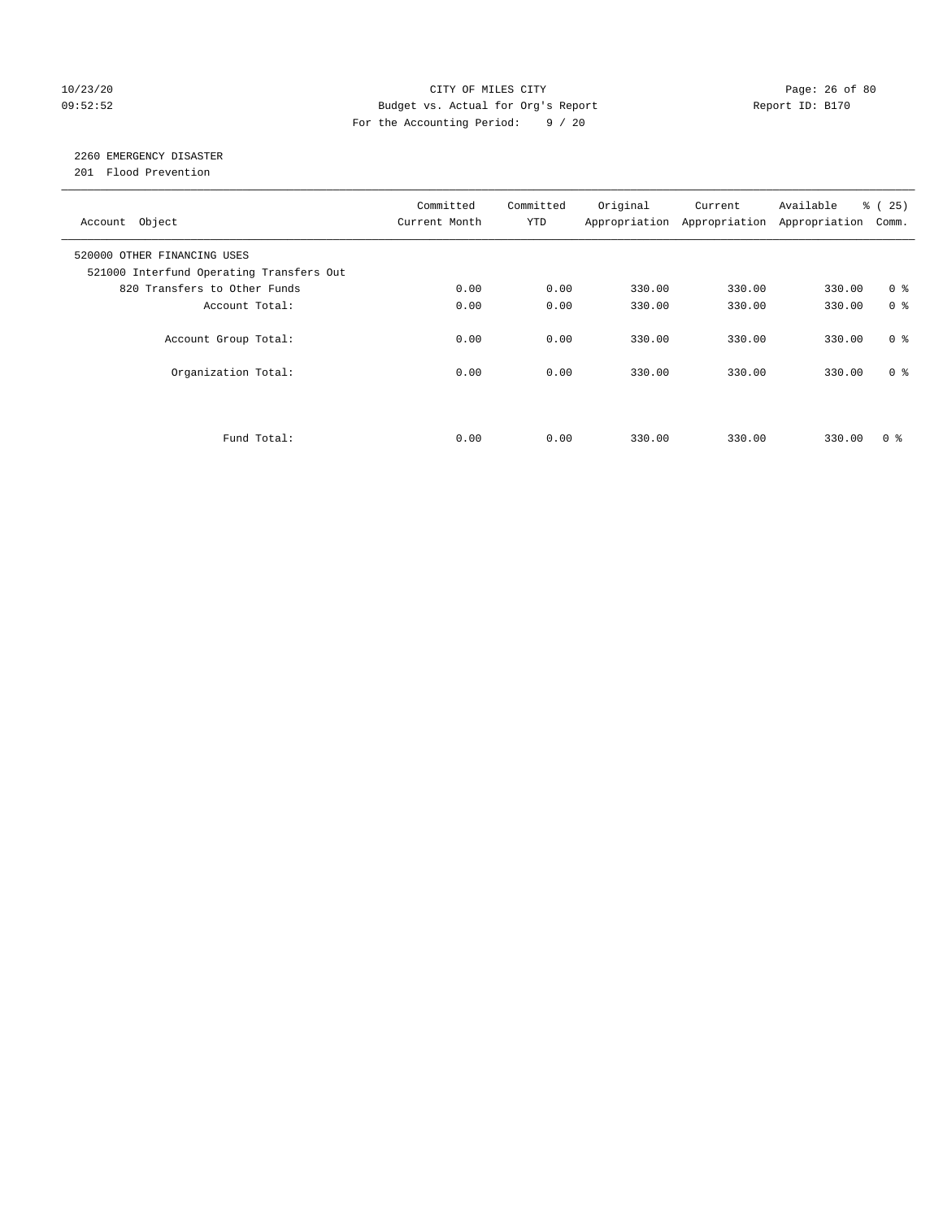CITY OF MILES CITY
Budget vs. Actual for Org's Report
For the Accounting Period: 9 / 20

10/23/20
09:52:52

Report ID: B170

## 2260 EMERGENCY DISASTER

201 Flood Prevention

| Account Object | Committed Current Month | Committed YTD | Original Appropriation | Current Appropriation | Available Appropriation | % ( 25) Comm. |
|---|---|---|---|---|---|---|
| 520000 OTHER FINANCING USES | | | | | | |
| 521000 Interfund Operating Transfers Out | | | | | | |
| 820 Transfers to Other Funds | 0.00 | 0.00 | 330.00 | 330.00 | 330.00 | 0 % |
| Account Total: | 0.00 | 0.00 | 330.00 | 330.00 | 330.00 | 0 % |
| Account Group Total: | 0.00 | 0.00 | 330.00 | 330.00 | 330.00 | 0 % |
| Organization Total: | 0.00 | 0.00 | 330.00 | 330.00 | 330.00 | 0 % |
| Fund Total: | 0.00 | 0.00 | 330.00 | 330.00 | 330.00 | 0 % |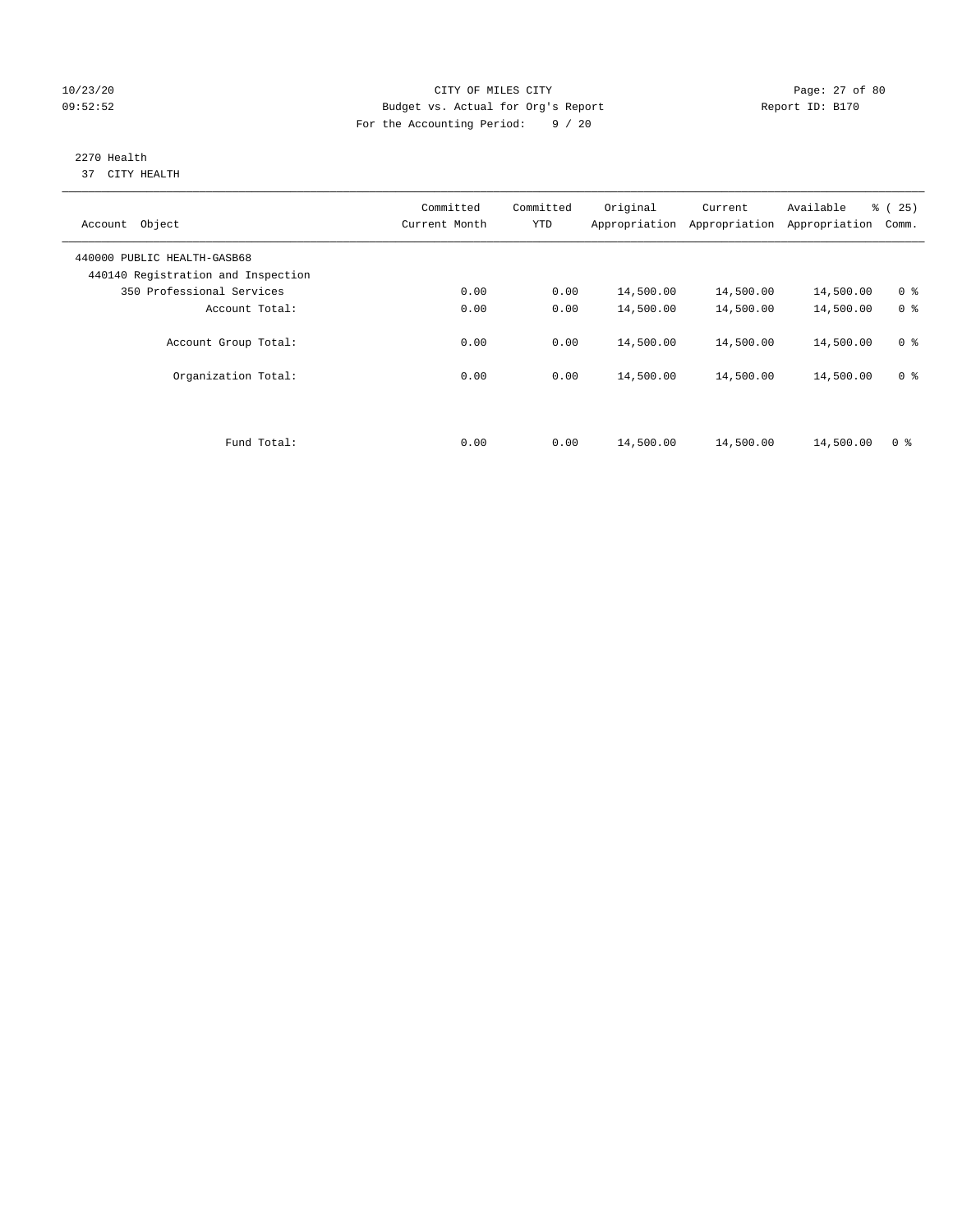CITY OF MILES CITY
Budget vs. Actual for Org's Report
For the Accounting Period: 9 / 20

10/23/20
09:52:52

Report ID: B170

2270 Health
37 CITY HEALTH

| Account Object | Committed Current Month | Committed YTD | Original Appropriation | Current Appropriation | Available Appropriation | % ( 25) Comm. |
|---|---|---|---|---|---|---|
| 440000 PUBLIC HEALTH-GASB68 | | | | | | |
| 440140 Registration and Inspection | | | | | | |
| 350 Professional Services | 0.00 | 0.00 | 14,500.00 | 14,500.00 | 14,500.00 | 0 % |
| Account Total: | 0.00 | 0.00 | 14,500.00 | 14,500.00 | 14,500.00 | 0 % |
| Account Group Total: | 0.00 | 0.00 | 14,500.00 | 14,500.00 | 14,500.00 | 0 % |
| Organization Total: | 0.00 | 0.00 | 14,500.00 | 14,500.00 | 14,500.00 | 0 % |
| Fund Total: | 0.00 | 0.00 | 14,500.00 | 14,500.00 | 14,500.00 | 0 % |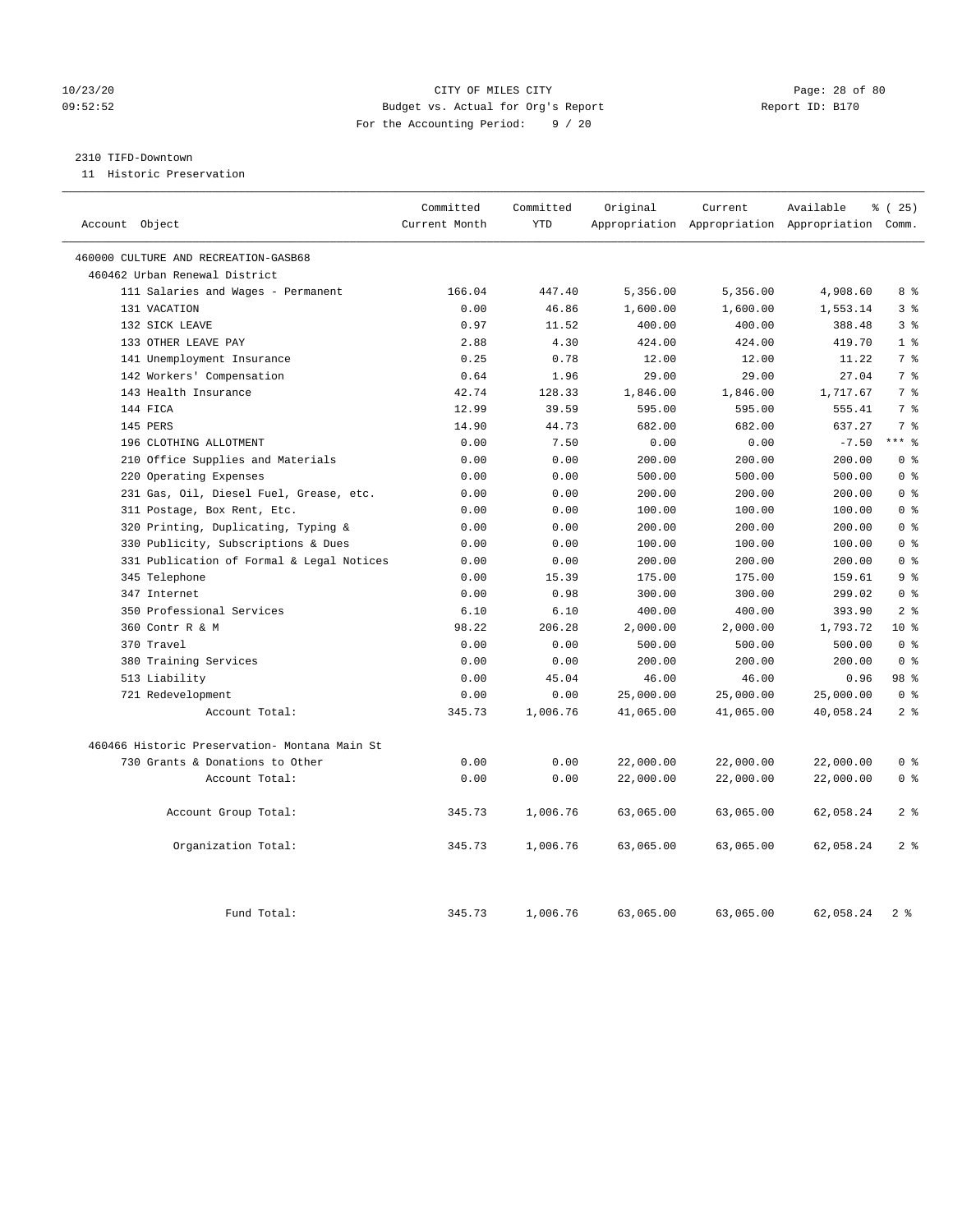10/23/20 CITY OF MILES CITY
09:52:52 Budget vs. Actual for Org's Report Report ID: B170
For the Accounting Period: 9 / 20

2310 TIFD-Downtown
11 Historic Preservation

| Account Object | Committed Current Month | Committed YTD | Original Appropriation | Current Appropriation | Available Appropriation | % ( 25) Comm. |
|---|---|---|---|---|---|---|
| 460000 CULTURE AND RECREATION-GASB68 | | | | | | |
| 460462 Urban Renewal District | | | | | | |
| 111 Salaries and Wages - Permanent | 166.04 | 447.40 | 5,356.00 | 5,356.00 | 4,908.60 | 8 % |
| 131 VACATION | 0.00 | 46.86 | 1,600.00 | 1,600.00 | 1,553.14 | 3 % |
| 132 SICK LEAVE | 0.97 | 11.52 | 400.00 | 400.00 | 388.48 | 3 % |
| 133 OTHER LEAVE PAY | 2.88 | 4.30 | 424.00 | 424.00 | 419.70 | 1 % |
| 141 Unemployment Insurance | 0.25 | 0.78 | 12.00 | 12.00 | 11.22 | 7 % |
| 142 Workers' Compensation | 0.64 | 1.96 | 29.00 | 29.00 | 27.04 | 7 % |
| 143 Health Insurance | 42.74 | 128.33 | 1,846.00 | 1,846.00 | 1,717.67 | 7 % |
| 144 FICA | 12.99 | 39.59 | 595.00 | 595.00 | 555.41 | 7 % |
| 145 PERS | 14.90 | 44.73 | 682.00 | 682.00 | 637.27 | 7 % |
| 196 CLOTHING ALLOTMENT | 0.00 | 7.50 | 0.00 | 0.00 | -7.50 | *** % |
| 210 Office Supplies and Materials | 0.00 | 0.00 | 200.00 | 200.00 | 200.00 | 0 % |
| 220 Operating Expenses | 0.00 | 0.00 | 500.00 | 500.00 | 500.00 | 0 % |
| 231 Gas, Oil, Diesel Fuel, Grease, etc. | 0.00 | 0.00 | 200.00 | 200.00 | 200.00 | 0 % |
| 311 Postage, Box Rent, Etc. | 0.00 | 0.00 | 100.00 | 100.00 | 100.00 | 0 % |
| 320 Printing, Duplicating, Typing & | 0.00 | 0.00 | 200.00 | 200.00 | 200.00 | 0 % |
| 330 Publicity, Subscriptions & Dues | 0.00 | 0.00 | 100.00 | 100.00 | 100.00 | 0 % |
| 331 Publication of Formal & Legal Notices | 0.00 | 0.00 | 200.00 | 200.00 | 200.00 | 0 % |
| 345 Telephone | 0.00 | 15.39 | 175.00 | 175.00 | 159.61 | 9 % |
| 347 Internet | 0.00 | 0.98 | 300.00 | 300.00 | 299.02 | 0 % |
| 350 Professional Services | 6.10 | 6.10 | 400.00 | 400.00 | 393.90 | 2 % |
| 360 Contr R & M | 98.22 | 206.28 | 2,000.00 | 2,000.00 | 1,793.72 | 10 % |
| 370 Travel | 0.00 | 0.00 | 500.00 | 500.00 | 500.00 | 0 % |
| 380 Training Services | 0.00 | 0.00 | 200.00 | 200.00 | 200.00 | 0 % |
| 513 Liability | 0.00 | 45.04 | 46.00 | 46.00 | 0.96 | 98 % |
| 721 Redevelopment | 0.00 | 0.00 | 25,000.00 | 25,000.00 | 25,000.00 | 0 % |
| Account Total: | 345.73 | 1,006.76 | 41,065.00 | 41,065.00 | 40,058.24 | 2 % |
| 460466 Historic Preservation- Montana Main St | | | | | | |
| 730 Grants & Donations to Other | 0.00 | 0.00 | 22,000.00 | 22,000.00 | 22,000.00 | 0 % |
| Account Total: | 0.00 | 0.00 | 22,000.00 | 22,000.00 | 22,000.00 | 0 % |
| Account Group Total: | 345.73 | 1,006.76 | 63,065.00 | 63,065.00 | 62,058.24 | 2 % |
| Organization Total: | 345.73 | 1,006.76 | 63,065.00 | 63,065.00 | 62,058.24 | 2 % |
| Fund Total: | 345.73 | 1,006.76 | 63,065.00 | 63,065.00 | 62,058.24 | 2 % |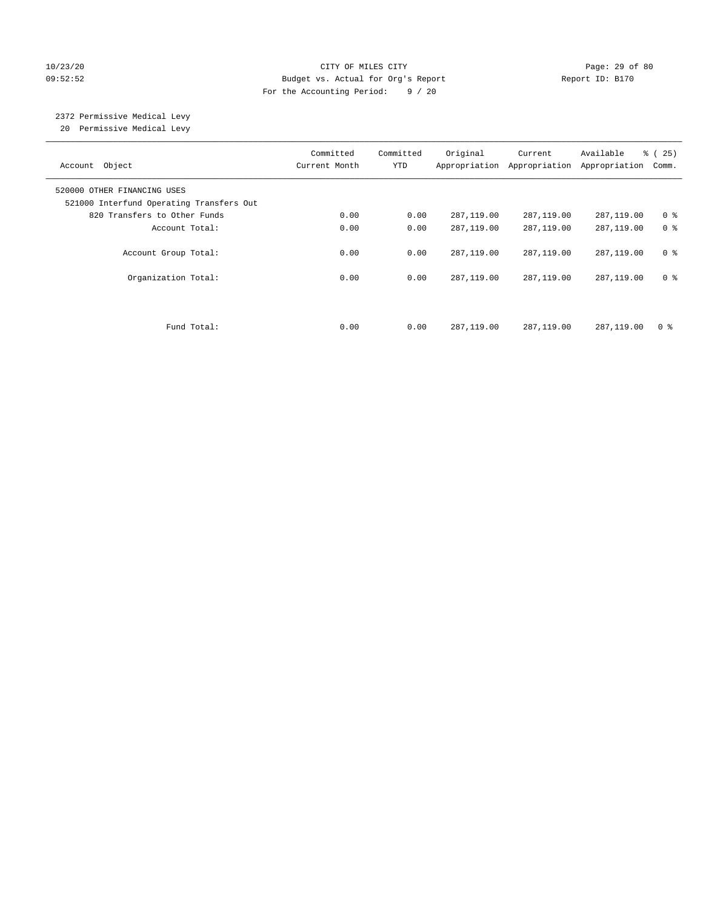CITY OF MILES CITY
Budget vs. Actual for Org's Report
For the Accounting Period: 9 / 20

10/23/20
09:52:52

Report ID: B170

2372 Permissive Medical Levy
20 Permissive Medical Levy

| Account Object | Committed Current Month | Committed YTD | Original Appropriation | Current Appropriation | Available Appropriation | % ( 25) Comm. |
|---|---|---|---|---|---|---|
| 520000 OTHER FINANCING USES | | | | | | |
| 521000 Interfund Operating Transfers Out | | | | | | |
| 820 Transfers to Other Funds | 0.00 | 0.00 | 287,119.00 | 287,119.00 | 287,119.00 | 0 % |
| Account Total: | 0.00 | 0.00 | 287,119.00 | 287,119.00 | 287,119.00 | 0 % |
| Account Group Total: | 0.00 | 0.00 | 287,119.00 | 287,119.00 | 287,119.00 | 0 % |
| Organization Total: | 0.00 | 0.00 | 287,119.00 | 287,119.00 | 287,119.00 | 0 % |
| Fund Total: | 0.00 | 0.00 | 287,119.00 | 287,119.00 | 287,119.00 | 0 % |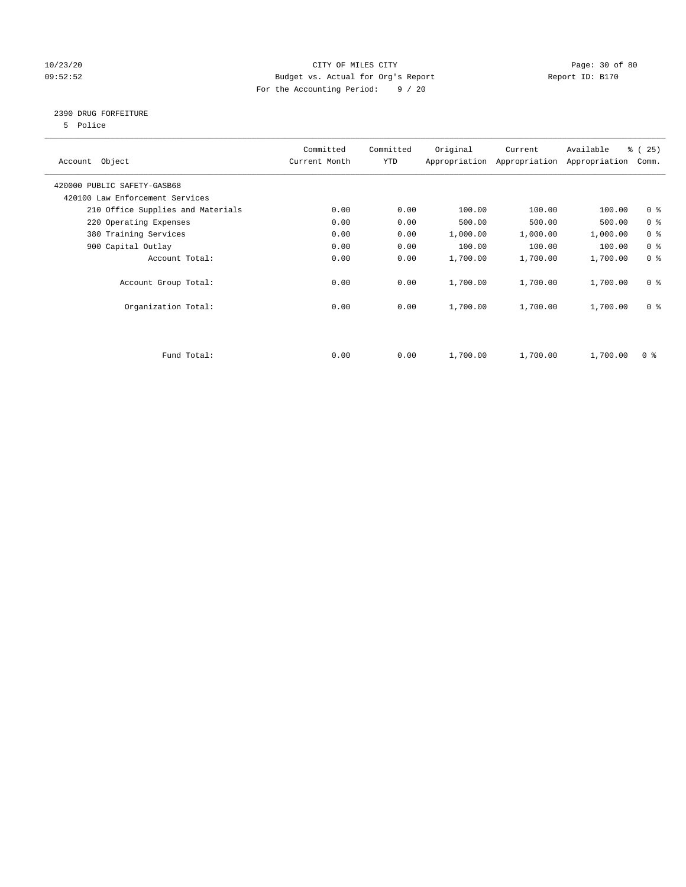CITY OF MILES CITY
Budget vs. Actual for Org's Report
For the Accounting Period: 9 / 20

10/23/20
09:52:52

Report ID: B170

## 2390 DRUG FORFEITURE

5 Police

| Account Object | Committed Current Month | Committed YTD | Original Appropriation | Current Appropriation | Available Appropriation | % ( 25) Comm. |
|---|---|---|---|---|---|---|
| 420000 PUBLIC SAFETY-GASB68 | | | | | | |
| 420100 Law Enforcement Services | | | | | | |
| 210 Office Supplies and Materials | 0.00 | 0.00 | 100.00 | 100.00 | 100.00 | 0 % |
| 220 Operating Expenses | 0.00 | 0.00 | 500.00 | 500.00 | 500.00 | 0 % |
| 380 Training Services | 0.00 | 0.00 | 1,000.00 | 1,000.00 | 1,000.00 | 0 % |
| 900 Capital Outlay | 0.00 | 0.00 | 100.00 | 100.00 | 100.00 | 0 % |
| Account Total: | 0.00 | 0.00 | 1,700.00 | 1,700.00 | 1,700.00 | 0 % |
| Account Group Total: | 0.00 | 0.00 | 1,700.00 | 1,700.00 | 1,700.00 | 0 % |
| Organization Total: | 0.00 | 0.00 | 1,700.00 | 1,700.00 | 1,700.00 | 0 % |
| Fund Total: | 0.00 | 0.00 | 1,700.00 | 1,700.00 | 1,700.00 | 0 % |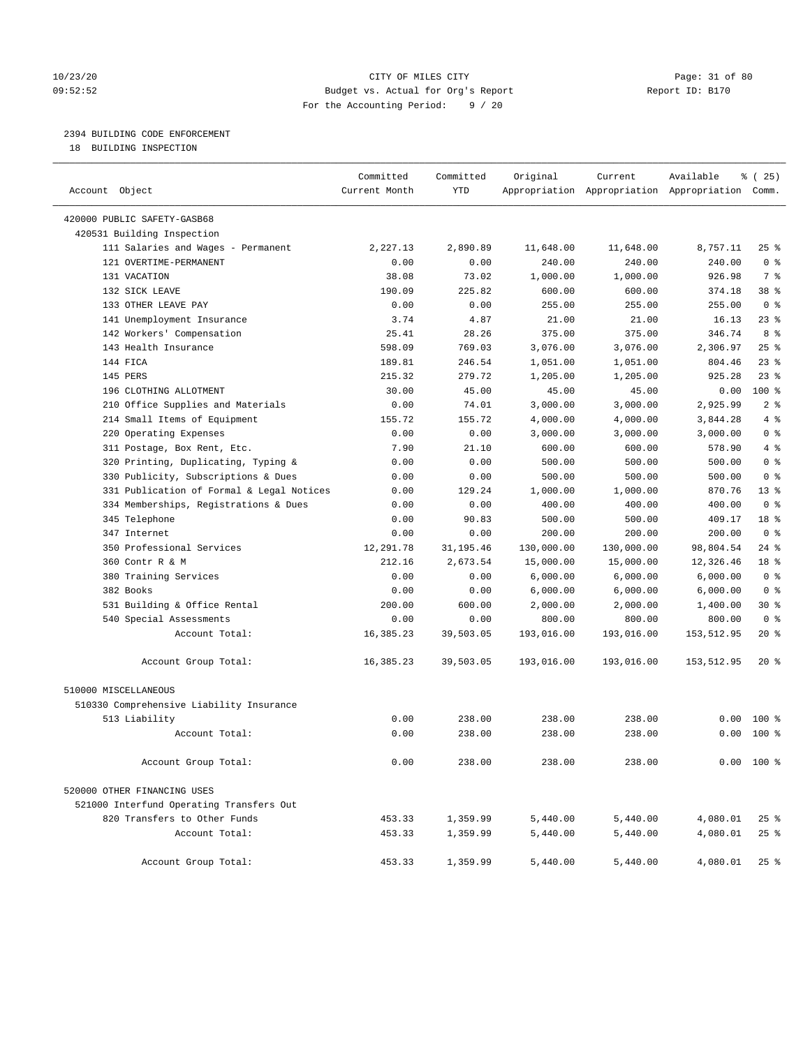CITY OF MILES CITY
Budget vs. Actual for Org's Report
For the Accounting Period: 9 / 20

10/23/20
09:52:52

Report ID: B170

## 2394 BUILDING CODE ENFORCEMENT

18 BUILDING INSPECTION

| Account Object | Committed Current Month | Committed YTD | Original Appropriation | Current Appropriation | Available Appropriation | % ( 25) Comm. |
|---|---|---|---|---|---|---|
| 420000 PUBLIC SAFETY-GASB68 | | | | | | |
| 420531 Building Inspection | | | | | | |
| 111 Salaries and Wages - Permanent | 2,227.13 | 2,890.89 | 11,648.00 | 11,648.00 | 8,757.11 | 25 % |
| 121 OVERTIME-PERMANENT | 0.00 | 0.00 | 240.00 | 240.00 | 240.00 | 0 % |
| 131 VACATION | 38.08 | 73.02 | 1,000.00 | 1,000.00 | 926.98 | 7 % |
| 132 SICK LEAVE | 190.09 | 225.82 | 600.00 | 600.00 | 374.18 | 38 % |
| 133 OTHER LEAVE PAY | 0.00 | 0.00 | 255.00 | 255.00 | 255.00 | 0 % |
| 141 Unemployment Insurance | 3.74 | 4.87 | 21.00 | 21.00 | 16.13 | 23 % |
| 142 Workers' Compensation | 25.41 | 28.26 | 375.00 | 375.00 | 346.74 | 8 % |
| 143 Health Insurance | 598.09 | 769.03 | 3,076.00 | 3,076.00 | 2,306.97 | 25 % |
| 144 FICA | 189.81 | 246.54 | 1,051.00 | 1,051.00 | 804.46 | 23 % |
| 145 PERS | 215.32 | 279.72 | 1,205.00 | 1,205.00 | 925.28 | 23 % |
| 196 CLOTHING ALLOTMENT | 30.00 | 45.00 | 45.00 | 45.00 | 0.00 | 100 % |
| 210 Office Supplies and Materials | 0.00 | 74.01 | 3,000.00 | 3,000.00 | 2,925.99 | 2 % |
| 214 Small Items of Equipment | 155.72 | 155.72 | 4,000.00 | 4,000.00 | 3,844.28 | 4 % |
| 220 Operating Expenses | 0.00 | 0.00 | 3,000.00 | 3,000.00 | 3,000.00 | 0 % |
| 311 Postage, Box Rent, Etc. | 7.90 | 21.10 | 600.00 | 600.00 | 578.90 | 4 % |
| 320 Printing, Duplicating, Typing & | 0.00 | 0.00 | 500.00 | 500.00 | 500.00 | 0 % |
| 330 Publicity, Subscriptions & Dues | 0.00 | 0.00 | 500.00 | 500.00 | 500.00 | 0 % |
| 331 Publication of Formal & Legal Notices | 0.00 | 129.24 | 1,000.00 | 1,000.00 | 870.76 | 13 % |
| 334 Memberships, Registrations & Dues | 0.00 | 0.00 | 400.00 | 400.00 | 400.00 | 0 % |
| 345 Telephone | 0.00 | 90.83 | 500.00 | 500.00 | 409.17 | 18 % |
| 347 Internet | 0.00 | 0.00 | 200.00 | 200.00 | 200.00 | 0 % |
| 350 Professional Services | 12,291.78 | 31,195.46 | 130,000.00 | 130,000.00 | 98,804.54 | 24 % |
| 360 Contr R & M | 212.16 | 2,673.54 | 15,000.00 | 15,000.00 | 12,326.46 | 18 % |
| 380 Training Services | 0.00 | 0.00 | 6,000.00 | 6,000.00 | 6,000.00 | 0 % |
| 382 Books | 0.00 | 0.00 | 6,000.00 | 6,000.00 | 6,000.00 | 0 % |
| 531 Building & Office Rental | 200.00 | 600.00 | 2,000.00 | 2,000.00 | 1,400.00 | 30 % |
| 540 Special Assessments | 0.00 | 0.00 | 800.00 | 800.00 | 800.00 | 0 % |
| Account Total: | 16,385.23 | 39,503.05 | 193,016.00 | 193,016.00 | 153,512.95 | 20 % |
| Account Group Total: | 16,385.23 | 39,503.05 | 193,016.00 | 193,016.00 | 153,512.95 | 20 % |
| 510000 MISCELLANEOUS | | | | | | |
| 510330 Comprehensive Liability Insurance | | | | | | |
| 513 Liability | 0.00 | 238.00 | 238.00 | 238.00 | 0.00 | 100 % |
| Account Total: | 0.00 | 238.00 | 238.00 | 238.00 | 0.00 | 100 % |
| Account Group Total: | 0.00 | 238.00 | 238.00 | 238.00 | 0.00 | 100 % |
| 520000 OTHER FINANCING USES | | | | | | |
| 521000 Interfund Operating Transfers Out | | | | | | |
| 820 Transfers to Other Funds | 453.33 | 1,359.99 | 5,440.00 | 5,440.00 | 4,080.01 | 25 % |
| Account Total: | 453.33 | 1,359.99 | 5,440.00 | 5,440.00 | 4,080.01 | 25 % |
| Account Group Total: | 453.33 | 1,359.99 | 5,440.00 | 5,440.00 | 4,080.01 | 25 % |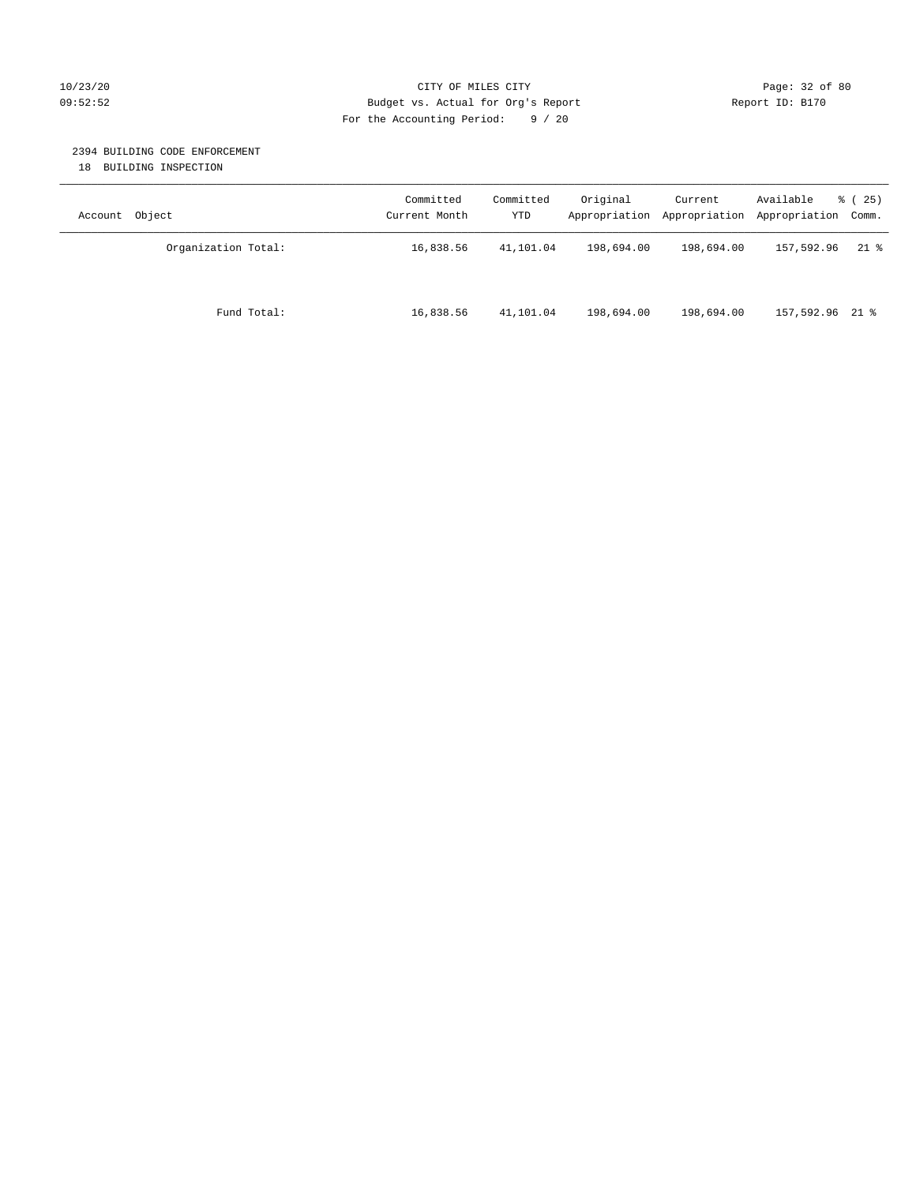CITY OF MILES CITY
Budget vs. Actual for Org's Report
For the Accounting Period: 9 / 20

10/23/20
09:52:52

Report ID: B170

## 2394 BUILDING CODE ENFORCEMENT

18 BUILDING INSPECTION

| Account Object | Committed Current Month | Committed YTD | Original Appropriation | Current Appropriation | Available Appropriation | % ( 25) Comm. |
|---|---|---|---|---|---|---|
| Organization Total: | 16,838.56 | 41,101.04 | 198,694.00 | 198,694.00 | 157,592.96 | 21 % |
| Fund Total: | 16,838.56 | 41,101.04 | 198,694.00 | 198,694.00 | 157,592.96 | 21 % |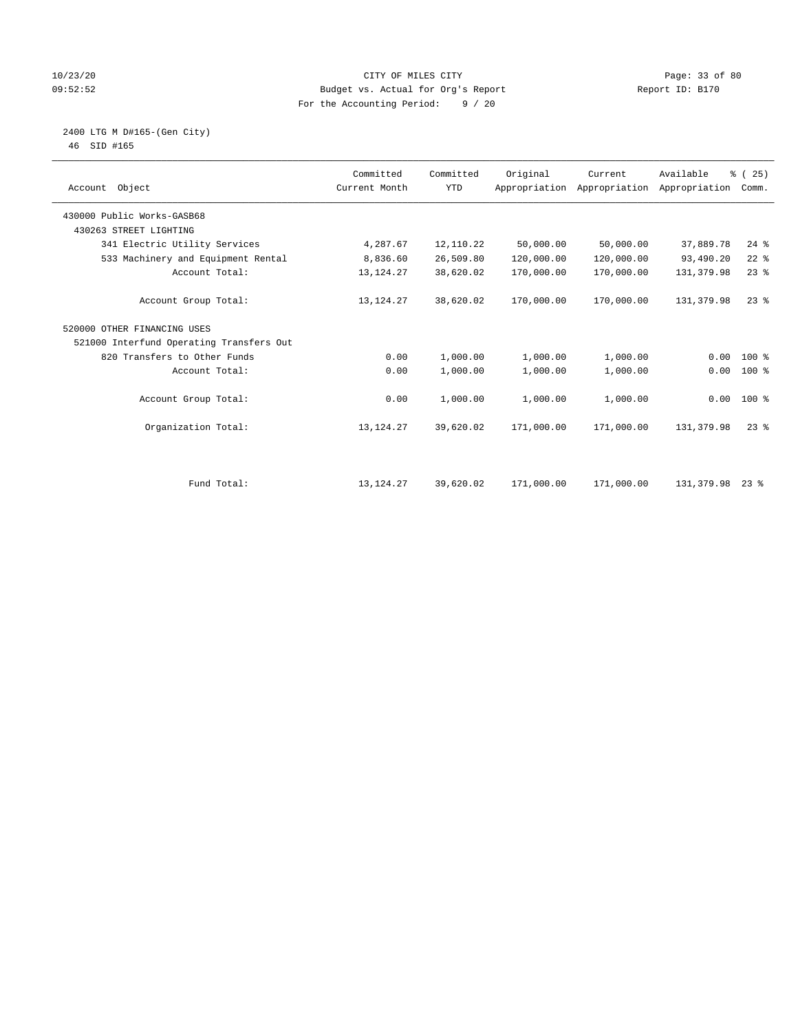CITY OF MILES CITY
Budget vs. Actual for Org's Report
For the Accounting Period: 9 / 20

2400 LTG M D#165-(Gen City)
46 SID #165

| Account Object | Committed Current Month | Committed YTD | Original Appropriation | Current Appropriation | Available Appropriation | % ( 25) Comm. |
|---|---|---|---|---|---|---|
| 430000 Public Works-GASB68 | | | | | | |
| 430263 STREET LIGHTING | | | | | | |
| 341 Electric Utility Services | 4,287.67 | 12,110.22 | 50,000.00 | 50,000.00 | 37,889.78 | 24 % |
| 533 Machinery and Equipment Rental | 8,836.60 | 26,509.80 | 120,000.00 | 120,000.00 | 93,490.20 | 22 % |
| Account Total: | 13,124.27 | 38,620.02 | 170,000.00 | 170,000.00 | 131,379.98 | 23 % |
| Account Group Total: | 13,124.27 | 38,620.02 | 170,000.00 | 170,000.00 | 131,379.98 | 23 % |
| 520000 OTHER FINANCING USES | | | | | | |
| 521000 Interfund Operating Transfers Out | | | | | | |
| 820 Transfers to Other Funds | 0.00 | 1,000.00 | 1,000.00 | 1,000.00 | 0.00 | 100 % |
| Account Total: | 0.00 | 1,000.00 | 1,000.00 | 1,000.00 | 0.00 | 100 % |
| Account Group Total: | 0.00 | 1,000.00 | 1,000.00 | 1,000.00 | 0.00 | 100 % |
| Organization Total: | 13,124.27 | 39,620.02 | 171,000.00 | 171,000.00 | 131,379.98 | 23 % |
| Fund Total: | 13,124.27 | 39,620.02 | 171,000.00 | 171,000.00 | 131,379.98 | 23 % |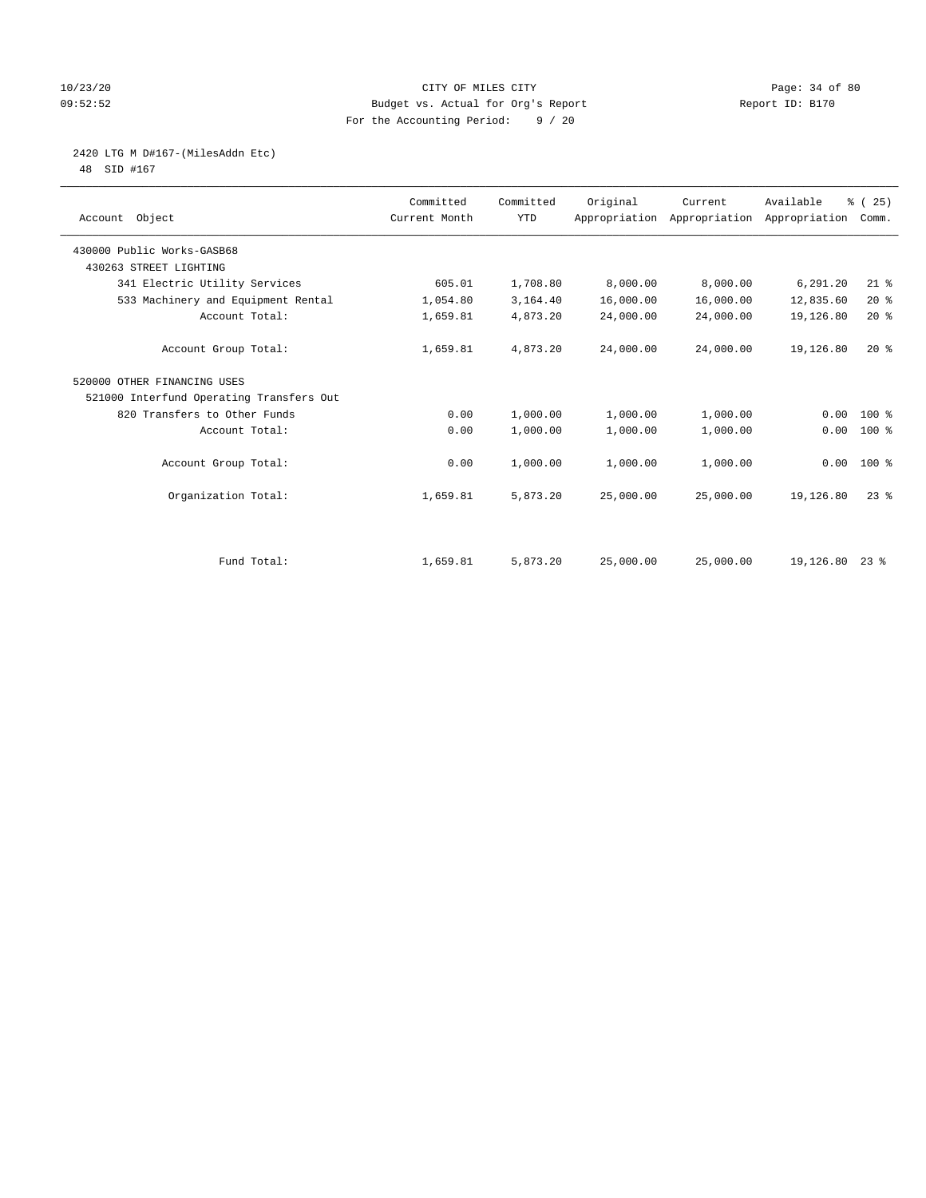CITY OF MILES CITY
Budget vs. Actual for Org's Report
For the Accounting Period: 9 / 20

10/23/20
09:52:52

Report ID: B170

## 2420 LTG M D#167-(MilesAddn Etc)

48 SID #167

| Account Object | Committed Current Month | Committed YTD | Original Appropriation | Current Appropriation | Available Appropriation | % ( 25) Comm. |
|---|---|---|---|---|---|---|
| 430000 Public Works-GASB68 | | | | | | |
| 430263 STREET LIGHTING | | | | | | |
| 341 Electric Utility Services | 605.01 | 1,708.80 | 8,000.00 | 8,000.00 | 6,291.20 | 21 % |
| 533 Machinery and Equipment Rental | 1,054.80 | 3,164.40 | 16,000.00 | 16,000.00 | 12,835.60 | 20 % |
| Account Total: | 1,659.81 | 4,873.20 | 24,000.00 | 24,000.00 | 19,126.80 | 20 % |
| Account Group Total: | 1,659.81 | 4,873.20 | 24,000.00 | 24,000.00 | 19,126.80 | 20 % |
| 520000 OTHER FINANCING USES | | | | | | |
| 521000 Interfund Operating Transfers Out | | | | | | |
| 820 Transfers to Other Funds | 0.00 | 1,000.00 | 1,000.00 | 1,000.00 | 0.00 | 100 % |
| Account Total: | 0.00 | 1,000.00 | 1,000.00 | 1,000.00 | 0.00 | 100 % |
| Account Group Total: | 0.00 | 1,000.00 | 1,000.00 | 1,000.00 | 0.00 | 100 % |
| Organization Total: | 1,659.81 | 5,873.20 | 25,000.00 | 25,000.00 | 19,126.80 | 23 % |
| Fund Total: | 1,659.81 | 5,873.20 | 25,000.00 | 25,000.00 | 19,126.80 | 23 % |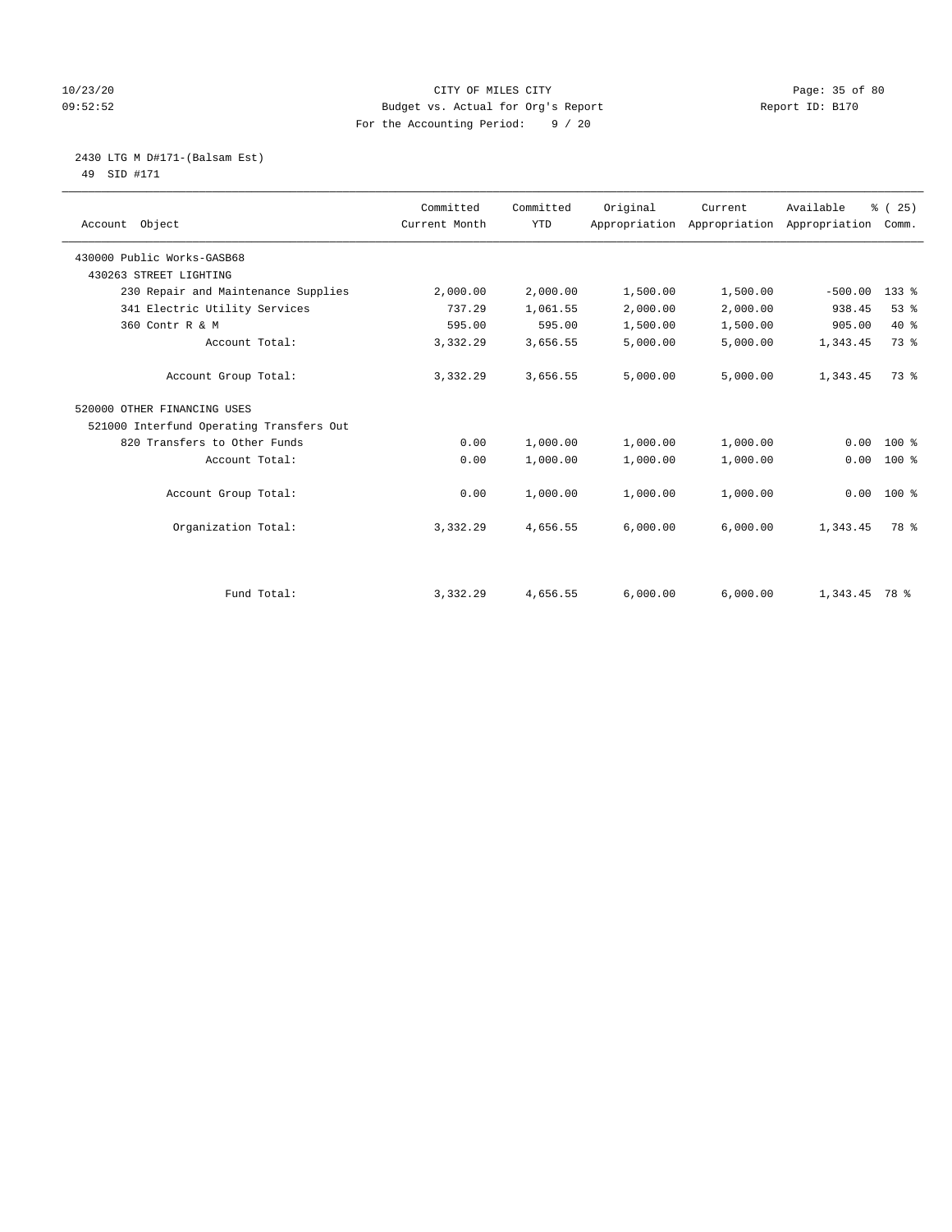CITY OF MILES CITY
Budget vs. Actual for Org's Report
For the Accounting Period: 9 / 20

Report ID: B170

2430 LTG M D#171-(Balsam Est)
49 SID #171

| Account Object | Committed Current Month | Committed YTD | Original Appropriation | Current Appropriation | Available Appropriation | % ( 25) Comm. |
|---|---|---|---|---|---|---|
| 430000 Public Works-GASB68 | | | | | | |
| 430263 STREET LIGHTING | | | | | | |
| 230 Repair and Maintenance Supplies | 2,000.00 | 2,000.00 | 1,500.00 | 1,500.00 | -500.00 | 133 % |
| 341 Electric Utility Services | 737.29 | 1,061.55 | 2,000.00 | 2,000.00 | 938.45 | 53 % |
| 360 Contr R & M | 595.00 | 595.00 | 1,500.00 | 1,500.00 | 905.00 | 40 % |
| Account Total: | 3,332.29 | 3,656.55 | 5,000.00 | 5,000.00 | 1,343.45 | 73 % |
| Account Group Total: | 3,332.29 | 3,656.55 | 5,000.00 | 5,000.00 | 1,343.45 | 73 % |
| 520000 OTHER FINANCING USES | | | | | | |
| 521000 Interfund Operating Transfers Out | | | | | | |
| 820 Transfers to Other Funds | 0.00 | 1,000.00 | 1,000.00 | 1,000.00 | 0.00 | 100 % |
| Account Total: | 0.00 | 1,000.00 | 1,000.00 | 1,000.00 | 0.00 | 100 % |
| Account Group Total: | 0.00 | 1,000.00 | 1,000.00 | 1,000.00 | 0.00 | 100 % |
| Organization Total: | 3,332.29 | 4,656.55 | 6,000.00 | 6,000.00 | 1,343.45 | 78 % |
| Fund Total: | 3,332.29 | 4,656.55 | 6,000.00 | 6,000.00 | 1,343.45 | 78 % |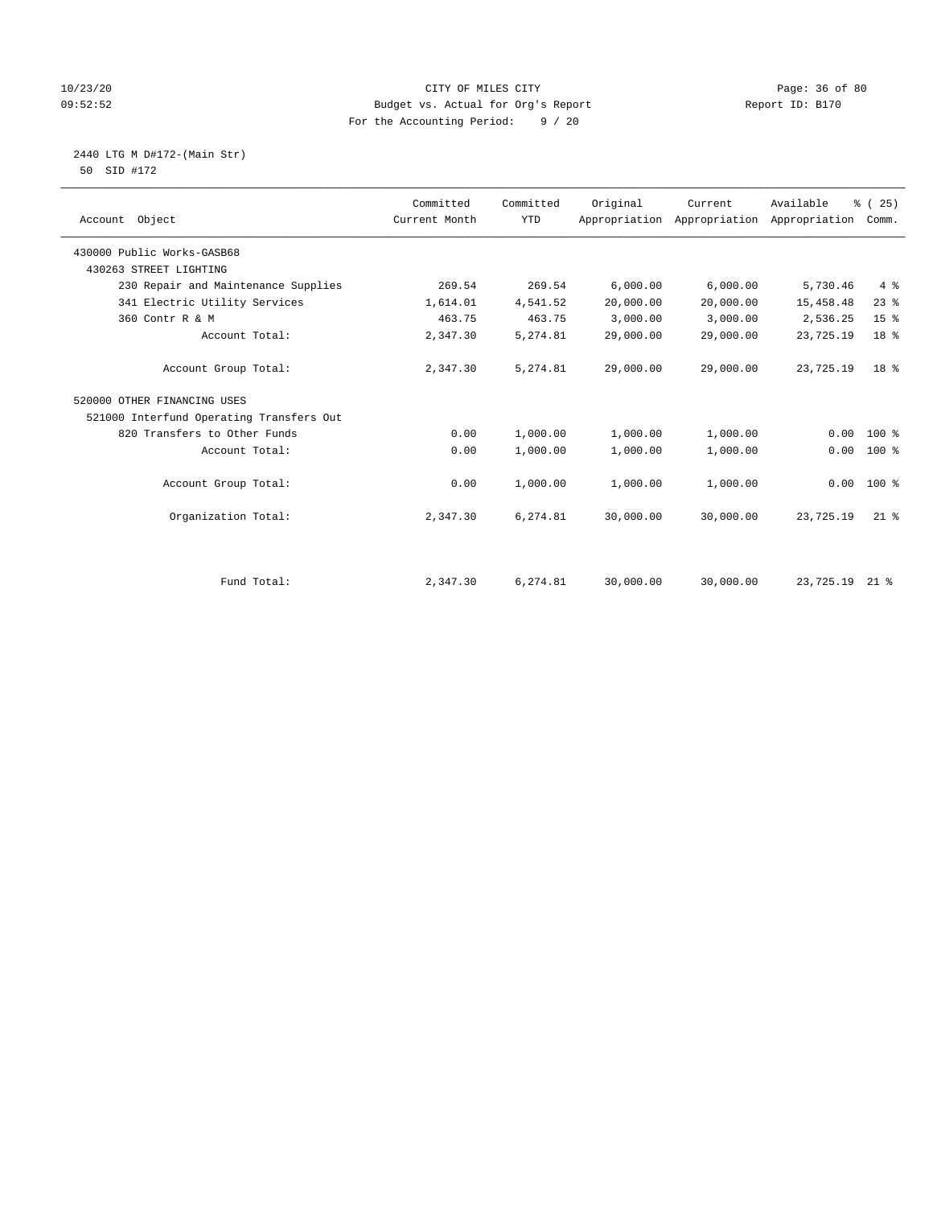CITY OF MILES CITY
Budget vs. Actual for Org's Report
For the Accounting Period: 9 / 20

10/23/20
09:52:52

Report ID: B170

2440 LTG M D#172-(Main Str)
50 SID #172

| Account Object | Committed Current Month | Committed YTD | Original Appropriation | Current Appropriation | Available Appropriation | % ( 25) Comm. |
|---|---|---|---|---|---|---|
| 430000 Public Works-GASB68 | | | | | | |
| 430263 STREET LIGHTING | | | | | | |
| 230 Repair and Maintenance Supplies | 269.54 | 269.54 | 6,000.00 | 6,000.00 | 5,730.46 | 4 % |
| 341 Electric Utility Services | 1,614.01 | 4,541.52 | 20,000.00 | 20,000.00 | 15,458.48 | 23 % |
| 360 Contr R & M | 463.75 | 463.75 | 3,000.00 | 3,000.00 | 2,536.25 | 15 % |
| Account Total: | 2,347.30 | 5,274.81 | 29,000.00 | 29,000.00 | 23,725.19 | 18 % |
| Account Group Total: | 2,347.30 | 5,274.81 | 29,000.00 | 29,000.00 | 23,725.19 | 18 % |
| 520000 OTHER FINANCING USES | | | | | | |
| 521000 Interfund Operating Transfers Out | | | | | | |
| 820 Transfers to Other Funds | 0.00 | 1,000.00 | 1,000.00 | 1,000.00 | 0.00 | 100 % |
| Account Total: | 0.00 | 1,000.00 | 1,000.00 | 1,000.00 | 0.00 | 100 % |
| Account Group Total: | 0.00 | 1,000.00 | 1,000.00 | 1,000.00 | 0.00 | 100 % |
| Organization Total: | 2,347.30 | 6,274.81 | 30,000.00 | 30,000.00 | 23,725.19 | 21 % |
| Fund Total: | 2,347.30 | 6,274.81 | 30,000.00 | 30,000.00 | 23,725.19 | 21 % |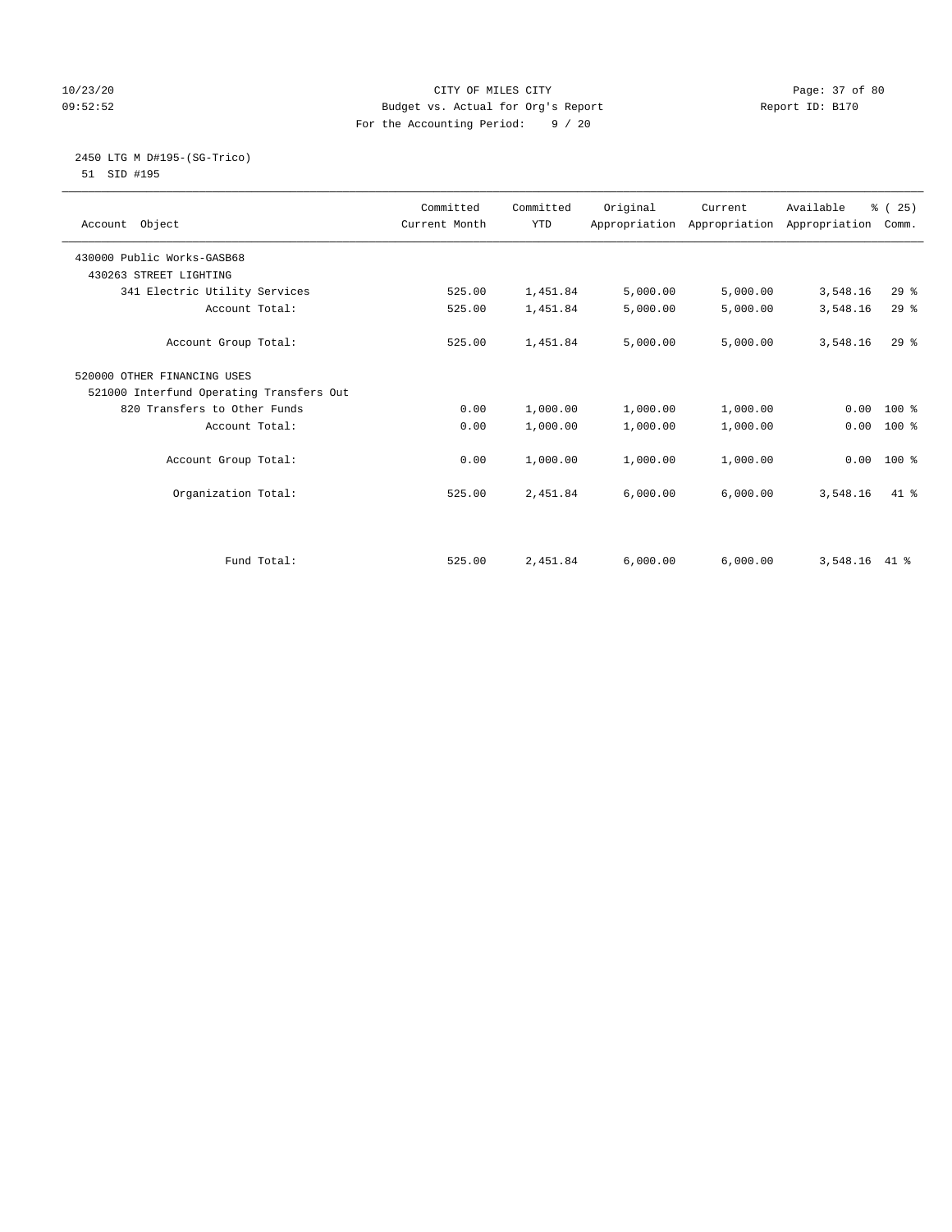CITY OF MILES CITY
Budget vs. Actual for Org's Report
For the Accounting Period: 9 / 20

10/23/20
09:52:52

Report ID: B170

2450 LTG M D#195-(SG-Trico)
51 SID #195

| Account Object | Committed Current Month | Committed YTD | Original Appropriation | Current Appropriation | Available Appropriation | % ( 25) Comm. |
|---|---|---|---|---|---|---|
| 430000 Public Works-GASB68 | | | | | | |
| 430263 STREET LIGHTING | | | | | | |
| 341 Electric Utility Services | 525.00 | 1,451.84 | 5,000.00 | 5,000.00 | 3,548.16 | 29 % |
| Account Total: | 525.00 | 1,451.84 | 5,000.00 | 5,000.00 | 3,548.16 | 29 % |
| Account Group Total: | 525.00 | 1,451.84 | 5,000.00 | 5,000.00 | 3,548.16 | 29 % |
| 520000 OTHER FINANCING USES | | | | | | |
| 521000 Interfund Operating Transfers Out | | | | | | |
| 820 Transfers to Other Funds | 0.00 | 1,000.00 | 1,000.00 | 1,000.00 | 0.00 | 100 % |
| Account Total: | 0.00 | 1,000.00 | 1,000.00 | 1,000.00 | 0.00 | 100 % |
| Account Group Total: | 0.00 | 1,000.00 | 1,000.00 | 1,000.00 | 0.00 | 100 % |
| Organization Total: | 525.00 | 2,451.84 | 6,000.00 | 6,000.00 | 3,548.16 | 41 % |
| Fund Total: | 525.00 | 2,451.84 | 6,000.00 | 6,000.00 | 3,548.16 | 41 % |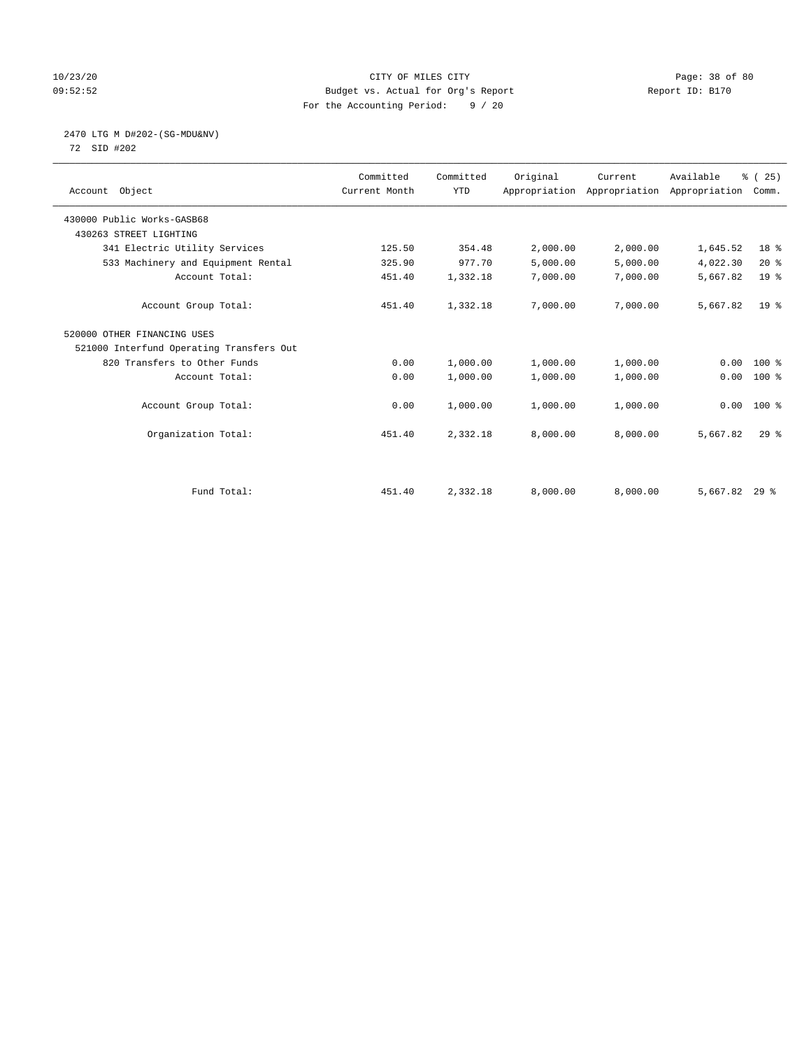CITY OF MILES CITY
Budget vs. Actual for Org's Report
For the Accounting Period: 9 / 20

2470 LTG M D#202-(SG-MDU&NV)
72 SID #202

| Account Object | Committed Current Month | Committed YTD | Original Appropriation | Current Appropriation | Available Appropriation | % ( 25) Comm. |
|---|---|---|---|---|---|---|
| 430000 Public Works-GASB68 | | | | | | |
| 430263 STREET LIGHTING | | | | | | |
| 341 Electric Utility Services | 125.50 | 354.48 | 2,000.00 | 2,000.00 | 1,645.52 | 18 % |
| 533 Machinery and Equipment Rental | 325.90 | 977.70 | 5,000.00 | 5,000.00 | 4,022.30 | 20 % |
| Account Total: | 451.40 | 1,332.18 | 7,000.00 | 7,000.00 | 5,667.82 | 19 % |
| Account Group Total: | 451.40 | 1,332.18 | 7,000.00 | 7,000.00 | 5,667.82 | 19 % |
| 520000 OTHER FINANCING USES | | | | | | |
| 521000 Interfund Operating Transfers Out | | | | | | |
| 820 Transfers to Other Funds | 0.00 | 1,000.00 | 1,000.00 | 1,000.00 | 0.00 | 100 % |
| Account Total: | 0.00 | 1,000.00 | 1,000.00 | 1,000.00 | 0.00 | 100 % |
| Account Group Total: | 0.00 | 1,000.00 | 1,000.00 | 1,000.00 | 0.00 | 100 % |
| Organization Total: | 451.40 | 2,332.18 | 8,000.00 | 8,000.00 | 5,667.82 | 29 % |
| Fund Total: | 451.40 | 2,332.18 | 8,000.00 | 8,000.00 | 5,667.82 | 29 % |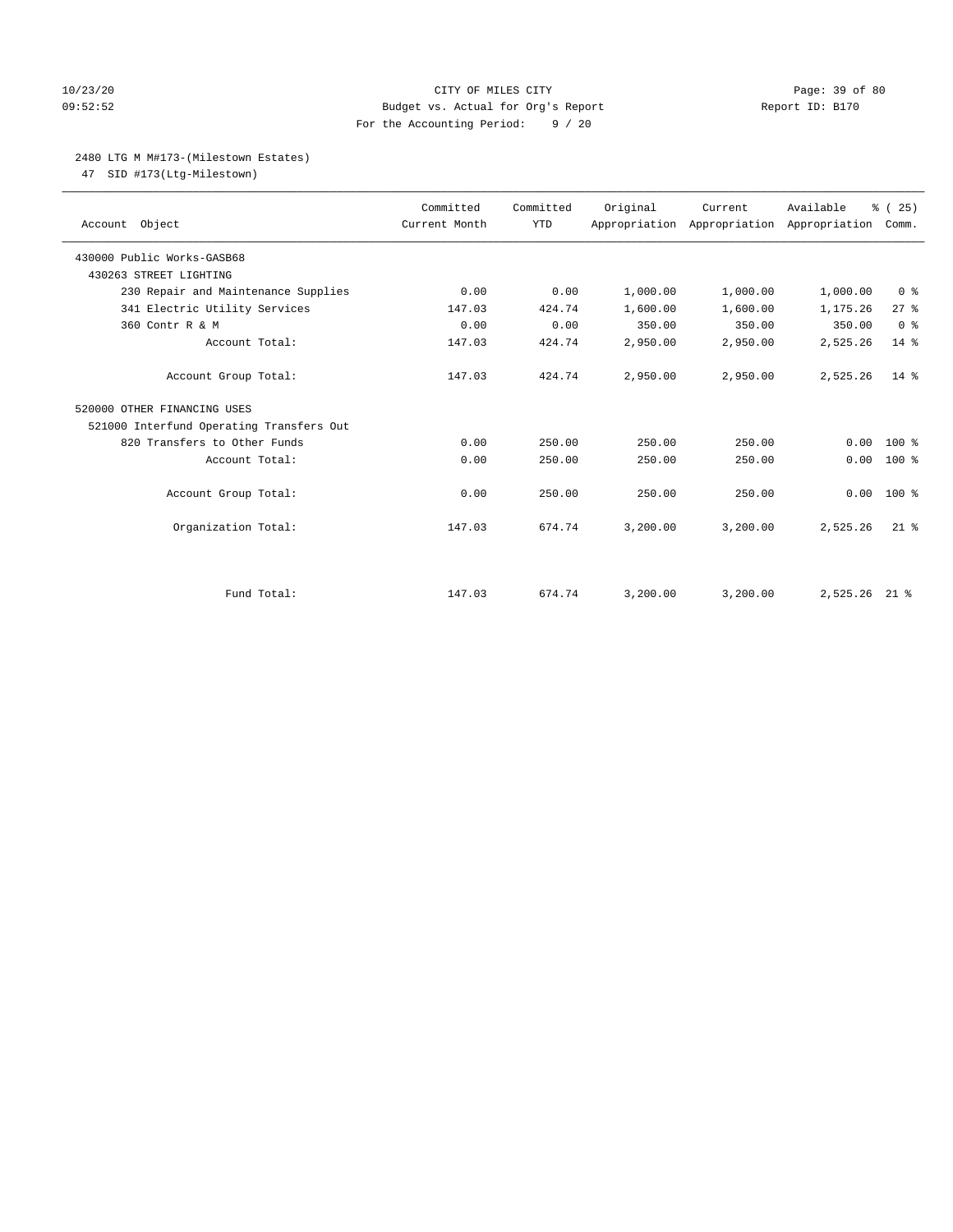CITY OF MILES CITY
Budget vs. Actual for Org's Report
For the Accounting Period: 9 / 20

## 2480 LTG M M#173-(Milestown Estates)

47 SID #173(Ltg-Milestown)

| Account Object | Committed Current Month | Committed YTD | Original Appropriation | Current Appropriation | Available Appropriation | % ( 25) Comm. |
|---|---|---|---|---|---|---|
| 430000 Public Works-GASB68 | | | | | | |
| 430263 STREET LIGHTING | | | | | | |
| 230 Repair and Maintenance Supplies | 0.00 | 0.00 | 1,000.00 | 1,000.00 | 1,000.00 | 0 % |
| 341 Electric Utility Services | 147.03 | 424.74 | 1,600.00 | 1,600.00 | 1,175.26 | 27 % |
| 360 Contr R & M | 0.00 | 0.00 | 350.00 | 350.00 | 350.00 | 0 % |
| Account Total: | 147.03 | 424.74 | 2,950.00 | 2,950.00 | 2,525.26 | 14 % |
| Account Group Total: | 147.03 | 424.74 | 2,950.00 | 2,950.00 | 2,525.26 | 14 % |
| 520000 OTHER FINANCING USES | | | | | | |
| 521000 Interfund Operating Transfers Out | | | | | | |
| 820 Transfers to Other Funds | 0.00 | 250.00 | 250.00 | 250.00 | 0.00 | 100 % |
| Account Total: | 0.00 | 250.00 | 250.00 | 250.00 | 0.00 | 100 % |
| Account Group Total: | 0.00 | 250.00 | 250.00 | 250.00 | 0.00 | 100 % |
| Organization Total: | 147.03 | 674.74 | 3,200.00 | 3,200.00 | 2,525.26 | 21 % |
| Fund Total: | 147.03 | 674.74 | 3,200.00 | 3,200.00 | 2,525.26 | 21 % |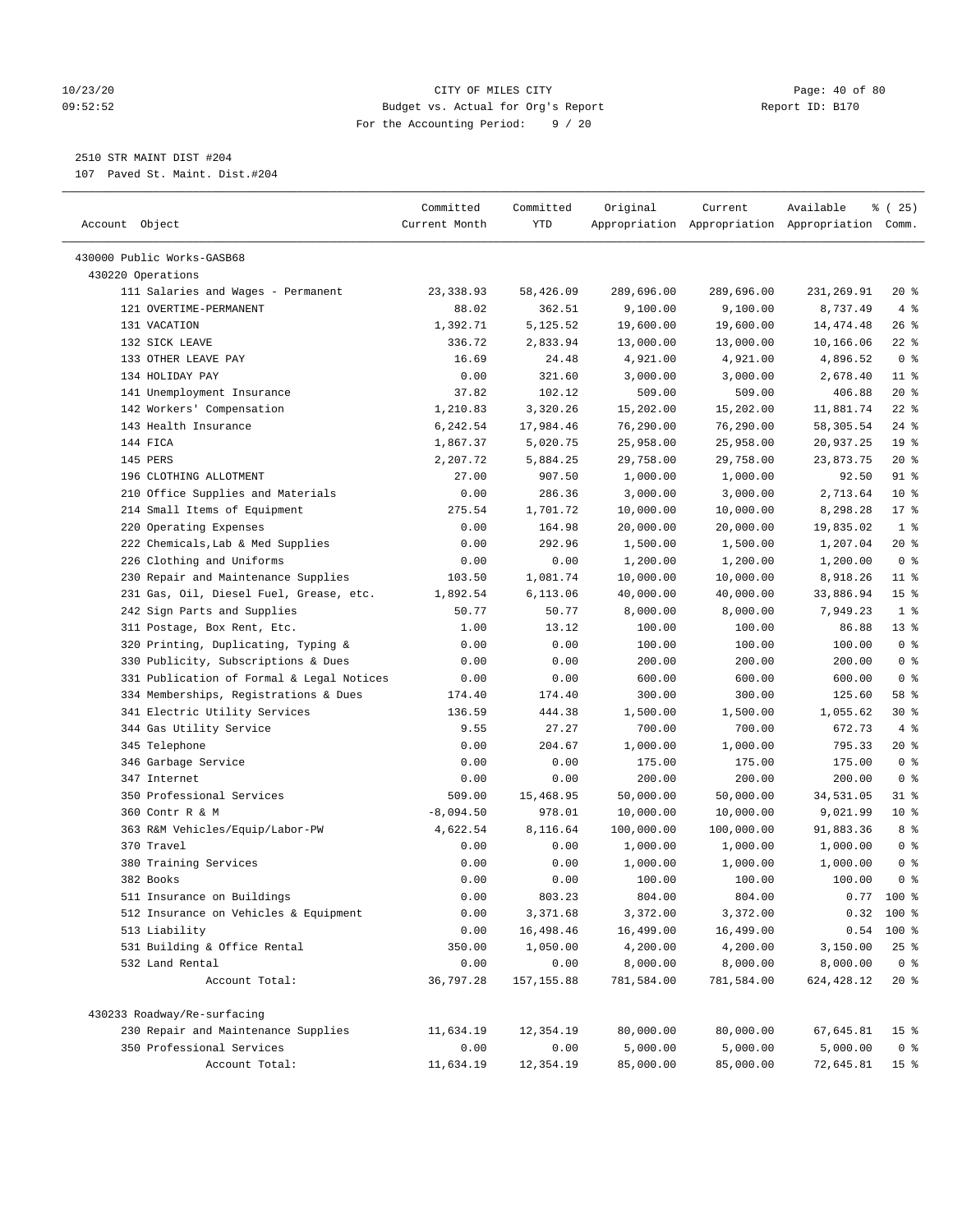CITY OF MILES CITY
Budget vs. Actual for Org's Report
For the Accounting Period: 9 / 20

10/23/20
09:52:52

Report ID: B170

2510 STR MAINT DIST #204
107 Paved St. Maint. Dist.#204

| Account Object | Committed Current Month | Committed YTD | Original Appropriation | Current Appropriation | Available Appropriation | % ( 25) Comm. |
|---|---|---|---|---|---|---|
| 430000 Public Works-GASB68 | | | | | | |
| 430220 Operations | | | | | | |
| 111 Salaries and Wages - Permanent | 23,338.93 | 58,426.09 | 289,696.00 | 289,696.00 | 231,269.91 | 20 % |
| 121 OVERTIME-PERMANENT | 88.02 | 362.51 | 9,100.00 | 9,100.00 | 8,737.49 | 4 % |
| 131 VACATION | 1,392.71 | 5,125.52 | 19,600.00 | 19,600.00 | 14,474.48 | 26 % |
| 132 SICK LEAVE | 336.72 | 2,833.94 | 13,000.00 | 13,000.00 | 10,166.06 | 22 % |
| 133 OTHER LEAVE PAY | 16.69 | 24.48 | 4,921.00 | 4,921.00 | 4,896.52 | 0 % |
| 134 HOLIDAY PAY | 0.00 | 321.60 | 3,000.00 | 3,000.00 | 2,678.40 | 11 % |
| 141 Unemployment Insurance | 37.82 | 102.12 | 509.00 | 509.00 | 406.88 | 20 % |
| 142 Workers' Compensation | 1,210.83 | 3,320.26 | 15,202.00 | 15,202.00 | 11,881.74 | 22 % |
| 143 Health Insurance | 6,242.54 | 17,984.46 | 76,290.00 | 76,290.00 | 58,305.54 | 24 % |
| 144 FICA | 1,867.37 | 5,020.75 | 25,958.00 | 25,958.00 | 20,937.25 | 19 % |
| 145 PERS | 2,207.72 | 5,884.25 | 29,758.00 | 29,758.00 | 23,873.75 | 20 % |
| 196 CLOTHING ALLOTMENT | 27.00 | 907.50 | 1,000.00 | 1,000.00 | 92.50 | 91 % |
| 210 Office Supplies and Materials | 0.00 | 286.36 | 3,000.00 | 3,000.00 | 2,713.64 | 10 % |
| 214 Small Items of Equipment | 275.54 | 1,701.72 | 10,000.00 | 10,000.00 | 8,298.28 | 17 % |
| 220 Operating Expenses | 0.00 | 164.98 | 20,000.00 | 20,000.00 | 19,835.02 | 1 % |
| 222 Chemicals,Lab & Med Supplies | 0.00 | 292.96 | 1,500.00 | 1,500.00 | 1,207.04 | 20 % |
| 226 Clothing and Uniforms | 0.00 | 0.00 | 1,200.00 | 1,200.00 | 1,200.00 | 0 % |
| 230 Repair and Maintenance Supplies | 103.50 | 1,081.74 | 10,000.00 | 10,000.00 | 8,918.26 | 11 % |
| 231 Gas, Oil, Diesel Fuel, Grease, etc. | 1,892.54 | 6,113.06 | 40,000.00 | 40,000.00 | 33,886.94 | 15 % |
| 242 Sign Parts and Supplies | 50.77 | 50.77 | 8,000.00 | 8,000.00 | 7,949.23 | 1 % |
| 311 Postage, Box Rent, Etc. | 1.00 | 13.12 | 100.00 | 100.00 | 86.88 | 13 % |
| 320 Printing, Duplicating, Typing & | 0.00 | 0.00 | 100.00 | 100.00 | 100.00 | 0 % |
| 330 Publicity, Subscriptions & Dues | 0.00 | 0.00 | 200.00 | 200.00 | 200.00 | 0 % |
| 331 Publication of Formal & Legal Notices | 0.00 | 0.00 | 600.00 | 600.00 | 600.00 | 0 % |
| 334 Memberships, Registrations & Dues | 174.40 | 174.40 | 300.00 | 300.00 | 125.60 | 58 % |
| 341 Electric Utility Services | 136.59 | 444.38 | 1,500.00 | 1,500.00 | 1,055.62 | 30 % |
| 344 Gas Utility Service | 9.55 | 27.27 | 700.00 | 700.00 | 672.73 | 4 % |
| 345 Telephone | 0.00 | 204.67 | 1,000.00 | 1,000.00 | 795.33 | 20 % |
| 346 Garbage Service | 0.00 | 0.00 | 175.00 | 175.00 | 175.00 | 0 % |
| 347 Internet | 0.00 | 0.00 | 200.00 | 200.00 | 200.00 | 0 % |
| 350 Professional Services | 509.00 | 15,468.95 | 50,000.00 | 50,000.00 | 34,531.05 | 31 % |
| 360 Contr R & M | -8,094.50 | 978.01 | 10,000.00 | 10,000.00 | 9,021.99 | 10 % |
| 363 R&M Vehicles/Equip/Labor-PW | 4,622.54 | 8,116.64 | 100,000.00 | 100,000.00 | 91,883.36 | 8 % |
| 370 Travel | 0.00 | 0.00 | 1,000.00 | 1,000.00 | 1,000.00 | 0 % |
| 380 Training Services | 0.00 | 0.00 | 1,000.00 | 1,000.00 | 1,000.00 | 0 % |
| 382 Books | 0.00 | 0.00 | 100.00 | 100.00 | 100.00 | 0 % |
| 511 Insurance on Buildings | 0.00 | 803.23 | 804.00 | 804.00 | 0.77 | 100 % |
| 512 Insurance on Vehicles & Equipment | 0.00 | 3,371.68 | 3,372.00 | 3,372.00 | 0.32 | 100 % |
| 513 Liability | 0.00 | 16,498.46 | 16,499.00 | 16,499.00 | 0.54 | 100 % |
| 531 Building & Office Rental | 350.00 | 1,050.00 | 4,200.00 | 4,200.00 | 3,150.00 | 25 % |
| 532 Land Rental | 0.00 | 0.00 | 8,000.00 | 8,000.00 | 8,000.00 | 0 % |
| Account Total: | 36,797.28 | 157,155.88 | 781,584.00 | 781,584.00 | 624,428.12 | 20 % |
| 430233 Roadway/Re-surfacing | | | | | | |
| 230 Repair and Maintenance Supplies | 11,634.19 | 12,354.19 | 80,000.00 | 80,000.00 | 67,645.81 | 15 % |
| 350 Professional Services | 0.00 | 0.00 | 5,000.00 | 5,000.00 | 5,000.00 | 0 % |
| Account Total: | 11,634.19 | 12,354.19 | 85,000.00 | 85,000.00 | 72,645.81 | 15 % |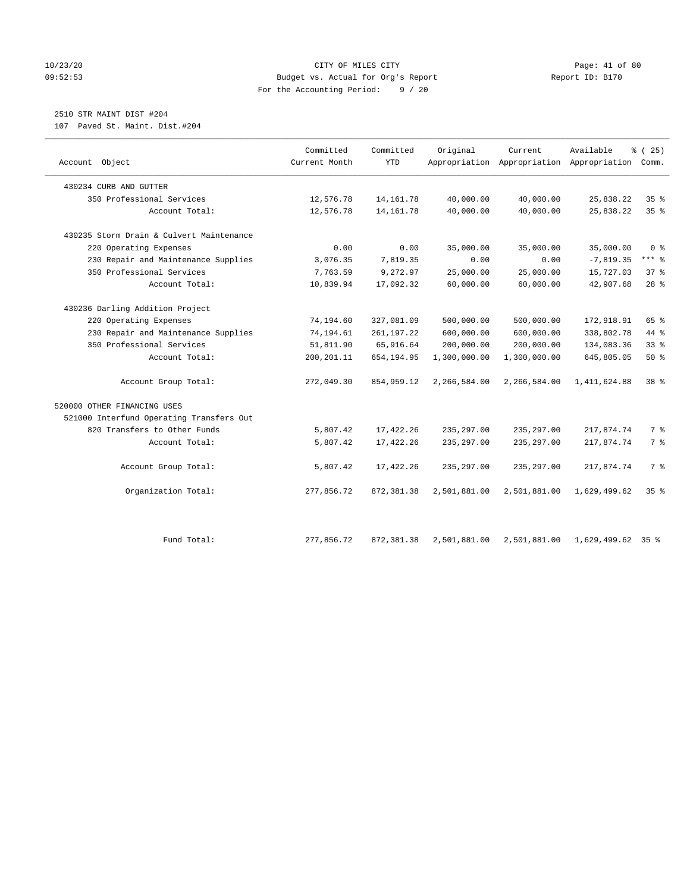CITY OF MILES CITY
Budget vs. Actual for Org's Report
For the Accounting Period: 9 / 20

10/23/20 09:52:53 — Report ID: B170

## 2510 STR MAINT DIST #204
107 Paved St. Maint. Dist.#204

| Account Object | Committed Current Month | Committed YTD | Original Appropriation | Current Appropriation | Available Appropriation | % ( 25) Comm. |
|---|---|---|---|---|---|---|
| 430234 CURB AND GUTTER | | | | | | |
| 350 Professional Services | 12,576.78 | 14,161.78 | 40,000.00 | 40,000.00 | 25,838.22 | 35 % |
| Account Total: | 12,576.78 | 14,161.78 | 40,000.00 | 40,000.00 | 25,838.22 | 35 % |
| 430235 Storm Drain & Culvert Maintenance | | | | | | |
| 220 Operating Expenses | 0.00 | 0.00 | 35,000.00 | 35,000.00 | 35,000.00 | 0 % |
| 230 Repair and Maintenance Supplies | 3,076.35 | 7,819.35 | 0.00 | 0.00 | -7,819.35 | *** % |
| 350 Professional Services | 7,763.59 | 9,272.97 | 25,000.00 | 25,000.00 | 15,727.03 | 37 % |
| Account Total: | 10,839.94 | 17,092.32 | 60,000.00 | 60,000.00 | 42,907.68 | 28 % |
| 430236 Darling Addition Project | | | | | | |
| 220 Operating Expenses | 74,194.60 | 327,081.09 | 500,000.00 | 500,000.00 | 172,918.91 | 65 % |
| 230 Repair and Maintenance Supplies | 74,194.61 | 261,197.22 | 600,000.00 | 600,000.00 | 338,802.78 | 44 % |
| 350 Professional Services | 51,811.90 | 65,916.64 | 200,000.00 | 200,000.00 | 134,083.36 | 33 % |
| Account Total: | 200,201.11 | 654,194.95 | 1,300,000.00 | 1,300,000.00 | 645,805.05 | 50 % |
| Account Group Total: | 272,049.30 | 854,959.12 | 2,266,584.00 | 2,266,584.00 | 1,411,624.88 | 38 % |
| 520000 OTHER FINANCING USES | | | | | | |
| 521000 Interfund Operating Transfers Out | | | | | | |
| 820 Transfers to Other Funds | 5,807.42 | 17,422.26 | 235,297.00 | 235,297.00 | 217,874.74 | 7 % |
| Account Total: | 5,807.42 | 17,422.26 | 235,297.00 | 235,297.00 | 217,874.74 | 7 % |
| Account Group Total: | 5,807.42 | 17,422.26 | 235,297.00 | 235,297.00 | 217,874.74 | 7 % |
| Organization Total: | 277,856.72 | 872,381.38 | 2,501,881.00 | 2,501,881.00 | 1,629,499.62 | 35 % |
| Fund Total: | 277,856.72 | 872,381.38 | 2,501,881.00 | 2,501,881.00 | 1,629,499.62 | 35 % |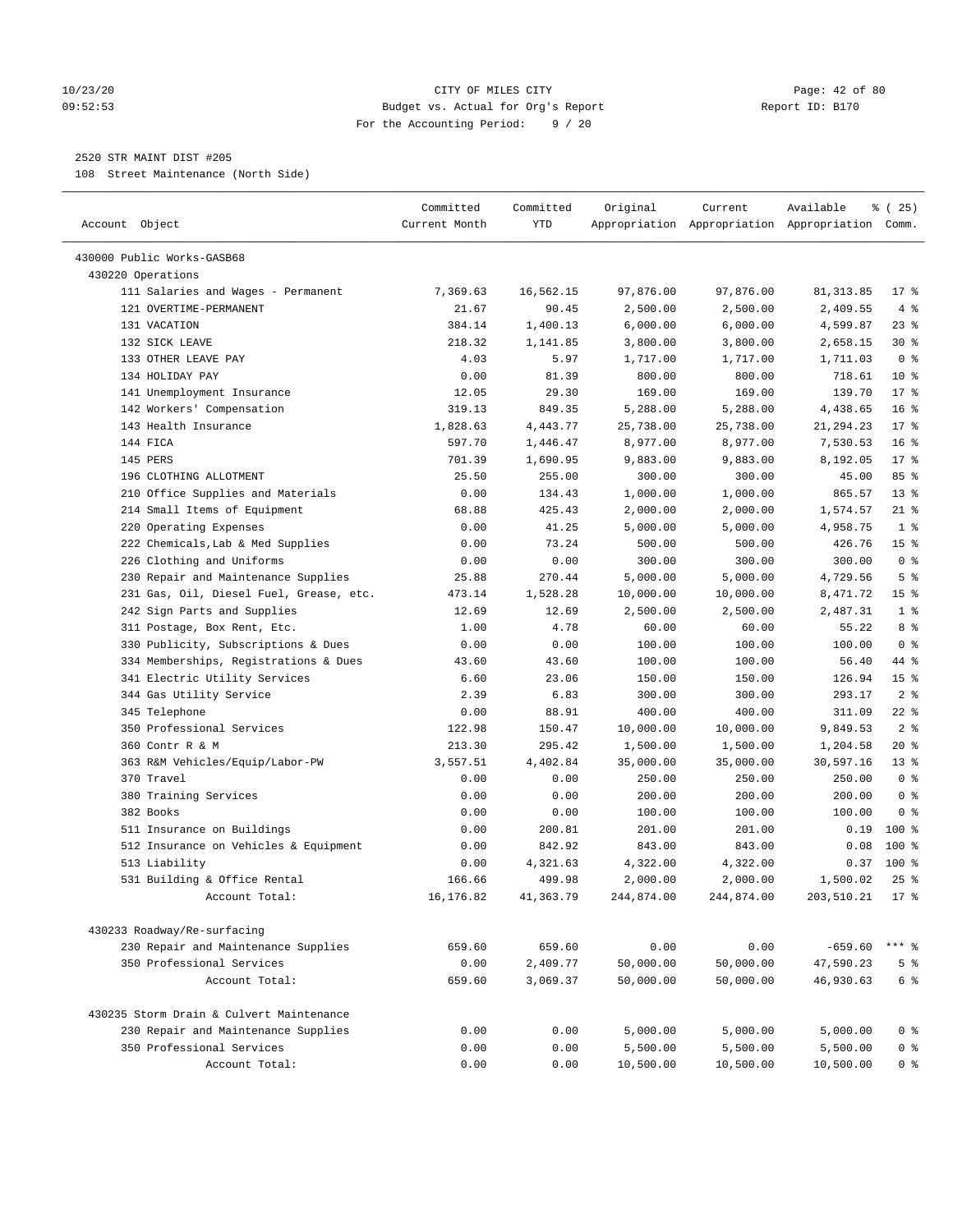CITY OF MILES CITY
Budget vs. Actual for Org's Report
For the Accounting Period: 9 / 20

10/23/20
09:52:53

Report ID: B170

2520 STR MAINT DIST #205
108 Street Maintenance (North Side)

| Account Object | Committed Current Month | Committed YTD | Original Appropriation | Current Appropriation | Available Appropriation | % ( 25) Comm. |
|---|---|---|---|---|---|---|
| 430000 Public Works-GASB68 | | | | | | |
| 430220 Operations | | | | | | |
| 111 Salaries and Wages - Permanent | 7,369.63 | 16,562.15 | 97,876.00 | 97,876.00 | 81,313.85 | 17 % |
| 121 OVERTIME-PERMANENT | 21.67 | 90.45 | 2,500.00 | 2,500.00 | 2,409.55 | 4 % |
| 131 VACATION | 384.14 | 1,400.13 | 6,000.00 | 6,000.00 | 4,599.87 | 23 % |
| 132 SICK LEAVE | 218.32 | 1,141.85 | 3,800.00 | 3,800.00 | 2,658.15 | 30 % |
| 133 OTHER LEAVE PAY | 4.03 | 5.97 | 1,717.00 | 1,717.00 | 1,711.03 | 0 % |
| 134 HOLIDAY PAY | 0.00 | 81.39 | 800.00 | 800.00 | 718.61 | 10 % |
| 141 Unemployment Insurance | 12.05 | 29.30 | 169.00 | 169.00 | 139.70 | 17 % |
| 142 Workers' Compensation | 319.13 | 849.35 | 5,288.00 | 5,288.00 | 4,438.65 | 16 % |
| 143 Health Insurance | 1,828.63 | 4,443.77 | 25,738.00 | 25,738.00 | 21,294.23 | 17 % |
| 144 FICA | 597.70 | 1,446.47 | 8,977.00 | 8,977.00 | 7,530.53 | 16 % |
| 145 PERS | 701.39 | 1,690.95 | 9,883.00 | 9,883.00 | 8,192.05 | 17 % |
| 196 CLOTHING ALLOTMENT | 25.50 | 255.00 | 300.00 | 300.00 | 45.00 | 85 % |
| 210 Office Supplies and Materials | 0.00 | 134.43 | 1,000.00 | 1,000.00 | 865.57 | 13 % |
| 214 Small Items of Equipment | 68.88 | 425.43 | 2,000.00 | 2,000.00 | 1,574.57 | 21 % |
| 220 Operating Expenses | 0.00 | 41.25 | 5,000.00 | 5,000.00 | 4,958.75 | 1 % |
| 222 Chemicals,Lab & Med Supplies | 0.00 | 73.24 | 500.00 | 500.00 | 426.76 | 15 % |
| 226 Clothing and Uniforms | 0.00 | 0.00 | 300.00 | 300.00 | 300.00 | 0 % |
| 230 Repair and Maintenance Supplies | 25.88 | 270.44 | 5,000.00 | 5,000.00 | 4,729.56 | 5 % |
| 231 Gas, Oil, Diesel Fuel, Grease, etc. | 473.14 | 1,528.28 | 10,000.00 | 10,000.00 | 8,471.72 | 15 % |
| 242 Sign Parts and Supplies | 12.69 | 12.69 | 2,500.00 | 2,500.00 | 2,487.31 | 1 % |
| 311 Postage, Box Rent, Etc. | 1.00 | 4.78 | 60.00 | 60.00 | 55.22 | 8 % |
| 330 Publicity, Subscriptions & Dues | 0.00 | 0.00 | 100.00 | 100.00 | 100.00 | 0 % |
| 334 Memberships, Registrations & Dues | 43.60 | 43.60 | 100.00 | 100.00 | 56.40 | 44 % |
| 341 Electric Utility Services | 6.60 | 23.06 | 150.00 | 150.00 | 126.94 | 15 % |
| 344 Gas Utility Service | 2.39 | 6.83 | 300.00 | 300.00 | 293.17 | 2 % |
| 345 Telephone | 0.00 | 88.91 | 400.00 | 400.00 | 311.09 | 22 % |
| 350 Professional Services | 122.98 | 150.47 | 10,000.00 | 10,000.00 | 9,849.53 | 2 % |
| 360 Contr R & M | 213.30 | 295.42 | 1,500.00 | 1,500.00 | 1,204.58 | 20 % |
| 363 R&M Vehicles/Equip/Labor-PW | 3,557.51 | 4,402.84 | 35,000.00 | 35,000.00 | 30,597.16 | 13 % |
| 370 Travel | 0.00 | 0.00 | 250.00 | 250.00 | 250.00 | 0 % |
| 380 Training Services | 0.00 | 0.00 | 200.00 | 200.00 | 200.00 | 0 % |
| 382 Books | 0.00 | 0.00 | 100.00 | 100.00 | 100.00 | 0 % |
| 511 Insurance on Buildings | 0.00 | 200.81 | 201.00 | 201.00 | 0.19 | 100 % |
| 512 Insurance on Vehicles & Equipment | 0.00 | 842.92 | 843.00 | 843.00 | 0.08 | 100 % |
| 513 Liability | 0.00 | 4,321.63 | 4,322.00 | 4,322.00 | 0.37 | 100 % |
| 531 Building & Office Rental | 166.66 | 499.98 | 2,000.00 | 2,000.00 | 1,500.02 | 25 % |
| Account Total: | 16,176.82 | 41,363.79 | 244,874.00 | 244,874.00 | 203,510.21 | 17 % |
| 430233 Roadway/Re-surfacing | | | | | | |
| 230 Repair and Maintenance Supplies | 659.60 | 659.60 | 0.00 | 0.00 | -659.60 | *** % |
| 350 Professional Services | 0.00 | 2,409.77 | 50,000.00 | 50,000.00 | 47,590.23 | 5 % |
| Account Total: | 659.60 | 3,069.37 | 50,000.00 | 50,000.00 | 46,930.63 | 6 % |
| 430235 Storm Drain & Culvert Maintenance | | | | | | |
| 230 Repair and Maintenance Supplies | 0.00 | 0.00 | 5,000.00 | 5,000.00 | 5,000.00 | 0 % |
| 350 Professional Services | 0.00 | 0.00 | 5,500.00 | 5,500.00 | 5,500.00 | 0 % |
| Account Total: | 0.00 | 0.00 | 10,500.00 | 10,500.00 | 10,500.00 | 0 % |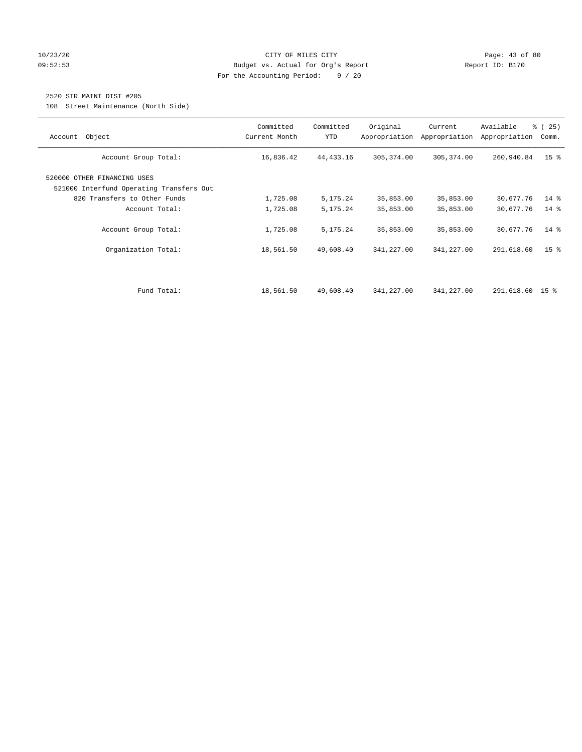CITY OF MILES CITY
Budget vs. Actual for Org's Report
For the Accounting Period: 9 / 20

10/23/20
09:52:53

Report ID: B170

2520 STR MAINT DIST #205
108 Street Maintenance (North Side)

| Account Object | Committed Current Month | Committed YTD | Original Appropriation | Current Appropriation | Available Appropriation | % ( 25) Comm. |
|---|---|---|---|---|---|---|
| Account Group Total: | 16,836.42 | 44,433.16 | 305,374.00 | 305,374.00 | 260,940.84 | 15 % |
| 520000 OTHER FINANCING USES | | | | | | |
| 521000 Interfund Operating Transfers Out | | | | | | |
| 820 Transfers to Other Funds | 1,725.08 | 5,175.24 | 35,853.00 | 35,853.00 | 30,677.76 | 14 % |
| Account Total: | 1,725.08 | 5,175.24 | 35,853.00 | 35,853.00 | 30,677.76 | 14 % |
| Account Group Total: | 1,725.08 | 5,175.24 | 35,853.00 | 35,853.00 | 30,677.76 | 14 % |
| Organization Total: | 18,561.50 | 49,608.40 | 341,227.00 | 341,227.00 | 291,618.60 | 15 % |
| Fund Total: | 18,561.50 | 49,608.40 | 341,227.00 | 341,227.00 | 291,618.60 | 15 % |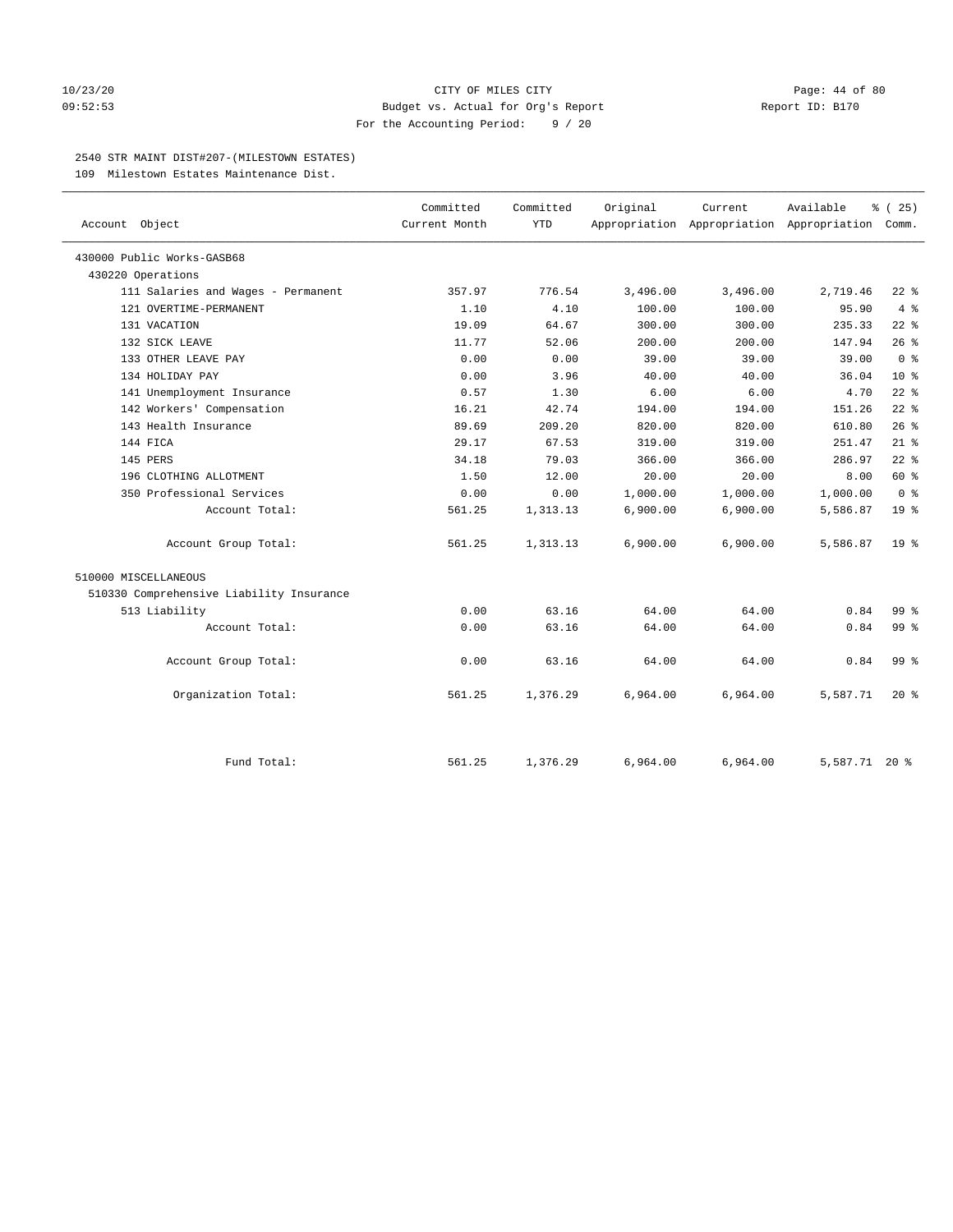CITY OF MILES CITY
Budget vs. Actual for Org's Report
For the Accounting Period: 9 / 20

2540 STR MAINT DIST#207-(MILESTOWN ESTATES)

109 Milestown Estates Maintenance Dist.

| Account Object | Committed Current Month | Committed YTD | Original Appropriation | Current Appropriation | Available Appropriation | % ( 25) Comm. |
|---|---|---|---|---|---|---|
| 430000 Public Works-GASB68 | | | | | | |
| 430220 Operations | | | | | | |
| 111 Salaries and Wages - Permanent | 357.97 | 776.54 | 3,496.00 | 3,496.00 | 2,719.46 | 22 % |
| 121 OVERTIME-PERMANENT | 1.10 | 4.10 | 100.00 | 100.00 | 95.90 | 4 % |
| 131 VACATION | 19.09 | 64.67 | 300.00 | 300.00 | 235.33 | 22 % |
| 132 SICK LEAVE | 11.77 | 52.06 | 200.00 | 200.00 | 147.94 | 26 % |
| 133 OTHER LEAVE PAY | 0.00 | 0.00 | 39.00 | 39.00 | 39.00 | 0 % |
| 134 HOLIDAY PAY | 0.00 | 3.96 | 40.00 | 40.00 | 36.04 | 10 % |
| 141 Unemployment Insurance | 0.57 | 1.30 | 6.00 | 6.00 | 4.70 | 22 % |
| 142 Workers' Compensation | 16.21 | 42.74 | 194.00 | 194.00 | 151.26 | 22 % |
| 143 Health Insurance | 89.69 | 209.20 | 820.00 | 820.00 | 610.80 | 26 % |
| 144 FICA | 29.17 | 67.53 | 319.00 | 319.00 | 251.47 | 21 % |
| 145 PERS | 34.18 | 79.03 | 366.00 | 366.00 | 286.97 | 22 % |
| 196 CLOTHING ALLOTMENT | 1.50 | 12.00 | 20.00 | 20.00 | 8.00 | 60 % |
| 350 Professional Services | 0.00 | 0.00 | 1,000.00 | 1,000.00 | 1,000.00 | 0 % |
| Account Total: | 561.25 | 1,313.13 | 6,900.00 | 6,900.00 | 5,586.87 | 19 % |
| Account Group Total: | 561.25 | 1,313.13 | 6,900.00 | 6,900.00 | 5,586.87 | 19 % |
| 510000 MISCELLANEOUS | | | | | | |
| 510330 Comprehensive Liability Insurance | | | | | | |
| 513 Liability | 0.00 | 63.16 | 64.00 | 64.00 | 0.84 | 99 % |
| Account Total: | 0.00 | 63.16 | 64.00 | 64.00 | 0.84 | 99 % |
| Account Group Total: | 0.00 | 63.16 | 64.00 | 64.00 | 0.84 | 99 % |
| Organization Total: | 561.25 | 1,376.29 | 6,964.00 | 6,964.00 | 5,587.71 | 20 % |
| Fund Total: | 561.25 | 1,376.29 | 6,964.00 | 6,964.00 | 5,587.71 | 20 % |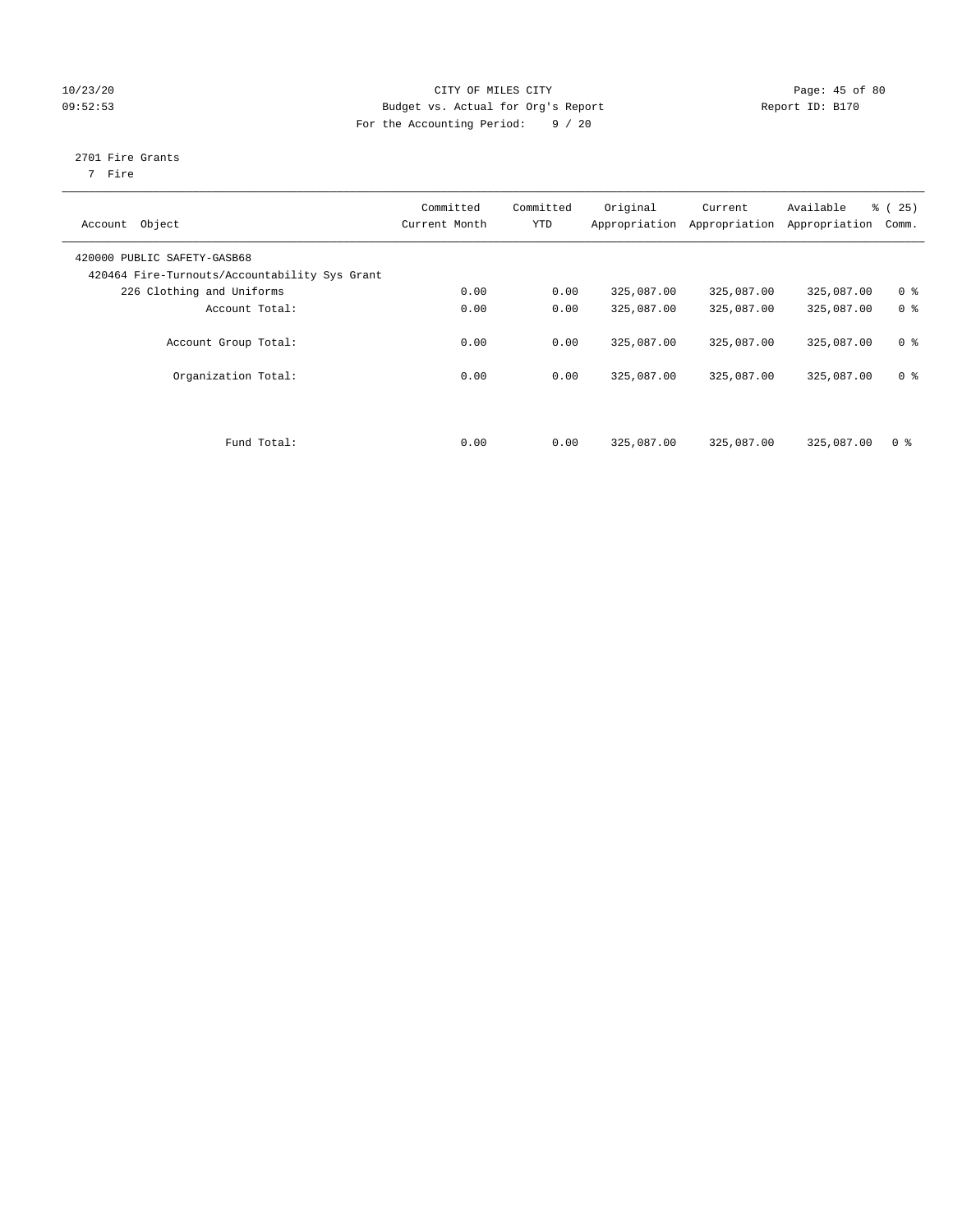CITY OF MILES CITY
Budget vs. Actual for Org's Report
For the Accounting Period: 9 / 20

10/23/20
09:52:53

Report ID: B170

2701 Fire Grants
7 Fire

| Account Object | Committed Current Month | Committed YTD | Original Appropriation | Current Appropriation | Available Appropriation | % ( 25) Comm. |
|---|---|---|---|---|---|---|
| 420000 PUBLIC SAFETY-GASB68 | | | | | | |
| 420464 Fire-Turnouts/Accountability Sys Grant | | | | | | |
| 226 Clothing and Uniforms | 0.00 | 0.00 | 325,087.00 | 325,087.00 | 325,087.00 | 0 % |
| Account Total: | 0.00 | 0.00 | 325,087.00 | 325,087.00 | 325,087.00 | 0 % |
| Account Group Total: | 0.00 | 0.00 | 325,087.00 | 325,087.00 | 325,087.00 | 0 % |
| Organization Total: | 0.00 | 0.00 | 325,087.00 | 325,087.00 | 325,087.00 | 0 % |
| Fund Total: | 0.00 | 0.00 | 325,087.00 | 325,087.00 | 325,087.00 | 0 % |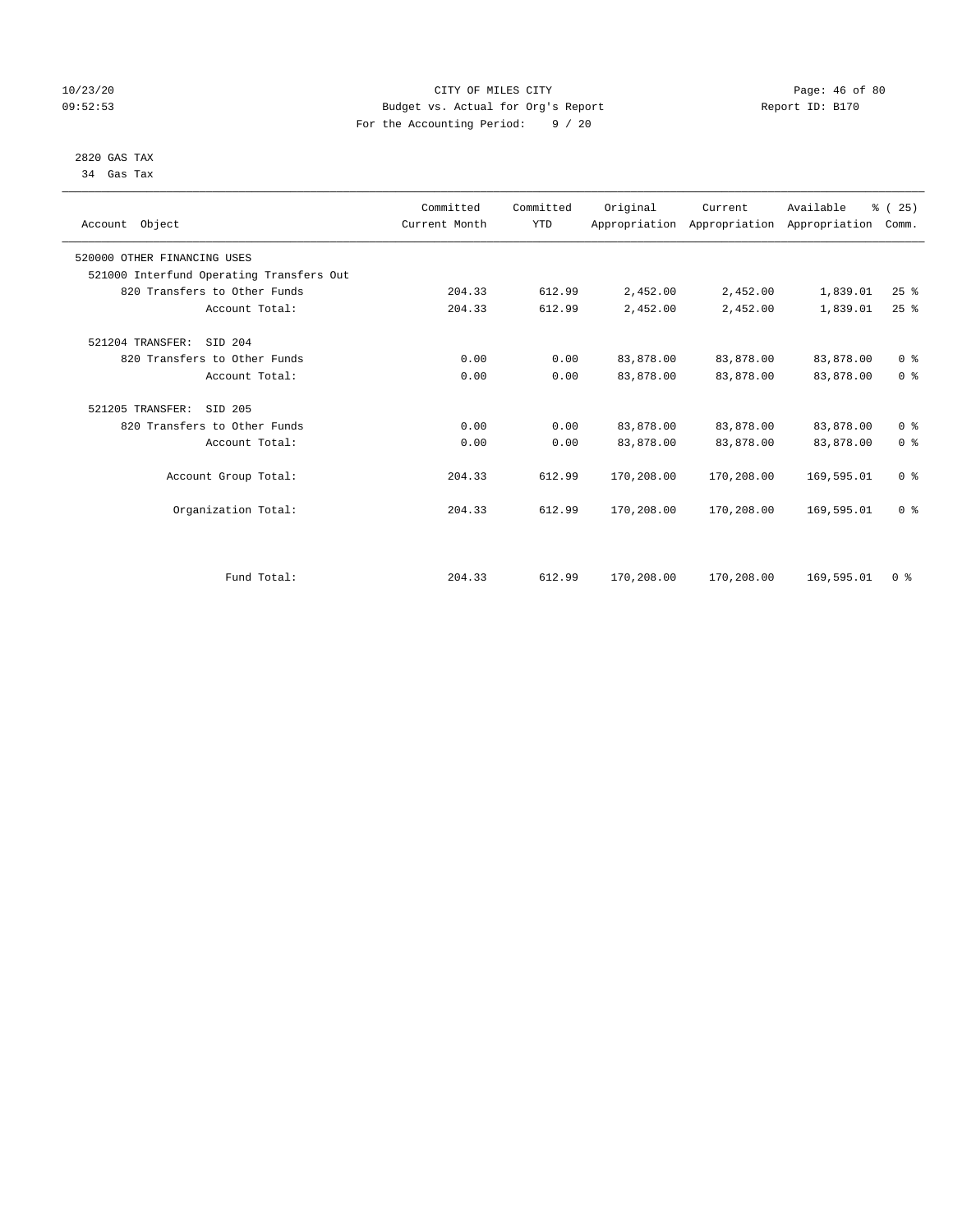CITY OF MILES CITY
Budget vs. Actual for Org's Report
For the Accounting Period: 9 / 20

10/23/20
09:52:53

Report ID: B170

2820 GAS TAX
34 Gas Tax

| Account Object | Committed Current Month | Committed YTD | Original Appropriation | Current Appropriation | Available Appropriation | % ( 25) Comm. |
|---|---|---|---|---|---|---|
| 520000 OTHER FINANCING USES | | | | | | |
| 521000 Interfund Operating Transfers Out | | | | | | |
| 820 Transfers to Other Funds | 204.33 | 612.99 | 2,452.00 | 2,452.00 | 1,839.01 | 25 % |
| Account Total: | 204.33 | 612.99 | 2,452.00 | 2,452.00 | 1,839.01 | 25 % |
| 521204 TRANSFER: SID 204 | | | | | | |
| 820 Transfers to Other Funds | 0.00 | 0.00 | 83,878.00 | 83,878.00 | 83,878.00 | 0 % |
| Account Total: | 0.00 | 0.00 | 83,878.00 | 83,878.00 | 83,878.00 | 0 % |
| 521205 TRANSFER: SID 205 | | | | | | |
| 820 Transfers to Other Funds | 0.00 | 0.00 | 83,878.00 | 83,878.00 | 83,878.00 | 0 % |
| Account Total: | 0.00 | 0.00 | 83,878.00 | 83,878.00 | 83,878.00 | 0 % |
| Account Group Total: | 204.33 | 612.99 | 170,208.00 | 170,208.00 | 169,595.01 | 0 % |
| Organization Total: | 204.33 | 612.99 | 170,208.00 | 170,208.00 | 169,595.01 | 0 % |
| Fund Total: | 204.33 | 612.99 | 170,208.00 | 170,208.00 | 169,595.01 | 0 % |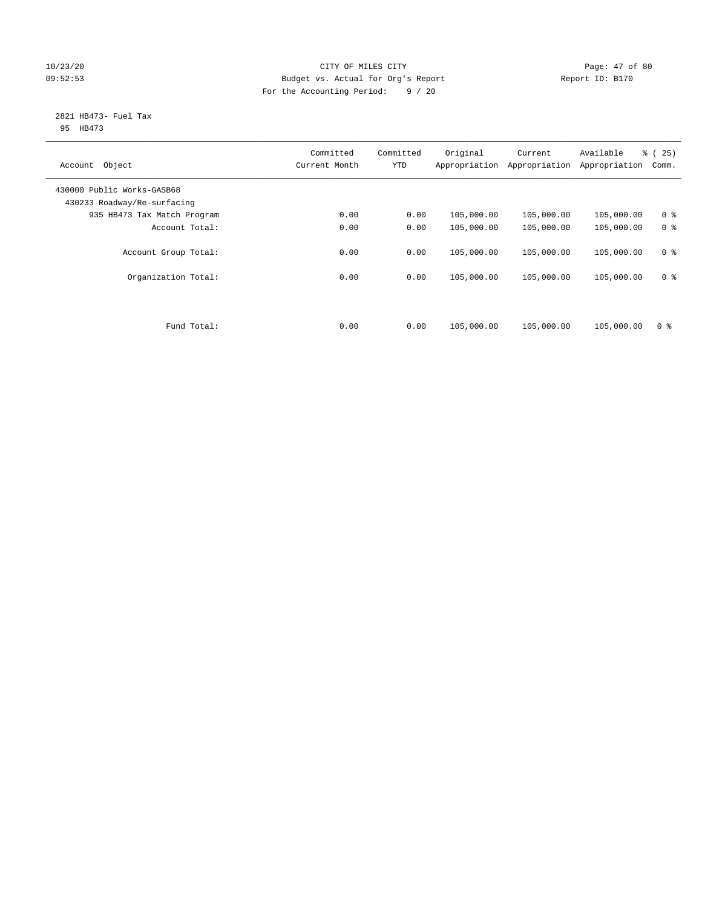CITY OF MILES CITY
Budget vs. Actual for Org's Report
For the Accounting Period: 9 / 20

10/23/20
09:52:53

Report ID: B170

2821 HB473- Fuel Tax
95 HB473

| Account Object | Committed Current Month | Committed YTD | Original Appropriation | Current Appropriation | Available Appropriation | % ( 25) Comm. |
|---|---|---|---|---|---|---|
| 430000 Public Works-GASB68 | | | | | | |
| 430233 Roadway/Re-surfacing | | | | | | |
| 935 HB473 Tax Match Program | 0.00 | 0.00 | 105,000.00 | 105,000.00 | 105,000.00 | 0 % |
| Account Total: | 0.00 | 0.00 | 105,000.00 | 105,000.00 | 105,000.00 | 0 % |
| Account Group Total: | 0.00 | 0.00 | 105,000.00 | 105,000.00 | 105,000.00 | 0 % |
| Organization Total: | 0.00 | 0.00 | 105,000.00 | 105,000.00 | 105,000.00 | 0 % |
| Fund Total: | 0.00 | 0.00 | 105,000.00 | 105,000.00 | 105,000.00 | 0 % |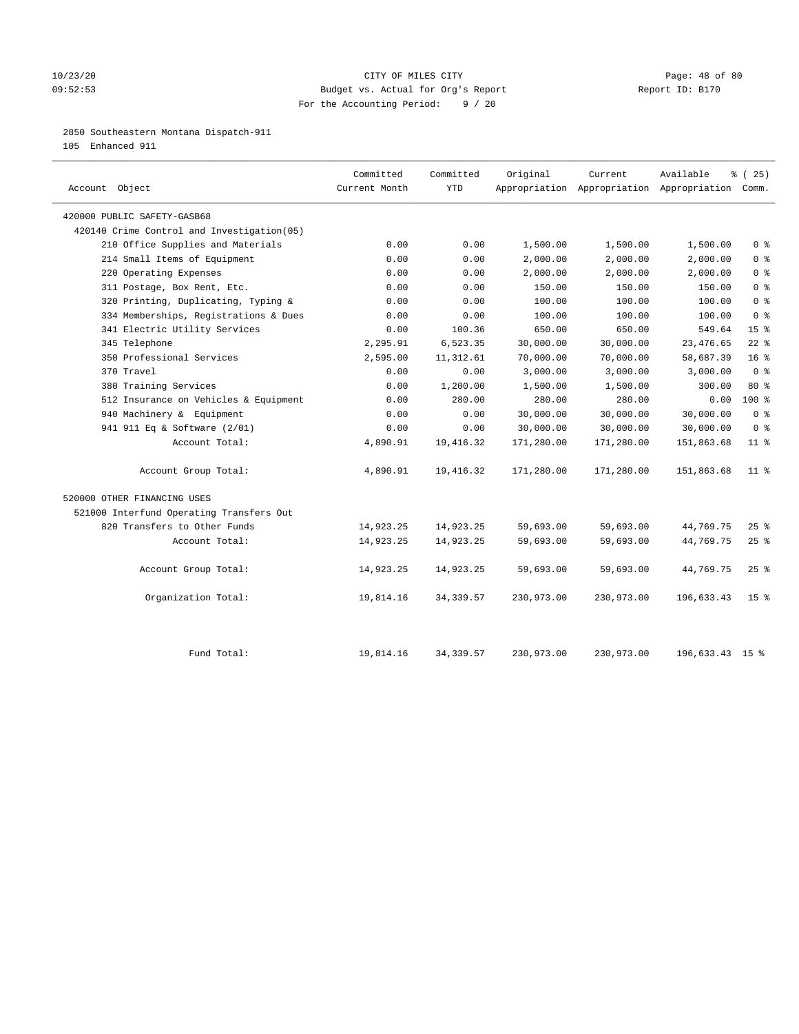CITY OF MILES CITY
Budget vs. Actual for Org's Report
For the Accounting Period: 9 / 20

10/23/20
09:52:53

Report ID: B170

2850 Southeastern Montana Dispatch-911
105 Enhanced 911

| Account Object | Committed Current Month | Committed YTD | Original Appropriation | Current Appropriation | Available Appropriation | % ( 25) Comm. |
|---|---|---|---|---|---|---|
| 420000 PUBLIC SAFETY-GASB68 | | | | | | |
| 420140 Crime Control and Investigation(05) | | | | | | |
| 210 Office Supplies and Materials | 0.00 | 0.00 | 1,500.00 | 1,500.00 | 1,500.00 | 0 % |
| 214 Small Items of Equipment | 0.00 | 0.00 | 2,000.00 | 2,000.00 | 2,000.00 | 0 % |
| 220 Operating Expenses | 0.00 | 0.00 | 2,000.00 | 2,000.00 | 2,000.00 | 0 % |
| 311 Postage, Box Rent, Etc. | 0.00 | 0.00 | 150.00 | 150.00 | 150.00 | 0 % |
| 320 Printing, Duplicating, Typing & | 0.00 | 0.00 | 100.00 | 100.00 | 100.00 | 0 % |
| 334 Memberships, Registrations & Dues | 0.00 | 0.00 | 100.00 | 100.00 | 100.00 | 0 % |
| 341 Electric Utility Services | 0.00 | 100.36 | 650.00 | 650.00 | 549.64 | 15 % |
| 345 Telephone | 2,295.91 | 6,523.35 | 30,000.00 | 30,000.00 | 23,476.65 | 22 % |
| 350 Professional Services | 2,595.00 | 11,312.61 | 70,000.00 | 70,000.00 | 58,687.39 | 16 % |
| 370 Travel | 0.00 | 0.00 | 3,000.00 | 3,000.00 | 3,000.00 | 0 % |
| 380 Training Services | 0.00 | 1,200.00 | 1,500.00 | 1,500.00 | 300.00 | 80 % |
| 512 Insurance on Vehicles & Equipment | 0.00 | 280.00 | 280.00 | 280.00 | 0.00 | 100 % |
| 940 Machinery & Equipment | 0.00 | 0.00 | 30,000.00 | 30,000.00 | 30,000.00 | 0 % |
| 941 911 Eq & Software (2/01) | 0.00 | 0.00 | 30,000.00 | 30,000.00 | 30,000.00 | 0 % |
| Account Total: | 4,890.91 | 19,416.32 | 171,280.00 | 171,280.00 | 151,863.68 | 11 % |
| Account Group Total: | 4,890.91 | 19,416.32 | 171,280.00 | 171,280.00 | 151,863.68 | 11 % |
| 520000 OTHER FINANCING USES | | | | | | |
| 521000 Interfund Operating Transfers Out | | | | | | |
| 820 Transfers to Other Funds | 14,923.25 | 14,923.25 | 59,693.00 | 59,693.00 | 44,769.75 | 25 % |
| Account Total: | 14,923.25 | 14,923.25 | 59,693.00 | 59,693.00 | 44,769.75 | 25 % |
| Account Group Total: | 14,923.25 | 14,923.25 | 59,693.00 | 59,693.00 | 44,769.75 | 25 % |
| Organization Total: | 19,814.16 | 34,339.57 | 230,973.00 | 230,973.00 | 196,633.43 | 15 % |
| Fund Total: | 19,814.16 | 34,339.57 | 230,973.00 | 230,973.00 | 196,633.43 | 15 % |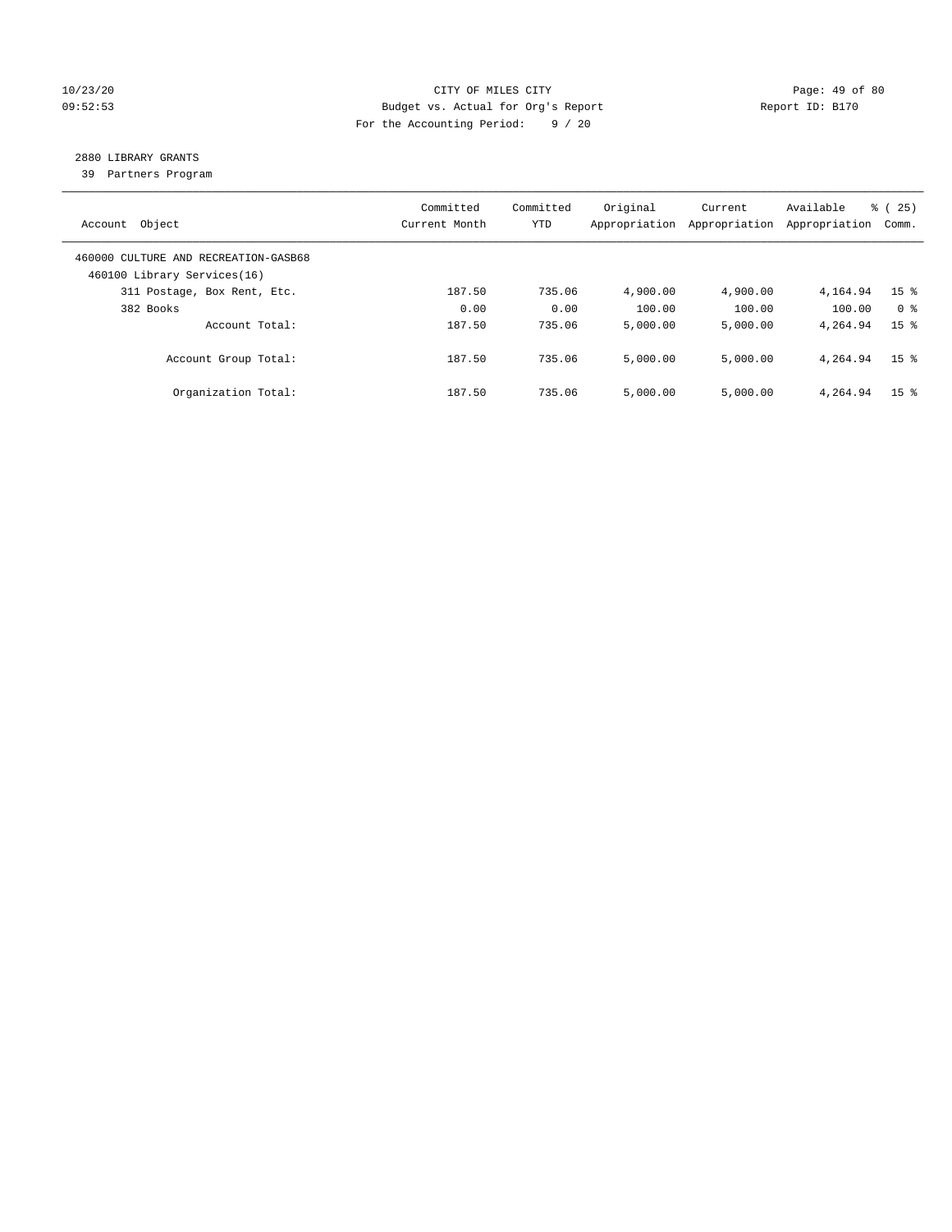CITY OF MILES CITY
Budget vs. Actual for Org's Report
For the Accounting Period: 9 / 20

10/23/20
09:52:53

Report ID: B170

## 2880 LIBRARY GRANTS

39 Partners Program

| Account Object | Committed Current Month | Committed YTD | Original Appropriation | Current Appropriation | Available Appropriation | % ( 25) Comm. |
|---|---|---|---|---|---|---|
| 460000 CULTURE AND RECREATION-GASB68 | | | | | | |
| 460100 Library Services(16) | | | | | | |
| 311 Postage, Box Rent, Etc. | 187.50 | 735.06 | 4,900.00 | 4,900.00 | 4,164.94 | 15 % |
| 382 Books | 0.00 | 0.00 | 100.00 | 100.00 | 100.00 | 0 % |
| Account Total: | 187.50 | 735.06 | 5,000.00 | 5,000.00 | 4,264.94 | 15 % |
| Account Group Total: | 187.50 | 735.06 | 5,000.00 | 5,000.00 | 4,264.94 | 15 % |
| Organization Total: | 187.50 | 735.06 | 5,000.00 | 5,000.00 | 4,264.94 | 15 % |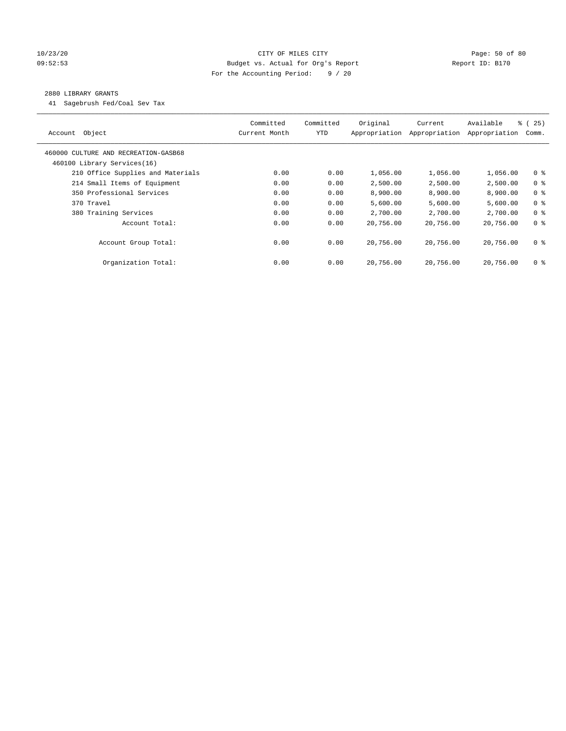CITY OF MILES CITY
Budget vs. Actual for Org's Report
For the Accounting Period: 9 / 20

10/23/20
09:52:53

Report ID: B170

## 2880 LIBRARY GRANTS

41 Sagebrush Fed/Coal Sev Tax

| Account Object | Committed Current Month | Committed YTD | Original Appropriation | Current Appropriation | Available Appropriation | % ( 25) Comm. |
|---|---|---|---|---|---|---|
| 460000 CULTURE AND RECREATION-GASB68 | | | | | | |
| 460100 Library Services(16) | | | | | | |
| 210 Office Supplies and Materials | 0.00 | 0.00 | 1,056.00 | 1,056.00 | 1,056.00 | 0 % |
| 214 Small Items of Equipment | 0.00 | 0.00 | 2,500.00 | 2,500.00 | 2,500.00 | 0 % |
| 350 Professional Services | 0.00 | 0.00 | 8,900.00 | 8,900.00 | 8,900.00 | 0 % |
| 370 Travel | 0.00 | 0.00 | 5,600.00 | 5,600.00 | 5,600.00 | 0 % |
| 380 Training Services | 0.00 | 0.00 | 2,700.00 | 2,700.00 | 2,700.00 | 0 % |
| Account Total: | 0.00 | 0.00 | 20,756.00 | 20,756.00 | 20,756.00 | 0 % |
| Account Group Total: | 0.00 | 0.00 | 20,756.00 | 20,756.00 | 20,756.00 | 0 % |
| Organization Total: | 0.00 | 0.00 | 20,756.00 | 20,756.00 | 20,756.00 | 0 % |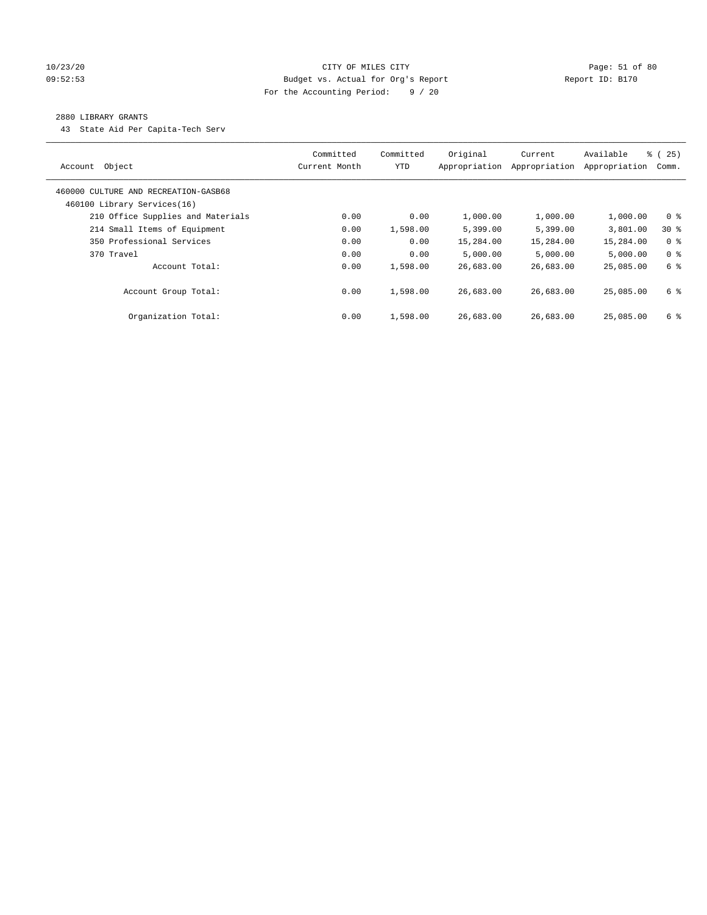CITY OF MILES CITY
Budget vs. Actual for Org's Report
For the Accounting Period: 9 / 20

2880 LIBRARY GRANTS

43 State Aid Per Capita-Tech Serv

| Account Object | Committed Current Month | Committed YTD | Original Appropriation | Current Appropriation | Available Appropriation | % ( 25) Comm. |
|---|---|---|---|---|---|---|
| 460000 CULTURE AND RECREATION-GASB68 | | | | | | |
| 460100 Library Services(16) | | | | | | |
| 210 Office Supplies and Materials | 0.00 | 0.00 | 1,000.00 | 1,000.00 | 1,000.00 | 0 % |
| 214 Small Items of Equipment | 0.00 | 1,598.00 | 5,399.00 | 5,399.00 | 3,801.00 | 30 % |
| 350 Professional Services | 0.00 | 0.00 | 15,284.00 | 15,284.00 | 15,284.00 | 0 % |
| 370 Travel | 0.00 | 0.00 | 5,000.00 | 5,000.00 | 5,000.00 | 0 % |
| Account Total: | 0.00 | 1,598.00 | 26,683.00 | 26,683.00 | 25,085.00 | 6 % |
| Account Group Total: | 0.00 | 1,598.00 | 26,683.00 | 26,683.00 | 25,085.00 | 6 % |
| Organization Total: | 0.00 | 1,598.00 | 26,683.00 | 26,683.00 | 25,085.00 | 6 % |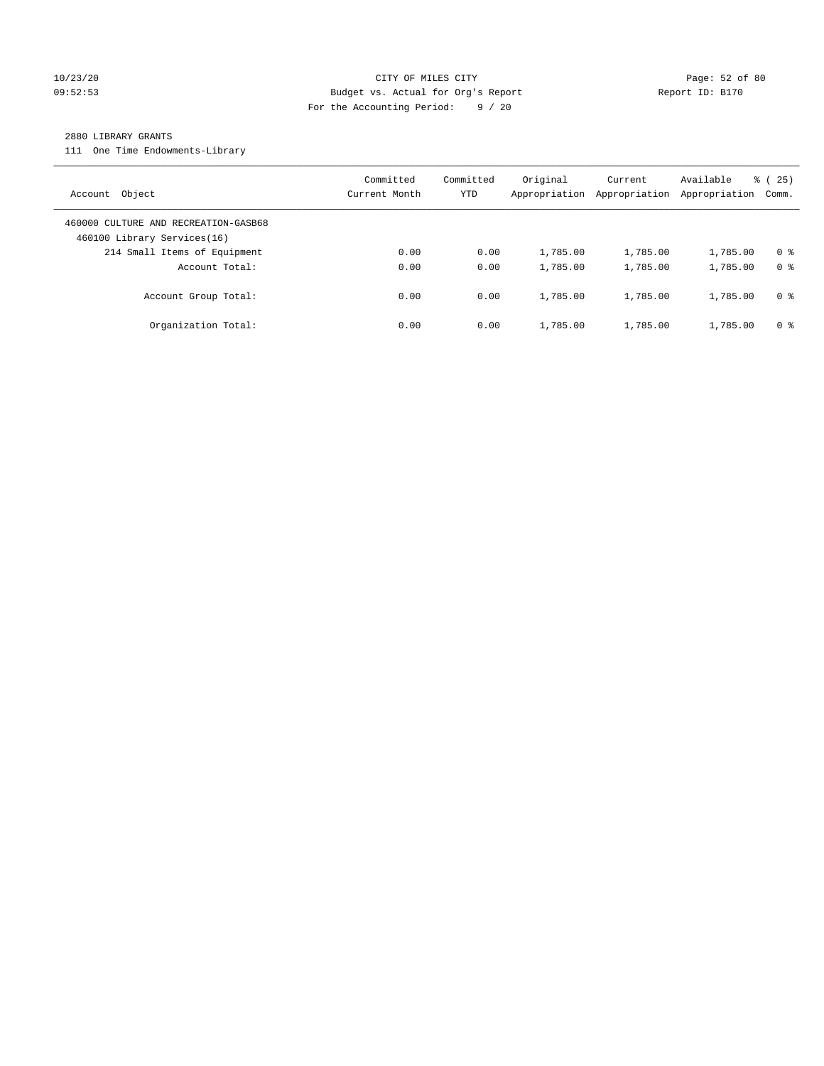CITY OF MILES CITY
Budget vs. Actual for Org's Report
For the Accounting Period: 9 / 20

10/23/20
09:52:53

Report ID: B170

2880 LIBRARY GRANTS

111 One Time Endowments-Library

| Account Object | Committed Current Month | Committed YTD | Original Appropriation | Current Appropriation | Available Appropriation | % ( 25) Comm. |
|---|---|---|---|---|---|---|
| 460000 CULTURE AND RECREATION-GASB68 | | | | | | |
| 460100 Library Services(16) | | | | | | |
| 214 Small Items of Equipment | 0.00 | 0.00 | 1,785.00 | 1,785.00 | 1,785.00 | 0 % |
| Account Total: | 0.00 | 0.00 | 1,785.00 | 1,785.00 | 1,785.00 | 0 % |
| Account Group Total: | 0.00 | 0.00 | 1,785.00 | 1,785.00 | 1,785.00 | 0 % |
| Organization Total: | 0.00 | 0.00 | 1,785.00 | 1,785.00 | 1,785.00 | 0 % |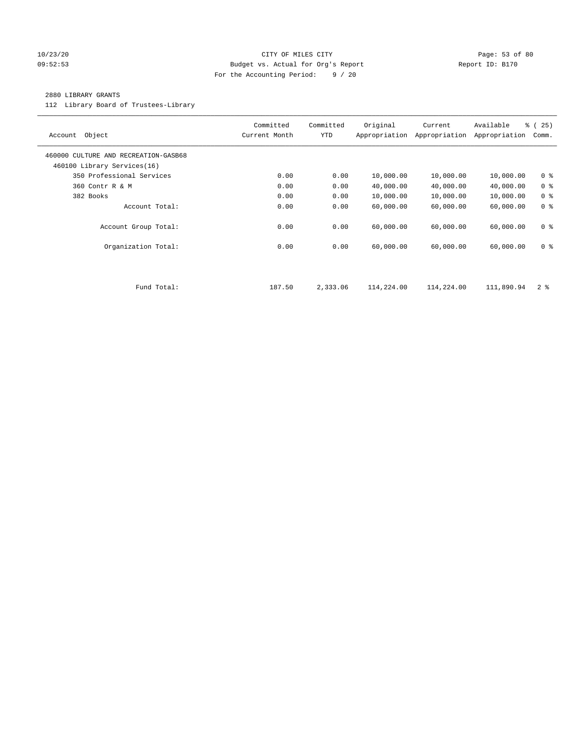CITY OF MILES CITY
Budget vs. Actual for Org's Report
For the Accounting Period: 9 / 20

10/23/20
09:52:53

Report ID: B170

## 2880 LIBRARY GRANTS

112 Library Board of Trustees-Library

| Account Object | Committed Current Month | Committed YTD | Original Appropriation | Current Appropriation | Available Appropriation | % ( 25) Comm. |
|---|---|---|---|---|---|---|
| 460000 CULTURE AND RECREATION-GASB68 | | | | | | |
| 460100 Library Services(16) | | | | | | |
| 350 Professional Services | 0.00 | 0.00 | 10,000.00 | 10,000.00 | 10,000.00 | 0 % |
| 360 Contr R & M | 0.00 | 0.00 | 40,000.00 | 40,000.00 | 40,000.00 | 0 % |
| 382 Books | 0.00 | 0.00 | 10,000.00 | 10,000.00 | 10,000.00 | 0 % |
| Account Total: | 0.00 | 0.00 | 60,000.00 | 60,000.00 | 60,000.00 | 0 % |
| Account Group Total: | 0.00 | 0.00 | 60,000.00 | 60,000.00 | 60,000.00 | 0 % |
| Organization Total: | 0.00 | 0.00 | 60,000.00 | 60,000.00 | 60,000.00 | 0 % |
| Fund Total: | 187.50 | 2,333.06 | 114,224.00 | 114,224.00 | 111,890.94 | 2 % |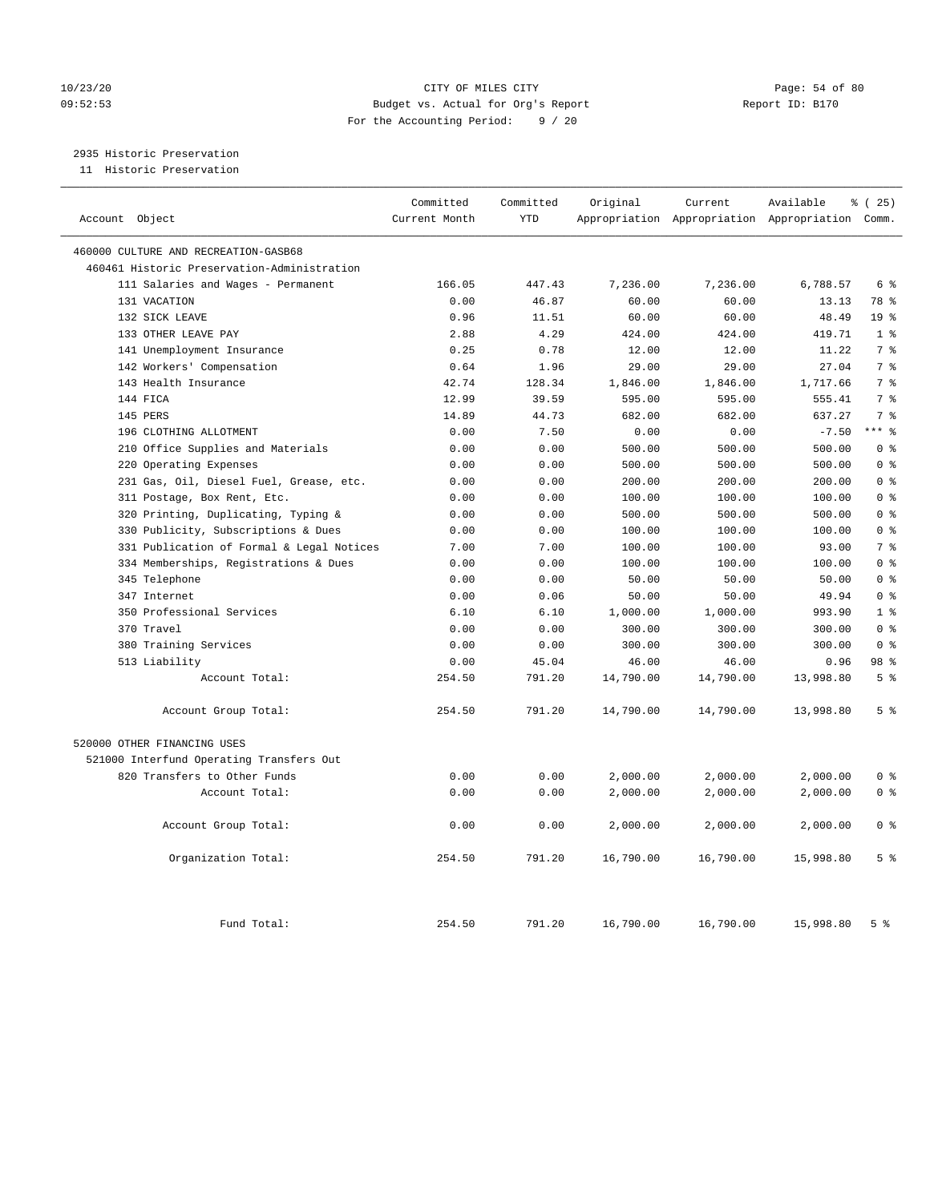CITY OF MILES CITY
Budget vs. Actual for Org's Report
For the Accounting Period: 9 / 20

10/23/20
09:52:53

Report ID: B170

2935 Historic Preservation
11 Historic Preservation

| Account Object | Committed Current Month | Committed YTD | Original Appropriation | Current Appropriation | Available Appropriation | % ( 25) Comm. |
|---|---|---|---|---|---|---|
| 460000 CULTURE AND RECREATION-GASB68 | | | | | | |
| 460461 Historic Preservation-Administration | | | | | | |
| 111 Salaries and Wages - Permanent | 166.05 | 447.43 | 7,236.00 | 7,236.00 | 6,788.57 | 6 % |
| 131 VACATION | 0.00 | 46.87 | 60.00 | 60.00 | 13.13 | 78 % |
| 132 SICK LEAVE | 0.96 | 11.51 | 60.00 | 60.00 | 48.49 | 19 % |
| 133 OTHER LEAVE PAY | 2.88 | 4.29 | 424.00 | 424.00 | 419.71 | 1 % |
| 141 Unemployment Insurance | 0.25 | 0.78 | 12.00 | 12.00 | 11.22 | 7 % |
| 142 Workers' Compensation | 0.64 | 1.96 | 29.00 | 29.00 | 27.04 | 7 % |
| 143 Health Insurance | 42.74 | 128.34 | 1,846.00 | 1,846.00 | 1,717.66 | 7 % |
| 144 FICA | 12.99 | 39.59 | 595.00 | 595.00 | 555.41 | 7 % |
| 145 PERS | 14.89 | 44.73 | 682.00 | 682.00 | 637.27 | 7 % |
| 196 CLOTHING ALLOTMENT | 0.00 | 7.50 | 0.00 | 0.00 | -7.50 | *** % |
| 210 Office Supplies and Materials | 0.00 | 0.00 | 500.00 | 500.00 | 500.00 | 0 % |
| 220 Operating Expenses | 0.00 | 0.00 | 500.00 | 500.00 | 500.00 | 0 % |
| 231 Gas, Oil, Diesel Fuel, Grease, etc. | 0.00 | 0.00 | 200.00 | 200.00 | 200.00 | 0 % |
| 311 Postage, Box Rent, Etc. | 0.00 | 0.00 | 100.00 | 100.00 | 100.00 | 0 % |
| 320 Printing, Duplicating, Typing & | 0.00 | 0.00 | 500.00 | 500.00 | 500.00 | 0 % |
| 330 Publicity, Subscriptions & Dues | 0.00 | 0.00 | 100.00 | 100.00 | 100.00 | 0 % |
| 331 Publication of Formal & Legal Notices | 7.00 | 7.00 | 100.00 | 100.00 | 93.00 | 7 % |
| 334 Memberships, Registrations & Dues | 0.00 | 0.00 | 100.00 | 100.00 | 100.00 | 0 % |
| 345 Telephone | 0.00 | 0.00 | 50.00 | 50.00 | 50.00 | 0 % |
| 347 Internet | 0.00 | 0.06 | 50.00 | 50.00 | 49.94 | 0 % |
| 350 Professional Services | 6.10 | 6.10 | 1,000.00 | 1,000.00 | 993.90 | 1 % |
| 370 Travel | 0.00 | 0.00 | 300.00 | 300.00 | 300.00 | 0 % |
| 380 Training Services | 0.00 | 0.00 | 300.00 | 300.00 | 300.00 | 0 % |
| 513 Liability | 0.00 | 45.04 | 46.00 | 46.00 | 0.96 | 98 % |
| Account Total: | 254.50 | 791.20 | 14,790.00 | 14,790.00 | 13,998.80 | 5 % |
| Account Group Total: | 254.50 | 791.20 | 14,790.00 | 14,790.00 | 13,998.80 | 5 % |
| 520000 OTHER FINANCING USES | | | | | | |
| 521000 Interfund Operating Transfers Out | | | | | | |
| 820 Transfers to Other Funds | 0.00 | 0.00 | 2,000.00 | 2,000.00 | 2,000.00 | 0 % |
| Account Total: | 0.00 | 0.00 | 2,000.00 | 2,000.00 | 2,000.00 | 0 % |
| Account Group Total: | 0.00 | 0.00 | 2,000.00 | 2,000.00 | 2,000.00 | 0 % |
| Organization Total: | 254.50 | 791.20 | 16,790.00 | 16,790.00 | 15,998.80 | 5 % |
| Fund Total: | 254.50 | 791.20 | 16,790.00 | 16,790.00 | 15,998.80 | 5 % |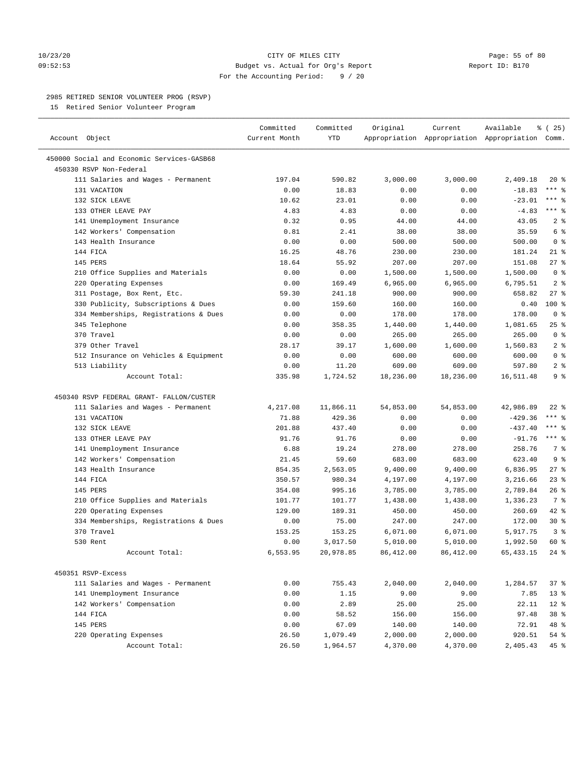CITY OF MILES CITY
Budget vs. Actual for Org's Report
For the Accounting Period: 9 / 20

10/23/20
09:52:53

Report ID: B170

## 2985 RETIRED SENIOR VOLUNTEER PROG (RSVP)

15 Retired Senior Volunteer Program

| Account Object | Committed Current Month | Committed YTD | Original Appropriation | Current Appropriation | Available Appropriation | % ( 25) Comm. |
|---|---|---|---|---|---|---|
| 450000 Social and Economic Services-GASB68 | | | | | | |
| 450330 RSVP Non-Federal | | | | | | |
| 111 Salaries and Wages - Permanent | 197.04 | 590.82 | 3,000.00 | 3,000.00 | 2,409.18 | 20 % |
| 131 VACATION | 0.00 | 18.83 | 0.00 | 0.00 | -18.83 | *** % |
| 132 SICK LEAVE | 10.62 | 23.01 | 0.00 | 0.00 | -23.01 | *** % |
| 133 OTHER LEAVE PAY | 4.83 | 4.83 | 0.00 | 0.00 | -4.83 | *** % |
| 141 Unemployment Insurance | 0.32 | 0.95 | 44.00 | 44.00 | 43.05 | 2 % |
| 142 Workers' Compensation | 0.81 | 2.41 | 38.00 | 38.00 | 35.59 | 6 % |
| 143 Health Insurance | 0.00 | 0.00 | 500.00 | 500.00 | 500.00 | 0 % |
| 144 FICA | 16.25 | 48.76 | 230.00 | 230.00 | 181.24 | 21 % |
| 145 PERS | 18.64 | 55.92 | 207.00 | 207.00 | 151.08 | 27 % |
| 210 Office Supplies and Materials | 0.00 | 0.00 | 1,500.00 | 1,500.00 | 1,500.00 | 0 % |
| 220 Operating Expenses | 0.00 | 169.49 | 6,965.00 | 6,965.00 | 6,795.51 | 2 % |
| 311 Postage, Box Rent, Etc. | 59.30 | 241.18 | 900.00 | 900.00 | 658.82 | 27 % |
| 330 Publicity, Subscriptions & Dues | 0.00 | 159.60 | 160.00 | 160.00 | 0.40 | 100 % |
| 334 Memberships, Registrations & Dues | 0.00 | 0.00 | 178.00 | 178.00 | 178.00 | 0 % |
| 345 Telephone | 0.00 | 358.35 | 1,440.00 | 1,440.00 | 1,081.65 | 25 % |
| 370 Travel | 0.00 | 0.00 | 265.00 | 265.00 | 265.00 | 0 % |
| 379 Other Travel | 28.17 | 39.17 | 1,600.00 | 1,600.00 | 1,560.83 | 2 % |
| 512 Insurance on Vehicles & Equipment | 0.00 | 0.00 | 600.00 | 600.00 | 600.00 | 0 % |
| 513 Liability | 0.00 | 11.20 | 609.00 | 609.00 | 597.80 | 2 % |
| Account Total: | 335.98 | 1,724.52 | 18,236.00 | 18,236.00 | 16,511.48 | 9 % |
| 450340 RSVP FEDERAL GRANT- FALLON/CUSTER | | | | | | |
| 111 Salaries and Wages - Permanent | 4,217.08 | 11,866.11 | 54,853.00 | 54,853.00 | 42,986.89 | 22 % |
| 131 VACATION | 71.88 | 429.36 | 0.00 | 0.00 | -429.36 | *** % |
| 132 SICK LEAVE | 201.88 | 437.40 | 0.00 | 0.00 | -437.40 | *** % |
| 133 OTHER LEAVE PAY | 91.76 | 91.76 | 0.00 | 0.00 | -91.76 | *** % |
| 141 Unemployment Insurance | 6.88 | 19.24 | 278.00 | 278.00 | 258.76 | 7 % |
| 142 Workers' Compensation | 21.45 | 59.60 | 683.00 | 683.00 | 623.40 | 9 % |
| 143 Health Insurance | 854.35 | 2,563.05 | 9,400.00 | 9,400.00 | 6,836.95 | 27 % |
| 144 FICA | 350.57 | 980.34 | 4,197.00 | 4,197.00 | 3,216.66 | 23 % |
| 145 PERS | 354.08 | 995.16 | 3,785.00 | 3,785.00 | 2,789.84 | 26 % |
| 210 Office Supplies and Materials | 101.77 | 101.77 | 1,438.00 | 1,438.00 | 1,336.23 | 7 % |
| 220 Operating Expenses | 129.00 | 189.31 | 450.00 | 450.00 | 260.69 | 42 % |
| 334 Memberships, Registrations & Dues | 0.00 | 75.00 | 247.00 | 247.00 | 172.00 | 30 % |
| 370 Travel | 153.25 | 153.25 | 6,071.00 | 6,071.00 | 5,917.75 | 3 % |
| 530 Rent | 0.00 | 3,017.50 | 5,010.00 | 5,010.00 | 1,992.50 | 60 % |
| Account Total: | 6,553.95 | 20,978.85 | 86,412.00 | 86,412.00 | 65,433.15 | 24 % |
| 450351 RSVP-Excess | | | | | | |
| 111 Salaries and Wages - Permanent | 0.00 | 755.43 | 2,040.00 | 2,040.00 | 1,284.57 | 37 % |
| 141 Unemployment Insurance | 0.00 | 1.15 | 9.00 | 9.00 | 7.85 | 13 % |
| 142 Workers' Compensation | 0.00 | 2.89 | 25.00 | 25.00 | 22.11 | 12 % |
| 144 FICA | 0.00 | 58.52 | 156.00 | 156.00 | 97.48 | 38 % |
| 145 PERS | 0.00 | 67.09 | 140.00 | 140.00 | 72.91 | 48 % |
| 220 Operating Expenses | 26.50 | 1,079.49 | 2,000.00 | 2,000.00 | 920.51 | 54 % |
| Account Total: | 26.50 | 1,964.57 | 4,370.00 | 4,370.00 | 2,405.43 | 45 % |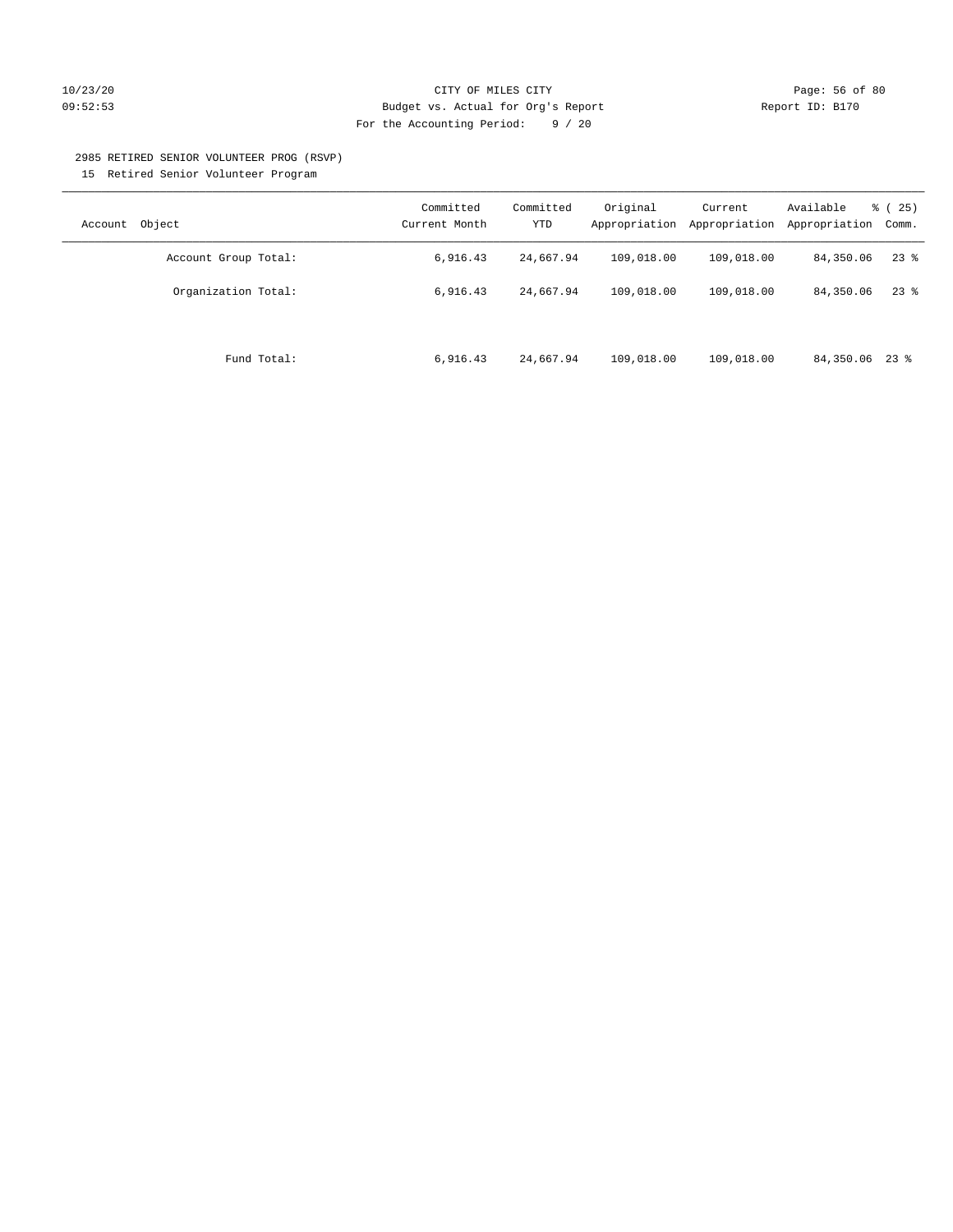CITY OF MILES CITY
Budget vs. Actual for Org's Report
For the Accounting Period: 9 / 20

10/23/20
09:52:53

Report ID: B170

2985 RETIRED SENIOR VOLUNTEER PROG (RSVP)
15 Retired Senior Volunteer Program

| Account Object | Committed Current Month | Committed YTD | Original Appropriation | Current Appropriation | Available Appropriation | % ( 25) Comm. |
|---|---|---|---|---|---|---|
| Account Group Total: | 6,916.43 | 24,667.94 | 109,018.00 | 109,018.00 | 84,350.06 | 23 % |
| Organization Total: | 6,916.43 | 24,667.94 | 109,018.00 | 109,018.00 | 84,350.06 | 23 % |
| Fund Total: | 6,916.43 | 24,667.94 | 109,018.00 | 109,018.00 | 84,350.06 | 23 % |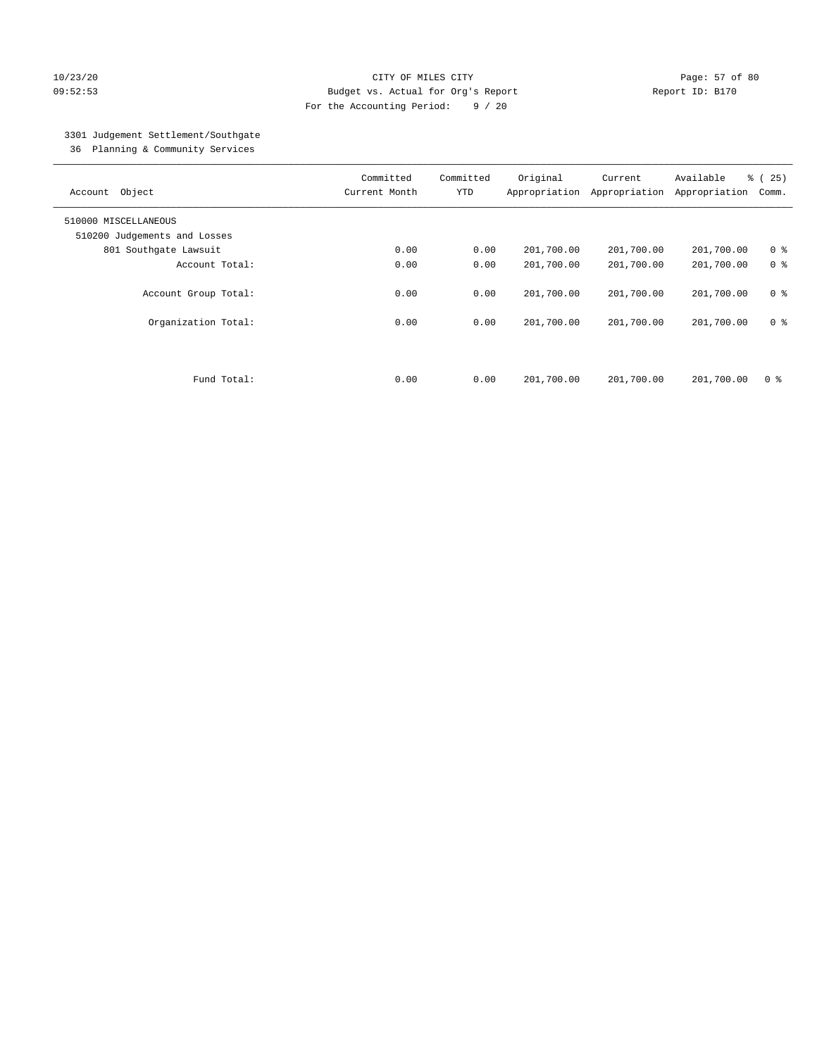CITY OF MILES CITY
Budget vs. Actual for Org's Report
For the Accounting Period: 9 / 20

10/23/20
09:52:53

Report ID: B170

3301 Judgement Settlement/Southgate
36 Planning & Community Services

| Account Object | Committed Current Month | Committed YTD | Original Appropriation | Current Appropriation | Available Appropriation | % ( 25) Comm. |
|---|---|---|---|---|---|---|
| 510000 MISCELLANEOUS | | | | | | |
| 510200 Judgements and Losses | | | | | | |
| 801 Southgate Lawsuit | 0.00 | 0.00 | 201,700.00 | 201,700.00 | 201,700.00 | 0 % |
| Account Total: | 0.00 | 0.00 | 201,700.00 | 201,700.00 | 201,700.00 | 0 % |
| Account Group Total: | 0.00 | 0.00 | 201,700.00 | 201,700.00 | 201,700.00 | 0 % |
| Organization Total: | 0.00 | 0.00 | 201,700.00 | 201,700.00 | 201,700.00 | 0 % |
| Fund Total: | 0.00 | 0.00 | 201,700.00 | 201,700.00 | 201,700.00 | 0 % |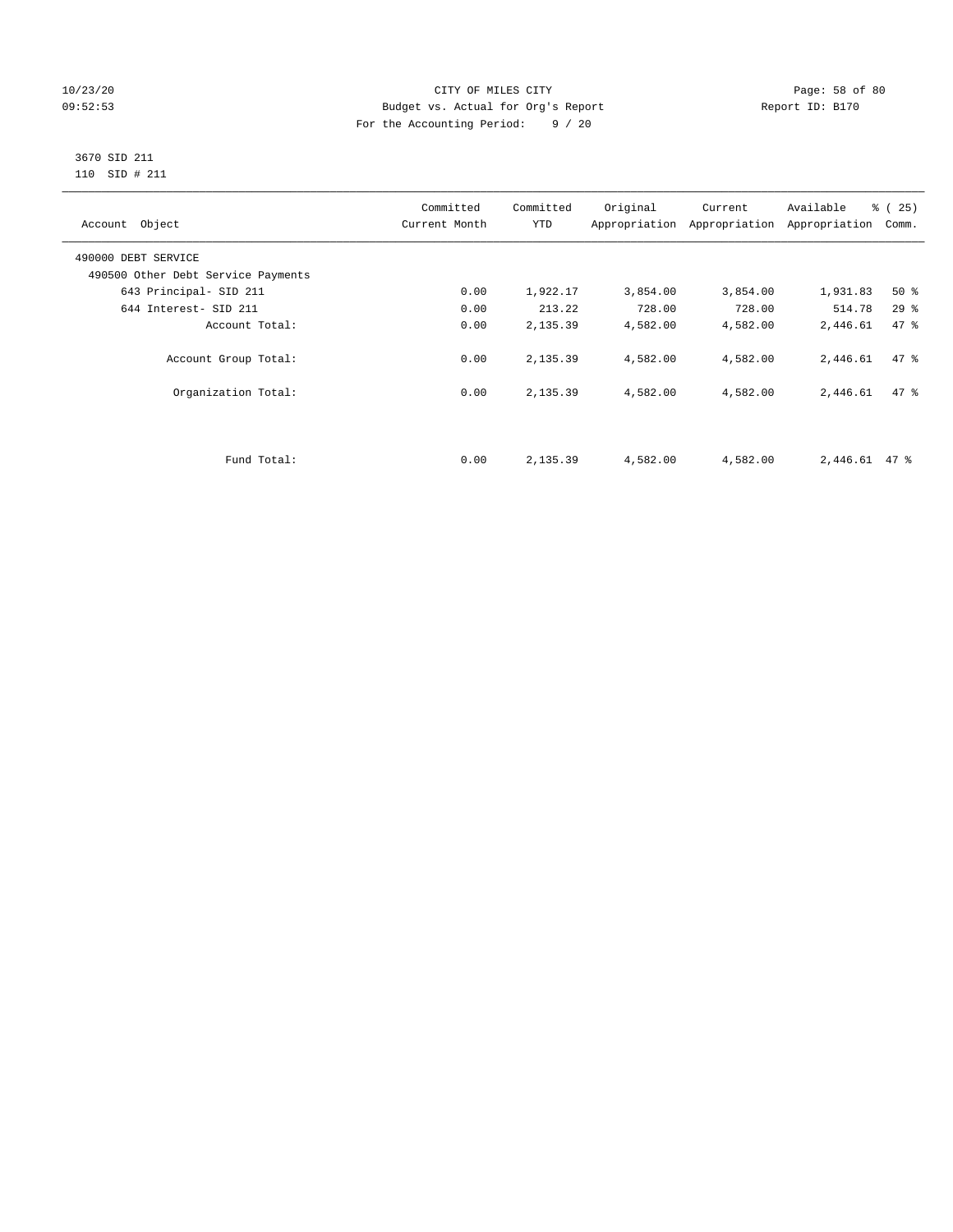CITY OF MILES CITY
Budget vs. Actual for Org's Report
For the Accounting Period: 9 / 20

10/23/20
09:52:53

Report ID: B170

3670 SID 211
110 SID # 211

| Account Object | Committed Current Month | Committed YTD | Original Appropriation | Current Appropriation | Available Appropriation | % ( 25) Comm. |
|---|---|---|---|---|---|---|
| 490000 DEBT SERVICE | | | | | | |
| 490500 Other Debt Service Payments | | | | | | |
| 643 Principal- SID 211 | 0.00 | 1,922.17 | 3,854.00 | 3,854.00 | 1,931.83 | 50 % |
| 644 Interest- SID 211 | 0.00 | 213.22 | 728.00 | 728.00 | 514.78 | 29 % |
| Account Total: | 0.00 | 2,135.39 | 4,582.00 | 4,582.00 | 2,446.61 | 47 % |
| Account Group Total: | 0.00 | 2,135.39 | 4,582.00 | 4,582.00 | 2,446.61 | 47 % |
| Organization Total: | 0.00 | 2,135.39 | 4,582.00 | 4,582.00 | 2,446.61 | 47 % |
| Fund Total: | 0.00 | 2,135.39 | 4,582.00 | 4,582.00 | 2,446.61 | 47 % |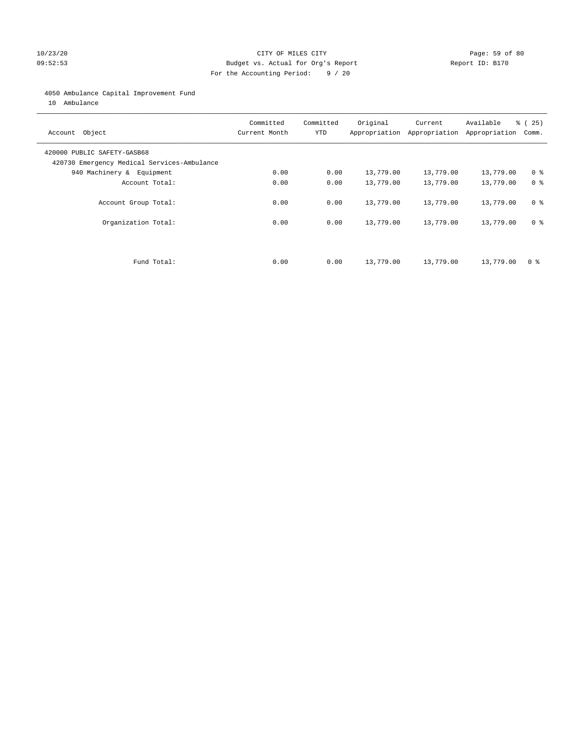CITY OF MILES CITY
Budget vs. Actual for Org's Report
For the Accounting Period: 9 / 20

10/23/20
09:52:53

Report ID: B170

4050 Ambulance Capital Improvement Fund
10 Ambulance

| Account Object | Committed Current Month | Committed YTD | Original Appropriation | Current Appropriation | Available Appropriation | % ( 25) Comm. |
|---|---|---|---|---|---|---|
| 420000 PUBLIC SAFETY-GASB68 | | | | | | |
| 420730 Emergency Medical Services-Ambulance | | | | | | |
| 940 Machinery & Equipment | 0.00 | 0.00 | 13,779.00 | 13,779.00 | 13,779.00 | 0 % |
| Account Total: | 0.00 | 0.00 | 13,779.00 | 13,779.00 | 13,779.00 | 0 % |
| Account Group Total: | 0.00 | 0.00 | 13,779.00 | 13,779.00 | 13,779.00 | 0 % |
| Organization Total: | 0.00 | 0.00 | 13,779.00 | 13,779.00 | 13,779.00 | 0 % |
| Fund Total: | 0.00 | 0.00 | 13,779.00 | 13,779.00 | 13,779.00 | 0 % |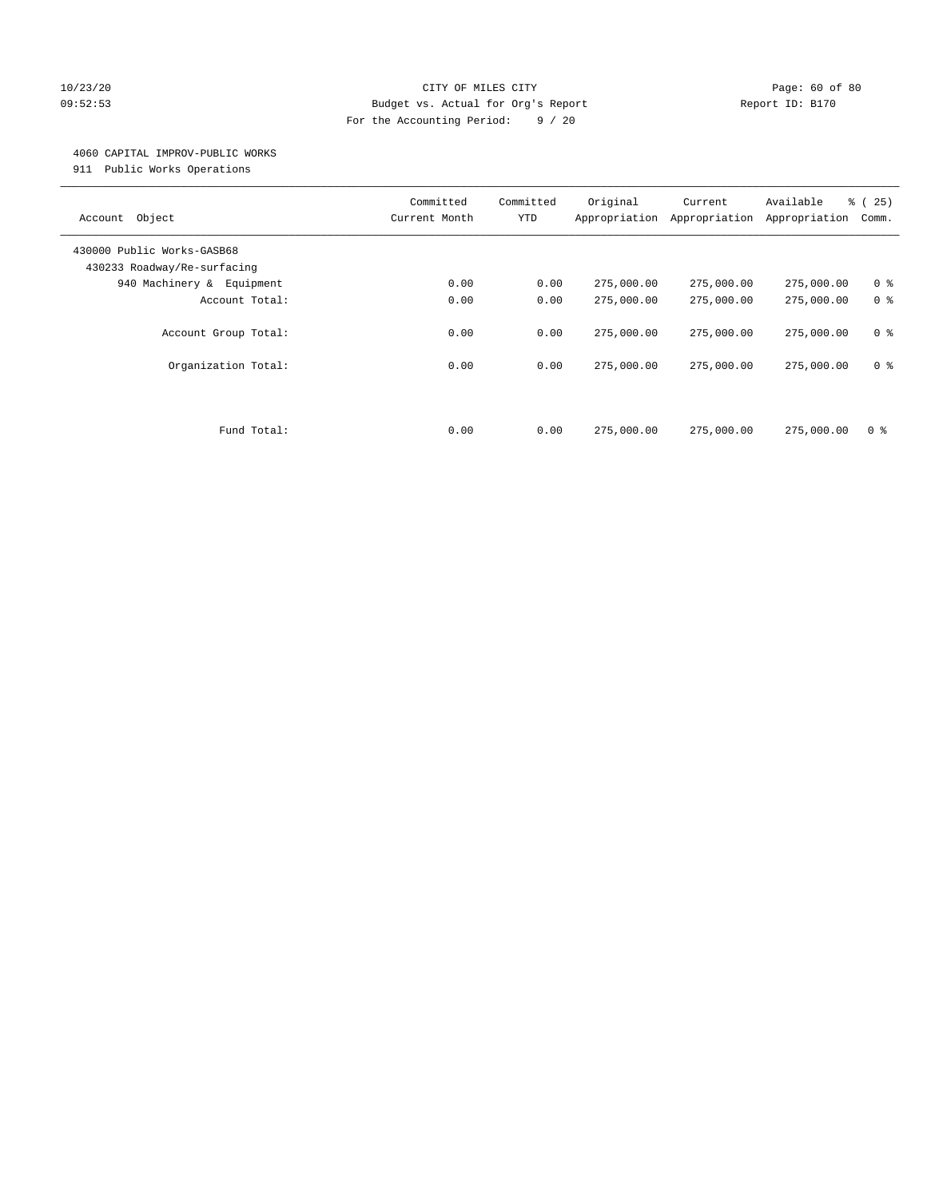CITY OF MILES CITY
Budget vs. Actual for Org's Report
For the Accounting Period: 9 / 20

10/23/20
09:52:53

Report ID: B170

4060 CAPITAL IMPROV-PUBLIC WORKS
911 Public Works Operations

| Account Object | Committed Current Month | Committed YTD | Original Appropriation | Current Appropriation | Available Appropriation | % ( 25) Comm. |
|---|---|---|---|---|---|---|
| 430000 Public Works-GASB68 | | | | | | |
| 430233 Roadway/Re-surfacing | | | | | | |
| 940 Machinery & Equipment | 0.00 | 0.00 | 275,000.00 | 275,000.00 | 275,000.00 | 0 % |
| Account Total: | 0.00 | 0.00 | 275,000.00 | 275,000.00 | 275,000.00 | 0 % |
| Account Group Total: | 0.00 | 0.00 | 275,000.00 | 275,000.00 | 275,000.00 | 0 % |
| Organization Total: | 0.00 | 0.00 | 275,000.00 | 275,000.00 | 275,000.00 | 0 % |
| Fund Total: | 0.00 | 0.00 | 275,000.00 | 275,000.00 | 275,000.00 | 0 % |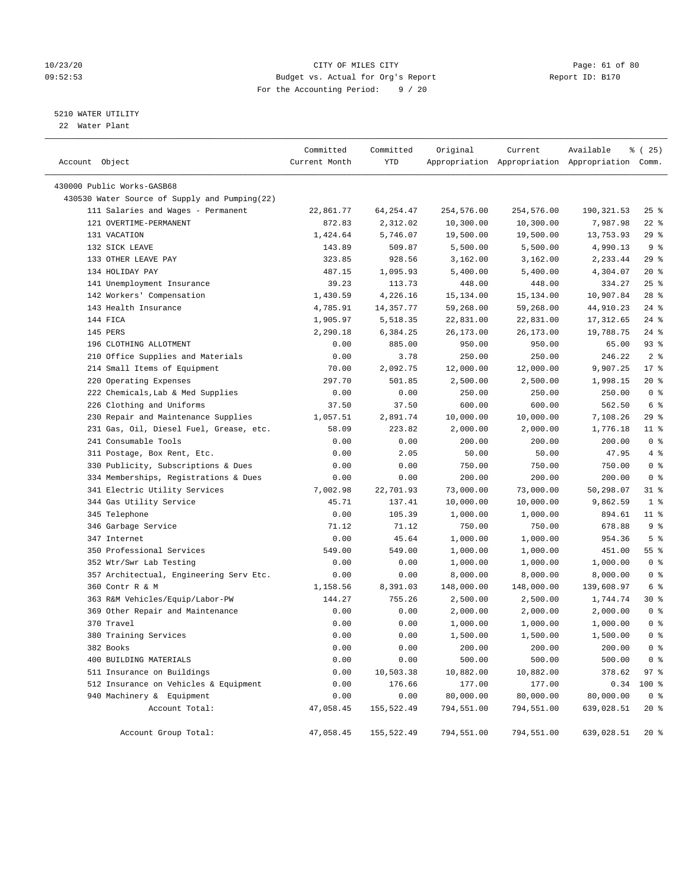CITY OF MILES CITY
Budget vs. Actual for Org's Report
For the Accounting Period: 9 / 20

10/23/20
09:52:53

Report ID: B170

5210 WATER UTILITY
22 Water Plant

| Account Object | Committed Current Month | Committed YTD | Original Appropriation | Current Appropriation | Available Appropriation | % ( 25) Comm. |
|---|---|---|---|---|---|---|
| 430000 Public Works-GASB68 | | | | | | |
| 430530 Water Source of Supply and Pumping(22) | | | | | | |
| 111 Salaries and Wages - Permanent | 22,861.77 | 64,254.47 | 254,576.00 | 254,576.00 | 190,321.53 | 25 % |
| 121 OVERTIME-PERMANENT | 872.83 | 2,312.02 | 10,300.00 | 10,300.00 | 7,987.98 | 22 % |
| 131 VACATION | 1,424.64 | 5,746.07 | 19,500.00 | 19,500.00 | 13,753.93 | 29 % |
| 132 SICK LEAVE | 143.89 | 509.87 | 5,500.00 | 5,500.00 | 4,990.13 | 9 % |
| 133 OTHER LEAVE PAY | 323.85 | 928.56 | 3,162.00 | 3,162.00 | 2,233.44 | 29 % |
| 134 HOLIDAY PAY | 487.15 | 1,095.93 | 5,400.00 | 5,400.00 | 4,304.07 | 20 % |
| 141 Unemployment Insurance | 39.23 | 113.73 | 448.00 | 448.00 | 334.27 | 25 % |
| 142 Workers' Compensation | 1,430.59 | 4,226.16 | 15,134.00 | 15,134.00 | 10,907.84 | 28 % |
| 143 Health Insurance | 4,785.91 | 14,357.77 | 59,268.00 | 59,268.00 | 44,910.23 | 24 % |
| 144 FICA | 1,905.97 | 5,518.35 | 22,831.00 | 22,831.00 | 17,312.65 | 24 % |
| 145 PERS | 2,290.18 | 6,384.25 | 26,173.00 | 26,173.00 | 19,788.75 | 24 % |
| 196 CLOTHING ALLOTMENT | 0.00 | 885.00 | 950.00 | 950.00 | 65.00 | 93 % |
| 210 Office Supplies and Materials | 0.00 | 3.78 | 250.00 | 250.00 | 246.22 | 2 % |
| 214 Small Items of Equipment | 70.00 | 2,092.75 | 12,000.00 | 12,000.00 | 9,907.25 | 17 % |
| 220 Operating Expenses | 297.70 | 501.85 | 2,500.00 | 2,500.00 | 1,998.15 | 20 % |
| 222 Chemicals,Lab & Med Supplies | 0.00 | 0.00 | 250.00 | 250.00 | 250.00 | 0 % |
| 226 Clothing and Uniforms | 37.50 | 37.50 | 600.00 | 600.00 | 562.50 | 6 % |
| 230 Repair and Maintenance Supplies | 1,057.51 | 2,891.74 | 10,000.00 | 10,000.00 | 7,108.26 | 29 % |
| 231 Gas, Oil, Diesel Fuel, Grease, etc. | 58.09 | 223.82 | 2,000.00 | 2,000.00 | 1,776.18 | 11 % |
| 241 Consumable Tools | 0.00 | 0.00 | 200.00 | 200.00 | 200.00 | 0 % |
| 311 Postage, Box Rent, Etc. | 0.00 | 2.05 | 50.00 | 50.00 | 47.95 | 4 % |
| 330 Publicity, Subscriptions & Dues | 0.00 | 0.00 | 750.00 | 750.00 | 750.00 | 0 % |
| 334 Memberships, Registrations & Dues | 0.00 | 0.00 | 200.00 | 200.00 | 200.00 | 0 % |
| 341 Electric Utility Services | 7,002.98 | 22,701.93 | 73,000.00 | 73,000.00 | 50,298.07 | 31 % |
| 344 Gas Utility Service | 45.71 | 137.41 | 10,000.00 | 10,000.00 | 9,862.59 | 1 % |
| 345 Telephone | 0.00 | 105.39 | 1,000.00 | 1,000.00 | 894.61 | 11 % |
| 346 Garbage Service | 71.12 | 71.12 | 750.00 | 750.00 | 678.88 | 9 % |
| 347 Internet | 0.00 | 45.64 | 1,000.00 | 1,000.00 | 954.36 | 5 % |
| 350 Professional Services | 549.00 | 549.00 | 1,000.00 | 1,000.00 | 451.00 | 55 % |
| 352 Wtr/Swr Lab Testing | 0.00 | 0.00 | 1,000.00 | 1,000.00 | 1,000.00 | 0 % |
| 357 Architectual, Engineering Serv Etc. | 0.00 | 0.00 | 8,000.00 | 8,000.00 | 8,000.00 | 0 % |
| 360 Contr R & M | 1,158.56 | 8,391.03 | 148,000.00 | 148,000.00 | 139,608.97 | 6 % |
| 363 R&M Vehicles/Equip/Labor-PW | 144.27 | 755.26 | 2,500.00 | 2,500.00 | 1,744.74 | 30 % |
| 369 Other Repair and Maintenance | 0.00 | 0.00 | 2,000.00 | 2,000.00 | 2,000.00 | 0 % |
| 370 Travel | 0.00 | 0.00 | 1,000.00 | 1,000.00 | 1,000.00 | 0 % |
| 380 Training Services | 0.00 | 0.00 | 1,500.00 | 1,500.00 | 1,500.00 | 0 % |
| 382 Books | 0.00 | 0.00 | 200.00 | 200.00 | 200.00 | 0 % |
| 400 BUILDING MATERIALS | 0.00 | 0.00 | 500.00 | 500.00 | 500.00 | 0 % |
| 511 Insurance on Buildings | 0.00 | 10,503.38 | 10,882.00 | 10,882.00 | 378.62 | 97 % |
| 512 Insurance on Vehicles & Equipment | 0.00 | 176.66 | 177.00 | 177.00 | 0.34 | 100 % |
| 940 Machinery & Equipment | 0.00 | 0.00 | 80,000.00 | 80,000.00 | 80,000.00 | 0 % |
| Account Total: | 47,058.45 | 155,522.49 | 794,551.00 | 794,551.00 | 639,028.51 | 20 % |
| Account Group Total: | 47,058.45 | 155,522.49 | 794,551.00 | 794,551.00 | 639,028.51 | 20 % |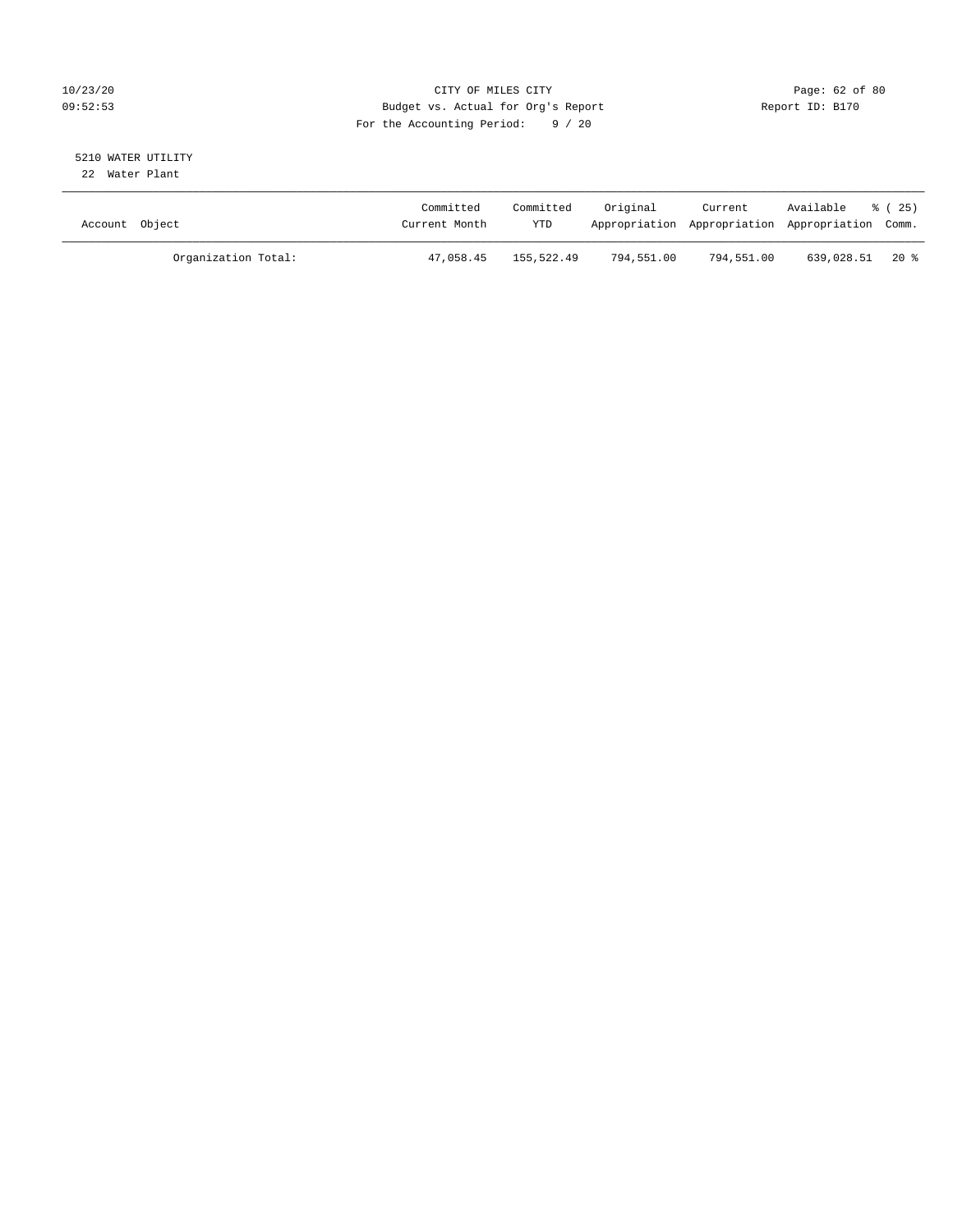CITY OF MILES CITY
Budget vs. Actual for Org's Report
For the Accounting Period: 9 / 20

Report ID: B170

10/23/20
09:52:53

5210 WATER UTILITY
22 Water Plant

| Account Object | Committed Current Month | Committed YTD | Original Appropriation | Current Appropriation | Available Appropriation | % ( 25) Comm. |
|---|---|---|---|---|---|---|
| Organization Total: | 47,058.45 | 155,522.49 | 794,551.00 | 794,551.00 | 639,028.51 | 20 % |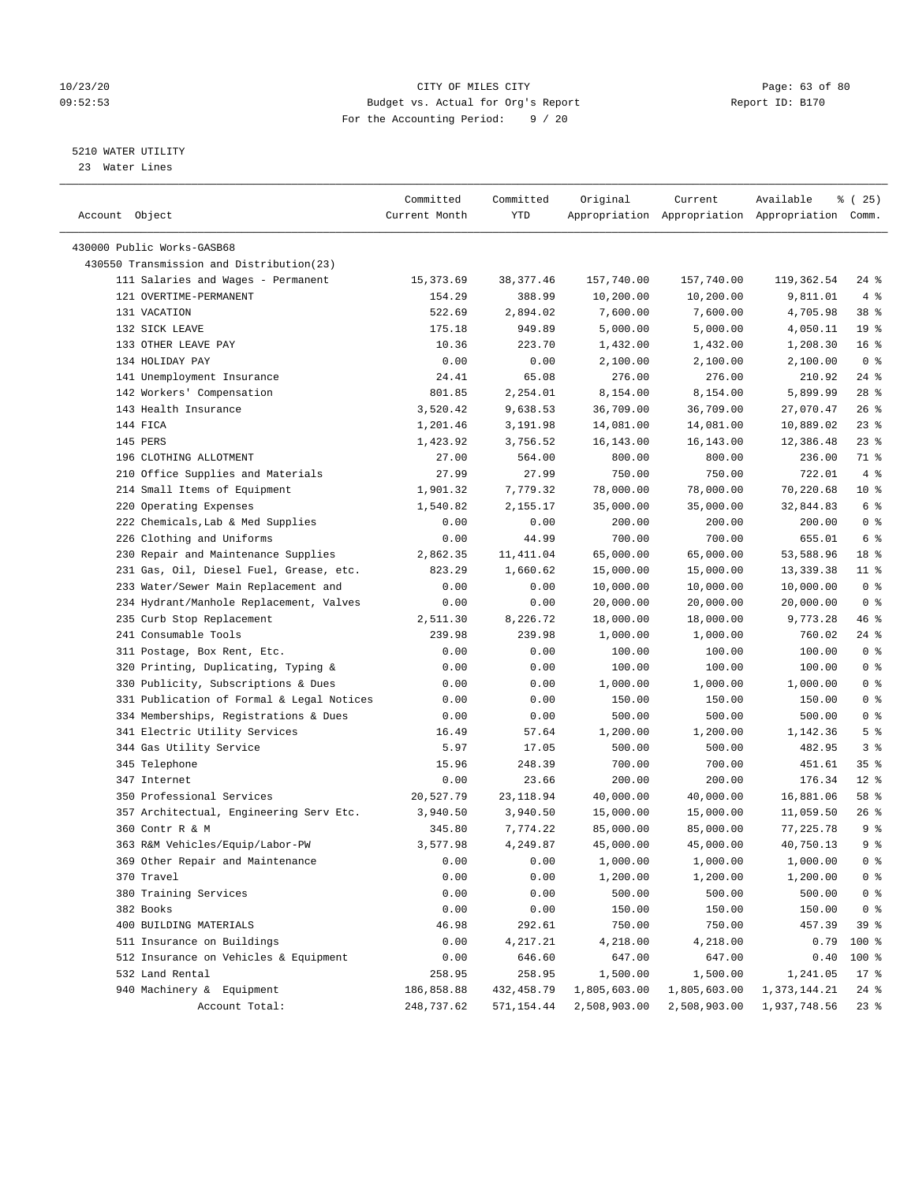CITY OF MILES CITY
Budget vs. Actual for Org's Report
For the Accounting Period: 9 / 20

10/23/20
09:52:53

Report ID: B170

## 5210 WATER UTILITY

23 Water Lines

| Account Object | Committed Current Month | Committed YTD | Original Appropriation | Current Appropriation | Available Appropriation | % ( 25) Comm. |
|---|---|---|---|---|---|---|
| 430000 Public Works-GASB68 | | | | | | |
| 430550 Transmission and Distribution(23) | | | | | | |
| 111 Salaries and Wages - Permanent | 15,373.69 | 38,377.46 | 157,740.00 | 157,740.00 | 119,362.54 | 24 % |
| 121 OVERTIME-PERMANENT | 154.29 | 388.99 | 10,200.00 | 10,200.00 | 9,811.01 | 4 % |
| 131 VACATION | 522.69 | 2,894.02 | 7,600.00 | 7,600.00 | 4,705.98 | 38 % |
| 132 SICK LEAVE | 175.18 | 949.89 | 5,000.00 | 5,000.00 | 4,050.11 | 19 % |
| 133 OTHER LEAVE PAY | 10.36 | 223.70 | 1,432.00 | 1,432.00 | 1,208.30 | 16 % |
| 134 HOLIDAY PAY | 0.00 | 0.00 | 2,100.00 | 2,100.00 | 2,100.00 | 0 % |
| 141 Unemployment Insurance | 24.41 | 65.08 | 276.00 | 276.00 | 210.92 | 24 % |
| 142 Workers' Compensation | 801.85 | 2,254.01 | 8,154.00 | 8,154.00 | 5,899.99 | 28 % |
| 143 Health Insurance | 3,520.42 | 9,638.53 | 36,709.00 | 36,709.00 | 27,070.47 | 26 % |
| 144 FICA | 1,201.46 | 3,191.98 | 14,081.00 | 14,081.00 | 10,889.02 | 23 % |
| 145 PERS | 1,423.92 | 3,756.52 | 16,143.00 | 16,143.00 | 12,386.48 | 23 % |
| 196 CLOTHING ALLOTMENT | 27.00 | 564.00 | 800.00 | 800.00 | 236.00 | 71 % |
| 210 Office Supplies and Materials | 27.99 | 27.99 | 750.00 | 750.00 | 722.01 | 4 % |
| 214 Small Items of Equipment | 1,901.32 | 7,779.32 | 78,000.00 | 78,000.00 | 70,220.68 | 10 % |
| 220 Operating Expenses | 1,540.82 | 2,155.17 | 35,000.00 | 35,000.00 | 32,844.83 | 6 % |
| 222 Chemicals,Lab & Med Supplies | 0.00 | 0.00 | 200.00 | 200.00 | 200.00 | 0 % |
| 226 Clothing and Uniforms | 0.00 | 44.99 | 700.00 | 700.00 | 655.01 | 6 % |
| 230 Repair and Maintenance Supplies | 2,862.35 | 11,411.04 | 65,000.00 | 65,000.00 | 53,588.96 | 18 % |
| 231 Gas, Oil, Diesel Fuel, Grease, etc. | 823.29 | 1,660.62 | 15,000.00 | 15,000.00 | 13,339.38 | 11 % |
| 233 Water/Sewer Main Replacement and | 0.00 | 0.00 | 10,000.00 | 10,000.00 | 10,000.00 | 0 % |
| 234 Hydrant/Manhole Replacement, Valves | 0.00 | 0.00 | 20,000.00 | 20,000.00 | 20,000.00 | 0 % |
| 235 Curb Stop Replacement | 2,511.30 | 8,226.72 | 18,000.00 | 18,000.00 | 9,773.28 | 46 % |
| 241 Consumable Tools | 239.98 | 239.98 | 1,000.00 | 1,000.00 | 760.02 | 24 % |
| 311 Postage, Box Rent, Etc. | 0.00 | 0.00 | 100.00 | 100.00 | 100.00 | 0 % |
| 320 Printing, Duplicating, Typing & | 0.00 | 0.00 | 100.00 | 100.00 | 100.00 | 0 % |
| 330 Publicity, Subscriptions & Dues | 0.00 | 0.00 | 1,000.00 | 1,000.00 | 1,000.00 | 0 % |
| 331 Publication of Formal & Legal Notices | 0.00 | 0.00 | 150.00 | 150.00 | 150.00 | 0 % |
| 334 Memberships, Registrations & Dues | 0.00 | 0.00 | 500.00 | 500.00 | 500.00 | 0 % |
| 341 Electric Utility Services | 16.49 | 57.64 | 1,200.00 | 1,200.00 | 1,142.36 | 5 % |
| 344 Gas Utility Service | 5.97 | 17.05 | 500.00 | 500.00 | 482.95 | 3 % |
| 345 Telephone | 15.96 | 248.39 | 700.00 | 700.00 | 451.61 | 35 % |
| 347 Internet | 0.00 | 23.66 | 200.00 | 200.00 | 176.34 | 12 % |
| 350 Professional Services | 20,527.79 | 23,118.94 | 40,000.00 | 40,000.00 | 16,881.06 | 58 % |
| 357 Architectual, Engineering Serv Etc. | 3,940.50 | 3,940.50 | 15,000.00 | 15,000.00 | 11,059.50 | 26 % |
| 360 Contr R & M | 345.80 | 7,774.22 | 85,000.00 | 85,000.00 | 77,225.78 | 9 % |
| 363 R&M Vehicles/Equip/Labor-PW | 3,577.98 | 4,249.87 | 45,000.00 | 45,000.00 | 40,750.13 | 9 % |
| 369 Other Repair and Maintenance | 0.00 | 0.00 | 1,000.00 | 1,000.00 | 1,000.00 | 0 % |
| 370 Travel | 0.00 | 0.00 | 1,200.00 | 1,200.00 | 1,200.00 | 0 % |
| 380 Training Services | 0.00 | 0.00 | 500.00 | 500.00 | 500.00 | 0 % |
| 382 Books | 0.00 | 0.00 | 150.00 | 150.00 | 150.00 | 0 % |
| 400 BUILDING MATERIALS | 46.98 | 292.61 | 750.00 | 750.00 | 457.39 | 39 % |
| 511 Insurance on Buildings | 0.00 | 4,217.21 | 4,218.00 | 4,218.00 | 0.79 | 100 % |
| 512 Insurance on Vehicles & Equipment | 0.00 | 646.60 | 647.00 | 647.00 | 0.40 | 100 % |
| 532 Land Rental | 258.95 | 258.95 | 1,500.00 | 1,500.00 | 1,241.05 | 17 % |
| 940 Machinery & Equipment | 186,858.88 | 432,458.79 | 1,805,603.00 | 1,805,603.00 | 1,373,144.21 | 24 % |
| Account Total: | 248,737.62 | 571,154.44 | 2,508,903.00 | 2,508,903.00 | 1,937,748.56 | 23 % |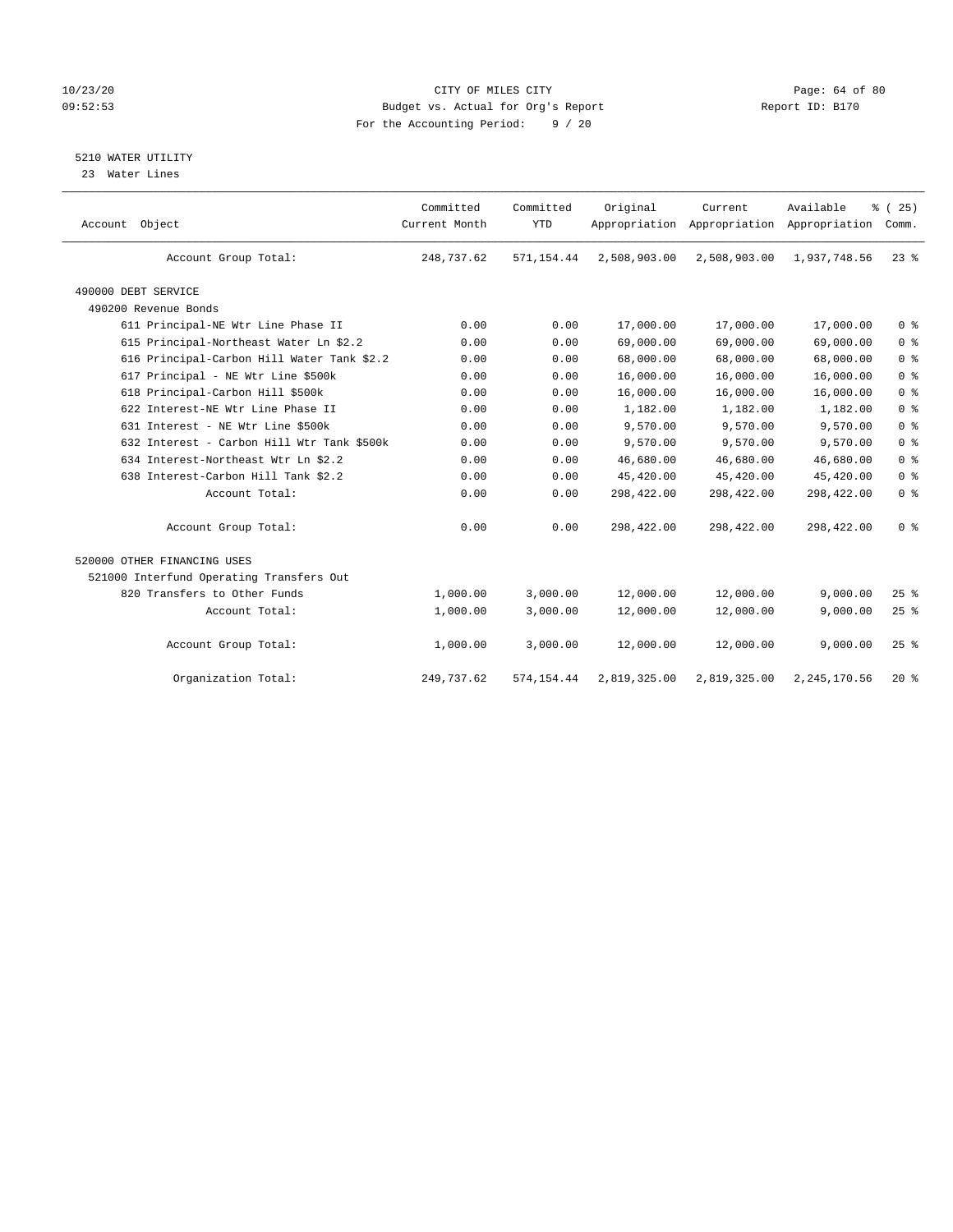CITY OF MILES CITY
Budget vs. Actual for Org's Report
For the Accounting Period: 9 / 20

10/23/20
09:52:53

Report ID: B170

## 5210 WATER UTILITY

23 Water Lines

| Account Object | Committed Current Month | Committed YTD | Original Appropriation | Current Appropriation | Available Appropriation | % ( 25) Comm. |
|---|---|---|---|---|---|---|
| Account Group Total: | 248,737.62 | 571,154.44 | 2,508,903.00 | 2,508,903.00 | 1,937,748.56 | 23 % |
| 490000 DEBT SERVICE | | | | | | |
| 490200 Revenue Bonds | | | | | | |
| 611 Principal-NE Wtr Line Phase II | 0.00 | 0.00 | 17,000.00 | 17,000.00 | 17,000.00 | 0 % |
| 615 Principal-Northeast Water Ln $2.2 | 0.00 | 0.00 | 69,000.00 | 69,000.00 | 69,000.00 | 0 % |
| 616 Principal-Carbon Hill Water Tank $2.2 | 0.00 | 0.00 | 68,000.00 | 68,000.00 | 68,000.00 | 0 % |
| 617 Principal - NE Wtr Line $500k | 0.00 | 0.00 | 16,000.00 | 16,000.00 | 16,000.00 | 0 % |
| 618 Principal-Carbon Hill $500k | 0.00 | 0.00 | 16,000.00 | 16,000.00 | 16,000.00 | 0 % |
| 622 Interest-NE Wtr Line Phase II | 0.00 | 0.00 | 1,182.00 | 1,182.00 | 1,182.00 | 0 % |
| 631 Interest - NE Wtr Line $500k | 0.00 | 0.00 | 9,570.00 | 9,570.00 | 9,570.00 | 0 % |
| 632 Interest - Carbon Hill Wtr Tank $500k | 0.00 | 0.00 | 9,570.00 | 9,570.00 | 9,570.00 | 0 % |
| 634 Interest-Northeast Wtr Ln $2.2 | 0.00 | 0.00 | 46,680.00 | 46,680.00 | 46,680.00 | 0 % |
| 638 Interest-Carbon Hill Tank $2.2 | 0.00 | 0.00 | 45,420.00 | 45,420.00 | 45,420.00 | 0 % |
| Account Total: | 0.00 | 0.00 | 298,422.00 | 298,422.00 | 298,422.00 | 0 % |
| Account Group Total: | 0.00 | 0.00 | 298,422.00 | 298,422.00 | 298,422.00 | 0 % |
| 520000 OTHER FINANCING USES | | | | | | |
| 521000 Interfund Operating Transfers Out | | | | | | |
| 820 Transfers to Other Funds | 1,000.00 | 3,000.00 | 12,000.00 | 12,000.00 | 9,000.00 | 25 % |
| Account Total: | 1,000.00 | 3,000.00 | 12,000.00 | 12,000.00 | 9,000.00 | 25 % |
| Account Group Total: | 1,000.00 | 3,000.00 | 12,000.00 | 12,000.00 | 9,000.00 | 25 % |
| Organization Total: | 249,737.62 | 574,154.44 | 2,819,325.00 | 2,819,325.00 | 2,245,170.56 | 20 % |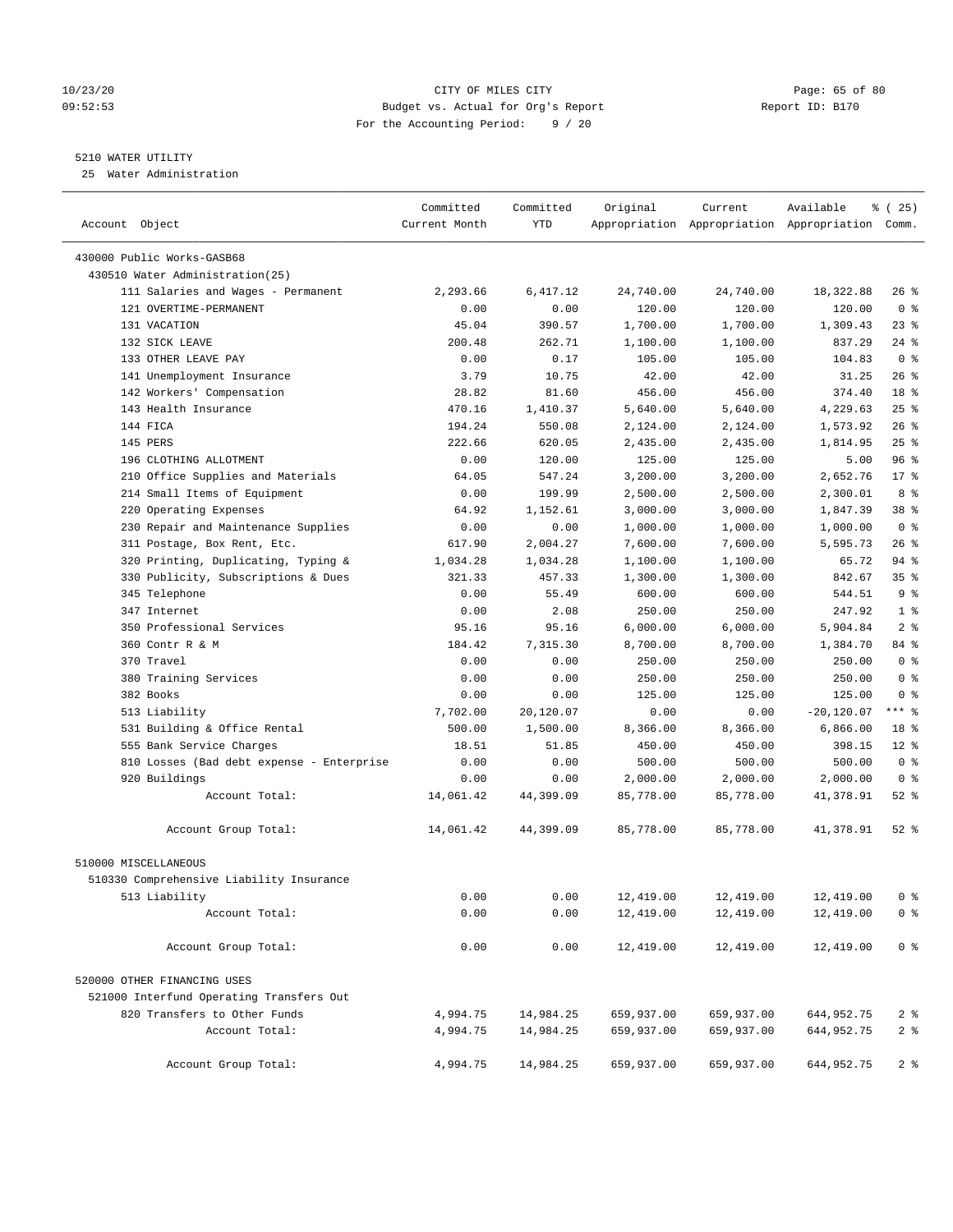CITY OF MILES CITY
Budget vs. Actual for Org's Report
For the Accounting Period: 9 / 20

10/23/20
09:52:53

Report ID: B170

## 5210 WATER UTILITY

25 Water Administration

| Account Object | Committed Current Month | Committed YTD | Original Appropriation | Current Appropriation | Available Appropriation | % ( 25) Comm. |
|---|---|---|---|---|---|---|
| 430000 Public Works-GASB68 | | | | | | |
| 430510 Water Administration(25) | | | | | | |
| 111 Salaries and Wages - Permanent | 2,293.66 | 6,417.12 | 24,740.00 | 24,740.00 | 18,322.88 | 26 % |
| 121 OVERTIME-PERMANENT | 0.00 | 0.00 | 120.00 | 120.00 | 120.00 | 0 % |
| 131 VACATION | 45.04 | 390.57 | 1,700.00 | 1,700.00 | 1,309.43 | 23 % |
| 132 SICK LEAVE | 200.48 | 262.71 | 1,100.00 | 1,100.00 | 837.29 | 24 % |
| 133 OTHER LEAVE PAY | 0.00 | 0.17 | 105.00 | 105.00 | 104.83 | 0 % |
| 141 Unemployment Insurance | 3.79 | 10.75 | 42.00 | 42.00 | 31.25 | 26 % |
| 142 Workers' Compensation | 28.82 | 81.60 | 456.00 | 456.00 | 374.40 | 18 % |
| 143 Health Insurance | 470.16 | 1,410.37 | 5,640.00 | 5,640.00 | 4,229.63 | 25 % |
| 144 FICA | 194.24 | 550.08 | 2,124.00 | 2,124.00 | 1,573.92 | 26 % |
| 145 PERS | 222.66 | 620.05 | 2,435.00 | 2,435.00 | 1,814.95 | 25 % |
| 196 CLOTHING ALLOTMENT | 0.00 | 120.00 | 125.00 | 125.00 | 5.00 | 96 % |
| 210 Office Supplies and Materials | 64.05 | 547.24 | 3,200.00 | 3,200.00 | 2,652.76 | 17 % |
| 214 Small Items of Equipment | 0.00 | 199.99 | 2,500.00 | 2,500.00 | 2,300.01 | 8 % |
| 220 Operating Expenses | 64.92 | 1,152.61 | 3,000.00 | 3,000.00 | 1,847.39 | 38 % |
| 230 Repair and Maintenance Supplies | 0.00 | 0.00 | 1,000.00 | 1,000.00 | 1,000.00 | 0 % |
| 311 Postage, Box Rent, Etc. | 617.90 | 2,004.27 | 7,600.00 | 7,600.00 | 5,595.73 | 26 % |
| 320 Printing, Duplicating, Typing & | 1,034.28 | 1,034.28 | 1,100.00 | 1,100.00 | 65.72 | 94 % |
| 330 Publicity, Subscriptions & Dues | 321.33 | 457.33 | 1,300.00 | 1,300.00 | 842.67 | 35 % |
| 345 Telephone | 0.00 | 55.49 | 600.00 | 600.00 | 544.51 | 9 % |
| 347 Internet | 0.00 | 2.08 | 250.00 | 250.00 | 247.92 | 1 % |
| 350 Professional Services | 95.16 | 95.16 | 6,000.00 | 6,000.00 | 5,904.84 | 2 % |
| 360 Contr R & M | 184.42 | 7,315.30 | 8,700.00 | 8,700.00 | 1,384.70 | 84 % |
| 370 Travel | 0.00 | 0.00 | 250.00 | 250.00 | 250.00 | 0 % |
| 380 Training Services | 0.00 | 0.00 | 250.00 | 250.00 | 250.00 | 0 % |
| 382 Books | 0.00 | 0.00 | 125.00 | 125.00 | 125.00 | 0 % |
| 513 Liability | 7,702.00 | 20,120.07 | 0.00 | 0.00 | -20,120.07 | *** % |
| 531 Building & Office Rental | 500.00 | 1,500.00 | 8,366.00 | 8,366.00 | 6,866.00 | 18 % |
| 555 Bank Service Charges | 18.51 | 51.85 | 450.00 | 450.00 | 398.15 | 12 % |
| 810 Losses (Bad debt expense - Enterprise | 0.00 | 0.00 | 500.00 | 500.00 | 500.00 | 0 % |
| 920 Buildings | 0.00 | 0.00 | 2,000.00 | 2,000.00 | 2,000.00 | 0 % |
| Account Total: | 14,061.42 | 44,399.09 | 85,778.00 | 85,778.00 | 41,378.91 | 52 % |
| Account Group Total: | 14,061.42 | 44,399.09 | 85,778.00 | 85,778.00 | 41,378.91 | 52 % |
| 510000 MISCELLANEOUS | | | | | | |
| 510330 Comprehensive Liability Insurance | | | | | | |
| 513 Liability | 0.00 | 0.00 | 12,419.00 | 12,419.00 | 12,419.00 | 0 % |
| Account Total: | 0.00 | 0.00 | 12,419.00 | 12,419.00 | 12,419.00 | 0 % |
| Account Group Total: | 0.00 | 0.00 | 12,419.00 | 12,419.00 | 12,419.00 | 0 % |
| 520000 OTHER FINANCING USES | | | | | | |
| 521000 Interfund Operating Transfers Out | | | | | | |
| 820 Transfers to Other Funds | 4,994.75 | 14,984.25 | 659,937.00 | 659,937.00 | 644,952.75 | 2 % |
| Account Total: | 4,994.75 | 14,984.25 | 659,937.00 | 659,937.00 | 644,952.75 | 2 % |
| Account Group Total: | 4,994.75 | 14,984.25 | 659,937.00 | 659,937.00 | 644,952.75 | 2 % |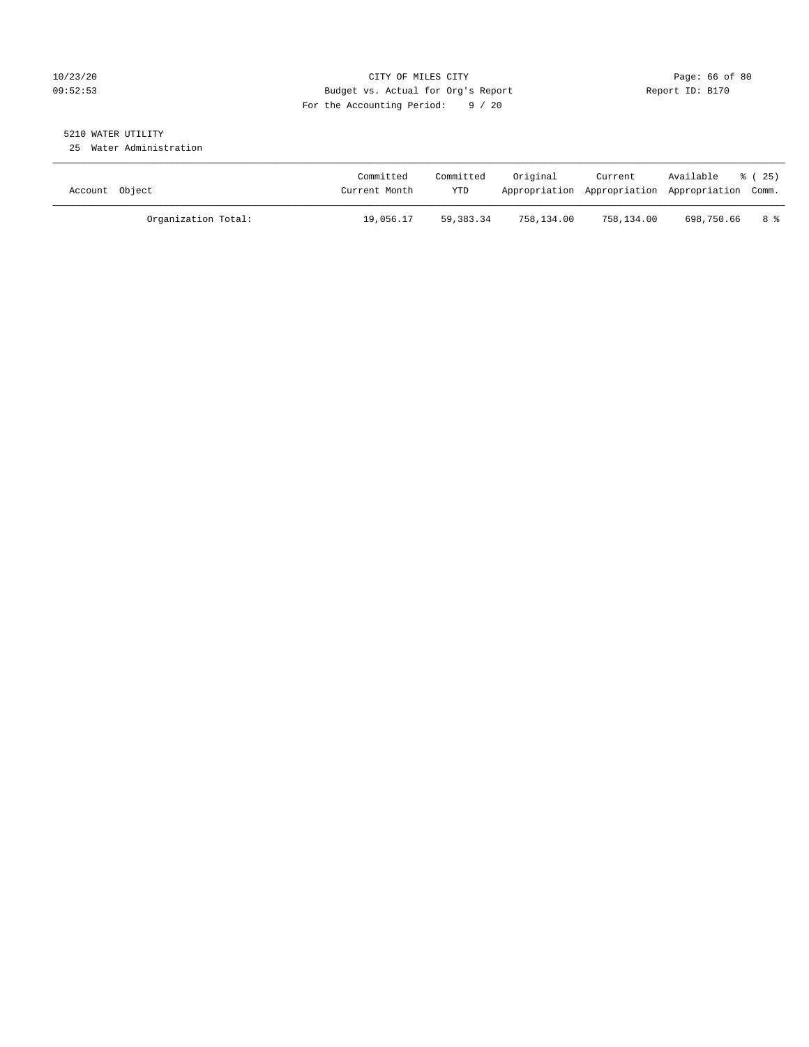CITY OF MILES CITY
Budget vs. Actual for Org's Report
For the Accounting Period: 9 / 20

10/23/20
09:52:53

Report ID: B170

5210 WATER UTILITY
25 Water Administration

| Account Object | Committed Current Month | Committed YTD | Original Appropriation | Current Appropriation | Available Appropriation | % ( 25) Comm. |
|---|---|---|---|---|---|---|
| Organization Total: | 19,056.17 | 59,383.34 | 758,134.00 | 758,134.00 | 698,750.66 | 8 % |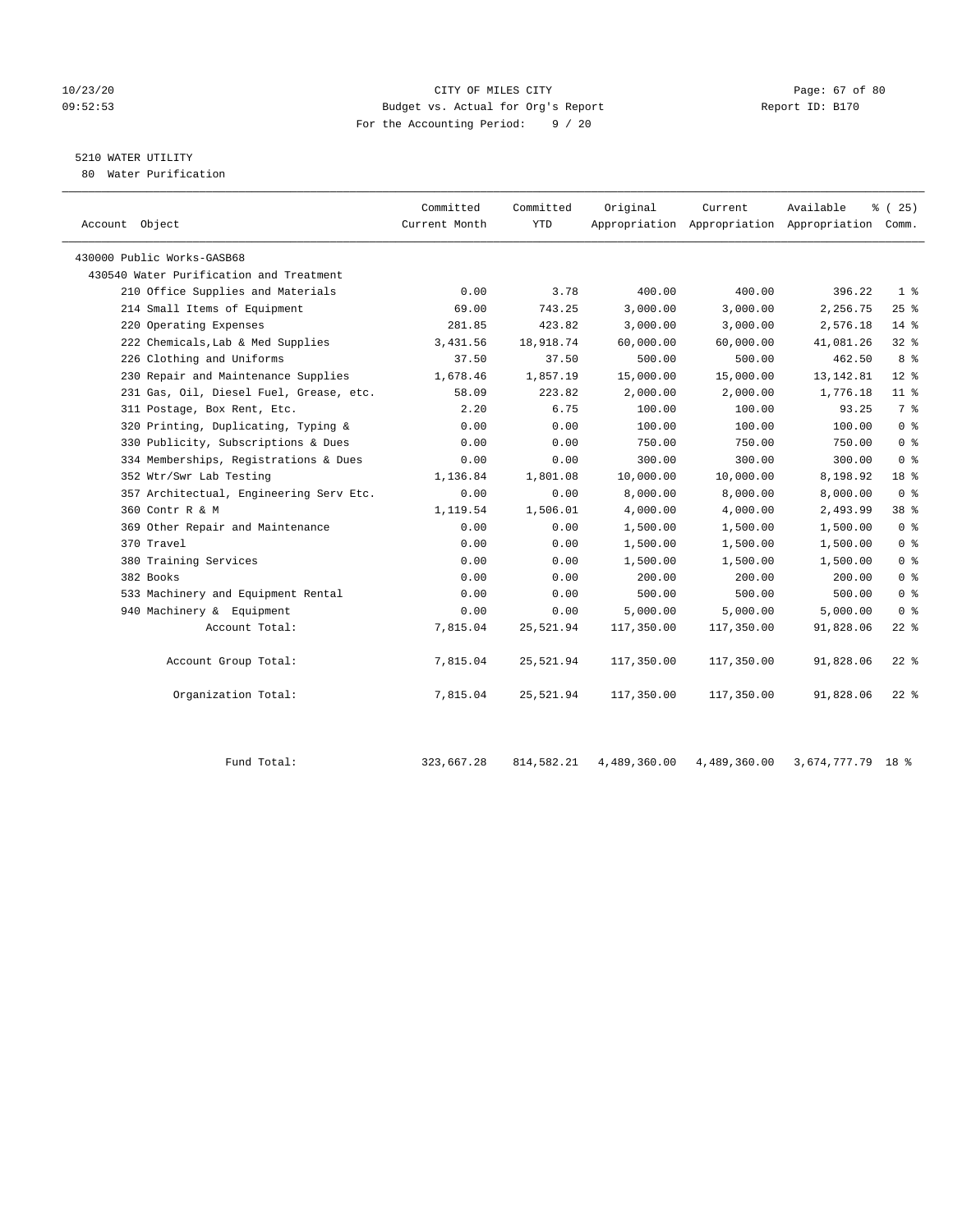CITY OF MILES CITY
Budget vs. Actual for Org's Report
For the Accounting Period: 9 / 20

10/23/20
09:52:53

Report ID: B170

5210 WATER UTILITY
80 Water Purification

| Account Object | Committed Current Month | Committed YTD | Original Appropriation | Current Appropriation | Available Appropriation | % ( 25) Comm. |
|---|---|---|---|---|---|---|
| 430000 Public Works-GASB68 | | | | | | |
| 430540 Water Purification and Treatment | | | | | | |
| 210 Office Supplies and Materials | 0.00 | 3.78 | 400.00 | 400.00 | 396.22 | 1 % |
| 214 Small Items of Equipment | 69.00 | 743.25 | 3,000.00 | 3,000.00 | 2,256.75 | 25 % |
| 220 Operating Expenses | 281.85 | 423.82 | 3,000.00 | 3,000.00 | 2,576.18 | 14 % |
| 222 Chemicals,Lab & Med Supplies | 3,431.56 | 18,918.74 | 60,000.00 | 60,000.00 | 41,081.26 | 32 % |
| 226 Clothing and Uniforms | 37.50 | 37.50 | 500.00 | 500.00 | 462.50 | 8 % |
| 230 Repair and Maintenance Supplies | 1,678.46 | 1,857.19 | 15,000.00 | 15,000.00 | 13,142.81 | 12 % |
| 231 Gas, Oil, Diesel Fuel, Grease, etc. | 58.09 | 223.82 | 2,000.00 | 2,000.00 | 1,776.18 | 11 % |
| 311 Postage, Box Rent, Etc. | 2.20 | 6.75 | 100.00 | 100.00 | 93.25 | 7 % |
| 320 Printing, Duplicating, Typing & | 0.00 | 0.00 | 100.00 | 100.00 | 100.00 | 0 % |
| 330 Publicity, Subscriptions & Dues | 0.00 | 0.00 | 750.00 | 750.00 | 750.00 | 0 % |
| 334 Memberships, Registrations & Dues | 0.00 | 0.00 | 300.00 | 300.00 | 300.00 | 0 % |
| 352 Wtr/Swr Lab Testing | 1,136.84 | 1,801.08 | 10,000.00 | 10,000.00 | 8,198.92 | 18 % |
| 357 Architectual, Engineering Serv Etc. | 0.00 | 0.00 | 8,000.00 | 8,000.00 | 8,000.00 | 0 % |
| 360 Contr R & M | 1,119.54 | 1,506.01 | 4,000.00 | 4,000.00 | 2,493.99 | 38 % |
| 369 Other Repair and Maintenance | 0.00 | 0.00 | 1,500.00 | 1,500.00 | 1,500.00 | 0 % |
| 370 Travel | 0.00 | 0.00 | 1,500.00 | 1,500.00 | 1,500.00 | 0 % |
| 380 Training Services | 0.00 | 0.00 | 1,500.00 | 1,500.00 | 1,500.00 | 0 % |
| 382 Books | 0.00 | 0.00 | 200.00 | 200.00 | 200.00 | 0 % |
| 533 Machinery and Equipment Rental | 0.00 | 0.00 | 500.00 | 500.00 | 500.00 | 0 % |
| 940 Machinery & Equipment | 0.00 | 0.00 | 5,000.00 | 5,000.00 | 5,000.00 | 0 % |
| Account Total: | 7,815.04 | 25,521.94 | 117,350.00 | 117,350.00 | 91,828.06 | 22 % |
| Account Group Total: | 7,815.04 | 25,521.94 | 117,350.00 | 117,350.00 | 91,828.06 | 22 % |
| Organization Total: | 7,815.04 | 25,521.94 | 117,350.00 | 117,350.00 | 91,828.06 | 22 % |
| Fund Total: | 323,667.28 | 814,582.21 | 4,489,360.00 | 4,489,360.00 | 3,674,777.79 | 18 % |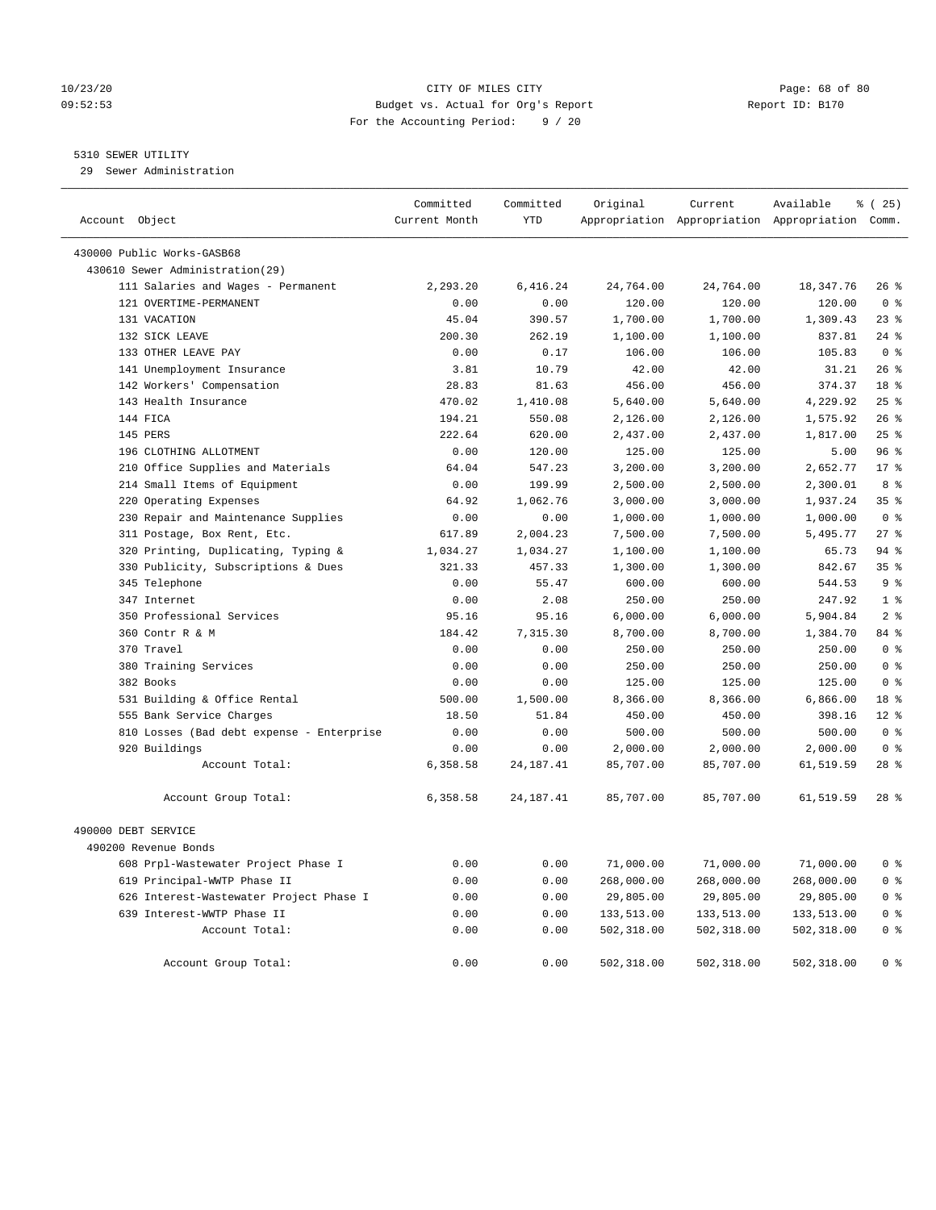# CITY OF MILES CITY

Budget vs. Actual for Org's Report

For the Accounting Period: 9 / 20

10/23/20 09:52:53 — Report ID: B170

## 5310 SEWER UTILITY

29 Sewer Administration

| Account Object | Committed Current Month | Committed YTD | Original Appropriation | Current Appropriation | Available Appropriation | % ( 25) Comm. |
|---|---|---|---|---|---|---|
| **430000 Public Works-GASB68** | | | | | | |
| 430610 Sewer Administration(29) | | | | | | |
| 111 Salaries and Wages - Permanent | 2,293.20 | 6,416.24 | 24,764.00 | 24,764.00 | 18,347.76 | 26 % |
| 121 OVERTIME-PERMANENT | 0.00 | 0.00 | 120.00 | 120.00 | 120.00 | 0 % |
| 131 VACATION | 45.04 | 390.57 | 1,700.00 | 1,700.00 | 1,309.43 | 23 % |
| 132 SICK LEAVE | 200.30 | 262.19 | 1,100.00 | 1,100.00 | 837.81 | 24 % |
| 133 OTHER LEAVE PAY | 0.00 | 0.17 | 106.00 | 106.00 | 105.83 | 0 % |
| 141 Unemployment Insurance | 3.81 | 10.79 | 42.00 | 42.00 | 31.21 | 26 % |
| 142 Workers' Compensation | 28.83 | 81.63 | 456.00 | 456.00 | 374.37 | 18 % |
| 143 Health Insurance | 470.02 | 1,410.08 | 5,640.00 | 5,640.00 | 4,229.92 | 25 % |
| 144 FICA | 194.21 | 550.08 | 2,126.00 | 2,126.00 | 1,575.92 | 26 % |
| 145 PERS | 222.64 | 620.00 | 2,437.00 | 2,437.00 | 1,817.00 | 25 % |
| 196 CLOTHING ALLOTMENT | 0.00 | 120.00 | 125.00 | 125.00 | 5.00 | 96 % |
| 210 Office Supplies and Materials | 64.04 | 547.23 | 3,200.00 | 3,200.00 | 2,652.77 | 17 % |
| 214 Small Items of Equipment | 0.00 | 199.99 | 2,500.00 | 2,500.00 | 2,300.01 | 8 % |
| 220 Operating Expenses | 64.92 | 1,062.76 | 3,000.00 | 3,000.00 | 1,937.24 | 35 % |
| 230 Repair and Maintenance Supplies | 0.00 | 0.00 | 1,000.00 | 1,000.00 | 1,000.00 | 0 % |
| 311 Postage, Box Rent, Etc. | 617.89 | 2,004.23 | 7,500.00 | 7,500.00 | 5,495.77 | 27 % |
| 320 Printing, Duplicating, Typing & | 1,034.27 | 1,034.27 | 1,100.00 | 1,100.00 | 65.73 | 94 % |
| 330 Publicity, Subscriptions & Dues | 321.33 | 457.33 | 1,300.00 | 1,300.00 | 842.67 | 35 % |
| 345 Telephone | 0.00 | 55.47 | 600.00 | 600.00 | 544.53 | 9 % |
| 347 Internet | 0.00 | 2.08 | 250.00 | 250.00 | 247.92 | 1 % |
| 350 Professional Services | 95.16 | 95.16 | 6,000.00 | 6,000.00 | 5,904.84 | 2 % |
| 360 Contr R & M | 184.42 | 7,315.30 | 8,700.00 | 8,700.00 | 1,384.70 | 84 % |
| 370 Travel | 0.00 | 0.00 | 250.00 | 250.00 | 250.00 | 0 % |
| 380 Training Services | 0.00 | 0.00 | 250.00 | 250.00 | 250.00 | 0 % |
| 382 Books | 0.00 | 0.00 | 125.00 | 125.00 | 125.00 | 0 % |
| 531 Building & Office Rental | 500.00 | 1,500.00 | 8,366.00 | 8,366.00 | 6,866.00 | 18 % |
| 555 Bank Service Charges | 18.50 | 51.84 | 450.00 | 450.00 | 398.16 | 12 % |
| 810 Losses (Bad debt expense - Enterprise | 0.00 | 0.00 | 500.00 | 500.00 | 500.00 | 0 % |
| 920 Buildings | 0.00 | 0.00 | 2,000.00 | 2,000.00 | 2,000.00 | 0 % |
| Account Total: | 6,358.58 | 24,187.41 | 85,707.00 | 85,707.00 | 61,519.59 | 28 % |
| Account Group Total: | 6,358.58 | 24,187.41 | 85,707.00 | 85,707.00 | 61,519.59 | 28 % |
| **490000 DEBT SERVICE** | | | | | | |
| 490200 Revenue Bonds | | | | | | |
| 608 Prpl-Wastewater Project Phase I | 0.00 | 0.00 | 71,000.00 | 71,000.00 | 71,000.00 | 0 % |
| 619 Principal-WWTP Phase II | 0.00 | 0.00 | 268,000.00 | 268,000.00 | 268,000.00 | 0 % |
| 626 Interest-Wastewater Project Phase I | 0.00 | 0.00 | 29,805.00 | 29,805.00 | 29,805.00 | 0 % |
| 639 Interest-WWTP Phase II | 0.00 | 0.00 | 133,513.00 | 133,513.00 | 133,513.00 | 0 % |
| Account Total: | 0.00 | 0.00 | 502,318.00 | 502,318.00 | 502,318.00 | 0 % |
| Account Group Total: | 0.00 | 0.00 | 502,318.00 | 502,318.00 | 502,318.00 | 0 % |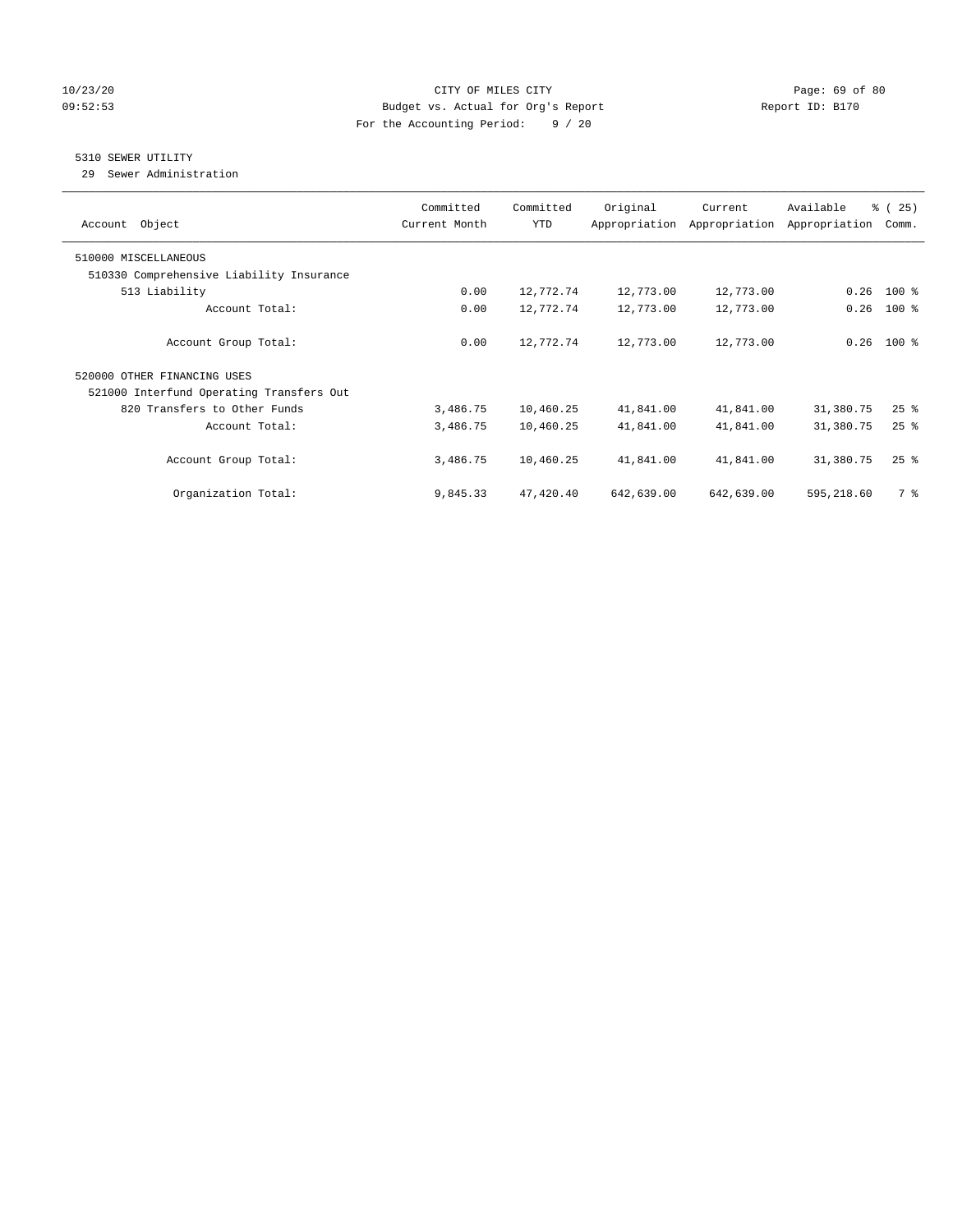CITY OF MILES CITY

Budget vs. Actual for Org's Report

Report ID: B170

For the Accounting Period: 9 / 20

## 5310 SEWER UTILITY

29 Sewer Administration

| Account Object | Committed Current Month | Committed YTD | Original Appropriation | Current Appropriation | Available Appropriation | % ( 25) Comm. |
|---|---|---|---|---|---|---|
| 510000 MISCELLANEOUS | | | | | | |
| 510330 Comprehensive Liability Insurance | | | | | | |
| 513 Liability | 0.00 | 12,772.74 | 12,773.00 | 12,773.00 | 0.26 | 100 % |
| Account Total: | 0.00 | 12,772.74 | 12,773.00 | 12,773.00 | 0.26 | 100 % |
| Account Group Total: | 0.00 | 12,772.74 | 12,773.00 | 12,773.00 | 0.26 | 100 % |
| 520000 OTHER FINANCING USES | | | | | | |
| 521000 Interfund Operating Transfers Out | | | | | | |
| 820 Transfers to Other Funds | 3,486.75 | 10,460.25 | 41,841.00 | 41,841.00 | 31,380.75 | 25 % |
| Account Total: | 3,486.75 | 10,460.25 | 41,841.00 | 41,841.00 | 31,380.75 | 25 % |
| Account Group Total: | 3,486.75 | 10,460.25 | 41,841.00 | 41,841.00 | 31,380.75 | 25 % |
| Organization Total: | 9,845.33 | 47,420.40 | 642,639.00 | 642,639.00 | 595,218.60 | 7 % |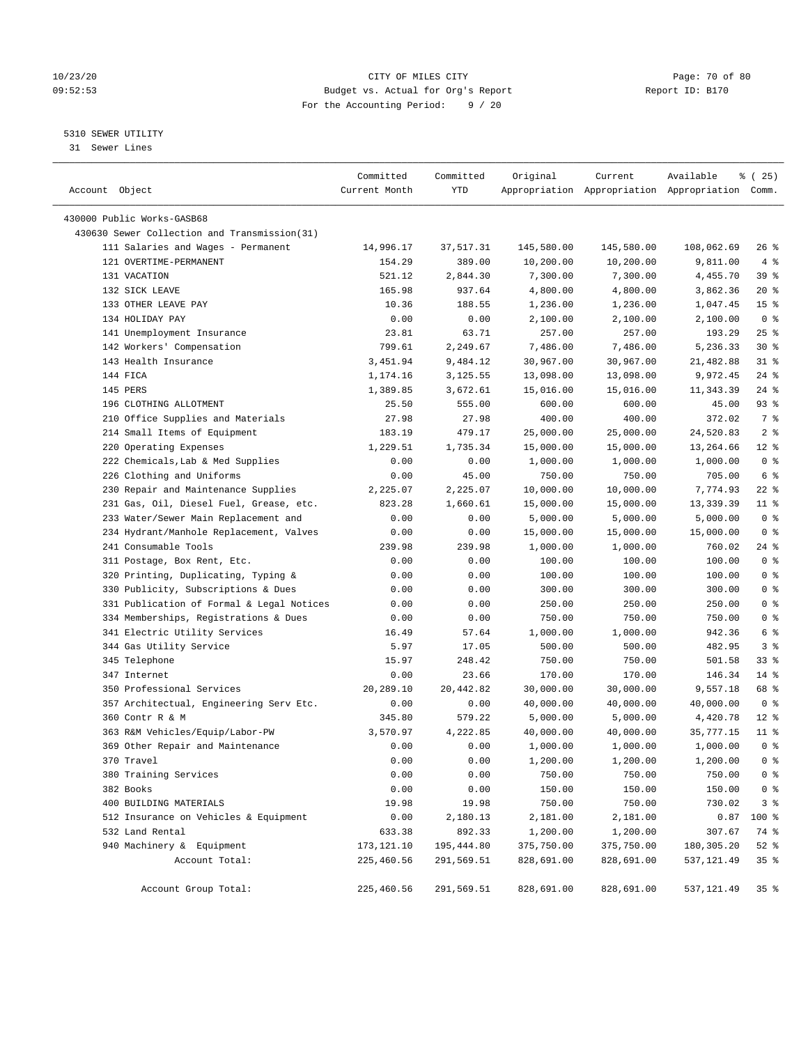CITY OF MILES CITY
Budget vs. Actual for Org's Report
For the Accounting Period: 9 / 20

10/23/20
09:52:53

Report ID: B170

5310 SEWER UTILITY
31 Sewer Lines

| Account Object | Committed Current Month | Committed YTD | Original Appropriation | Current Appropriation | Available Appropriation | % ( 25) Comm. |
|---|---|---|---|---|---|---|
| 430000 Public Works-GASB68 | | | | | | |
| 430630 Sewer Collection and Transmission(31) | | | | | | |
| 111 Salaries and Wages - Permanent | 14,996.17 | 37,517.31 | 145,580.00 | 145,580.00 | 108,062.69 | 26 % |
| 121 OVERTIME-PERMANENT | 154.29 | 389.00 | 10,200.00 | 10,200.00 | 9,811.00 | 4 % |
| 131 VACATION | 521.12 | 2,844.30 | 7,300.00 | 7,300.00 | 4,455.70 | 39 % |
| 132 SICK LEAVE | 165.98 | 937.64 | 4,800.00 | 4,800.00 | 3,862.36 | 20 % |
| 133 OTHER LEAVE PAY | 10.36 | 188.55 | 1,236.00 | 1,236.00 | 1,047.45 | 15 % |
| 134 HOLIDAY PAY | 0.00 | 0.00 | 2,100.00 | 2,100.00 | 2,100.00 | 0 % |
| 141 Unemployment Insurance | 23.81 | 63.71 | 257.00 | 257.00 | 193.29 | 25 % |
| 142 Workers' Compensation | 799.61 | 2,249.67 | 7,486.00 | 7,486.00 | 5,236.33 | 30 % |
| 143 Health Insurance | 3,451.94 | 9,484.12 | 30,967.00 | 30,967.00 | 21,482.88 | 31 % |
| 144 FICA | 1,174.16 | 3,125.55 | 13,098.00 | 13,098.00 | 9,972.45 | 24 % |
| 145 PERS | 1,389.85 | 3,672.61 | 15,016.00 | 15,016.00 | 11,343.39 | 24 % |
| 196 CLOTHING ALLOTMENT | 25.50 | 555.00 | 600.00 | 600.00 | 45.00 | 93 % |
| 210 Office Supplies and Materials | 27.98 | 27.98 | 400.00 | 400.00 | 372.02 | 7 % |
| 214 Small Items of Equipment | 183.19 | 479.17 | 25,000.00 | 25,000.00 | 24,520.83 | 2 % |
| 220 Operating Expenses | 1,229.51 | 1,735.34 | 15,000.00 | 15,000.00 | 13,264.66 | 12 % |
| 222 Chemicals,Lab & Med Supplies | 0.00 | 0.00 | 1,000.00 | 1,000.00 | 1,000.00 | 0 % |
| 226 Clothing and Uniforms | 0.00 | 45.00 | 750.00 | 750.00 | 705.00 | 6 % |
| 230 Repair and Maintenance Supplies | 2,225.07 | 2,225.07 | 10,000.00 | 10,000.00 | 7,774.93 | 22 % |
| 231 Gas, Oil, Diesel Fuel, Grease, etc. | 823.28 | 1,660.61 | 15,000.00 | 15,000.00 | 13,339.39 | 11 % |
| 233 Water/Sewer Main Replacement and | 0.00 | 0.00 | 5,000.00 | 5,000.00 | 5,000.00 | 0 % |
| 234 Hydrant/Manhole Replacement, Valves | 0.00 | 0.00 | 15,000.00 | 15,000.00 | 15,000.00 | 0 % |
| 241 Consumable Tools | 239.98 | 239.98 | 1,000.00 | 1,000.00 | 760.02 | 24 % |
| 311 Postage, Box Rent, Etc. | 0.00 | 0.00 | 100.00 | 100.00 | 100.00 | 0 % |
| 320 Printing, Duplicating, Typing & | 0.00 | 0.00 | 100.00 | 100.00 | 100.00 | 0 % |
| 330 Publicity, Subscriptions & Dues | 0.00 | 0.00 | 300.00 | 300.00 | 300.00 | 0 % |
| 331 Publication of Formal & Legal Notices | 0.00 | 0.00 | 250.00 | 250.00 | 250.00 | 0 % |
| 334 Memberships, Registrations & Dues | 0.00 | 0.00 | 750.00 | 750.00 | 750.00 | 0 % |
| 341 Electric Utility Services | 16.49 | 57.64 | 1,000.00 | 1,000.00 | 942.36 | 6 % |
| 344 Gas Utility Service | 5.97 | 17.05 | 500.00 | 500.00 | 482.95 | 3 % |
| 345 Telephone | 15.97 | 248.42 | 750.00 | 750.00 | 501.58 | 33 % |
| 347 Internet | 0.00 | 23.66 | 170.00 | 170.00 | 146.34 | 14 % |
| 350 Professional Services | 20,289.10 | 20,442.82 | 30,000.00 | 30,000.00 | 9,557.18 | 68 % |
| 357 Architectual, Engineering Serv Etc. | 0.00 | 0.00 | 40,000.00 | 40,000.00 | 40,000.00 | 0 % |
| 360 Contr R & M | 345.80 | 579.22 | 5,000.00 | 5,000.00 | 4,420.78 | 12 % |
| 363 R&M Vehicles/Equip/Labor-PW | 3,570.97 | 4,222.85 | 40,000.00 | 40,000.00 | 35,777.15 | 11 % |
| 369 Other Repair and Maintenance | 0.00 | 0.00 | 1,000.00 | 1,000.00 | 1,000.00 | 0 % |
| 370 Travel | 0.00 | 0.00 | 1,200.00 | 1,200.00 | 1,200.00 | 0 % |
| 380 Training Services | 0.00 | 0.00 | 750.00 | 750.00 | 750.00 | 0 % |
| 382 Books | 0.00 | 0.00 | 150.00 | 150.00 | 150.00 | 0 % |
| 400 BUILDING MATERIALS | 19.98 | 19.98 | 750.00 | 750.00 | 730.02 | 3 % |
| 512 Insurance on Vehicles & Equipment | 0.00 | 2,180.13 | 2,181.00 | 2,181.00 | 0.87 | 100 % |
| 532 Land Rental | 633.38 | 892.33 | 1,200.00 | 1,200.00 | 307.67 | 74 % |
| 940 Machinery & Equipment | 173,121.10 | 195,444.80 | 375,750.00 | 375,750.00 | 180,305.20 | 52 % |
| Account Total: | 225,460.56 | 291,569.51 | 828,691.00 | 828,691.00 | 537,121.49 | 35 % |
| Account Group Total: | 225,460.56 | 291,569.51 | 828,691.00 | 828,691.00 | 537,121.49 | 35 % |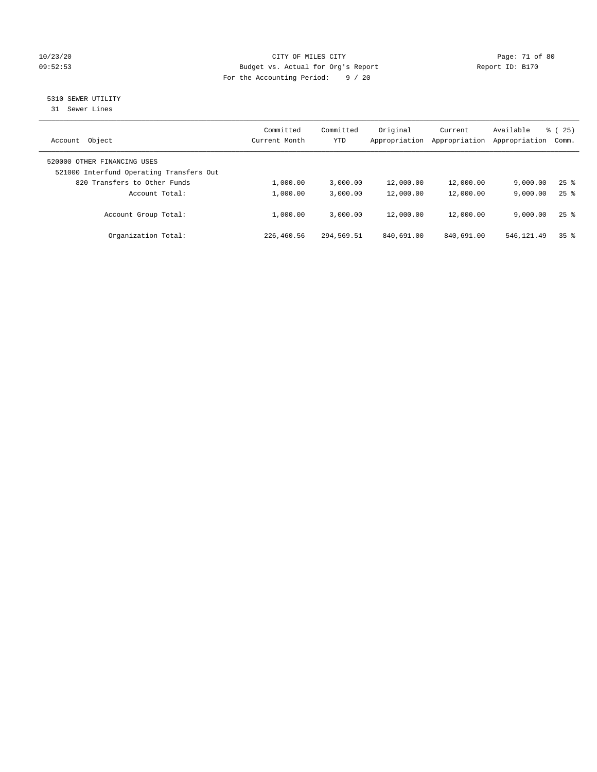CITY OF MILES CITY
Budget vs. Actual for Org's Report
For the Accounting Period: 9 / 20

10/23/20
09:52:53

Report ID: B170

## 5310 SEWER UTILITY

31 Sewer Lines

| Account Object | Committed Current Month | Committed YTD | Original Appropriation | Current Appropriation | Available Appropriation | % ( 25) Comm. |
|---|---|---|---|---|---|---|
| 520000 OTHER FINANCING USES | | | | | | |
| 521000 Interfund Operating Transfers Out | | | | | | |
| 820 Transfers to Other Funds | 1,000.00 | 3,000.00 | 12,000.00 | 12,000.00 | 9,000.00 | 25 % |
| Account Total: | 1,000.00 | 3,000.00 | 12,000.00 | 12,000.00 | 9,000.00 | 25 % |
| Account Group Total: | 1,000.00 | 3,000.00 | 12,000.00 | 12,000.00 | 9,000.00 | 25 % |
| Organization Total: | 226,460.56 | 294,569.51 | 840,691.00 | 840,691.00 | 546,121.49 | 35 % |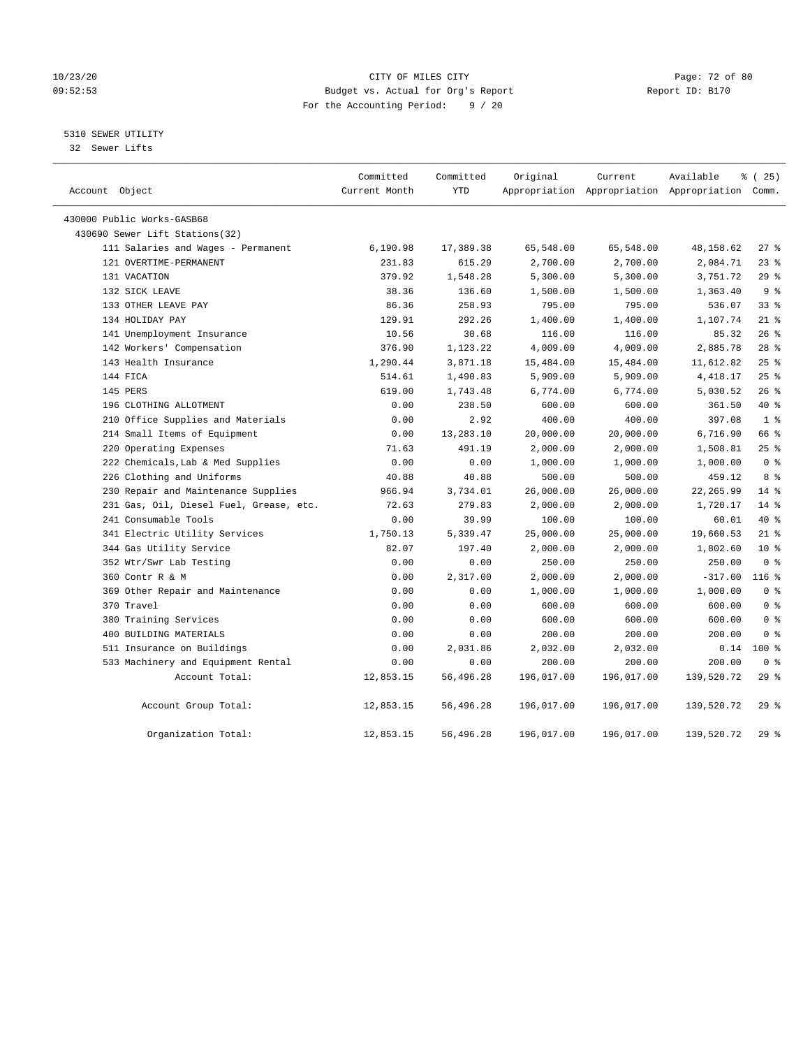CITY OF MILES CITY
Budget vs. Actual for Org's Report
For the Accounting Period: 9 / 20

10/23/20
09:52:53

Report ID: B170

## 5310 SEWER UTILITY

32 Sewer Lifts

| Account Object | Committed Current Month | Committed YTD | Original Appropriation | Current Appropriation | Available Appropriation | % ( 25) Comm. |
|---|---|---|---|---|---|---|
| 430000 Public Works-GASB68 | | | | | | |
| 430690 Sewer Lift Stations(32) | | | | | | |
| 111 Salaries and Wages - Permanent | 6,190.98 | 17,389.38 | 65,548.00 | 65,548.00 | 48,158.62 | 27 % |
| 121 OVERTIME-PERMANENT | 231.83 | 615.29 | 2,700.00 | 2,700.00 | 2,084.71 | 23 % |
| 131 VACATION | 379.92 | 1,548.28 | 5,300.00 | 5,300.00 | 3,751.72 | 29 % |
| 132 SICK LEAVE | 38.36 | 136.60 | 1,500.00 | 1,500.00 | 1,363.40 | 9 % |
| 133 OTHER LEAVE PAY | 86.36 | 258.93 | 795.00 | 795.00 | 536.07 | 33 % |
| 134 HOLIDAY PAY | 129.91 | 292.26 | 1,400.00 | 1,400.00 | 1,107.74 | 21 % |
| 141 Unemployment Insurance | 10.56 | 30.68 | 116.00 | 116.00 | 85.32 | 26 % |
| 142 Workers' Compensation | 376.90 | 1,123.22 | 4,009.00 | 4,009.00 | 2,885.78 | 28 % |
| 143 Health Insurance | 1,290.44 | 3,871.18 | 15,484.00 | 15,484.00 | 11,612.82 | 25 % |
| 144 FICA | 514.61 | 1,490.83 | 5,909.00 | 5,909.00 | 4,418.17 | 25 % |
| 145 PERS | 619.00 | 1,743.48 | 6,774.00 | 6,774.00 | 5,030.52 | 26 % |
| 196 CLOTHING ALLOTMENT | 0.00 | 238.50 | 600.00 | 600.00 | 361.50 | 40 % |
| 210 Office Supplies and Materials | 0.00 | 2.92 | 400.00 | 400.00 | 397.08 | 1 % |
| 214 Small Items of Equipment | 0.00 | 13,283.10 | 20,000.00 | 20,000.00 | 6,716.90 | 66 % |
| 220 Operating Expenses | 71.63 | 491.19 | 2,000.00 | 2,000.00 | 1,508.81 | 25 % |
| 222 Chemicals,Lab & Med Supplies | 0.00 | 0.00 | 1,000.00 | 1,000.00 | 1,000.00 | 0 % |
| 226 Clothing and Uniforms | 40.88 | 40.88 | 500.00 | 500.00 | 459.12 | 8 % |
| 230 Repair and Maintenance Supplies | 966.94 | 3,734.01 | 26,000.00 | 26,000.00 | 22,265.99 | 14 % |
| 231 Gas, Oil, Diesel Fuel, Grease, etc. | 72.63 | 279.83 | 2,000.00 | 2,000.00 | 1,720.17 | 14 % |
| 241 Consumable Tools | 0.00 | 39.99 | 100.00 | 100.00 | 60.01 | 40 % |
| 341 Electric Utility Services | 1,750.13 | 5,339.47 | 25,000.00 | 25,000.00 | 19,660.53 | 21 % |
| 344 Gas Utility Service | 82.07 | 197.40 | 2,000.00 | 2,000.00 | 1,802.60 | 10 % |
| 352 Wtr/Swr Lab Testing | 0.00 | 0.00 | 250.00 | 250.00 | 250.00 | 0 % |
| 360 Contr R & M | 0.00 | 2,317.00 | 2,000.00 | 2,000.00 | -317.00 | 116 % |
| 369 Other Repair and Maintenance | 0.00 | 0.00 | 1,000.00 | 1,000.00 | 1,000.00 | 0 % |
| 370 Travel | 0.00 | 0.00 | 600.00 | 600.00 | 600.00 | 0 % |
| 380 Training Services | 0.00 | 0.00 | 600.00 | 600.00 | 600.00 | 0 % |
| 400 BUILDING MATERIALS | 0.00 | 0.00 | 200.00 | 200.00 | 200.00 | 0 % |
| 511 Insurance on Buildings | 0.00 | 2,031.86 | 2,032.00 | 2,032.00 | 0.14 | 100 % |
| 533 Machinery and Equipment Rental | 0.00 | 0.00 | 200.00 | 200.00 | 200.00 | 0 % |
| Account Total: | 12,853.15 | 56,496.28 | 196,017.00 | 196,017.00 | 139,520.72 | 29 % |
| Account Group Total: | 12,853.15 | 56,496.28 | 196,017.00 | 196,017.00 | 139,520.72 | 29 % |
| Organization Total: | 12,853.15 | 56,496.28 | 196,017.00 | 196,017.00 | 139,520.72 | 29 % |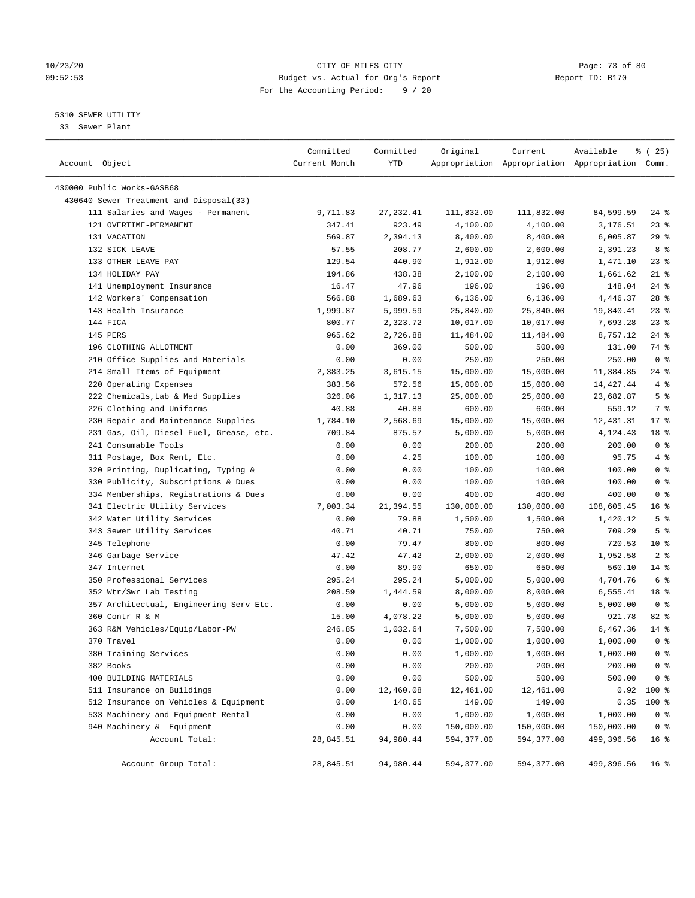CITY OF MILES CITY
Budget vs. Actual for Org's Report
For the Accounting Period: 9 / 20

10/23/20
09:52:53

Report ID: B170

5310 SEWER UTILITY
33 Sewer Plant

| Account Object | Committed Current Month | Committed YTD | Original Appropriation | Current Appropriation | Available Appropriation | % ( 25) Comm. |
|---|---|---|---|---|---|---|
| 430000 Public Works-GASB68 | | | | | | |
| 430640 Sewer Treatment and Disposal(33) | | | | | | |
| 111 Salaries and Wages - Permanent | 9,711.83 | 27,232.41 | 111,832.00 | 111,832.00 | 84,599.59 | 24 % |
| 121 OVERTIME-PERMANENT | 347.41 | 923.49 | 4,100.00 | 4,100.00 | 3,176.51 | 23 % |
| 131 VACATION | 569.87 | 2,394.13 | 8,400.00 | 8,400.00 | 6,005.87 | 29 % |
| 132 SICK LEAVE | 57.55 | 208.77 | 2,600.00 | 2,600.00 | 2,391.23 | 8 % |
| 133 OTHER LEAVE PAY | 129.54 | 440.90 | 1,912.00 | 1,912.00 | 1,471.10 | 23 % |
| 134 HOLIDAY PAY | 194.86 | 438.38 | 2,100.00 | 2,100.00 | 1,661.62 | 21 % |
| 141 Unemployment Insurance | 16.47 | 47.96 | 196.00 | 196.00 | 148.04 | 24 % |
| 142 Workers' Compensation | 566.88 | 1,689.63 | 6,136.00 | 6,136.00 | 4,446.37 | 28 % |
| 143 Health Insurance | 1,999.87 | 5,999.59 | 25,840.00 | 25,840.00 | 19,840.41 | 23 % |
| 144 FICA | 800.77 | 2,323.72 | 10,017.00 | 10,017.00 | 7,693.28 | 23 % |
| 145 PERS | 965.62 | 2,726.88 | 11,484.00 | 11,484.00 | 8,757.12 | 24 % |
| 196 CLOTHING ALLOTMENT | 0.00 | 369.00 | 500.00 | 500.00 | 131.00 | 74 % |
| 210 Office Supplies and Materials | 0.00 | 0.00 | 250.00 | 250.00 | 250.00 | 0 % |
| 214 Small Items of Equipment | 2,383.25 | 3,615.15 | 15,000.00 | 15,000.00 | 11,384.85 | 24 % |
| 220 Operating Expenses | 383.56 | 572.56 | 15,000.00 | 15,000.00 | 14,427.44 | 4 % |
| 222 Chemicals,Lab & Med Supplies | 326.06 | 1,317.13 | 25,000.00 | 25,000.00 | 23,682.87 | 5 % |
| 226 Clothing and Uniforms | 40.88 | 40.88 | 600.00 | 600.00 | 559.12 | 7 % |
| 230 Repair and Maintenance Supplies | 1,784.10 | 2,568.69 | 15,000.00 | 15,000.00 | 12,431.31 | 17 % |
| 231 Gas, Oil, Diesel Fuel, Grease, etc. | 709.84 | 875.57 | 5,000.00 | 5,000.00 | 4,124.43 | 18 % |
| 241 Consumable Tools | 0.00 | 0.00 | 200.00 | 200.00 | 200.00 | 0 % |
| 311 Postage, Box Rent, Etc. | 0.00 | 4.25 | 100.00 | 100.00 | 95.75 | 4 % |
| 320 Printing, Duplicating, Typing & | 0.00 | 0.00 | 100.00 | 100.00 | 100.00 | 0 % |
| 330 Publicity, Subscriptions & Dues | 0.00 | 0.00 | 100.00 | 100.00 | 100.00 | 0 % |
| 334 Memberships, Registrations & Dues | 0.00 | 0.00 | 400.00 | 400.00 | 400.00 | 0 % |
| 341 Electric Utility Services | 7,003.34 | 21,394.55 | 130,000.00 | 130,000.00 | 108,605.45 | 16 % |
| 342 Water Utility Services | 0.00 | 79.88 | 1,500.00 | 1,500.00 | 1,420.12 | 5 % |
| 343 Sewer Utility Services | 40.71 | 40.71 | 750.00 | 750.00 | 709.29 | 5 % |
| 345 Telephone | 0.00 | 79.47 | 800.00 | 800.00 | 720.53 | 10 % |
| 346 Garbage Service | 47.42 | 47.42 | 2,000.00 | 2,000.00 | 1,952.58 | 2 % |
| 347 Internet | 0.00 | 89.90 | 650.00 | 650.00 | 560.10 | 14 % |
| 350 Professional Services | 295.24 | 295.24 | 5,000.00 | 5,000.00 | 4,704.76 | 6 % |
| 352 Wtr/Swr Lab Testing | 208.59 | 1,444.59 | 8,000.00 | 8,000.00 | 6,555.41 | 18 % |
| 357 Architectual, Engineering Serv Etc. | 0.00 | 0.00 | 5,000.00 | 5,000.00 | 5,000.00 | 0 % |
| 360 Contr R & M | 15.00 | 4,078.22 | 5,000.00 | 5,000.00 | 921.78 | 82 % |
| 363 R&M Vehicles/Equip/Labor-PW | 246.85 | 1,032.64 | 7,500.00 | 7,500.00 | 6,467.36 | 14 % |
| 370 Travel | 0.00 | 0.00 | 1,000.00 | 1,000.00 | 1,000.00 | 0 % |
| 380 Training Services | 0.00 | 0.00 | 1,000.00 | 1,000.00 | 1,000.00 | 0 % |
| 382 Books | 0.00 | 0.00 | 200.00 | 200.00 | 200.00 | 0 % |
| 400 BUILDING MATERIALS | 0.00 | 0.00 | 500.00 | 500.00 | 500.00 | 0 % |
| 511 Insurance on Buildings | 0.00 | 12,460.08 | 12,461.00 | 12,461.00 | 0.92 | 100 % |
| 512 Insurance on Vehicles & Equipment | 0.00 | 148.65 | 149.00 | 149.00 | 0.35 | 100 % |
| 533 Machinery and Equipment Rental | 0.00 | 0.00 | 1,000.00 | 1,000.00 | 1,000.00 | 0 % |
| 940 Machinery & Equipment | 0.00 | 0.00 | 150,000.00 | 150,000.00 | 150,000.00 | 0 % |
| Account Total: | 28,845.51 | 94,980.44 | 594,377.00 | 594,377.00 | 499,396.56 | 16 % |
| Account Group Total: | 28,845.51 | 94,980.44 | 594,377.00 | 594,377.00 | 499,396.56 | 16 % |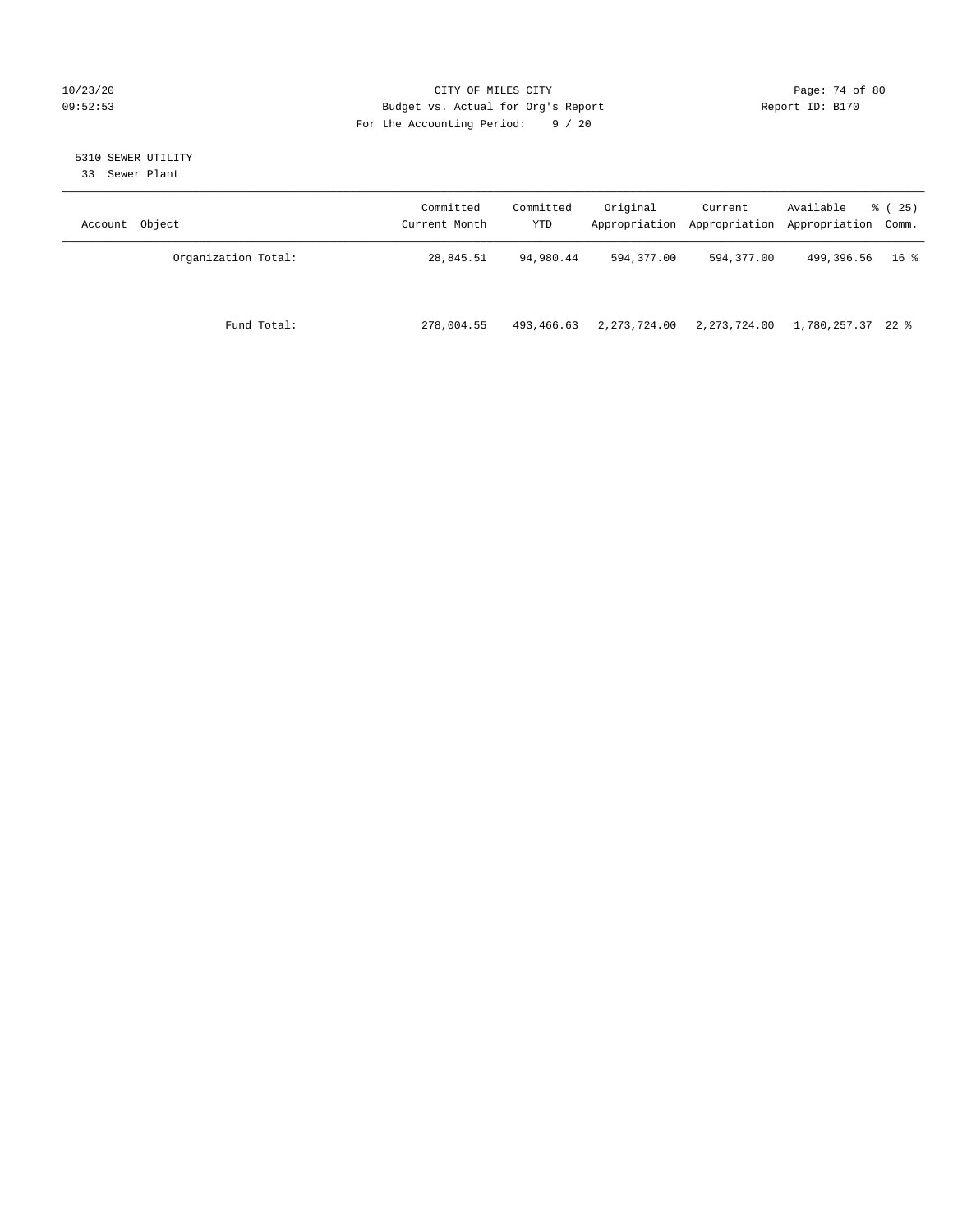CITY OF MILES CITY
Budget vs. Actual for Org's Report
For the Accounting Period: 9 / 20

10/23/20
09:52:53

Report ID: B170

5310 SEWER UTILITY
33 Sewer Plant

| Account Object | Committed Current Month | Committed YTD | Original Appropriation | Current Appropriation | Available Appropriation | % ( 25) Comm. |
|---|---|---|---|---|---|---|
| Organization Total: | 28,845.51 | 94,980.44 | 594,377.00 | 594,377.00 | 499,396.56 | 16 % |
| Fund Total: | 278,004.55 | 493,466.63 | 2,273,724.00 | 2,273,724.00 | 1,780,257.37 | 22 % |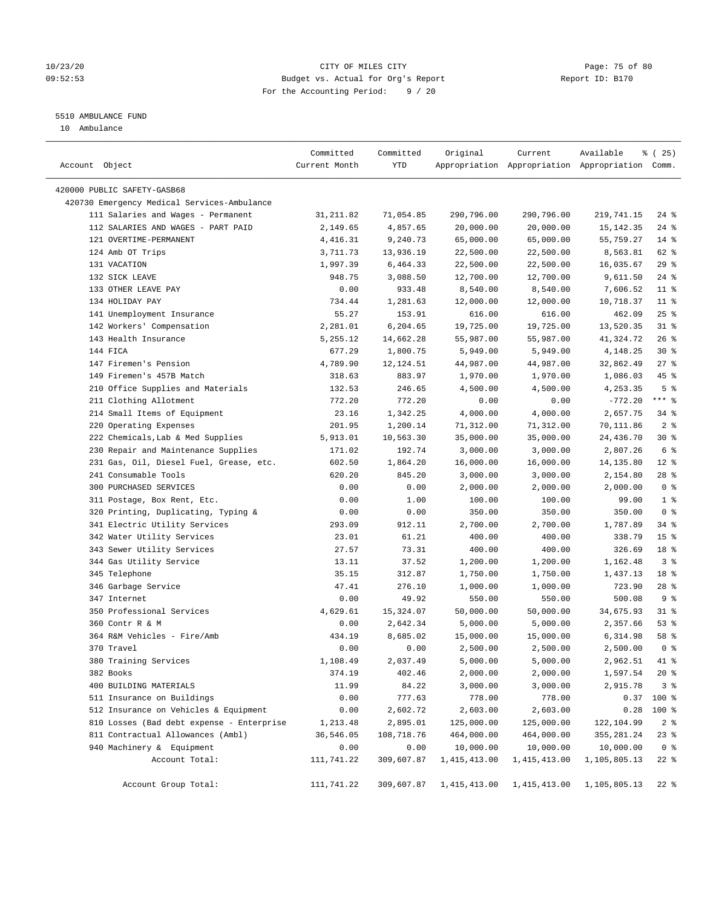CITY OF MILES CITY
Budget vs. Actual for Org's Report
For the Accounting Period: 9 / 20

10/23/20
09:52:53

Report ID: B170

5510 AMBULANCE FUND
10 Ambulance

| Account Object | Committed Current Month | Committed YTD | Original Appropriation | Current Appropriation | Available Appropriation | % ( 25) Comm. |
|---|---|---|---|---|---|---|
| 420000 PUBLIC SAFETY-GASB68 | | | | | | |
| 420730 Emergency Medical Services-Ambulance | | | | | | |
| 111 Salaries and Wages - Permanent | 31,211.82 | 71,054.85 | 290,796.00 | 290,796.00 | 219,741.15 | 24 % |
| 112 SALARIES AND WAGES - PART PAID | 2,149.65 | 4,857.65 | 20,000.00 | 20,000.00 | 15,142.35 | 24 % |
| 121 OVERTIME-PERMANENT | 4,416.31 | 9,240.73 | 65,000.00 | 65,000.00 | 55,759.27 | 14 % |
| 124 Amb OT Trips | 3,711.73 | 13,936.19 | 22,500.00 | 22,500.00 | 8,563.81 | 62 % |
| 131 VACATION | 1,997.39 | 6,464.33 | 22,500.00 | 22,500.00 | 16,035.67 | 29 % |
| 132 SICK LEAVE | 948.75 | 3,088.50 | 12,700.00 | 12,700.00 | 9,611.50 | 24 % |
| 133 OTHER LEAVE PAY | 0.00 | 933.48 | 8,540.00 | 8,540.00 | 7,606.52 | 11 % |
| 134 HOLIDAY PAY | 734.44 | 1,281.63 | 12,000.00 | 12,000.00 | 10,718.37 | 11 % |
| 141 Unemployment Insurance | 55.27 | 153.91 | 616.00 | 616.00 | 462.09 | 25 % |
| 142 Workers' Compensation | 2,281.01 | 6,204.65 | 19,725.00 | 19,725.00 | 13,520.35 | 31 % |
| 143 Health Insurance | 5,255.12 | 14,662.28 | 55,987.00 | 55,987.00 | 41,324.72 | 26 % |
| 144 FICA | 677.29 | 1,800.75 | 5,949.00 | 5,949.00 | 4,148.25 | 30 % |
| 147 Firemen's Pension | 4,789.90 | 12,124.51 | 44,987.00 | 44,987.00 | 32,862.49 | 27 % |
| 149 Firemen's 457B Match | 318.63 | 883.97 | 1,970.00 | 1,970.00 | 1,086.03 | 45 % |
| 210 Office Supplies and Materials | 132.53 | 246.65 | 4,500.00 | 4,500.00 | 4,253.35 | 5 % |
| 211 Clothing Allotment | 772.20 | 772.20 | 0.00 | 0.00 | -772.20 | *** % |
| 214 Small Items of Equipment | 23.16 | 1,342.25 | 4,000.00 | 4,000.00 | 2,657.75 | 34 % |
| 220 Operating Expenses | 201.95 | 1,200.14 | 71,312.00 | 71,312.00 | 70,111.86 | 2 % |
| 222 Chemicals,Lab & Med Supplies | 5,913.01 | 10,563.30 | 35,000.00 | 35,000.00 | 24,436.70 | 30 % |
| 230 Repair and Maintenance Supplies | 171.02 | 192.74 | 3,000.00 | 3,000.00 | 2,807.26 | 6 % |
| 231 Gas, Oil, Diesel Fuel, Grease, etc. | 602.50 | 1,864.20 | 16,000.00 | 16,000.00 | 14,135.80 | 12 % |
| 241 Consumable Tools | 620.20 | 845.20 | 3,000.00 | 3,000.00 | 2,154.80 | 28 % |
| 300 PURCHASED SERVICES | 0.00 | 0.00 | 2,000.00 | 2,000.00 | 2,000.00 | 0 % |
| 311 Postage, Box Rent, Etc. | 0.00 | 1.00 | 100.00 | 100.00 | 99.00 | 1 % |
| 320 Printing, Duplicating, Typing & | 0.00 | 0.00 | 350.00 | 350.00 | 350.00 | 0 % |
| 341 Electric Utility Services | 293.09 | 912.11 | 2,700.00 | 2,700.00 | 1,787.89 | 34 % |
| 342 Water Utility Services | 23.01 | 61.21 | 400.00 | 400.00 | 338.79 | 15 % |
| 343 Sewer Utility Services | 27.57 | 73.31 | 400.00 | 400.00 | 326.69 | 18 % |
| 344 Gas Utility Service | 13.11 | 37.52 | 1,200.00 | 1,200.00 | 1,162.48 | 3 % |
| 345 Telephone | 35.15 | 312.87 | 1,750.00 | 1,750.00 | 1,437.13 | 18 % |
| 346 Garbage Service | 47.41 | 276.10 | 1,000.00 | 1,000.00 | 723.90 | 28 % |
| 347 Internet | 0.00 | 49.92 | 550.00 | 550.00 | 500.08 | 9 % |
| 350 Professional Services | 4,629.61 | 15,324.07 | 50,000.00 | 50,000.00 | 34,675.93 | 31 % |
| 360 Contr R & M | 0.00 | 2,642.34 | 5,000.00 | 5,000.00 | 2,357.66 | 53 % |
| 364 R&M Vehicles - Fire/Amb | 434.19 | 8,685.02 | 15,000.00 | 15,000.00 | 6,314.98 | 58 % |
| 370 Travel | 0.00 | 0.00 | 2,500.00 | 2,500.00 | 2,500.00 | 0 % |
| 380 Training Services | 1,108.49 | 2,037.49 | 5,000.00 | 5,000.00 | 2,962.51 | 41 % |
| 382 Books | 374.19 | 402.46 | 2,000.00 | 2,000.00 | 1,597.54 | 20 % |
| 400 BUILDING MATERIALS | 11.99 | 84.22 | 3,000.00 | 3,000.00 | 2,915.78 | 3 % |
| 511 Insurance on Buildings | 0.00 | 777.63 | 778.00 | 778.00 | 0.37 | 100 % |
| 512 Insurance on Vehicles & Equipment | 0.00 | 2,602.72 | 2,603.00 | 2,603.00 | 0.28 | 100 % |
| 810 Losses (Bad debt expense - Enterprise | 1,213.48 | 2,895.01 | 125,000.00 | 125,000.00 | 122,104.99 | 2 % |
| 811 Contractual Allowances (Ambl) | 36,546.05 | 108,718.76 | 464,000.00 | 464,000.00 | 355,281.24 | 23 % |
| 940 Machinery & Equipment | 0.00 | 0.00 | 10,000.00 | 10,000.00 | 10,000.00 | 0 % |
| Account Total: | 111,741.22 | 309,607.87 | 1,415,413.00 | 1,415,413.00 | 1,105,805.13 | 22 % |
| Account Group Total: | 111,741.22 | 309,607.87 | 1,415,413.00 | 1,415,413.00 | 1,105,805.13 | 22 % |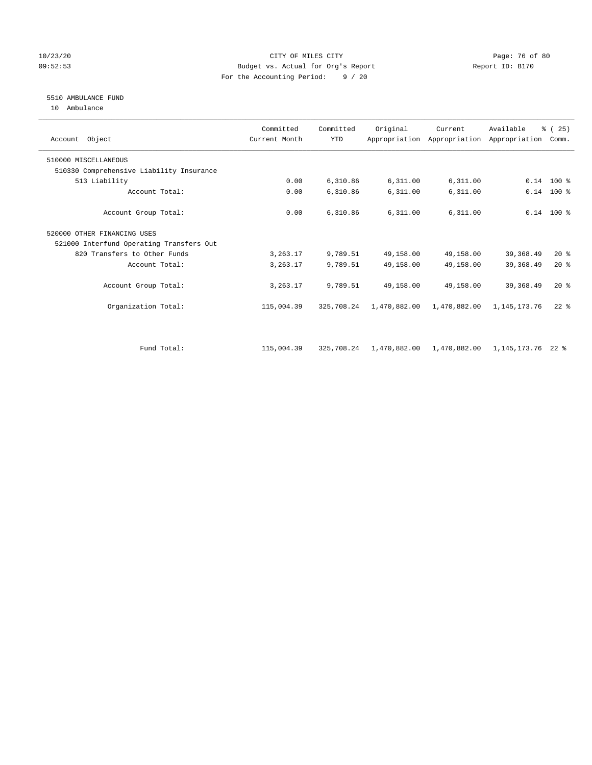CITY OF MILES CITY
Budget vs. Actual for Org's Report
For the Accounting Period: 9 / 20

5510 AMBULANCE FUND
10 Ambulance

| Account Object | Committed Current Month | Committed YTD | Original Appropriation | Current Appropriation | Available Appropriation | % ( 25) Comm. |
|---|---|---|---|---|---|---|
| 510000 MISCELLANEOUS | | | | | | |
| 510330 Comprehensive Liability Insurance | | | | | | |
| 513 Liability | 0.00 | 6,310.86 | 6,311.00 | 6,311.00 | 0.14 | 100 % |
| Account Total: | 0.00 | 6,310.86 | 6,311.00 | 6,311.00 | 0.14 | 100 % |
| Account Group Total: | 0.00 | 6,310.86 | 6,311.00 | 6,311.00 | 0.14 | 100 % |
| 520000 OTHER FINANCING USES | | | | | | |
| 521000 Interfund Operating Transfers Out | | | | | | |
| 820 Transfers to Other Funds | 3,263.17 | 9,789.51 | 49,158.00 | 49,158.00 | 39,368.49 | 20 % |
| Account Total: | 3,263.17 | 9,789.51 | 49,158.00 | 49,158.00 | 39,368.49 | 20 % |
| Account Group Total: | 3,263.17 | 9,789.51 | 49,158.00 | 49,158.00 | 39,368.49 | 20 % |
| Organization Total: | 115,004.39 | 325,708.24 | 1,470,882.00 | 1,470,882.00 | 1,145,173.76 | 22 % |
| Fund Total: | 115,004.39 | 325,708.24 | 1,470,882.00 | 1,470,882.00 | 1,145,173.76 | 22 % |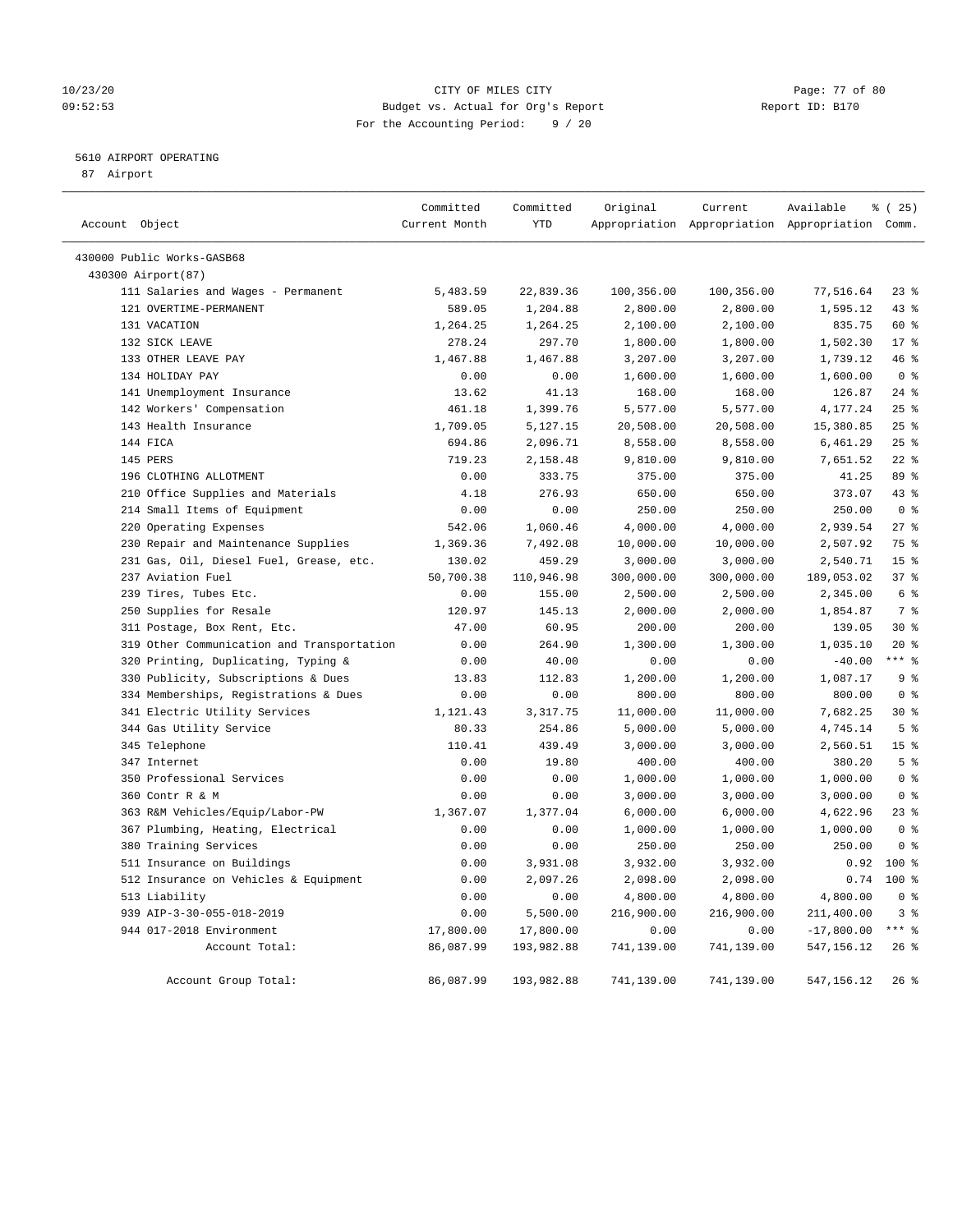CITY OF MILES CITY
Budget vs. Actual for Org's Report
For the Accounting Period: 9 / 20

10/23/20
09:52:53

Report ID: B170

## 5610 AIRPORT OPERATING

87 Airport

| Account Object | Committed Current Month | Committed YTD | Original Appropriation | Current Appropriation | Available Appropriation | % ( 25) Comm. |
|---|---|---|---|---|---|---|
| 430000 Public Works-GASB68 | | | | | | |
| 430300 Airport(87) | | | | | | |
| 111 Salaries and Wages - Permanent | 5,483.59 | 22,839.36 | 100,356.00 | 100,356.00 | 77,516.64 | 23 % |
| 121 OVERTIME-PERMANENT | 589.05 | 1,204.88 | 2,800.00 | 2,800.00 | 1,595.12 | 43 % |
| 131 VACATION | 1,264.25 | 1,264.25 | 2,100.00 | 2,100.00 | 835.75 | 60 % |
| 132 SICK LEAVE | 278.24 | 297.70 | 1,800.00 | 1,800.00 | 1,502.30 | 17 % |
| 133 OTHER LEAVE PAY | 1,467.88 | 1,467.88 | 3,207.00 | 3,207.00 | 1,739.12 | 46 % |
| 134 HOLIDAY PAY | 0.00 | 0.00 | 1,600.00 | 1,600.00 | 1,600.00 | 0 % |
| 141 Unemployment Insurance | 13.62 | 41.13 | 168.00 | 168.00 | 126.87 | 24 % |
| 142 Workers' Compensation | 461.18 | 1,399.76 | 5,577.00 | 5,577.00 | 4,177.24 | 25 % |
| 143 Health Insurance | 1,709.05 | 5,127.15 | 20,508.00 | 20,508.00 | 15,380.85 | 25 % |
| 144 FICA | 694.86 | 2,096.71 | 8,558.00 | 8,558.00 | 6,461.29 | 25 % |
| 145 PERS | 719.23 | 2,158.48 | 9,810.00 | 9,810.00 | 7,651.52 | 22 % |
| 196 CLOTHING ALLOTMENT | 0.00 | 333.75 | 375.00 | 375.00 | 41.25 | 89 % |
| 210 Office Supplies and Materials | 4.18 | 276.93 | 650.00 | 650.00 | 373.07 | 43 % |
| 214 Small Items of Equipment | 0.00 | 0.00 | 250.00 | 250.00 | 250.00 | 0 % |
| 220 Operating Expenses | 542.06 | 1,060.46 | 4,000.00 | 4,000.00 | 2,939.54 | 27 % |
| 230 Repair and Maintenance Supplies | 1,369.36 | 7,492.08 | 10,000.00 | 10,000.00 | 2,507.92 | 75 % |
| 231 Gas, Oil, Diesel Fuel, Grease, etc. | 130.02 | 459.29 | 3,000.00 | 3,000.00 | 2,540.71 | 15 % |
| 237 Aviation Fuel | 50,700.38 | 110,946.98 | 300,000.00 | 300,000.00 | 189,053.02 | 37 % |
| 239 Tires, Tubes Etc. | 0.00 | 155.00 | 2,500.00 | 2,500.00 | 2,345.00 | 6 % |
| 250 Supplies for Resale | 120.97 | 145.13 | 2,000.00 | 2,000.00 | 1,854.87 | 7 % |
| 311 Postage, Box Rent, Etc. | 47.00 | 60.95 | 200.00 | 200.00 | 139.05 | 30 % |
| 319 Other Communication and Transportation | 0.00 | 264.90 | 1,300.00 | 1,300.00 | 1,035.10 | 20 % |
| 320 Printing, Duplicating, Typing & | 0.00 | 40.00 | 0.00 | 0.00 | -40.00 | *** % |
| 330 Publicity, Subscriptions & Dues | 13.83 | 112.83 | 1,200.00 | 1,200.00 | 1,087.17 | 9 % |
| 334 Memberships, Registrations & Dues | 0.00 | 0.00 | 800.00 | 800.00 | 800.00 | 0 % |
| 341 Electric Utility Services | 1,121.43 | 3,317.75 | 11,000.00 | 11,000.00 | 7,682.25 | 30 % |
| 344 Gas Utility Service | 80.33 | 254.86 | 5,000.00 | 5,000.00 | 4,745.14 | 5 % |
| 345 Telephone | 110.41 | 439.49 | 3,000.00 | 3,000.00 | 2,560.51 | 15 % |
| 347 Internet | 0.00 | 19.80 | 400.00 | 400.00 | 380.20 | 5 % |
| 350 Professional Services | 0.00 | 0.00 | 1,000.00 | 1,000.00 | 1,000.00 | 0 % |
| 360 Contr R & M | 0.00 | 0.00 | 3,000.00 | 3,000.00 | 3,000.00 | 0 % |
| 363 R&M Vehicles/Equip/Labor-PW | 1,367.07 | 1,377.04 | 6,000.00 | 6,000.00 | 4,622.96 | 23 % |
| 367 Plumbing, Heating, Electrical | 0.00 | 0.00 | 1,000.00 | 1,000.00 | 1,000.00 | 0 % |
| 380 Training Services | 0.00 | 0.00 | 250.00 | 250.00 | 250.00 | 0 % |
| 511 Insurance on Buildings | 0.00 | 3,931.08 | 3,932.00 | 3,932.00 | 0.92 | 100 % |
| 512 Insurance on Vehicles & Equipment | 0.00 | 2,097.26 | 2,098.00 | 2,098.00 | 0.74 | 100 % |
| 513 Liability | 0.00 | 0.00 | 4,800.00 | 4,800.00 | 4,800.00 | 0 % |
| 939 AIP-3-30-055-018-2019 | 0.00 | 5,500.00 | 216,900.00 | 216,900.00 | 211,400.00 | 3 % |
| 944 017-2018 Environment | 17,800.00 | 17,800.00 | 0.00 | 0.00 | -17,800.00 | *** % |
| Account Total: | 86,087.99 | 193,982.88 | 741,139.00 | 741,139.00 | 547,156.12 | 26 % |
| Account Group Total: | 86,087.99 | 193,982.88 | 741,139.00 | 741,139.00 | 547,156.12 | 26 % |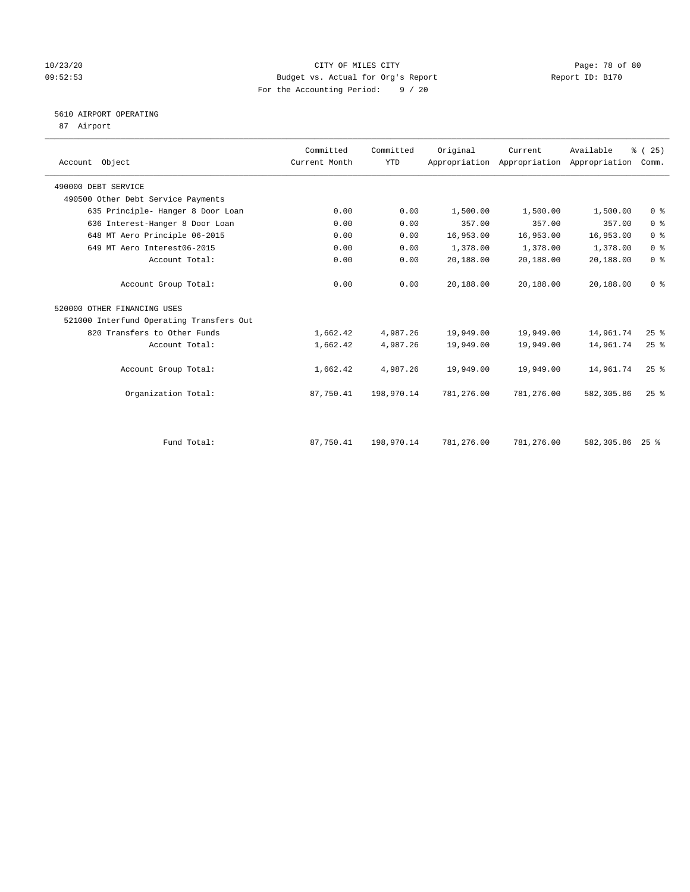CITY OF MILES CITY
Budget vs. Actual for Org's Report
For the Accounting Period: 9 / 20

10/23/20
09:52:53

Report ID: B170

## 5610 AIRPORT OPERATING

87 Airport

| Account Object | Committed Current Month | Committed YTD | Original Appropriation | Current Appropriation | Available Appropriation | % ( 25) Comm. |
|---|---|---|---|---|---|---|
| 490000 DEBT SERVICE | | | | | | |
| 490500 Other Debt Service Payments | | | | | | |
| 635 Principle- Hanger 8 Door Loan | 0.00 | 0.00 | 1,500.00 | 1,500.00 | 1,500.00 | 0 % |
| 636 Interest-Hanger 8 Door Loan | 0.00 | 0.00 | 357.00 | 357.00 | 357.00 | 0 % |
| 648 MT Aero Principle 06-2015 | 0.00 | 0.00 | 16,953.00 | 16,953.00 | 16,953.00 | 0 % |
| 649 MT Aero Interest06-2015 | 0.00 | 0.00 | 1,378.00 | 1,378.00 | 1,378.00 | 0 % |
| Account Total: | 0.00 | 0.00 | 20,188.00 | 20,188.00 | 20,188.00 | 0 % |
| Account Group Total: | 0.00 | 0.00 | 20,188.00 | 20,188.00 | 20,188.00 | 0 % |
| 520000 OTHER FINANCING USES | | | | | | |
| 521000 Interfund Operating Transfers Out | | | | | | |
| 820 Transfers to Other Funds | 1,662.42 | 4,987.26 | 19,949.00 | 19,949.00 | 14,961.74 | 25 % |
| Account Total: | 1,662.42 | 4,987.26 | 19,949.00 | 19,949.00 | 14,961.74 | 25 % |
| Account Group Total: | 1,662.42 | 4,987.26 | 19,949.00 | 19,949.00 | 14,961.74 | 25 % |
| Organization Total: | 87,750.41 | 198,970.14 | 781,276.00 | 781,276.00 | 582,305.86 | 25 % |
| Fund Total: | 87,750.41 | 198,970.14 | 781,276.00 | 781,276.00 | 582,305.86 | 25 % |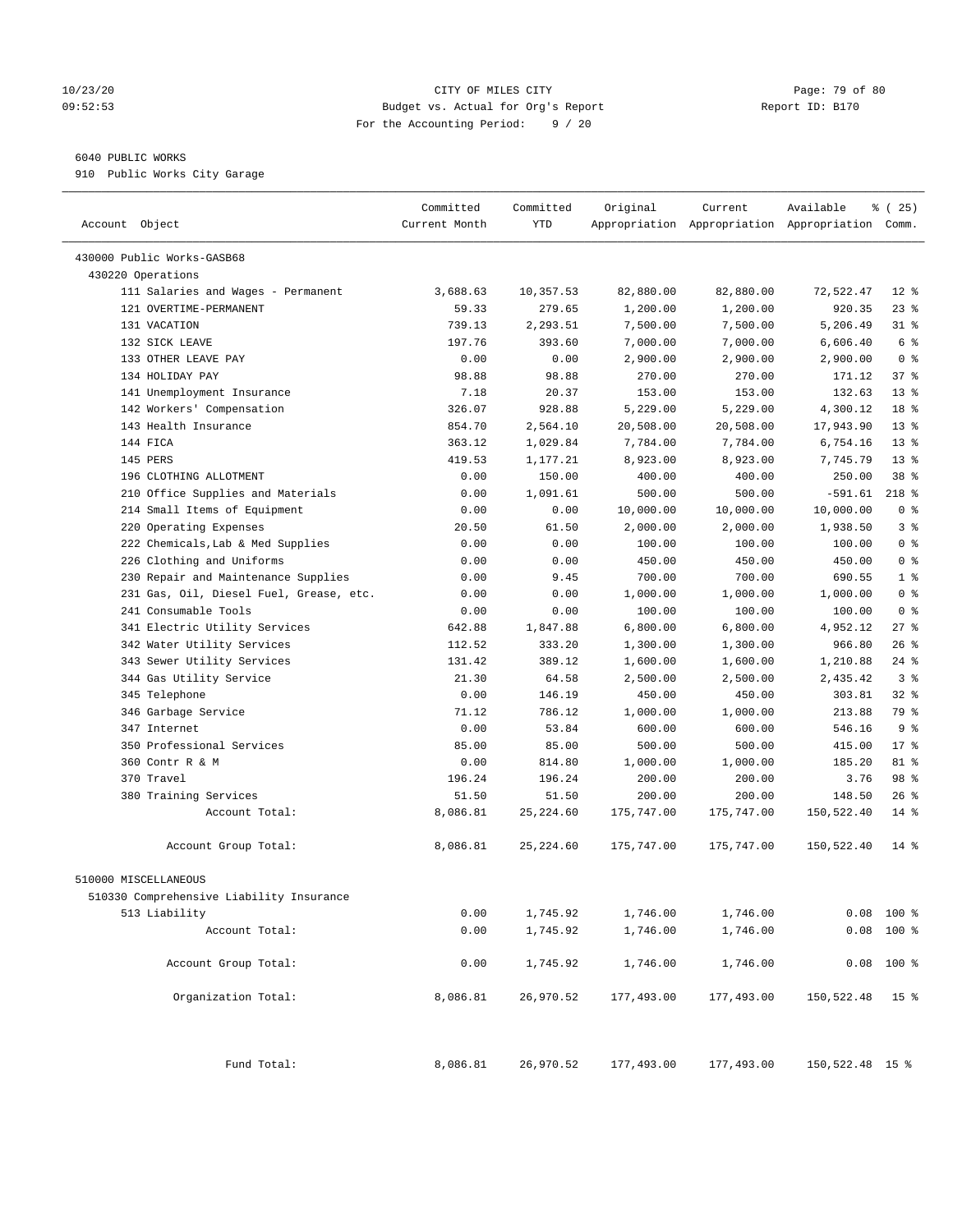CITY OF MILES CITY
Budget vs. Actual for Org's Report
For the Accounting Period: 9 / 20

10/23/20
09:52:53

Report ID: B170

6040 PUBLIC WORKS
910 Public Works City Garage

| Account Object | Committed Current Month | Committed YTD | Original Appropriation | Current Appropriation | Available Appropriation | % ( 25) Comm. |
|---|---|---|---|---|---|---|
| 430000 Public Works-GASB68 | | | | | | |
| 430220 Operations | | | | | | |
| 111 Salaries and Wages - Permanent | 3,688.63 | 10,357.53 | 82,880.00 | 82,880.00 | 72,522.47 | 12 % |
| 121 OVERTIME-PERMANENT | 59.33 | 279.65 | 1,200.00 | 1,200.00 | 920.35 | 23 % |
| 131 VACATION | 739.13 | 2,293.51 | 7,500.00 | 7,500.00 | 5,206.49 | 31 % |
| 132 SICK LEAVE | 197.76 | 393.60 | 7,000.00 | 7,000.00 | 6,606.40 | 6 % |
| 133 OTHER LEAVE PAY | 0.00 | 0.00 | 2,900.00 | 2,900.00 | 2,900.00 | 0 % |
| 134 HOLIDAY PAY | 98.88 | 98.88 | 270.00 | 270.00 | 171.12 | 37 % |
| 141 Unemployment Insurance | 7.18 | 20.37 | 153.00 | 153.00 | 132.63 | 13 % |
| 142 Workers' Compensation | 326.07 | 928.88 | 5,229.00 | 5,229.00 | 4,300.12 | 18 % |
| 143 Health Insurance | 854.70 | 2,564.10 | 20,508.00 | 20,508.00 | 17,943.90 | 13 % |
| 144 FICA | 363.12 | 1,029.84 | 7,784.00 | 7,784.00 | 6,754.16 | 13 % |
| 145 PERS | 419.53 | 1,177.21 | 8,923.00 | 8,923.00 | 7,745.79 | 13 % |
| 196 CLOTHING ALLOTMENT | 0.00 | 150.00 | 400.00 | 400.00 | 250.00 | 38 % |
| 210 Office Supplies and Materials | 0.00 | 1,091.61 | 500.00 | 500.00 | -591.61 | 218 % |
| 214 Small Items of Equipment | 0.00 | 0.00 | 10,000.00 | 10,000.00 | 10,000.00 | 0 % |
| 220 Operating Expenses | 20.50 | 61.50 | 2,000.00 | 2,000.00 | 1,938.50 | 3 % |
| 222 Chemicals,Lab & Med Supplies | 0.00 | 0.00 | 100.00 | 100.00 | 100.00 | 0 % |
| 226 Clothing and Uniforms | 0.00 | 0.00 | 450.00 | 450.00 | 450.00 | 0 % |
| 230 Repair and Maintenance Supplies | 0.00 | 9.45 | 700.00 | 700.00 | 690.55 | 1 % |
| 231 Gas, Oil, Diesel Fuel, Grease, etc. | 0.00 | 0.00 | 1,000.00 | 1,000.00 | 1,000.00 | 0 % |
| 241 Consumable Tools | 0.00 | 0.00 | 100.00 | 100.00 | 100.00 | 0 % |
| 341 Electric Utility Services | 642.88 | 1,847.88 | 6,800.00 | 6,800.00 | 4,952.12 | 27 % |
| 342 Water Utility Services | 112.52 | 333.20 | 1,300.00 | 1,300.00 | 966.80 | 26 % |
| 343 Sewer Utility Services | 131.42 | 389.12 | 1,600.00 | 1,600.00 | 1,210.88 | 24 % |
| 344 Gas Utility Service | 21.30 | 64.58 | 2,500.00 | 2,500.00 | 2,435.42 | 3 % |
| 345 Telephone | 0.00 | 146.19 | 450.00 | 450.00 | 303.81 | 32 % |
| 346 Garbage Service | 71.12 | 786.12 | 1,000.00 | 1,000.00 | 213.88 | 79 % |
| 347 Internet | 0.00 | 53.84 | 600.00 | 600.00 | 546.16 | 9 % |
| 350 Professional Services | 85.00 | 85.00 | 500.00 | 500.00 | 415.00 | 17 % |
| 360 Contr R & M | 0.00 | 814.80 | 1,000.00 | 1,000.00 | 185.20 | 81 % |
| 370 Travel | 196.24 | 196.24 | 200.00 | 200.00 | 3.76 | 98 % |
| 380 Training Services | 51.50 | 51.50 | 200.00 | 200.00 | 148.50 | 26 % |
| Account Total: | 8,086.81 | 25,224.60 | 175,747.00 | 175,747.00 | 150,522.40 | 14 % |
| Account Group Total: | 8,086.81 | 25,224.60 | 175,747.00 | 175,747.00 | 150,522.40 | 14 % |
| 510000 MISCELLANEOUS | | | | | | |
| 510330 Comprehensive Liability Insurance | | | | | | |
| 513 Liability | 0.00 | 1,745.92 | 1,746.00 | 1,746.00 | 0.08 | 100 % |
| Account Total: | 0.00 | 1,745.92 | 1,746.00 | 1,746.00 | 0.08 | 100 % |
| Account Group Total: | 0.00 | 1,745.92 | 1,746.00 | 1,746.00 | 0.08 | 100 % |
| Organization Total: | 8,086.81 | 26,970.52 | 177,493.00 | 177,493.00 | 150,522.48 | 15 % |
| Fund Total: | 8,086.81 | 26,970.52 | 177,493.00 | 177,493.00 | 150,522.48 | 15 % |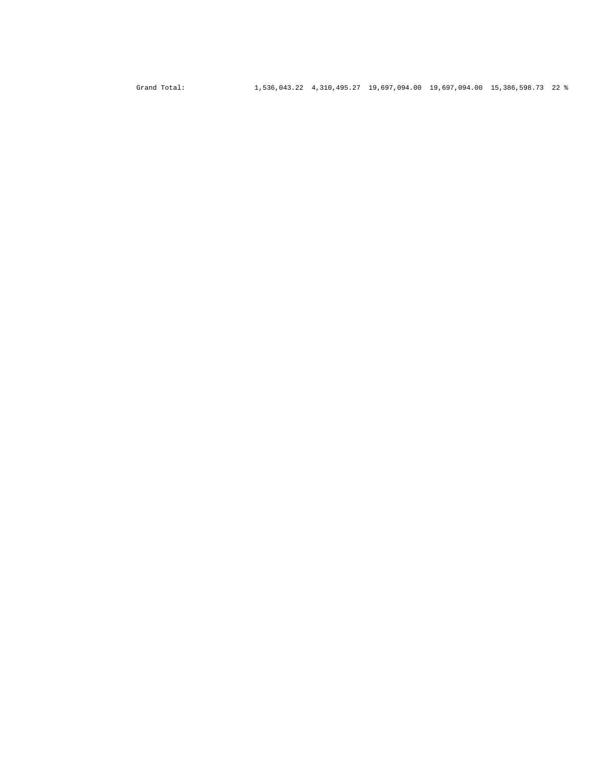| | | | | | | |
|---|---|---|---|---|---|---|
| Grand Total: | 1,536,043.22 | 4,310,495.27 | 19,697,094.00 | 19,697,094.00 | 15,386,598.73 | 22 % |